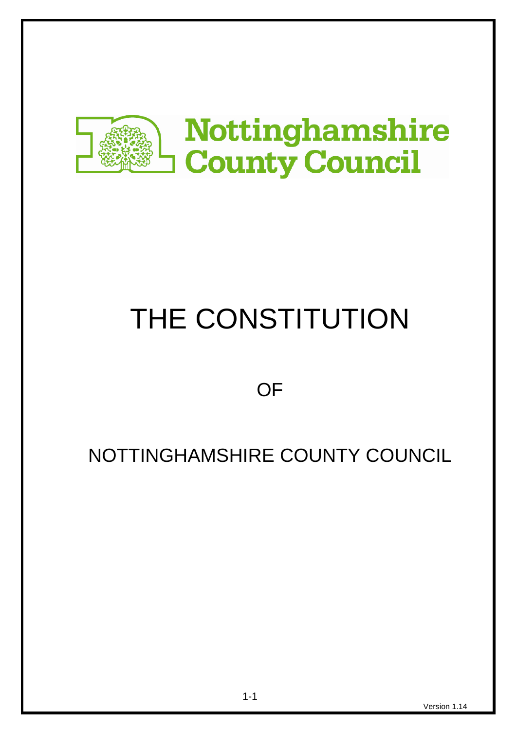Nottinghamshire County Council

# THE CONSTITUTION

OF

## NOTTINGHAMSHIRE COUNTY COUNCIL

Version 1.14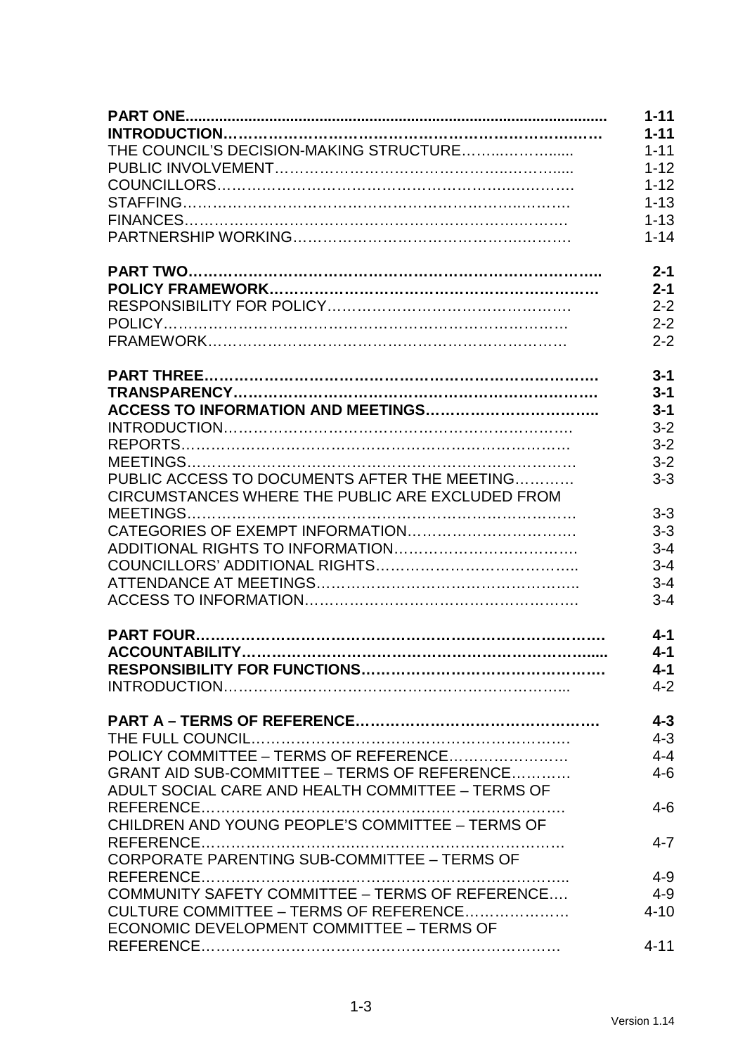| | |
|---|---|
| **PART ONE** | **1-11** |
| **INTRODUCTION** | **1-11** |
| THE COUNCIL'S DECISION-MAKING STRUCTURE | 1-11 |
| PUBLIC INVOLVEMENT | 1-12 |
| COUNCILLORS | 1-12 |
| STAFFING | 1-13 |
| FINANCES | 1-13 |
| PARTNERSHIP WORKING | 1-14 |
| | |
| **PART TWO** | **2-1** |
| **POLICY FRAMEWORK** | **2-1** |
| RESPONSIBILITY FOR POLICY | 2-2 |
| POLICY | 2-2 |
| FRAMEWORK | 2-2 |
| | |
| **PART THREE** | **3-1** |
| **TRANSPARENCY** | **3-1** |
| **ACCESS TO INFORMATION AND MEETINGS** | **3-1** |
| INTRODUCTION | 3-2 |
| REPORTS | 3-2 |
| MEETINGS | 3-2 |
| PUBLIC ACCESS TO DOCUMENTS AFTER THE MEETING | 3-3 |
| CIRCUMSTANCES WHERE THE PUBLIC ARE EXCLUDED FROM MEETINGS | 3-3 |
| CATEGORIES OF EXEMPT INFORMATION | 3-3 |
| ADDITIONAL RIGHTS TO INFORMATION | 3-4 |
| COUNCILLORS' ADDITIONAL RIGHTS | 3-4 |
| ATTENDANCE AT MEETINGS | 3-4 |
| ACCESS TO INFORMATION | 3-4 |
| | |
| **PART FOUR** | **4-1** |
| **ACCOUNTABILITY** | **4-1** |
| **RESPONSIBILITY FOR FUNCTIONS** | **4-1** |
| INTRODUCTION | 4-2 |
| | |
| **PART A – TERMS OF REFERENCE** | **4-3** |
| THE FULL COUNCIL | 4-3 |
| POLICY COMMITTEE – TERMS OF REFERENCE | 4-4 |
| GRANT AID SUB-COMMITTEE – TERMS OF REFERENCE | 4-6 |
| ADULT SOCIAL CARE AND HEALTH COMMITTEE – TERMS OF REFERENCE | 4-6 |
| CHILDREN AND YOUNG PEOPLE'S COMMITTEE – TERMS OF REFERENCE | 4-7 |
| CORPORATE PARENTING SUB-COMMITTEE – TERMS OF REFERENCE | 4-9 |
| COMMUNITY SAFETY COMMITTEE – TERMS OF REFERENCE | 4-9 |
| CULTURE COMMITTEE – TERMS OF REFERENCE | 4-10 |
| ECONOMIC DEVELOPMENT COMMITTEE – TERMS OF REFERENCE | 4-11 |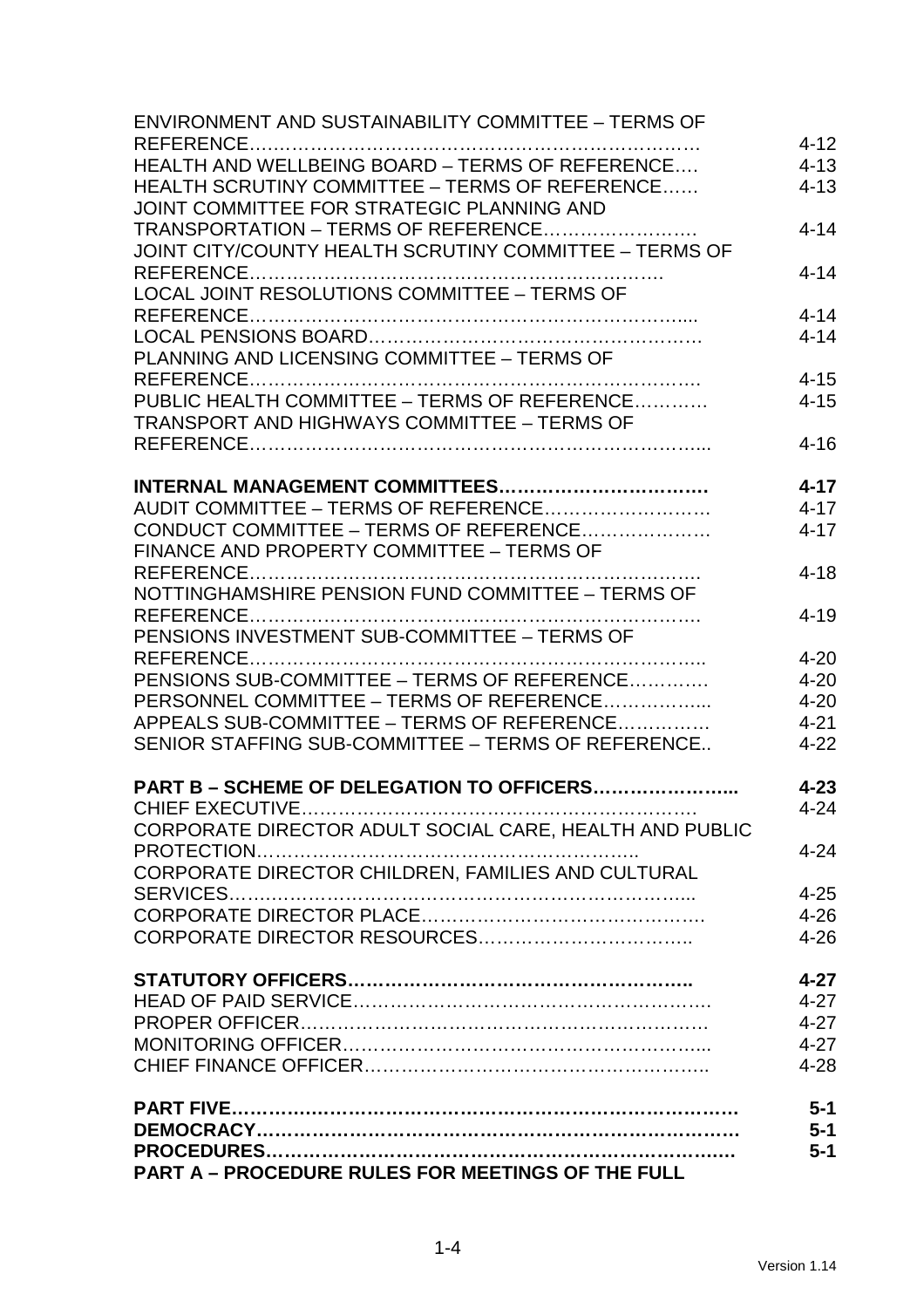ENVIRONMENT AND SUSTAINABILITY COMMITTEE – TERMS OF REFERENCE……………………………………………………………… 4-12
HEALTH AND WELLBEING BOARD – TERMS OF REFERENCE…. 4-13
HEALTH SCRUTINY COMMITTEE – TERMS OF REFERENCE…… 4-13
JOINT COMMITTEE FOR STRATEGIC PLANNING AND TRANSPORTATION – TERMS OF REFERENCE……………………. 4-14
JOINT CITY/COUNTY HEALTH SCRUTINY COMMITTEE – TERMS OF REFERENCE………………………………………………………. 4-14
LOCAL JOINT RESOLUTIONS COMMITTEE – TERMS OF REFERENCE…………………………………………………………... 4-14
LOCAL PENSIONS BOARD……………………………………………. 4-14
PLANNING AND LICENSING COMMITTEE – TERMS OF REFERENCE…………………………………………………………… 4-15
PUBLIC HEALTH COMMITTEE – TERMS OF REFERENCE………… 4-15
TRANSPORT AND HIGHWAYS COMMITTEE – TERMS OF REFERENCE…………………………………………………………... 4-16

**INTERNAL MANAGEMENT COMMITTEES…………………………… 4-17**
AUDIT COMMITTEE – TERMS OF REFERENCE……………………… 4-17
CONDUCT COMMITTEE – TERMS OF REFERENCE………………… 4-17
FINANCE AND PROPERTY COMMITTEE – TERMS OF REFERENCE…………………………………………………………… 4-18
NOTTINGHAMSHIRE PENSION FUND COMMITTEE – TERMS OF REFERENCE…………………………………………………………… 4-19
PENSIONS INVESTMENT SUB-COMMITTEE – TERMS OF REFERENCE………………………………………………………….. 4-20
PENSIONS SUB-COMMITTEE – TERMS OF REFERENCE…………. 4-20
PERSONNEL COMMITTEE – TERMS OF REFERENCE…………….. 4-20
APPEALS SUB-COMMITTEE – TERMS OF REFERENCE…………… 4-21
SENIOR STAFFING SUB-COMMITTEE – TERMS OF REFERENCE.. 4-22

**PART B – SCHEME OF DELEGATION TO OFFICERS………………... 4-23**
CHIEF EXECUTIVE……………………………………………………… 4-24
CORPORATE DIRECTOR ADULT SOCIAL CARE, HEALTH AND PUBLIC PROTECTION…………………………………………………….. 4-24
CORPORATE DIRECTOR CHILDREN, FAMILIES AND CULTURAL SERVICES……………………………………………………………... 4-25
CORPORATE DIRECTOR PLACE……………………………………. 4-26
CORPORATE DIRECTOR RESOURCES…………………………….. 4-26

**STATUTORY OFFICERS……………………………………………….. 4-27**
HEAD OF PAID SERVICE……………………………………………. 4-27
PROPER OFFICER…………………………………………………… 4-27
MONITORING OFFICER……………………………………………... 4-27
CHIEF FINANCE OFFICER…………………………………………….. 4-28

**PART FIVE……………………………………………………………… 5-1**
**DEMOCRACY……………………………………………………………… 5-1**
**PROCEDURES…………………………………………………………… 5-1**
**PART A – PROCEDURE RULES FOR MEETINGS OF THE FULL**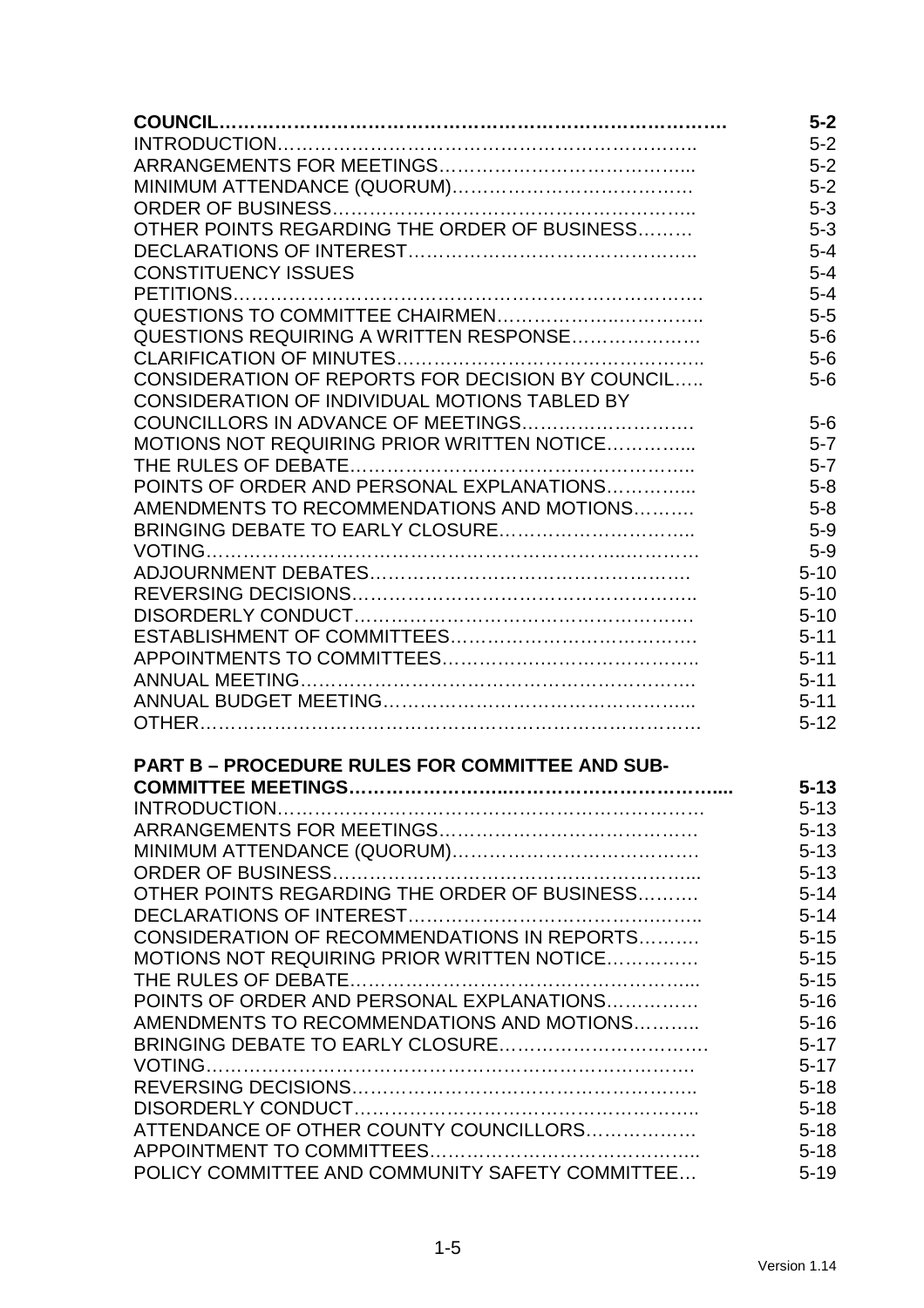| | |
|---|---|
| **COUNCIL** | **5-2** |
| INTRODUCTION | 5-2 |
| ARRANGEMENTS FOR MEETINGS | 5-2 |
| MINIMUM ATTENDANCE (QUORUM) | 5-2 |
| ORDER OF BUSINESS | 5-3 |
| OTHER POINTS REGARDING THE ORDER OF BUSINESS | 5-3 |
| DECLARATIONS OF INTEREST | 5-4 |
| CONSTITUENCY ISSUES | 5-4 |
| PETITIONS | 5-4 |
| QUESTIONS TO COMMITTEE CHAIRMEN | 5-5 |
| QUESTIONS REQUIRING A WRITTEN RESPONSE | 5-6 |
| CLARIFICATION OF MINUTES | 5-6 |
| CONSIDERATION OF REPORTS FOR DECISION BY COUNCIL | 5-6 |
| CONSIDERATION OF INDIVIDUAL MOTIONS TABLED BY COUNCILLORS IN ADVANCE OF MEETINGS | 5-6 |
| MOTIONS NOT REQUIRING PRIOR WRITTEN NOTICE | 5-7 |
| THE RULES OF DEBATE | 5-7 |
| POINTS OF ORDER AND PERSONAL EXPLANATIONS | 5-8 |
| AMENDMENTS TO RECOMMENDATIONS AND MOTIONS | 5-8 |
| BRINGING DEBATE TO EARLY CLOSURE | 5-9 |
| VOTING | 5-9 |
| ADJOURNMENT DEBATES | 5-10 |
| REVERSING DECISIONS | 5-10 |
| DISORDERLY CONDUCT | 5-10 |
| ESTABLISHMENT OF COMMITTEES | 5-11 |
| APPOINTMENTS TO COMMITTEES | 5-11 |
| ANNUAL MEETING | 5-11 |
| ANNUAL BUDGET MEETING | 5-11 |
| OTHER | 5-12 |
| | |
| **PART B – PROCEDURE RULES FOR COMMITTEE AND SUB-COMMITTEE MEETINGS** | **5-13** |
| INTRODUCTION | 5-13 |
| ARRANGEMENTS FOR MEETINGS | 5-13 |
| MINIMUM ATTENDANCE (QUORUM) | 5-13 |
| ORDER OF BUSINESS | 5-13 |
| OTHER POINTS REGARDING THE ORDER OF BUSINESS | 5-14 |
| DECLARATIONS OF INTEREST | 5-14 |
| CONSIDERATION OF RECOMMENDATIONS IN REPORTS | 5-15 |
| MOTIONS NOT REQUIRING PRIOR WRITTEN NOTICE | 5-15 |
| THE RULES OF DEBATE | 5-15 |
| POINTS OF ORDER AND PERSONAL EXPLANATIONS | 5-16 |
| AMENDMENTS TO RECOMMENDATIONS AND MOTIONS | 5-16 |
| BRINGING DEBATE TO EARLY CLOSURE | 5-17 |
| VOTING | 5-17 |
| REVERSING DECISIONS | 5-18 |
| DISORDERLY CONDUCT | 5-18 |
| ATTENDANCE OF OTHER COUNTY COUNCILLORS | 5-18 |
| APPOINTMENT TO COMMITTEES | 5-18 |
| POLICY COMMITTEE AND COMMUNITY SAFETY COMMITTEE | 5-19 |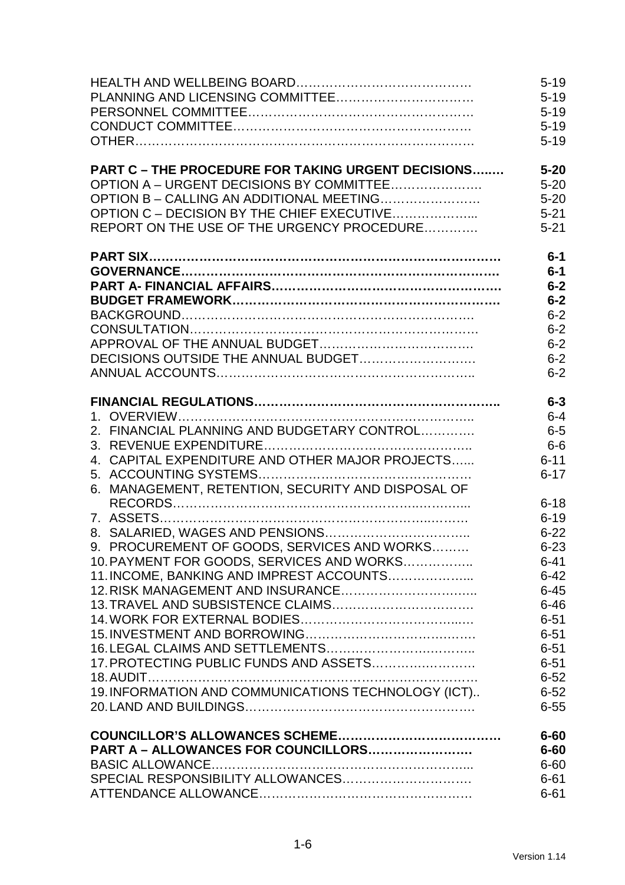| | |
|---|---|
| HEALTH AND WELLBEING BOARD…………………………………… | 5-19 |
| PLANNING AND LICENSING COMMITTEE…………………………… | 5-19 |
| PERSONNEL COMMITTEE…………………………………………… | 5-19 |
| CONDUCT COMMITTEE……………………………………………… | 5-19 |
| OTHER……………………………………………………………………. | 5-19 |
| | |
| **PART C – THE PROCEDURE FOR TAKING URGENT DECISIONS……** | **5-20** |
| OPTION A – URGENT DECISIONS BY COMMITTEE…………………. | 5-20 |
| OPTION B – CALLING AN ADDITIONAL MEETING…………………… | 5-20 |
| OPTION C – DECISION BY THE CHIEF EXECUTIVE………………... | 5-21 |
| REPORT ON THE USE OF THE URGENCY PROCEDURE…………. | 5-21 |
| | |
| **PART SIX…………………………………………………………………….** | **6-1** |
| **GOVERNANCE……………………………………………………………** | **6-1** |
| **PART A- FINANCIAL AFFAIRS…………………………………………….** | **6-2** |
| **BUDGET FRAMEWORK…………………………………………………** | **6-2** |
| BACKGROUND…………………………………………………………… | 6-2 |
| CONSULTATION…………………………………………………………. | 6-2 |
| APPROVAL OF THE ANNUAL BUDGET………………………………. | 6-2 |
| DECISIONS OUTSIDE THE ANNUAL BUDGET………………………. | 6-2 |
| ANNUAL ACCOUNTS…………………………………………………….. | 6-2 |
| | |
| **FINANCIAL REGULATIONS………………………………………………..** | **6-3** |
| 1. OVERVIEW……………………………………………………………….. | 6-4 |
| 2. FINANCIAL PLANNING AND BUDGETARY CONTROL…………. | 6-5 |
| 3. REVENUE EXPENDITURE…………………………………………….. | 6-6 |
| 4. CAPITAL EXPENDITURE AND OTHER MAJOR PROJECTS…... | 6-11 |
| 5. ACCOUNTING SYSTEMS……………………………………………… | 6-17 |
| 6. MANAGEMENT, RETENTION, SECURITY AND DISPOSAL OF RECORDS………………………………………………………………... | 6-18 |
| 7. ASSETS……………………………………………………………………. | 6-19 |
| 8. SALARIED, WAGES AND PENSIONS…………………………….. | 6-22 |
| 9. PROCUREMENT OF GOODS, SERVICES AND WORKS……… | 6-23 |
| 10. PAYMENT FOR GOODS, SERVICES AND WORKS…………….. | 6-41 |
| 11. INCOME, BANKING AND IMPREST ACCOUNTS………………... | 6-42 |
| 12. RISK MANAGEMENT AND INSURANCE………………………….. | 6-45 |
| 13. TRAVEL AND SUBSISTENCE CLAIMS……………………………. | 6-46 |
| 14. WORK FOR EXTERNAL BODIES……………………………….…. | 6-51 |
| 15. INVESTMENT AND BORROWING…………………………………. | 6-51 |
| 16. LEGAL CLAIMS AND SETTLEMENTS…………………………….. | 6-51 |
| 17. PROTECTING PUBLIC FUNDS AND ASSETS……………………. | 6-51 |
| 18. AUDIT………………………………………………………………………. | 6-52 |
| 19. INFORMATION AND COMMUNICATIONS TECHNOLOGY (ICT).. | 6-52 |
| 20. LAND AND BUILDINGS……………………………………………… | 6-55 |
| | |
| **COUNCILLOR'S ALLOWANCES SCHEME……………………………….** | **6-60** |
| **PART A – ALLOWANCES FOR COUNCILLORS……………………** | **6-60** |
| BASIC ALLOWANCE……………………………………………………... | 6-60 |
| SPECIAL RESPONSIBILITY ALLOWANCES………………………… | 6-61 |
| ATTENDANCE ALLOWANCE………………………………………… | 6-61 |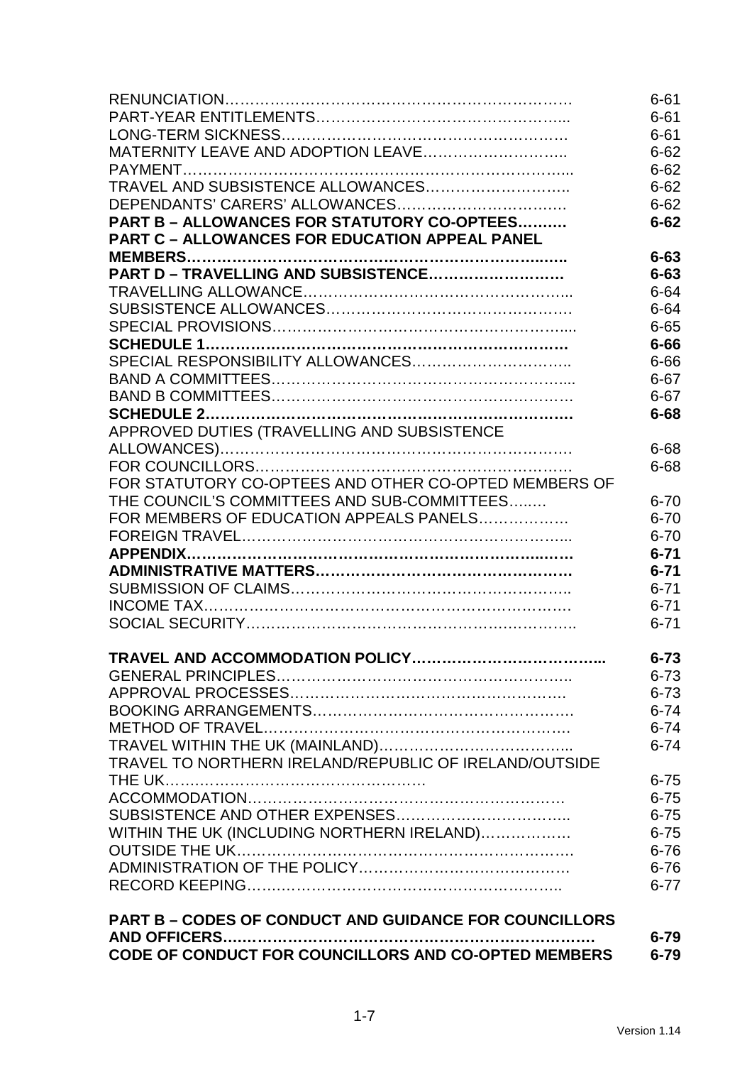| | |
|---|---|
| RENUNCIATION…………………………………………………………… | 6-61 |
| PART-YEAR ENTITLEMENTS………………………………………….... | 6-61 |
| LONG-TERM SICKNESS………………………………………………. | 6-61 |
| MATERNITY LEAVE AND ADOPTION LEAVE……………………….. | 6-62 |
| PAYMENT……………………………………………………………….... | 6-62 |
| TRAVEL AND SUBSISTENCE ALLOWANCES……………………….. | 6-62 |
| DEPENDANTS' CARERS' ALLOWANCES……………………………. | 6-62 |
| **PART B – ALLOWANCES FOR STATUTORY CO-OPTEES……..** | **6-62** |
| **PART C – ALLOWANCES FOR EDUCATION APPEAL PANEL MEMBERS………………………………………………………………..** | **6-63** |
| **PART D – TRAVELLING AND SUBSISTENCE…………………….** | **6-63** |
| TRAVELLING ALLOWANCE…………………………………………….. | 6-64 |
| SUBSISTENCE ALLOWANCES………………………………………. | 6-64 |
| SPECIAL PROVISIONS……………………………………………….... | 6-65 |
| **SCHEDULE 1…………………………………………………………….** | **6-66** |
| SPECIAL RESPONSIBILITY ALLOWANCES………………………….. | 6-66 |
| BAND A COMMITTEES…………………………………………………... | 6-67 |
| BAND B COMMITTEES…………………………………………………. | 6-67 |
| **SCHEDULE 2…………………………………………………………….** | **6-68** |
| APPROVED DUTIES (TRAVELLING AND SUBSISTENCE ALLOWANCES)…………………………………………………………. | 6-68 |
| FOR COUNCILLORS……………………………………………………. | 6-68 |
| FOR STATUTORY CO-OPTEES AND OTHER CO-OPTED MEMBERS OF THE COUNCIL'S COMMITTEES AND SUB-COMMITTEES…..… | 6-70 |
| FOR MEMBERS OF EDUCATION APPEALS PANELS……………… | 6-70 |
| FOREIGN TRAVEL………………………………………………………... | 6-70 |
| **APPENDIX……………………………………………………………..…** | **6-71** |
| **ADMINISTRATIVE MATTERS…………………………………………** | **6-71** |
| SUBMISSION OF CLAIMS……………………………………………….. | 6-71 |
| INCOME TAX……………………………………………………………. | 6-71 |
| SOCIAL SECURITY……………………………………………………….. | 6-71 |
| | |
| **TRAVEL AND ACCOMMODATION POLICY………………………………...** | **6-73** |
| GENERAL PRINCIPLES…………………………………………………. | 6-73 |
| APPROVAL PROCESSES………………………………………………. | 6-73 |
| BOOKING ARRANGEMENTS…………………………………………. | 6-74 |
| METHOD OF TRAVEL…………………………………………………. | 6-74 |
| TRAVEL WITHIN THE UK (MAINLAND)……………………………….... | 6-74 |
| TRAVEL TO NORTHERN IRELAND/REPUBLIC OF IRELAND/OUTSIDE THE UK……………………………………………… | 6-75 |
| ACCOMMODATION……………………………………………………… | 6-75 |
| SUBSISTENCE AND OTHER EXPENSES…………………………….. | 6-75 |
| WITHIN THE UK (INCLUDING NORTHERN IRELAND)……………… | 6-75 |
| OUTSIDE THE UK…………………………………………………………. | 6-76 |
| ADMINISTRATION OF THE POLICY…………………………………. | 6-76 |
| RECORD KEEPING……………………………………………………….. | 6-77 |
| | |
| **PART B – CODES OF CONDUCT AND GUIDANCE FOR COUNCILLORS AND OFFICERS………………………………………………………………** | **6-79** |
| **CODE OF CONDUCT FOR COUNCILLORS AND CO-OPTED MEMBERS** | **6-79** |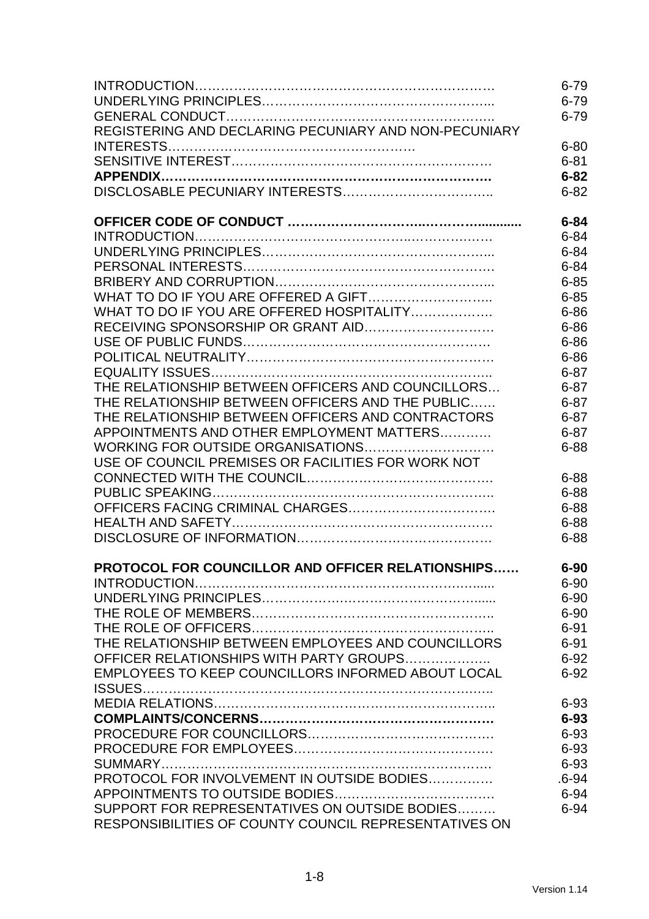| | |
|---|---|
| INTRODUCTION………………………………………………………… | 6-79 |
| UNDERLYING PRINCIPLES…………………………………………….. | 6-79 |
| GENERAL CONDUCT…………………………………………………….. | 6-79 |
| REGISTERING AND DECLARING PECUNIARY AND NON-PECUNIARY INTERESTS…………………………………………………. | 6-80 |
| SENSITIVE INTEREST………………………………………………… | 6-81 |
| **APPENDIX………………………………………………………………** | **6-82** |
| DISCLOSABLE PECUNIARY INTERESTS…………………………….. | 6-82 |
| | |
| **OFFICER CODE OF CONDUCT …………………….……………............** | **6-84** |
| INTRODUCTION………………………………………..……………… | 6-84 |
| UNDERLYING PRINCIPLES…………………………………………….. | 6-84 |
| PERSONAL INTERESTS………………………………………………. | 6-84 |
| BRIBERY AND CORRUPTION………………………………………….. | 6-85 |
| WHAT TO DO IF YOU ARE OFFERED A GIFT……………………….. | 6-85 |
| WHAT TO DO IF YOU ARE OFFERED HOSPITALITY………………. | 6-86 |
| RECEIVING SPONSORSHIP OR GRANT AID……………………….. | 6-86 |
| USE OF PUBLIC FUNDS………………………………………………. | 6-86 |
| POLITICAL NEUTRALITY……………………………………………… | 6-86 |
| EQUALITY ISSUES…………………………………………………….. | 6-87 |
| THE RELATIONSHIP BETWEEN OFFICERS AND COUNCILLORS… | 6-87 |
| THE RELATIONSHIP BETWEEN OFFICERS AND THE PUBLIC…… | 6-87 |
| THE RELATIONSHIP BETWEEN OFFICERS AND CONTRACTORS | 6-87 |
| APPOINTMENTS AND OTHER EMPLOYMENT MATTERS………. | 6-87 |
| WORKING FOR OUTSIDE ORGANISATIONS……………………….. | 6-88 |
| USE OF COUNCIL PREMISES OR FACILITIES FOR WORK NOT CONNECTED WITH THE COUNCIL……………………………………. | 6-88 |
| PUBLIC SPEAKING…………………………………………………….. | 6-88 |
| OFFICERS FACING CRIMINAL CHARGES……………………………. | 6-88 |
| HEALTH AND SAFETY…………………………………………………. | 6-88 |
| DISCLOSURE OF INFORMATION………………………………………. | 6-88 |
| | |
| **PROTOCOL FOR COUNCILLOR AND OFFICER RELATIONSHIPS……** | **6-90** |
| INTRODUCTION……………………………………………………...... | 6-90 |
| UNDERLYING PRINCIPLES………………………………………….... | 6-90 |
| THE ROLE OF MEMBERS……………………………………………….. | 6-90 |
| THE ROLE OF OFFICERS……………………………………………….. | 6-91 |
| THE RELATIONSHIP BETWEEN EMPLOYEES AND COUNCILLORS | 6-91 |
| OFFICER RELATIONSHIPS WITH PARTY GROUPS……………….. | 6-92 |
| EMPLOYEES TO KEEP COUNCILLORS INFORMED ABOUT LOCAL ISSUES……………………………………………………………….. | 6-92 |
| MEDIA RELATIONS…………………………………………………….. | 6-93 |
| **COMPLAINTS/CONCERNS………………………………………………** | **6-93** |
| PROCEDURE FOR COUNCILLORS……………………………………. | 6-93 |
| PROCEDURE FOR EMPLOYEES………………………………………. | 6-93 |
| SUMMARY…………………………………………………………………. | 6-93 |
| PROTOCOL FOR INVOLVEMENT IN OUTSIDE BODIES…………… | .6-94 |
| APPOINTMENTS TO OUTSIDE BODIES………………………………. | 6-94 |
| SUPPORT FOR REPRESENTATIVES ON OUTSIDE BODIES……… | 6-94 |
| RESPONSIBILITIES OF COUNTY COUNCIL REPRESENTATIVES ON | |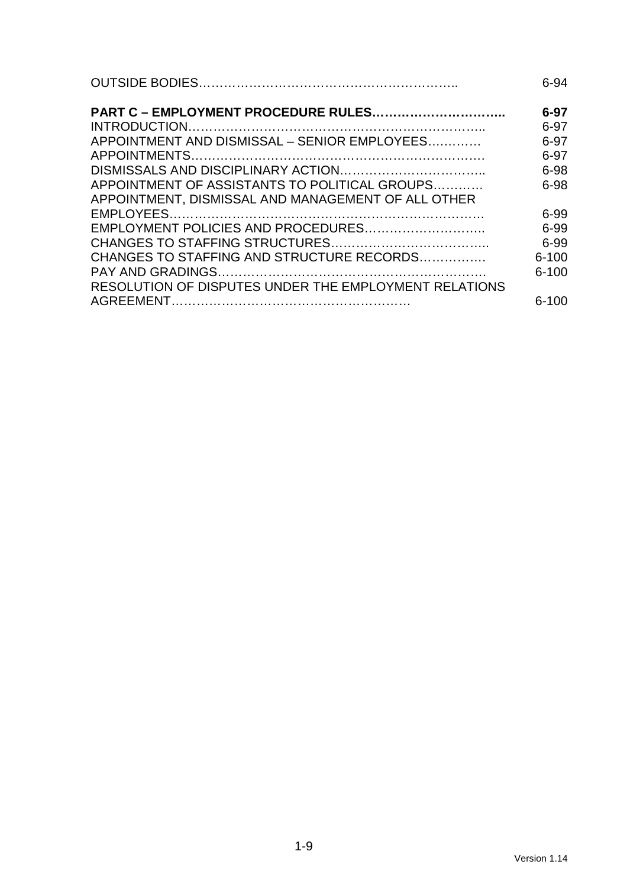| | |
|---|---|
| OUTSIDE BODIES…………………………………………………….. | 6-94 |
| **PART C – EMPLOYMENT PROCEDURE RULES…………………………..** | **6-97** |
| INTRODUCTION……………………………………………………………….. | 6-97 |
| APPOINTMENT AND DISMISSAL – SENIOR EMPLOYEES………… | 6-97 |
| APPOINTMENTS………………………………………………………………. | 6-97 |
| DISMISSALS AND DISCIPLINARY ACTION…………………………….. | 6-98 |
| APPOINTMENT OF ASSISTANTS TO POLITICAL GROUPS………… | 6-98 |
| APPOINTMENT, DISMISSAL AND MANAGEMENT OF ALL OTHER EMPLOYEES………………………………………………………………. | 6-99 |
| EMPLOYMENT POLICIES AND PROCEDURES……………………….. | 6-99 |
| CHANGES TO STAFFING STRUCTURES……………………………….. | 6-99 |
| CHANGES TO STAFFING AND STRUCTURE RECORDS……………. | 6-100 |
| PAY AND GRADINGS………………………………………………………. | 6-100 |
| RESOLUTION OF DISPUTES UNDER THE EMPLOYMENT RELATIONS AGREEMENT…………………………………………………. | 6-100 |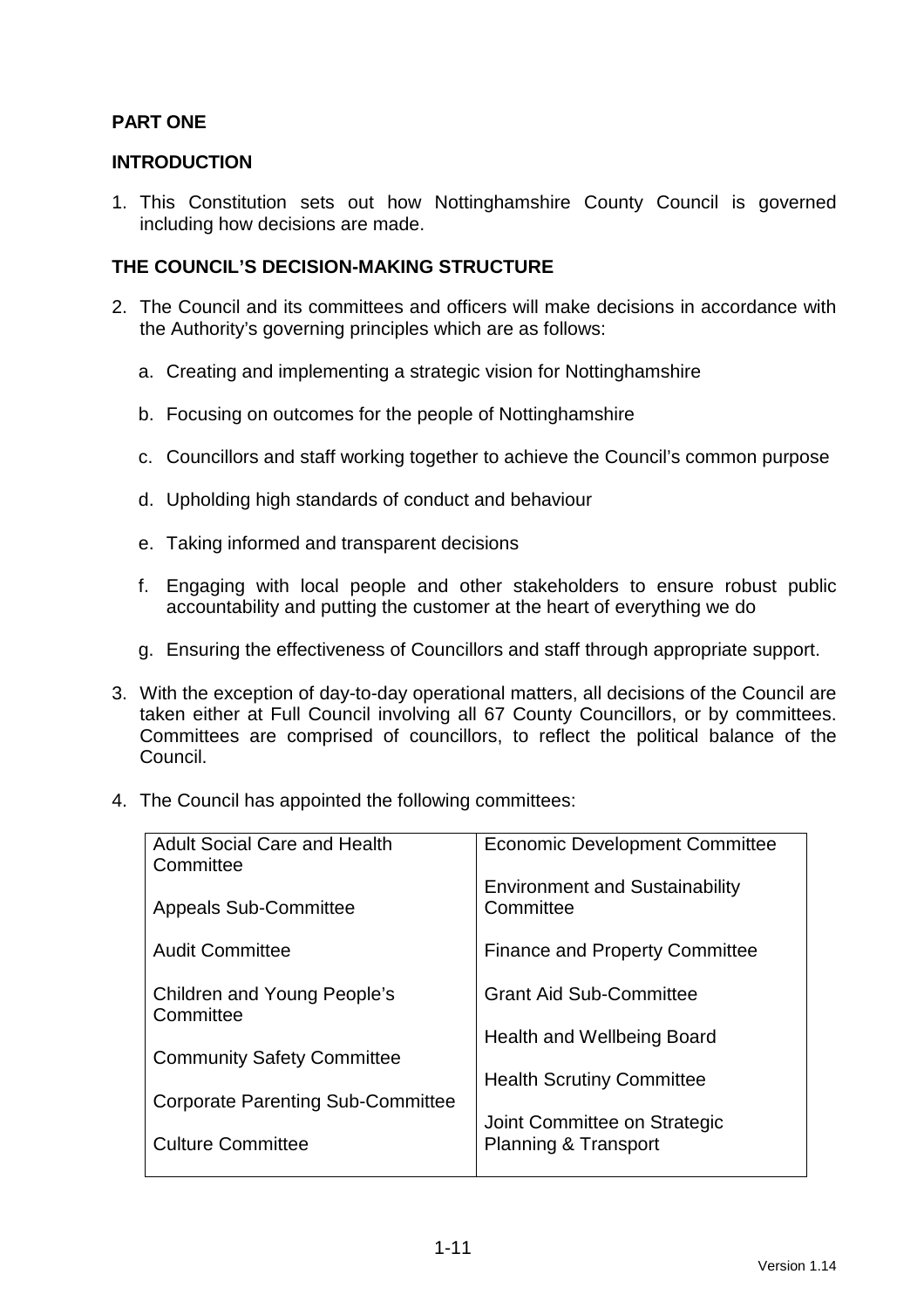## PART ONE

## INTRODUCTION

1. This Constitution sets out how Nottinghamshire County Council is governed including how decisions are made.

## THE COUNCIL'S DECISION-MAKING STRUCTURE

2. The Council and its committees and officers will make decisions in accordance with the Authority's governing principles which are as follows:

   a. Creating and implementing a strategic vision for Nottinghamshire

   b. Focusing on outcomes for the people of Nottinghamshire

   c. Councillors and staff working together to achieve the Council's common purpose

   d. Upholding high standards of conduct and behaviour

   e. Taking informed and transparent decisions

   f. Engaging with local people and other stakeholders to ensure robust public accountability and putting the customer at the heart of everything we do

   g. Ensuring the effectiveness of Councillors and staff through appropriate support.

3. With the exception of day-to-day operational matters, all decisions of the Council are taken either at Full Council involving all 67 County Councillors, or by committees. Committees are comprised of councillors, to reflect the political balance of the Council.

4. The Council has appointed the following committees:

| | |
|---|---|
| Adult Social Care and Health Committee | Economic Development Committee |
| Appeals Sub-Committee | Environment and Sustainability Committee |
| Audit Committee | Finance and Property Committee |
| Children and Young People's Committee | Grant Aid Sub-Committee |
| Community Safety Committee | Health and Wellbeing Board |
| Corporate Parenting Sub-Committee | Health Scrutiny Committee |
| Culture Committee | Joint Committee on Strategic Planning & Transport |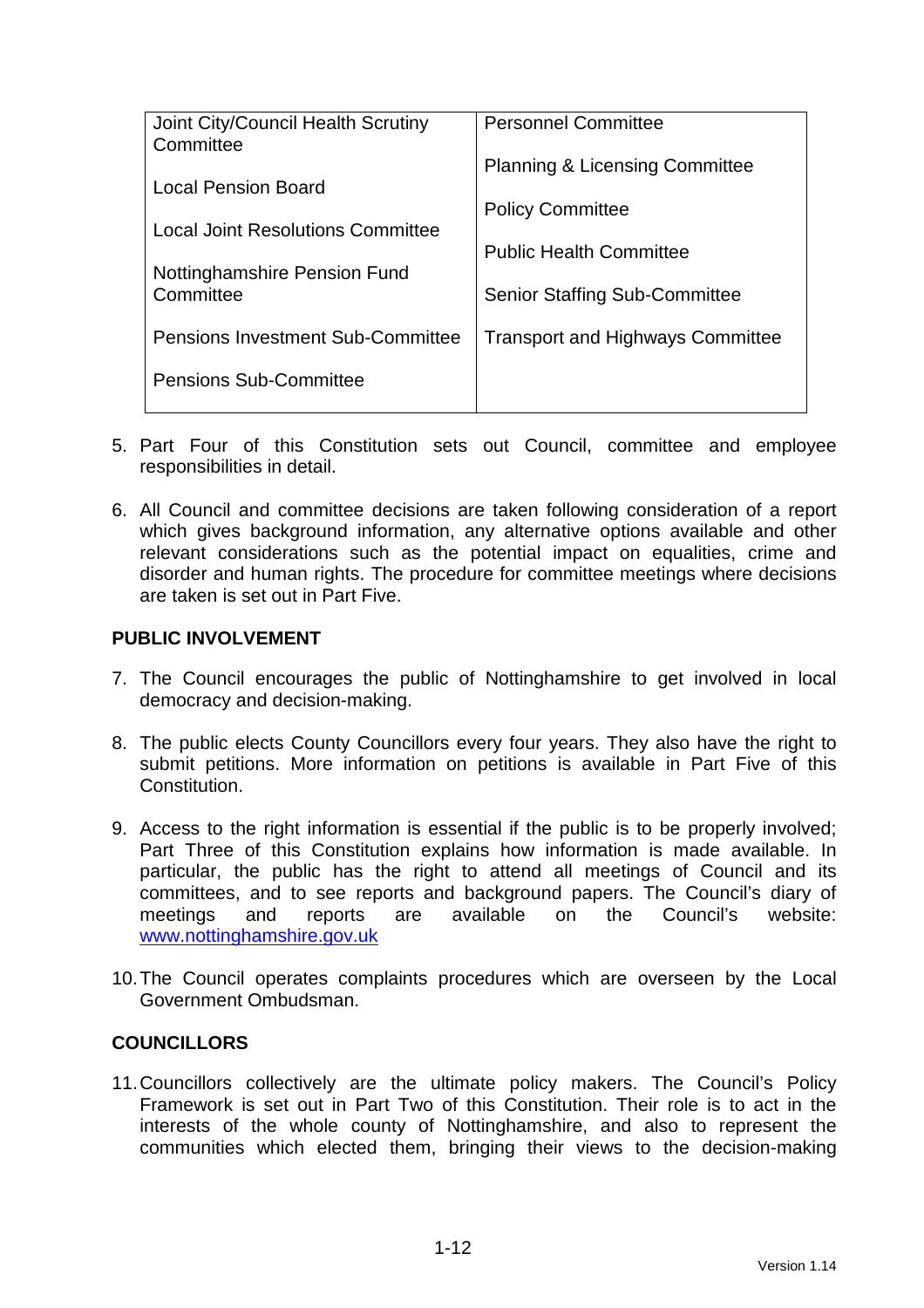| Joint City/Council Health Scrutiny Committee | Personnel Committee |
|---|---|
| Local Pension Board | Planning & Licensing Committee |
| Local Joint Resolutions Committee | Policy Committee |
| Nottinghamshire Pension Fund Committee | Public Health Committee |
| Pensions Investment Sub-Committee | Senior Staffing Sub-Committee |
| Pensions Sub-Committee | Transport and Highways Committee |

5. Part Four of this Constitution sets out Council, committee and employee responsibilities in detail.

6. All Council and committee decisions are taken following consideration of a report which gives background information, any alternative options available and other relevant considerations such as the potential impact on equalities, crime and disorder and human rights. The procedure for committee meetings where decisions are taken is set out in Part Five.

**PUBLIC INVOLVEMENT**

7. The Council encourages the public of Nottinghamshire to get involved in local democracy and decision-making.

8. The public elects County Councillors every four years. They also have the right to submit petitions. More information on petitions is available in Part Five of this Constitution.

9. Access to the right information is essential if the public is to be properly involved; Part Three of this Constitution explains how information is made available. In particular, the public has the right to attend all meetings of Council and its committees, and to see reports and background papers. The Council's diary of meetings and reports are available on the Council's website: www.nottinghamshire.gov.uk

10. The Council operates complaints procedures which are overseen by the Local Government Ombudsman.

**COUNCILLORS**

11. Councillors collectively are the ultimate policy makers. The Council's Policy Framework is set out in Part Two of this Constitution. Their role is to act in the interests of the whole county of Nottinghamshire, and also to represent the communities which elected them, bringing their views to the decision-making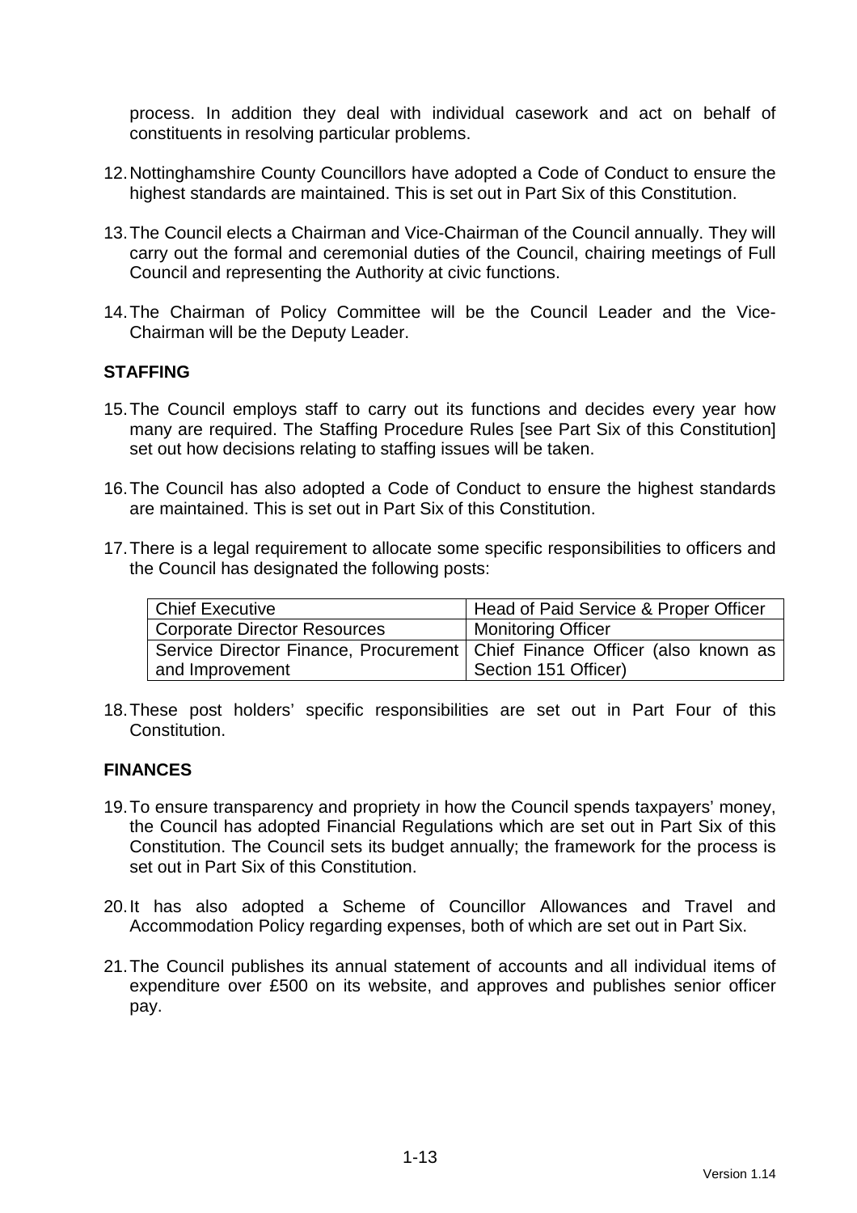process. In addition they deal with individual casework and act on behalf of constituents in resolving particular problems.

12. Nottinghamshire County Councillors have adopted a Code of Conduct to ensure the highest standards are maintained. This is set out in Part Six of this Constitution.

13. The Council elects a Chairman and Vice-Chairman of the Council annually. They will carry out the formal and ceremonial duties of the Council, chairing meetings of Full Council and representing the Authority at civic functions.

14. The Chairman of Policy Committee will be the Council Leader and the Vice-Chairman will be the Deputy Leader.

**STAFFING**

15. The Council employs staff to carry out its functions and decides every year how many are required. The Staffing Procedure Rules [see Part Six of this Constitution] set out how decisions relating to staffing issues will be taken.

16. The Council has also adopted a Code of Conduct to ensure the highest standards are maintained. This is set out in Part Six of this Constitution.

17. There is a legal requirement to allocate some specific responsibilities to officers and the Council has designated the following posts:

| | |
|---|---|
| Chief Executive | Head of Paid Service & Proper Officer |
| Corporate Director Resources | Monitoring Officer |
| Service Director Finance, Procurement and Improvement | Chief Finance Officer (also known as Section 151 Officer) |

18. These post holders' specific responsibilities are set out in Part Four of this Constitution.

**FINANCES**

19. To ensure transparency and propriety in how the Council spends taxpayers' money, the Council has adopted Financial Regulations which are set out in Part Six of this Constitution. The Council sets its budget annually; the framework for the process is set out in Part Six of this Constitution.

20. It has also adopted a Scheme of Councillor Allowances and Travel and Accommodation Policy regarding expenses, both of which are set out in Part Six.

21. The Council publishes its annual statement of accounts and all individual items of expenditure over £500 on its website, and approves and publishes senior officer pay.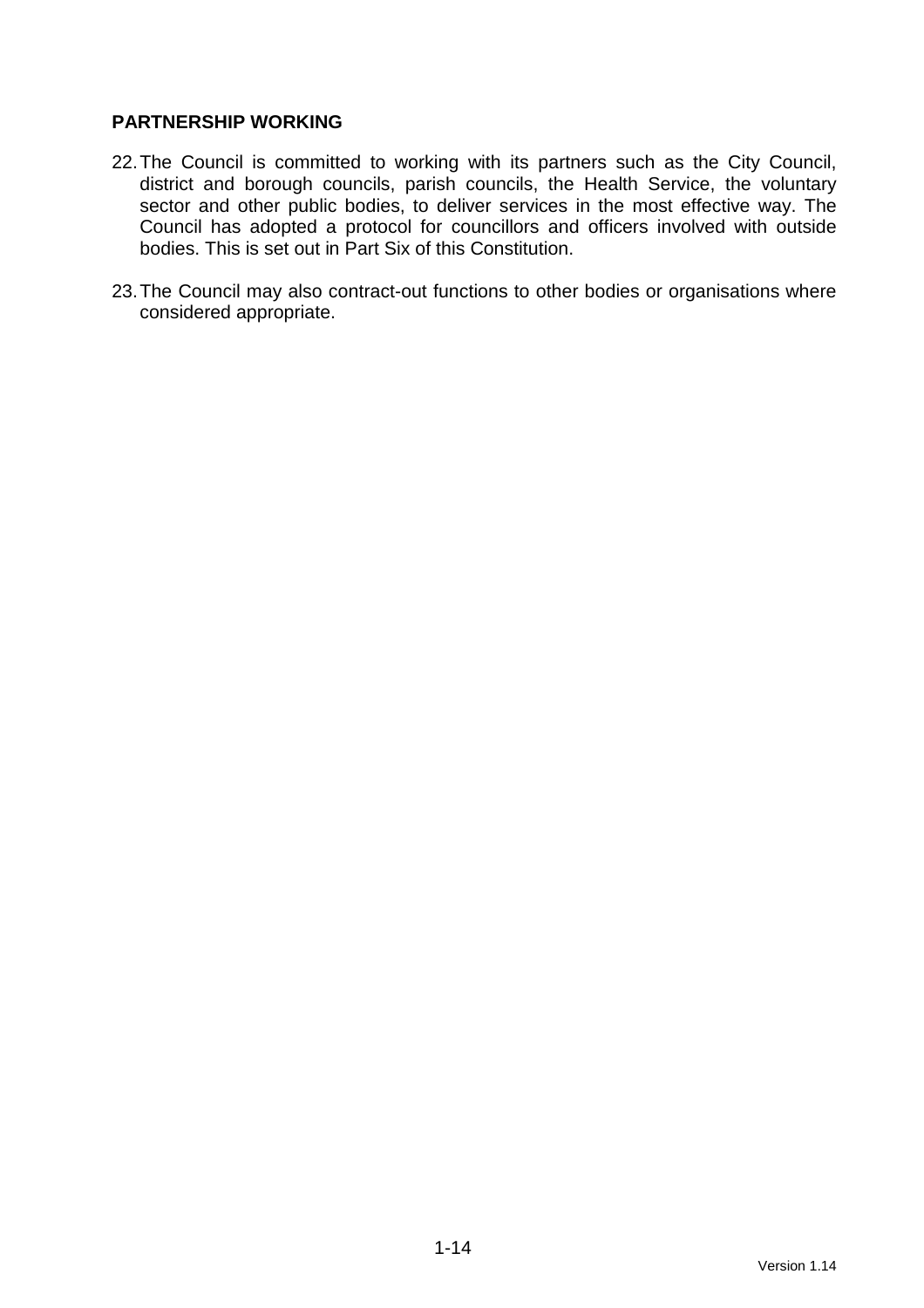**PARTNERSHIP WORKING**

22. The Council is committed to working with its partners such as the City Council, district and borough councils, parish councils, the Health Service, the voluntary sector and other public bodies, to deliver services in the most effective way. The Council has adopted a protocol for councillors and officers involved with outside bodies. This is set out in Part Six of this Constitution.

23. The Council may also contract-out functions to other bodies or organisations where considered appropriate.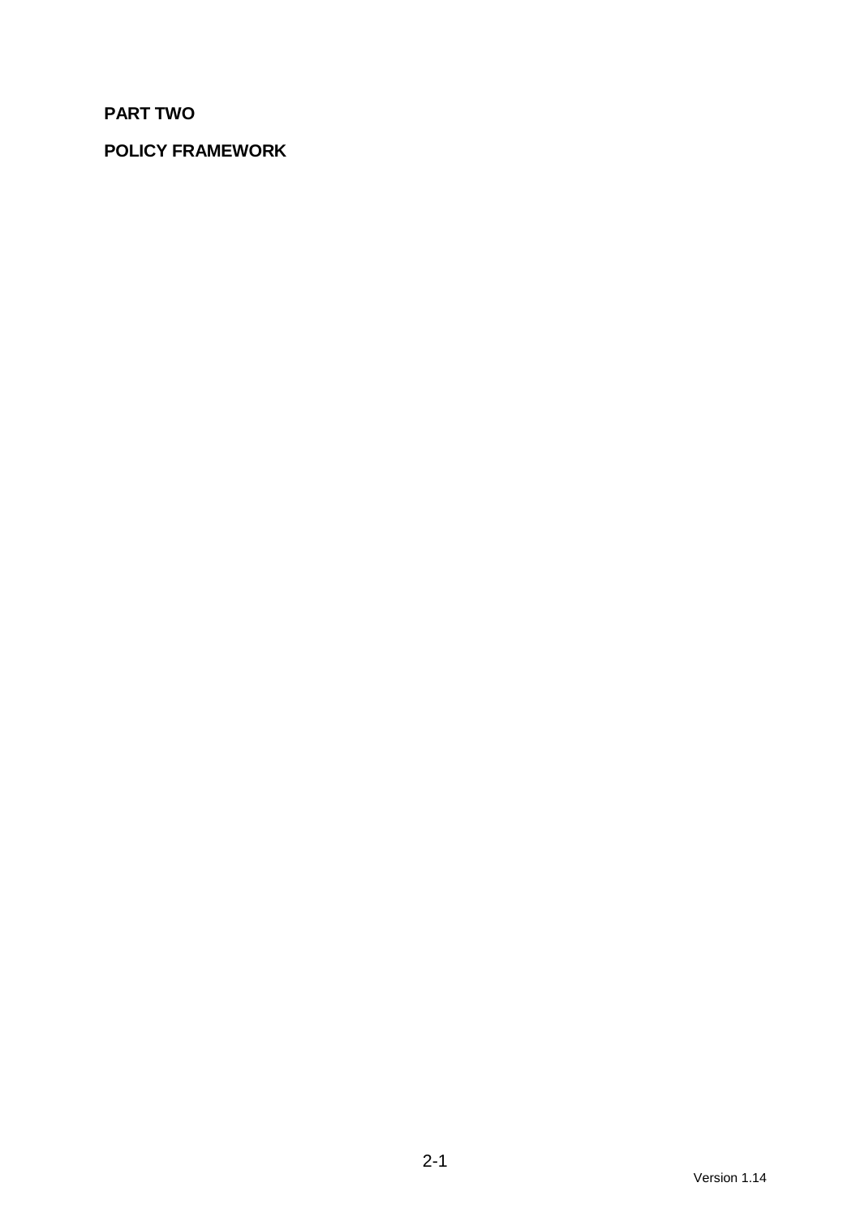**PART TWO**

**POLICY FRAMEWORK**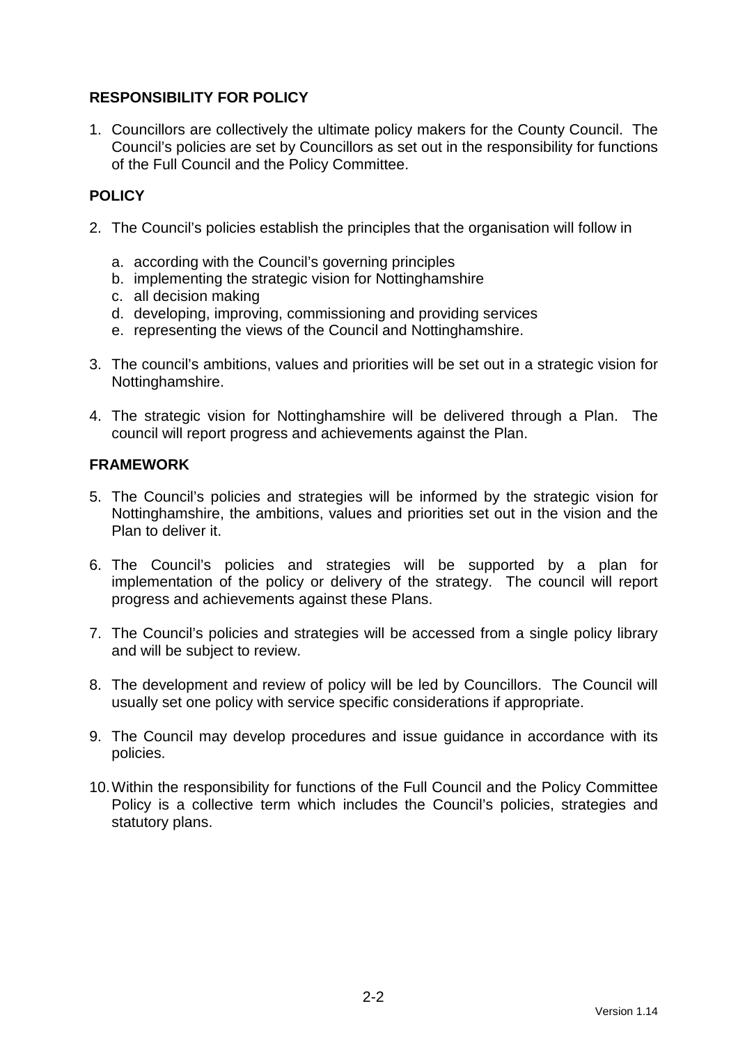**RESPONSIBILITY FOR POLICY**

1. Councillors are collectively the ultimate policy makers for the County Council. The Council's policies are set by Councillors as set out in the responsibility for functions of the Full Council and the Policy Committee.

**POLICY**

2. The Council's policies establish the principles that the organisation will follow in

   a. according with the Council's governing principles
   b. implementing the strategic vision for Nottinghamshire
   c. all decision making
   d. developing, improving, commissioning and providing services
   e. representing the views of the Council and Nottinghamshire.

3. The council's ambitions, values and priorities will be set out in a strategic vision for Nottinghamshire.

4. The strategic vision for Nottinghamshire will be delivered through a Plan. The council will report progress and achievements against the Plan.

**FRAMEWORK**

5. The Council's policies and strategies will be informed by the strategic vision for Nottinghamshire, the ambitions, values and priorities set out in the vision and the Plan to deliver it.

6. The Council's policies and strategies will be supported by a plan for implementation of the policy or delivery of the strategy. The council will report progress and achievements against these Plans.

7. The Council's policies and strategies will be accessed from a single policy library and will be subject to review.

8. The development and review of policy will be led by Councillors. The Council will usually set one policy with service specific considerations if appropriate.

9. The Council may develop procedures and issue guidance in accordance with its policies.

10. Within the responsibility for functions of the Full Council and the Policy Committee Policy is a collective term which includes the Council's policies, strategies and statutory plans.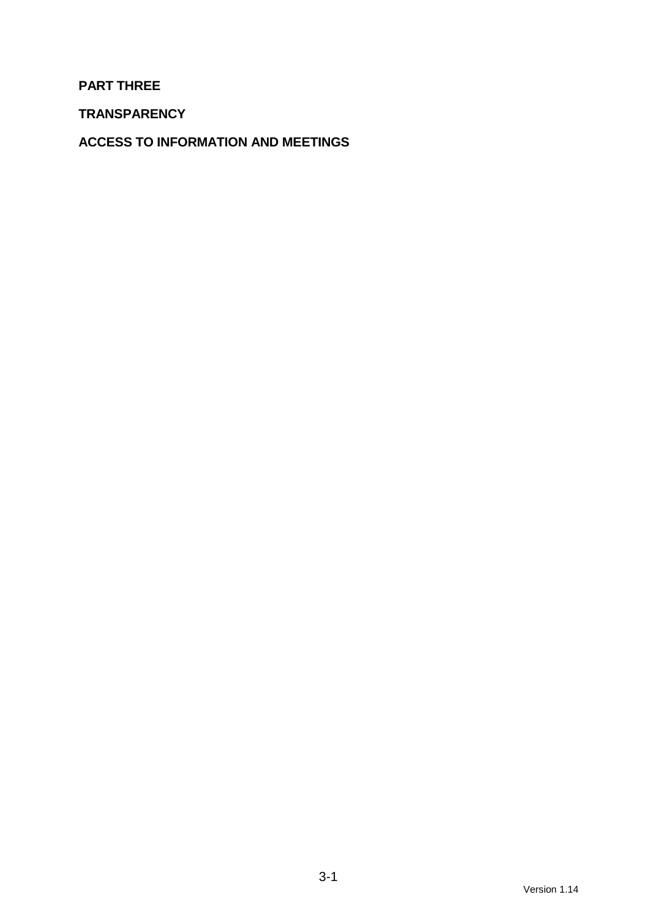# PART THREE

## TRANSPARENCY

## ACCESS TO INFORMATION AND MEETINGS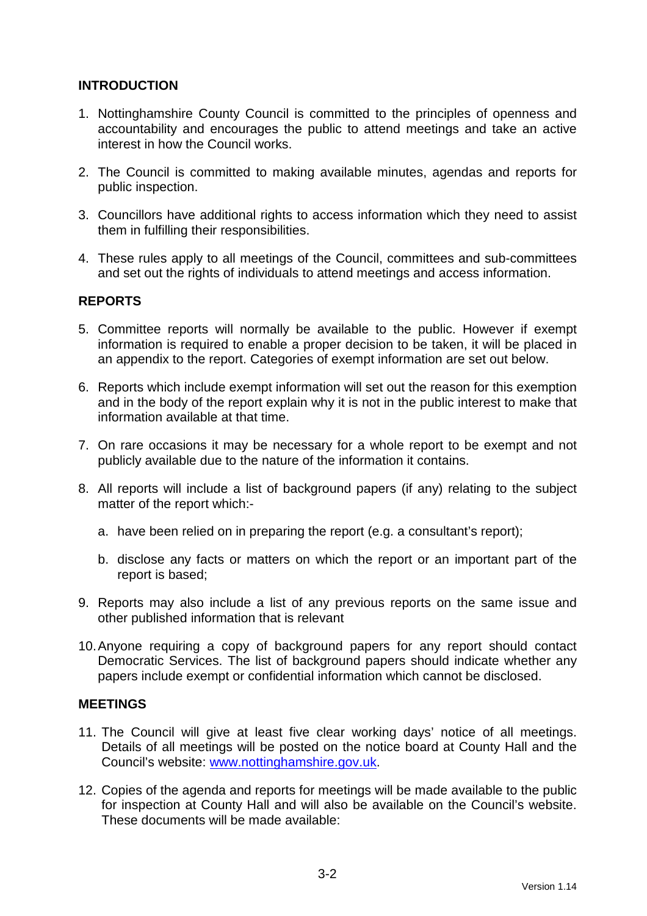## INTRODUCTION

1. Nottinghamshire County Council is committed to the principles of openness and accountability and encourages the public to attend meetings and take an active interest in how the Council works.

2. The Council is committed to making available minutes, agendas and reports for public inspection.

3. Councillors have additional rights to access information which they need to assist them in fulfilling their responsibilities.

4. These rules apply to all meetings of the Council, committees and sub-committees and set out the rights of individuals to attend meetings and access information.

## REPORTS

5. Committee reports will normally be available to the public. However if exempt information is required to enable a proper decision to be taken, it will be placed in an appendix to the report. Categories of exempt information are set out below.

6. Reports which include exempt information will set out the reason for this exemption and in the body of the report explain why it is not in the public interest to make that information available at that time.

7. On rare occasions it may be necessary for a whole report to be exempt and not publicly available due to the nature of the information it contains.

8. All reports will include a list of background papers (if any) relating to the subject matter of the report which:-

   a. have been relied on in preparing the report (e.g. a consultant's report);

   b. disclose any facts or matters on which the report or an important part of the report is based;

9. Reports may also include a list of any previous reports on the same issue and other published information that is relevant

10. Anyone requiring a copy of background papers for any report should contact Democratic Services. The list of background papers should indicate whether any papers include exempt or confidential information which cannot be disclosed.

## MEETINGS

11. The Council will give at least five clear working days' notice of all meetings. Details of all meetings will be posted on the notice board at County Hall and the Council's website: [www.nottinghamshire.gov.uk](http://www.nottinghamshire.gov.uk).

12. Copies of the agenda and reports for meetings will be made available to the public for inspection at County Hall and will also be available on the Council's website. These documents will be made available: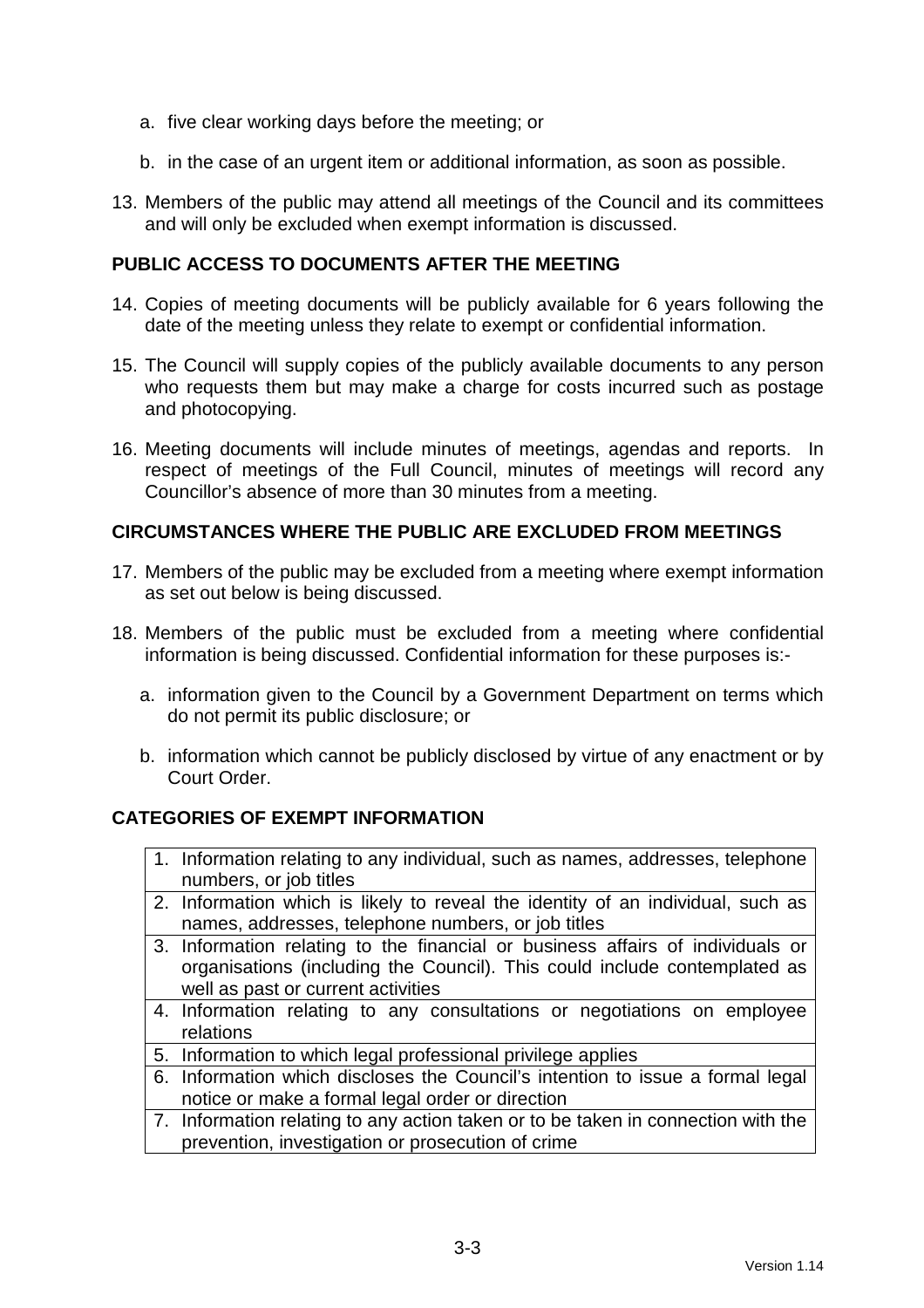a. five clear working days before the meeting; or

   b. in the case of an urgent item or additional information, as soon as possible.

13. Members of the public may attend all meetings of the Council and its committees and will only be excluded when exempt information is discussed.

## PUBLIC ACCESS TO DOCUMENTS AFTER THE MEETING

14. Copies of meeting documents will be publicly available for 6 years following the date of the meeting unless they relate to exempt or confidential information.

15. The Council will supply copies of the publicly available documents to any person who requests them but may make a charge for costs incurred such as postage and photocopying.

16. Meeting documents will include minutes of meetings, agendas and reports. In respect of meetings of the Full Council, minutes of meetings will record any Councillor's absence of more than 30 minutes from a meeting.

## CIRCUMSTANCES WHERE THE PUBLIC ARE EXCLUDED FROM MEETINGS

17. Members of the public may be excluded from a meeting where exempt information as set out below is being discussed.

18. Members of the public must be excluded from a meeting where confidential information is being discussed. Confidential information for these purposes is:-

    a. information given to the Council by a Government Department on terms which do not permit its public disclosure; or

    b. information which cannot be publicly disclosed by virtue of any enactment or by Court Order.

## CATEGORIES OF EXEMPT INFORMATION

| |
|---|
| 1. Information relating to any individual, such as names, addresses, telephone numbers, or job titles |
| 2. Information which is likely to reveal the identity of an individual, such as names, addresses, telephone numbers, or job titles |
| 3. Information relating to the financial or business affairs of individuals or organisations (including the Council). This could include contemplated as well as past or current activities |
| 4. Information relating to any consultations or negotiations on employee relations |
| 5. Information to which legal professional privilege applies |
| 6. Information which discloses the Council's intention to issue a formal legal notice or make a formal legal order or direction |
| 7. Information relating to any action taken or to be taken in connection with the prevention, investigation or prosecution of crime |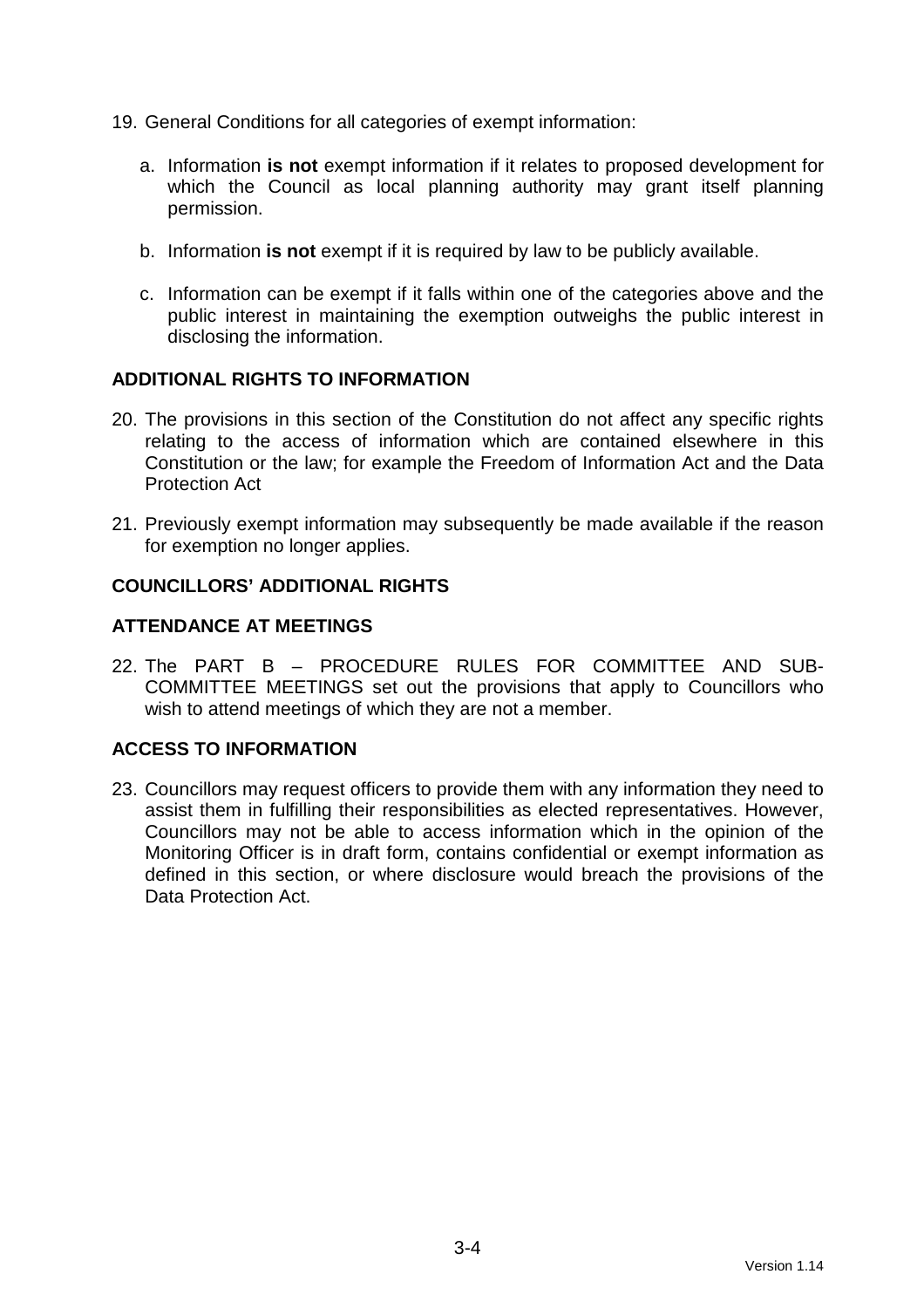19. General Conditions for all categories of exempt information:

    a. Information **is not** exempt information if it relates to proposed development for which the Council as local planning authority may grant itself planning permission.

    b. Information **is not** exempt if it is required by law to be publicly available.

    c. Information can be exempt if it falls within one of the categories above and the public interest in maintaining the exemption outweighs the public interest in disclosing the information.

## ADDITIONAL RIGHTS TO INFORMATION

20. The provisions in this section of the Constitution do not affect any specific rights relating to the access of information which are contained elsewhere in this Constitution or the law; for example the Freedom of Information Act and the Data Protection Act

21. Previously exempt information may subsequently be made available if the reason for exemption no longer applies.

## COUNCILLORS' ADDITIONAL RIGHTS

## ATTENDANCE AT MEETINGS

22. The PART B – PROCEDURE RULES FOR COMMITTEE AND SUB-COMMITTEE MEETINGS set out the provisions that apply to Councillors who wish to attend meetings of which they are not a member.

## ACCESS TO INFORMATION

23. Councillors may request officers to provide them with any information they need to assist them in fulfilling their responsibilities as elected representatives. However, Councillors may not be able to access information which in the opinion of the Monitoring Officer is in draft form, contains confidential or exempt information as defined in this section, or where disclosure would breach the provisions of the Data Protection Act.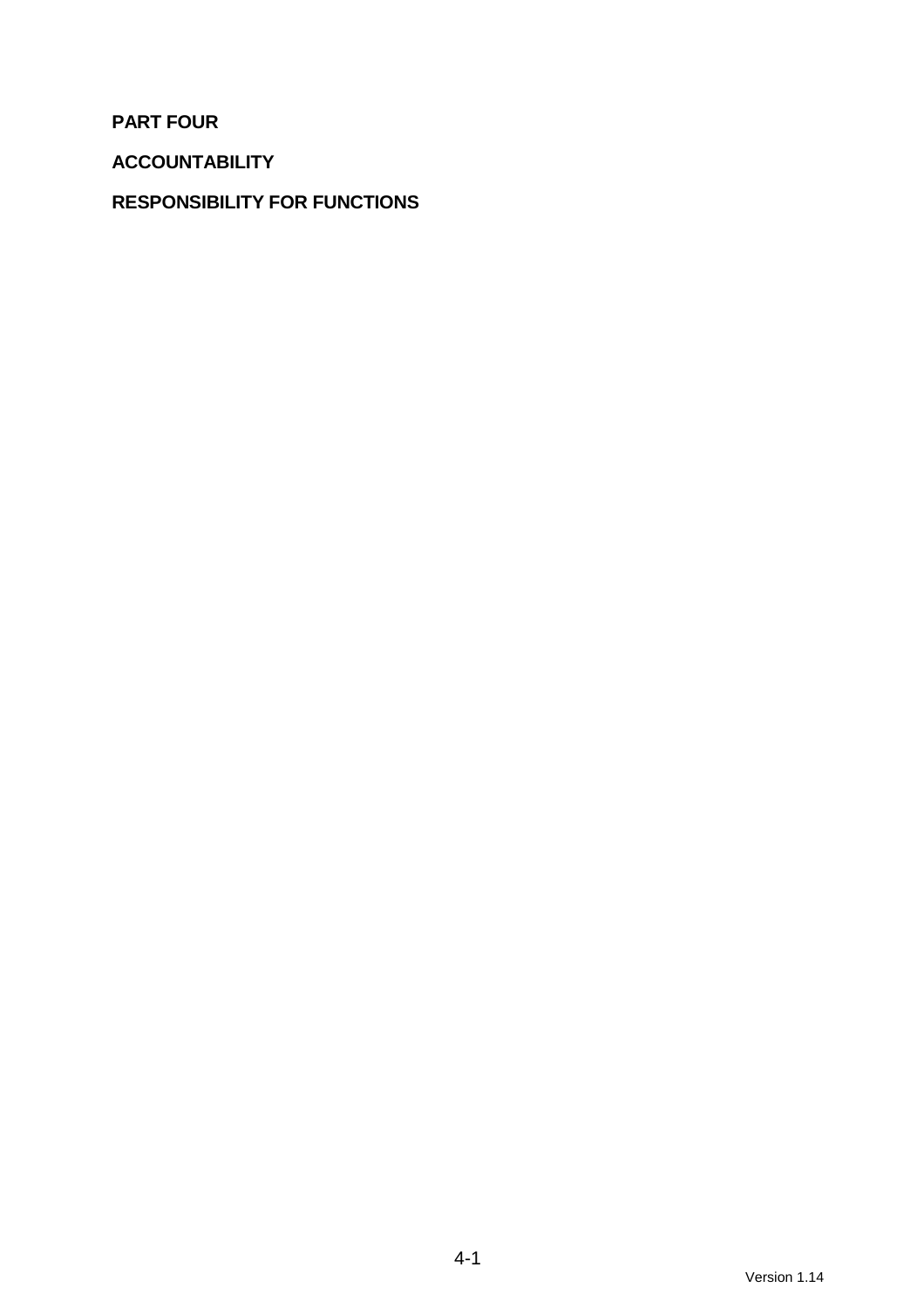# PART FOUR

## ACCOUNTABILITY

## RESPONSIBILITY FOR FUNCTIONS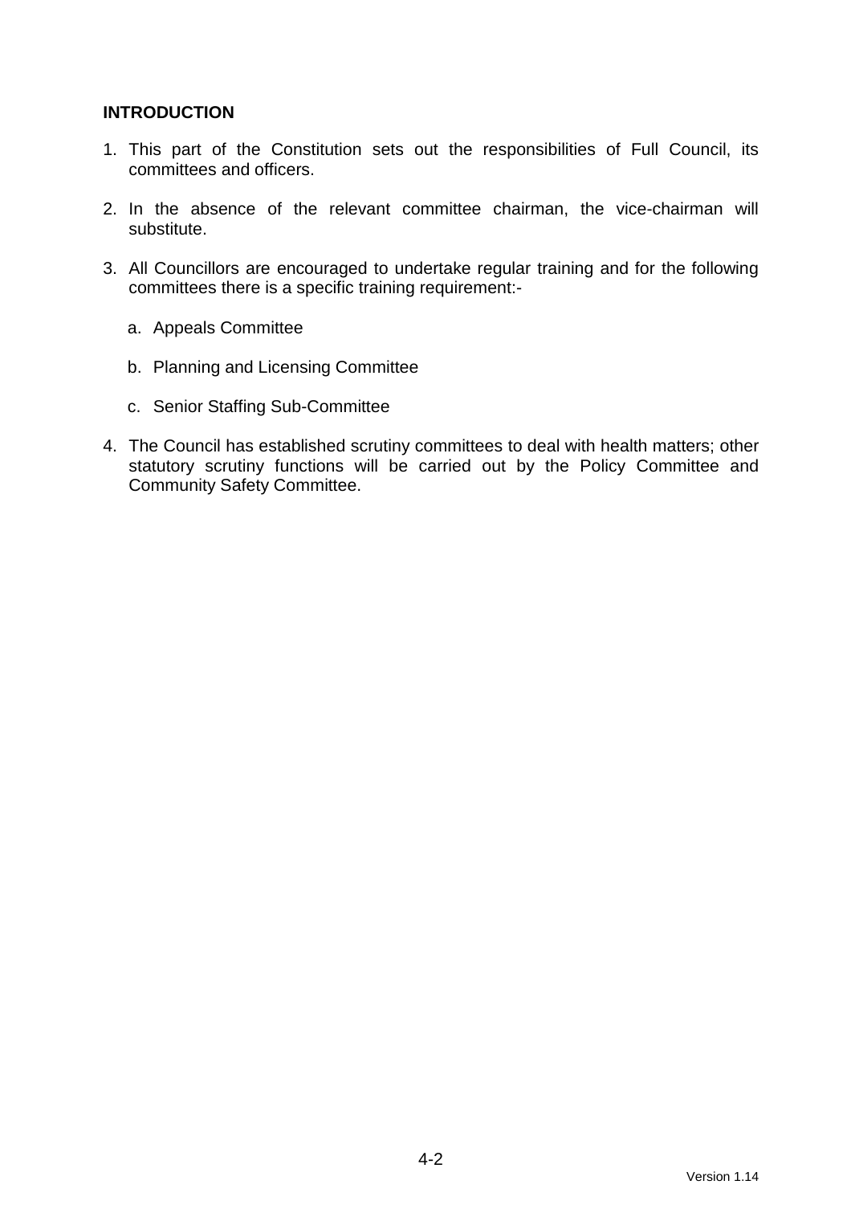## INTRODUCTION

1. This part of the Constitution sets out the responsibilities of Full Council, its committees and officers.

2. In the absence of the relevant committee chairman, the vice-chairman will substitute.

3. All Councillors are encouraged to undertake regular training and for the following committees there is a specific training requirement:-

   a. Appeals Committee

   b. Planning and Licensing Committee

   c. Senior Staffing Sub-Committee

4. The Council has established scrutiny committees to deal with health matters; other statutory scrutiny functions will be carried out by the Policy Committee and Community Safety Committee.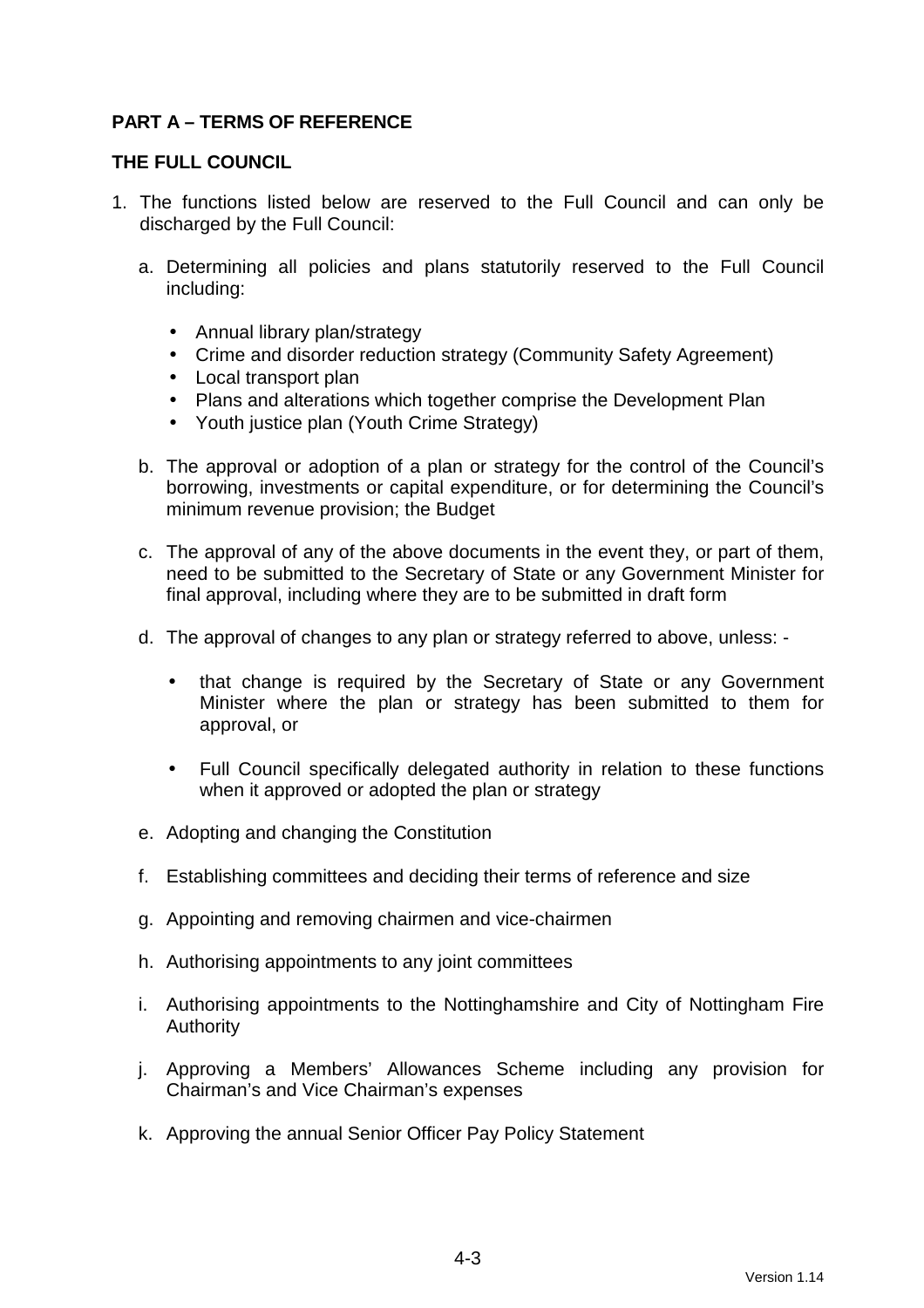## PART A – TERMS OF REFERENCE

### THE FULL COUNCIL

1. The functions listed below are reserved to the Full Council and can only be discharged by the Full Council:

   a. Determining all policies and plans statutorily reserved to the Full Council including:

      - Annual library plan/strategy
      - Crime and disorder reduction strategy (Community Safety Agreement)
      - Local transport plan
      - Plans and alterations which together comprise the Development Plan
      - Youth justice plan (Youth Crime Strategy)

   b. The approval or adoption of a plan or strategy for the control of the Council's borrowing, investments or capital expenditure, or for determining the Council's minimum revenue provision; the Budget

   c. The approval of any of the above documents in the event they, or part of them, need to be submitted to the Secretary of State or any Government Minister for final approval, including where they are to be submitted in draft form

   d. The approval of changes to any plan or strategy referred to above, unless: -

      - that change is required by the Secretary of State or any Government Minister where the plan or strategy has been submitted to them for approval, or

      - Full Council specifically delegated authority in relation to these functions when it approved or adopted the plan or strategy

   e. Adopting and changing the Constitution

   f. Establishing committees and deciding their terms of reference and size

   g. Appointing and removing chairmen and vice-chairmen

   h. Authorising appointments to any joint committees

   i. Authorising appointments to the Nottinghamshire and City of Nottingham Fire Authority

   j. Approving a Members' Allowances Scheme including any provision for Chairman's and Vice Chairman's expenses

   k. Approving the annual Senior Officer Pay Policy Statement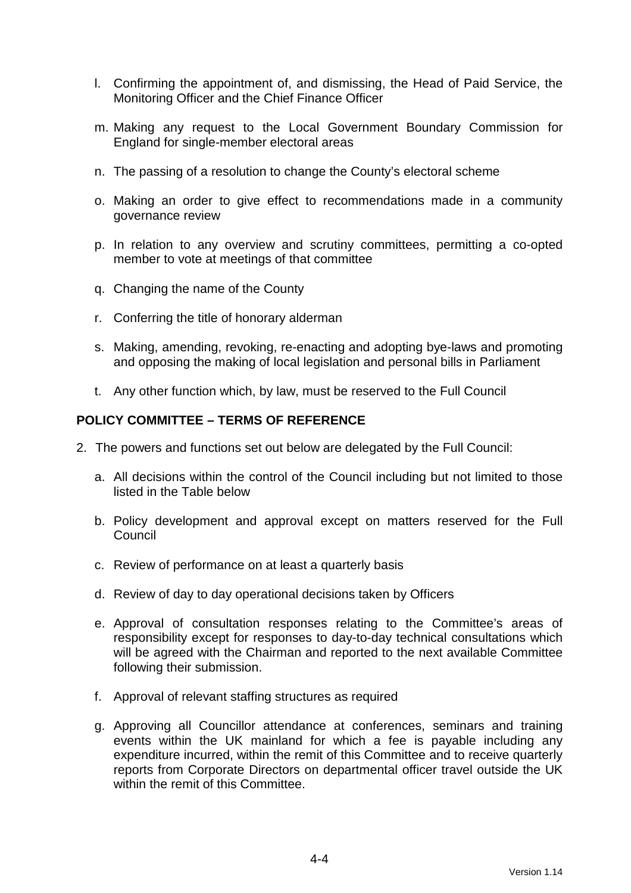l. Confirming the appointment of, and dismissing, the Head of Paid Service, the Monitoring Officer and the Chief Finance Officer

m. Making any request to the Local Government Boundary Commission for England for single-member electoral areas

n. The passing of a resolution to change the County's electoral scheme

o. Making an order to give effect to recommendations made in a community governance review

p. In relation to any overview and scrutiny committees, permitting a co-opted member to vote at meetings of that committee

q. Changing the name of the County

r. Conferring the title of honorary alderman

s. Making, amending, revoking, re-enacting and adopting bye-laws and promoting and opposing the making of local legislation and personal bills in Parliament

t. Any other function which, by law, must be reserved to the Full Council

**POLICY COMMITTEE – TERMS OF REFERENCE**

2. The powers and functions set out below are delegated by the Full Council:

    a. All decisions within the control of the Council including but not limited to those listed in the Table below

    b. Policy development and approval except on matters reserved for the Full Council

    c. Review of performance on at least a quarterly basis

    d. Review of day to day operational decisions taken by Officers

    e. Approval of consultation responses relating to the Committee's areas of responsibility except for responses to day-to-day technical consultations which will be agreed with the Chairman and reported to the next available Committee following their submission.

    f. Approval of relevant staffing structures as required

    g. Approving all Councillor attendance at conferences, seminars and training events within the UK mainland for which a fee is payable including any expenditure incurred, within the remit of this Committee and to receive quarterly reports from Corporate Directors on departmental officer travel outside the UK within the remit of this Committee.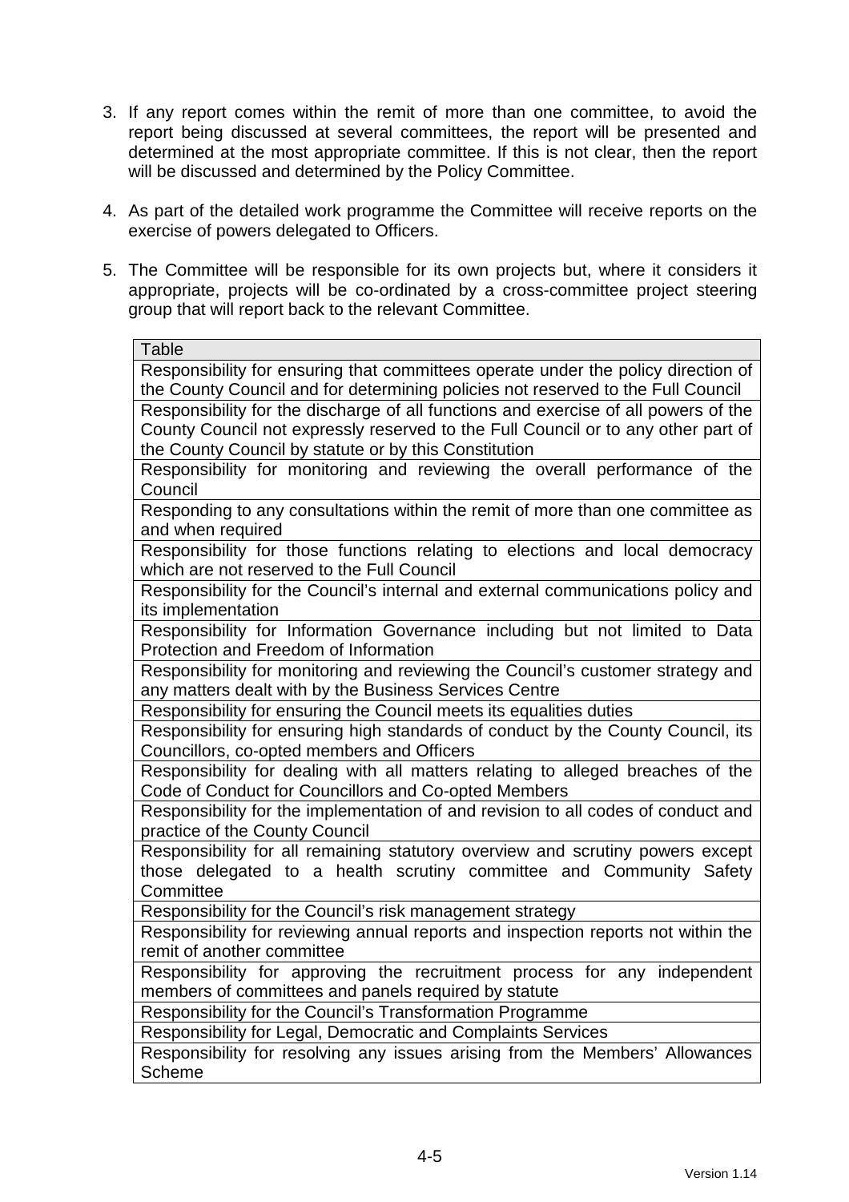3. If any report comes within the remit of more than one committee, to avoid the report being discussed at several committees, the report will be presented and determined at the most appropriate committee. If this is not clear, then the report will be discussed and determined by the Policy Committee.

4. As part of the detailed work programme the Committee will receive reports on the exercise of powers delegated to Officers.

5. The Committee will be responsible for its own projects but, where it considers it appropriate, projects will be co-ordinated by a cross-committee project steering group that will report back to the relevant Committee.

| Table |
| --- |
| Responsibility for ensuring that committees operate under the policy direction of the County Council and for determining policies not reserved to the Full Council |
| Responsibility for the discharge of all functions and exercise of all powers of the County Council not expressly reserved to the Full Council or to any other part of the County Council by statute or by this Constitution |
| Responsibility for monitoring and reviewing the overall performance of the Council |
| Responding to any consultations within the remit of more than one committee as and when required |
| Responsibility for those functions relating to elections and local democracy which are not reserved to the Full Council |
| Responsibility for the Council's internal and external communications policy and its implementation |
| Responsibility for Information Governance including but not limited to Data Protection and Freedom of Information |
| Responsibility for monitoring and reviewing the Council's customer strategy and any matters dealt with by the Business Services Centre |
| Responsibility for ensuring the Council meets its equalities duties |
| Responsibility for ensuring high standards of conduct by the County Council, its Councillors, co-opted members and Officers |
| Responsibility for dealing with all matters relating to alleged breaches of the Code of Conduct for Councillors and Co-opted Members |
| Responsibility for the implementation of and revision to all codes of conduct and practice of the County Council |
| Responsibility for all remaining statutory overview and scrutiny powers except those delegated to a health scrutiny committee and Community Safety Committee |
| Responsibility for the Council's risk management strategy |
| Responsibility for reviewing annual reports and inspection reports not within the remit of another committee |
| Responsibility for approving the recruitment process for any independent members of committees and panels required by statute |
| Responsibility for the Council's Transformation Programme |
| Responsibility for Legal, Democratic and Complaints Services |
| Responsibility for resolving any issues arising from the Members' Allowances Scheme |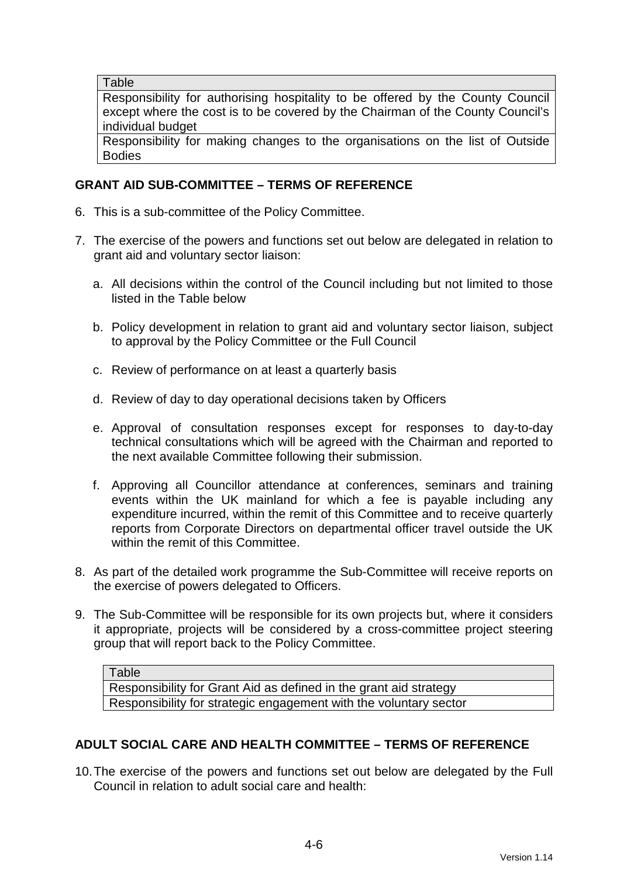| Table |
| --- |
| Responsibility for authorising hospitality to be offered by the County Council except where the cost is to be covered by the Chairman of the County Council's individual budget |
| Responsibility for making changes to the organisations on the list of Outside Bodies |

## GRANT AID SUB-COMMITTEE – TERMS OF REFERENCE

6. This is a sub-committee of the Policy Committee.

7. The exercise of the powers and functions set out below are delegated in relation to grant aid and voluntary sector liaison:

   a. All decisions within the control of the Council including but not limited to those listed in the Table below

   b. Policy development in relation to grant aid and voluntary sector liaison, subject to approval by the Policy Committee or the Full Council

   c. Review of performance on at least a quarterly basis

   d. Review of day to day operational decisions taken by Officers

   e. Approval of consultation responses except for responses to day-to-day technical consultations which will be agreed with the Chairman and reported to the next available Committee following their submission.

   f. Approving all Councillor attendance at conferences, seminars and training events within the UK mainland for which a fee is payable including any expenditure incurred, within the remit of this Committee and to receive quarterly reports from Corporate Directors on departmental officer travel outside the UK within the remit of this Committee.

8. As part of the detailed work programme the Sub-Committee will receive reports on the exercise of powers delegated to Officers.

9. The Sub-Committee will be responsible for its own projects but, where it considers it appropriate, projects will be considered by a cross-committee project steering group that will report back to the Policy Committee.

| Table |
| --- |
| Responsibility for Grant Aid as defined in the grant aid strategy |
| Responsibility for strategic engagement with the voluntary sector |

## ADULT SOCIAL CARE AND HEALTH COMMITTEE – TERMS OF REFERENCE

10. The exercise of the powers and functions set out below are delegated by the Full Council in relation to adult social care and health: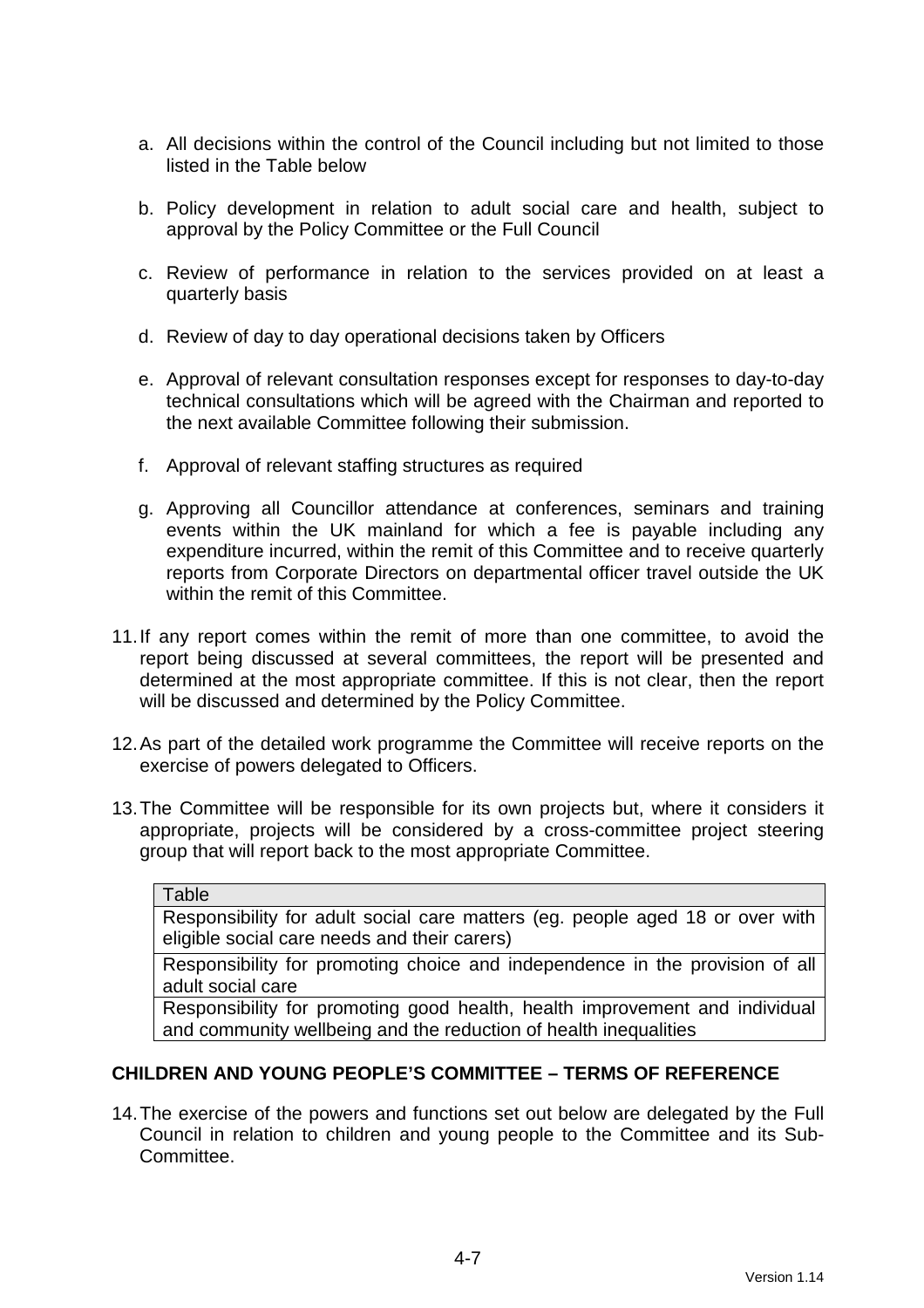a. All decisions within the control of the Council including but not limited to those listed in the Table below

b. Policy development in relation to adult social care and health, subject to approval by the Policy Committee or the Full Council

c. Review of performance in relation to the services provided on at least a quarterly basis

d. Review of day to day operational decisions taken by Officers

e. Approval of relevant consultation responses except for responses to day-to-day technical consultations which will be agreed with the Chairman and reported to the next available Committee following their submission.

f. Approval of relevant staffing structures as required

g. Approving all Councillor attendance at conferences, seminars and training events within the UK mainland for which a fee is payable including any expenditure incurred, within the remit of this Committee and to receive quarterly reports from Corporate Directors on departmental officer travel outside the UK within the remit of this Committee.

11. If any report comes within the remit of more than one committee, to avoid the report being discussed at several committees, the report will be presented and determined at the most appropriate committee. If this is not clear, then the report will be discussed and determined by the Policy Committee.

12. As part of the detailed work programme the Committee will receive reports on the exercise of powers delegated to Officers.

13. The Committee will be responsible for its own projects but, where it considers it appropriate, projects will be considered by a cross-committee project steering group that will report back to the most appropriate Committee.

| Table |
|---|
| Responsibility for adult social care matters (eg. people aged 18 or over with eligible social care needs and their carers) |
| Responsibility for promoting choice and independence in the provision of all adult social care |
| Responsibility for promoting good health, health improvement and individual and community wellbeing and the reduction of health inequalities |

## CHILDREN AND YOUNG PEOPLE'S COMMITTEE – TERMS OF REFERENCE

14. The exercise of the powers and functions set out below are delegated by the Full Council in relation to children and young people to the Committee and its Sub-Committee.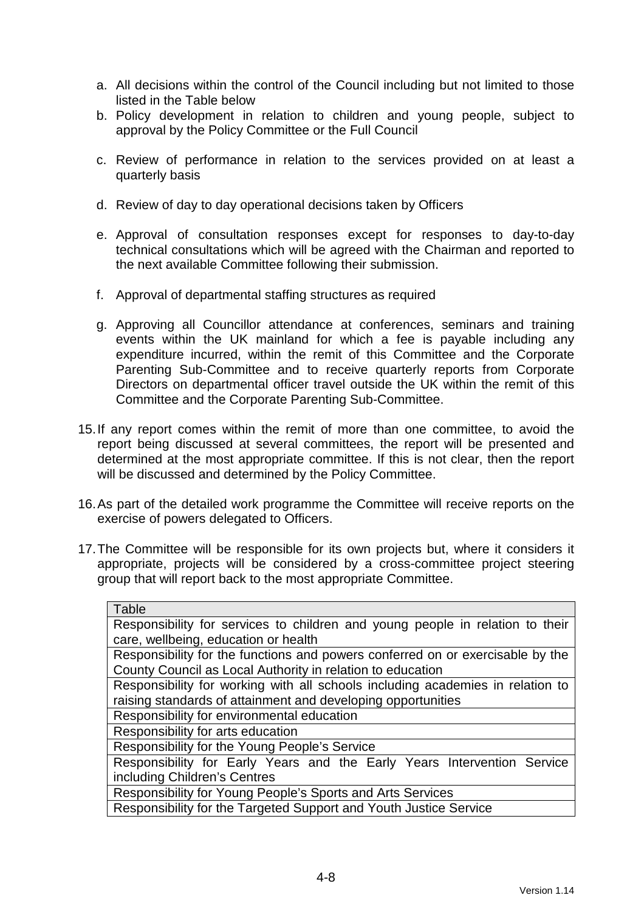a. All decisions within the control of the Council including but not limited to those listed in the Table below
b. Policy development in relation to children and young people, subject to approval by the Policy Committee or the Full Council
c. Review of performance in relation to the services provided on at least a quarterly basis
d. Review of day to day operational decisions taken by Officers
e. Approval of consultation responses except for responses to day-to-day technical consultations which will be agreed with the Chairman and reported to the next available Committee following their submission.
f. Approval of departmental staffing structures as required
g. Approving all Councillor attendance at conferences, seminars and training events within the UK mainland for which a fee is payable including any expenditure incurred, within the remit of this Committee and the Corporate Parenting Sub-Committee and to receive quarterly reports from Corporate Directors on departmental officer travel outside the UK within the remit of this Committee and the Corporate Parenting Sub-Committee.

15. If any report comes within the remit of more than one committee, to avoid the report being discussed at several committees, the report will be presented and determined at the most appropriate committee. If this is not clear, then the report will be discussed and determined by the Policy Committee.

16. As part of the detailed work programme the Committee will receive reports on the exercise of powers delegated to Officers.

17. The Committee will be responsible for its own projects but, where it considers it appropriate, projects will be considered by a cross-committee project steering group that will report back to the most appropriate Committee.

| Table |
| --- |
| Responsibility for services to children and young people in relation to their care, wellbeing, education or health |
| Responsibility for the functions and powers conferred on or exercisable by the County Council as Local Authority in relation to education |
| Responsibility for working with all schools including academies in relation to raising standards of attainment and developing opportunities |
| Responsibility for environmental education |
| Responsibility for arts education |
| Responsibility for the Young People's Service |
| Responsibility for Early Years and the Early Years Intervention Service including Children's Centres |
| Responsibility for Young People's Sports and Arts Services |
| Responsibility for the Targeted Support and Youth Justice Service |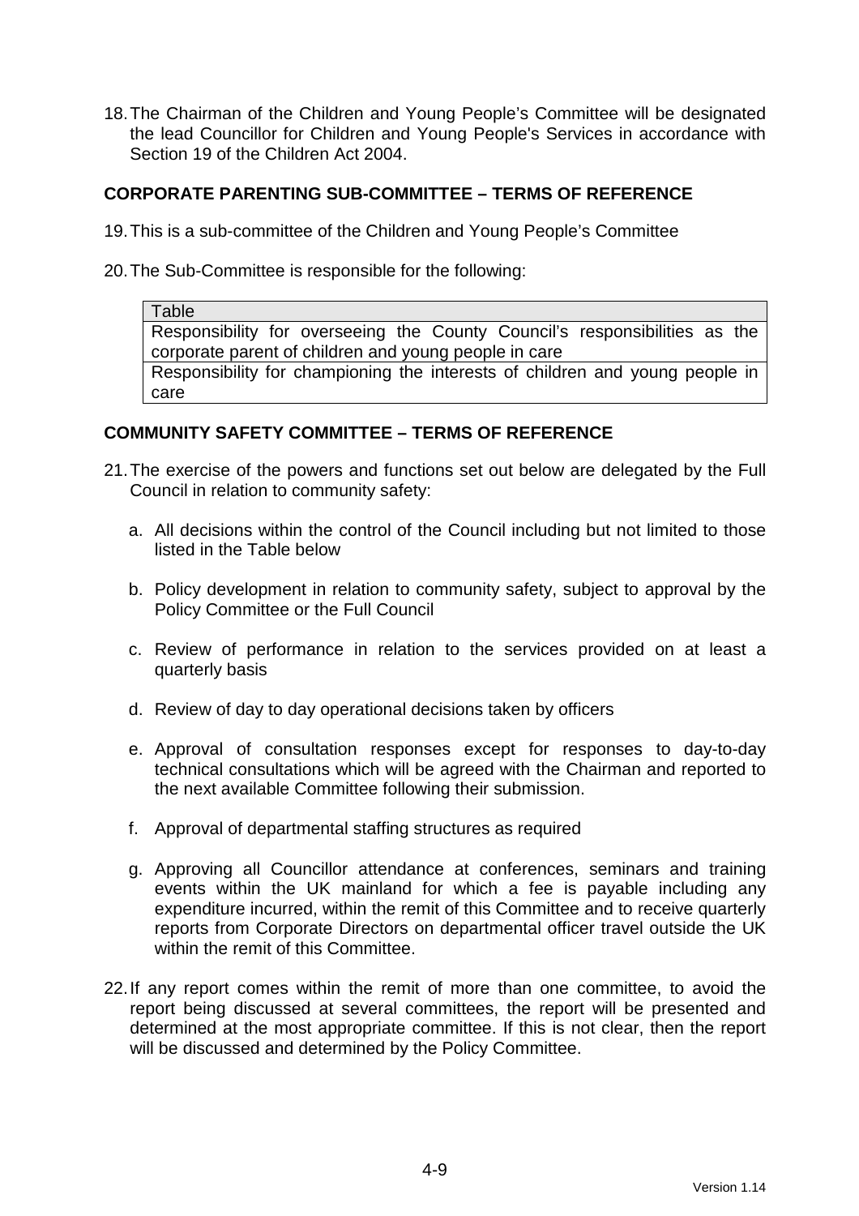18. The Chairman of the Children and Young People's Committee will be designated the lead Councillor for Children and Young People's Services in accordance with Section 19 of the Children Act 2004.

## CORPORATE PARENTING SUB-COMMITTEE – TERMS OF REFERENCE

19. This is a sub-committee of the Children and Young People's Committee

20. The Sub-Committee is responsible for the following:

| Table |
| --- |
| Responsibility for overseeing the County Council's responsibilities as the corporate parent of children and young people in care |
| Responsibility for championing the interests of children and young people in care |

## COMMUNITY SAFETY COMMITTEE – TERMS OF REFERENCE

21. The exercise of the powers and functions set out below are delegated by the Full Council in relation to community safety:

    a. All decisions within the control of the Council including but not limited to those listed in the Table below

    b. Policy development in relation to community safety, subject to approval by the Policy Committee or the Full Council

    c. Review of performance in relation to the services provided on at least a quarterly basis

    d. Review of day to day operational decisions taken by officers

    e. Approval of consultation responses except for responses to day-to-day technical consultations which will be agreed with the Chairman and reported to the next available Committee following their submission.

    f. Approval of departmental staffing structures as required

    g. Approving all Councillor attendance at conferences, seminars and training events within the UK mainland for which a fee is payable including any expenditure incurred, within the remit of this Committee and to receive quarterly reports from Corporate Directors on departmental officer travel outside the UK within the remit of this Committee.

22. If any report comes within the remit of more than one committee, to avoid the report being discussed at several committees, the report will be presented and determined at the most appropriate committee. If this is not clear, then the report will be discussed and determined by the Policy Committee.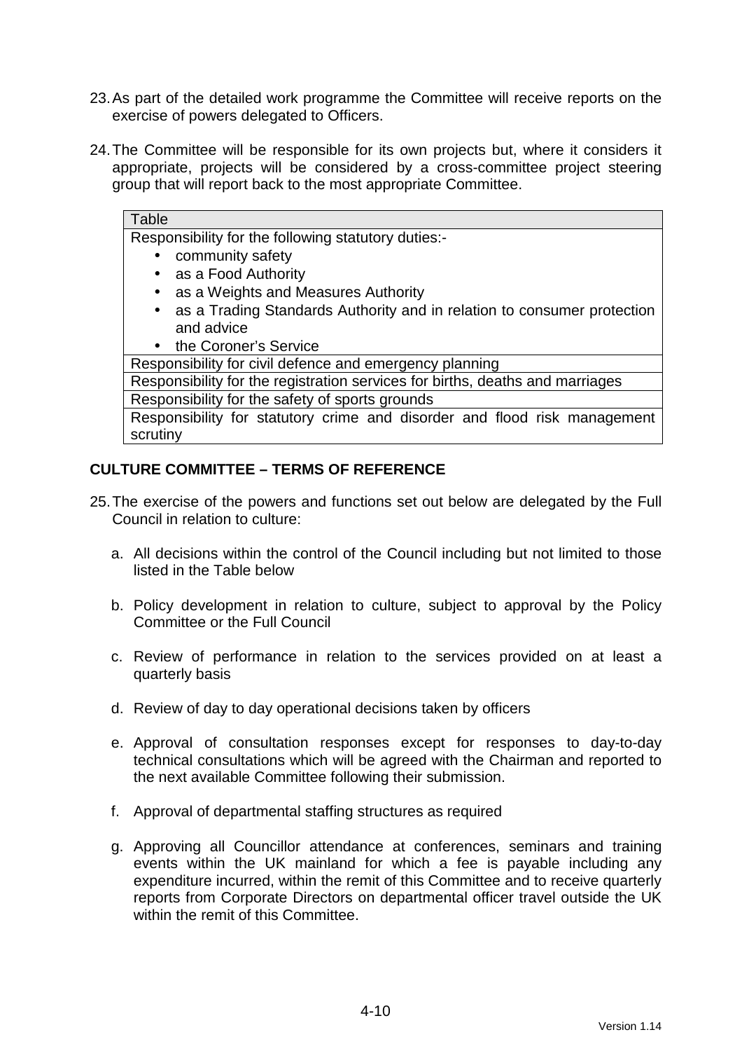23. As part of the detailed work programme the Committee will receive reports on the exercise of powers delegated to Officers.

24. The Committee will be responsible for its own projects but, where it considers it appropriate, projects will be considered by a cross-committee project steering group that will report back to the most appropriate Committee.

| Table |
|---|
| Responsibility for the following statutory duties:-<br>• community safety<br>• as a Food Authority<br>• as a Weights and Measures Authority<br>• as a Trading Standards Authority and in relation to consumer protection and advice<br>• the Coroner's Service |
| Responsibility for civil defence and emergency planning |
| Responsibility for the registration services for births, deaths and marriages |
| Responsibility for the safety of sports grounds |
| Responsibility for statutory crime and disorder and flood risk management scrutiny |

## CULTURE COMMITTEE – TERMS OF REFERENCE

25. The exercise of the powers and functions set out below are delegated by the Full Council in relation to culture:

    a. All decisions within the control of the Council including but not limited to those listed in the Table below

    b. Policy development in relation to culture, subject to approval by the Policy Committee or the Full Council

    c. Review of performance in relation to the services provided on at least a quarterly basis

    d. Review of day to day operational decisions taken by officers

    e. Approval of consultation responses except for responses to day-to-day technical consultations which will be agreed with the Chairman and reported to the next available Committee following their submission.

    f. Approval of departmental staffing structures as required

    g. Approving all Councillor attendance at conferences, seminars and training events within the UK mainland for which a fee is payable including any expenditure incurred, within the remit of this Committee and to receive quarterly reports from Corporate Directors on departmental officer travel outside the UK within the remit of this Committee.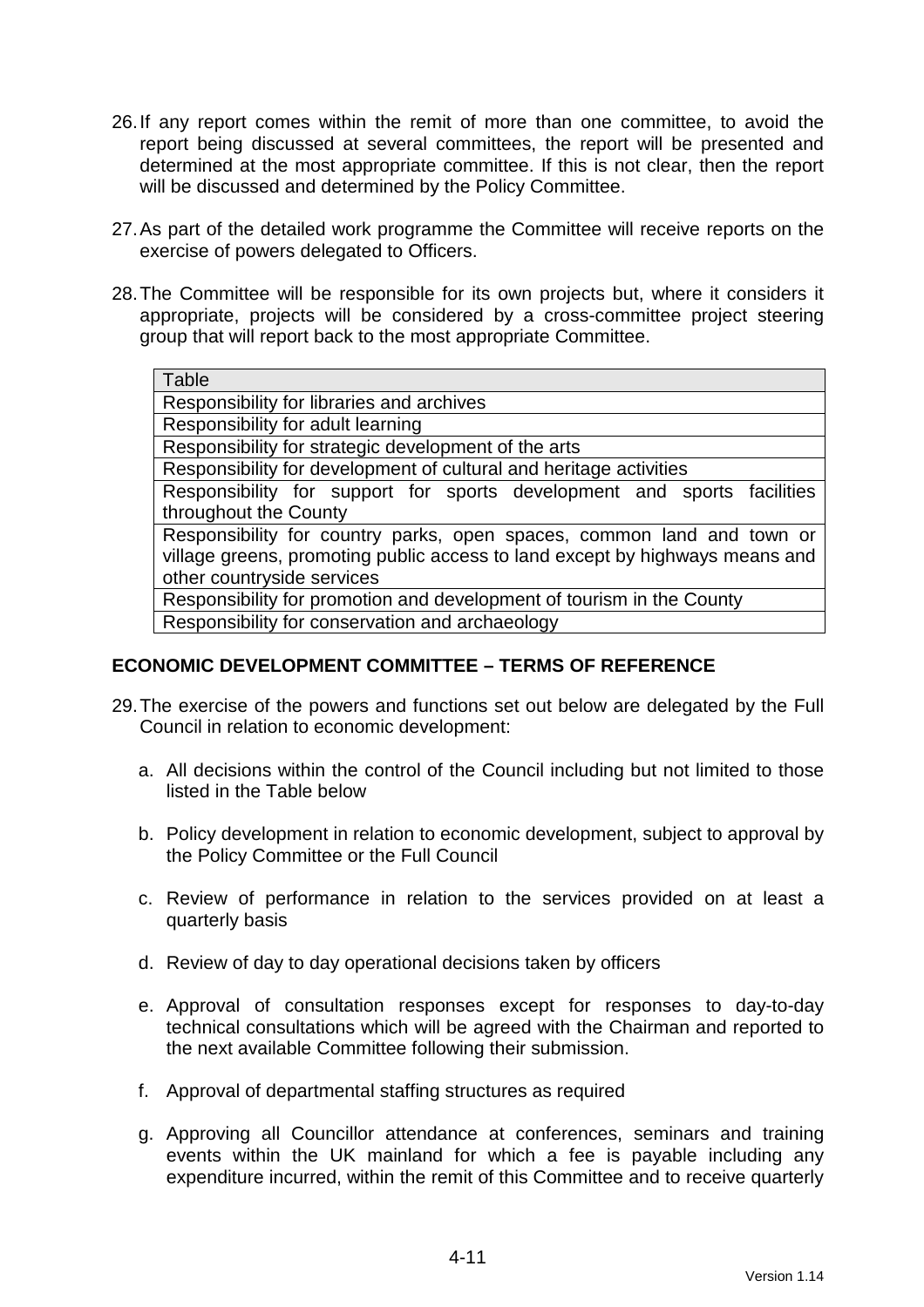26. If any report comes within the remit of more than one committee, to avoid the report being discussed at several committees, the report will be presented and determined at the most appropriate committee. If this is not clear, then the report will be discussed and determined by the Policy Committee.

27. As part of the detailed work programme the Committee will receive reports on the exercise of powers delegated to Officers.

28. The Committee will be responsible for its own projects but, where it considers it appropriate, projects will be considered by a cross-committee project steering group that will report back to the most appropriate Committee.

| Table |
|---|
| Responsibility for libraries and archives |
| Responsibility for adult learning |
| Responsibility for strategic development of the arts |
| Responsibility for development of cultural and heritage activities |
| Responsibility for support for sports development and sports facilities throughout the County |
| Responsibility for country parks, open spaces, common land and town or village greens, promoting public access to land except by highways means and other countryside services |
| Responsibility for promotion and development of tourism in the County |
| Responsibility for conservation and archaeology |

## ECONOMIC DEVELOPMENT COMMITTEE – TERMS OF REFERENCE

29. The exercise of the powers and functions set out below are delegated by the Full Council in relation to economic development:

    a. All decisions within the control of the Council including but not limited to those listed in the Table below

    b. Policy development in relation to economic development, subject to approval by the Policy Committee or the Full Council

    c. Review of performance in relation to the services provided on at least a quarterly basis

    d. Review of day to day operational decisions taken by officers

    e. Approval of consultation responses except for responses to day-to-day technical consultations which will be agreed with the Chairman and reported to the next available Committee following their submission.

    f. Approval of departmental staffing structures as required

    g. Approving all Councillor attendance at conferences, seminars and training events within the UK mainland for which a fee is payable including any expenditure incurred, within the remit of this Committee and to receive quarterly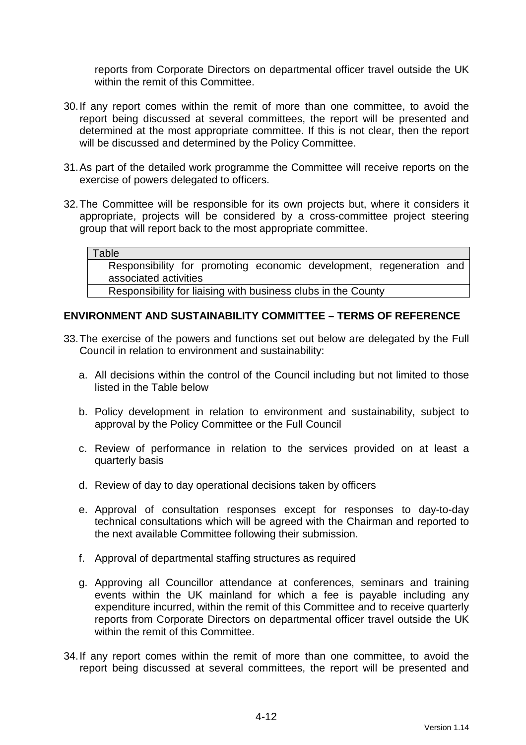reports from Corporate Directors on departmental officer travel outside the UK within the remit of this Committee.

30. If any report comes within the remit of more than one committee, to avoid the report being discussed at several committees, the report will be presented and determined at the most appropriate committee. If this is not clear, then the report will be discussed and determined by the Policy Committee.

31. As part of the detailed work programme the Committee will receive reports on the exercise of powers delegated to officers.

32. The Committee will be responsible for its own projects but, where it considers it appropriate, projects will be considered by a cross-committee project steering group that will report back to the most appropriate committee.

| Table |
| --- |
| Responsibility for promoting economic development, regeneration and associated activities |
| Responsibility for liaising with business clubs in the County |

**ENVIRONMENT AND SUSTAINABILITY COMMITTEE – TERMS OF REFERENCE**

33. The exercise of the powers and functions set out below are delegated by the Full Council in relation to environment and sustainability:

   a. All decisions within the control of the Council including but not limited to those listed in the Table below

   b. Policy development in relation to environment and sustainability, subject to approval by the Policy Committee or the Full Council

   c. Review of performance in relation to the services provided on at least a quarterly basis

   d. Review of day to day operational decisions taken by officers

   e. Approval of consultation responses except for responses to day-to-day technical consultations which will be agreed with the Chairman and reported to the next available Committee following their submission.

   f. Approval of departmental staffing structures as required

   g. Approving all Councillor attendance at conferences, seminars and training events within the UK mainland for which a fee is payable including any expenditure incurred, within the remit of this Committee and to receive quarterly reports from Corporate Directors on departmental officer travel outside the UK within the remit of this Committee.

34. If any report comes within the remit of more than one committee, to avoid the report being discussed at several committees, the report will be presented and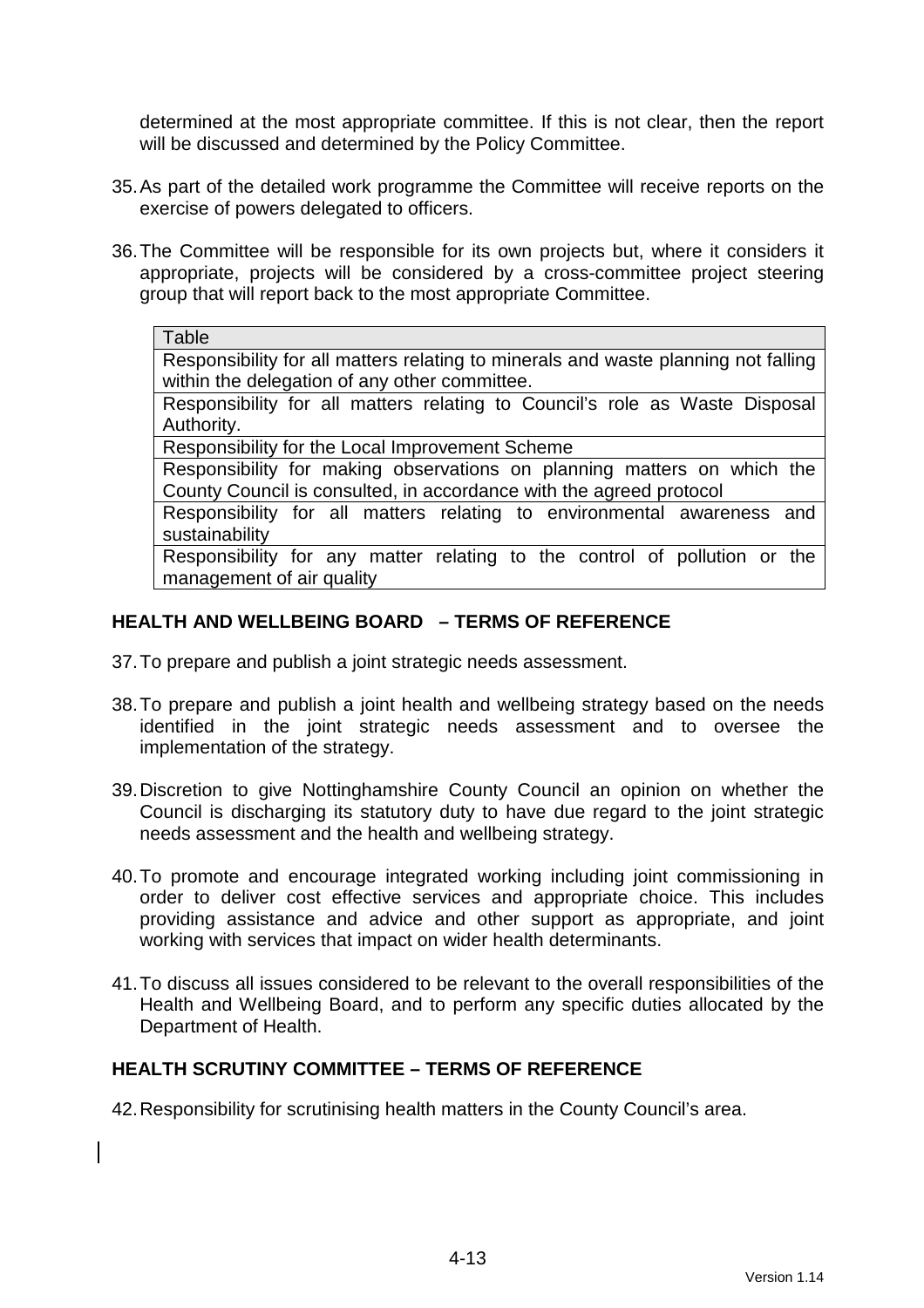determined at the most appropriate committee. If this is not clear, then the report will be discussed and determined by the Policy Committee.

35. As part of the detailed work programme the Committee will receive reports on the exercise of powers delegated to officers.

36. The Committee will be responsible for its own projects but, where it considers it appropriate, projects will be considered by a cross-committee project steering group that will report back to the most appropriate Committee.

| Table |
|---|
| Responsibility for all matters relating to minerals and waste planning not falling within the delegation of any other committee. |
| Responsibility for all matters relating to Council's role as Waste Disposal Authority. |
| Responsibility for the Local Improvement Scheme |
| Responsibility for making observations on planning matters on which the County Council is consulted, in accordance with the agreed protocol |
| Responsibility for all matters relating to environmental awareness and sustainability |
| Responsibility for any matter relating to the control of pollution or the management of air quality |

## HEALTH AND WELLBEING BOARD – TERMS OF REFERENCE

37. To prepare and publish a joint strategic needs assessment.

38. To prepare and publish a joint health and wellbeing strategy based on the needs identified in the joint strategic needs assessment and to oversee the implementation of the strategy.

39. Discretion to give Nottinghamshire County Council an opinion on whether the Council is discharging its statutory duty to have due regard to the joint strategic needs assessment and the health and wellbeing strategy.

40. To promote and encourage integrated working including joint commissioning in order to deliver cost effective services and appropriate choice. This includes providing assistance and advice and other support as appropriate, and joint working with services that impact on wider health determinants.

41. To discuss all issues considered to be relevant to the overall responsibilities of the Health and Wellbeing Board, and to perform any specific duties allocated by the Department of Health.

## HEALTH SCRUTINY COMMITTEE – TERMS OF REFERENCE

42. Responsibility for scrutinising health matters in the County Council's area.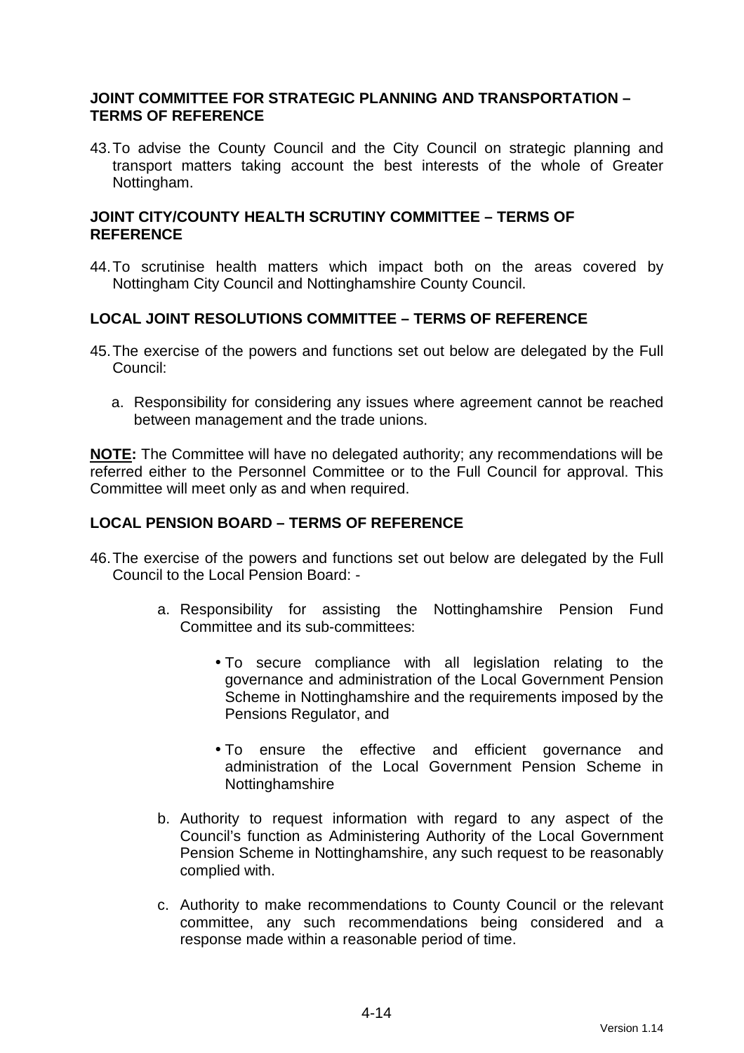## JOINT COMMITTEE FOR STRATEGIC PLANNING AND TRANSPORTATION – TERMS OF REFERENCE

43. To advise the County Council and the City Council on strategic planning and transport matters taking account the best interests of the whole of Greater Nottingham.

## JOINT CITY/COUNTY HEALTH SCRUTINY COMMITTEE – TERMS OF REFERENCE

44. To scrutinise health matters which impact both on the areas covered by Nottingham City Council and Nottinghamshire County Council.

## LOCAL JOINT RESOLUTIONS COMMITTEE – TERMS OF REFERENCE

45. The exercise of the powers and functions set out below are delegated by the Full Council:

    a. Responsibility for considering any issues where agreement cannot be reached between management and the trade unions.

**NOTE:** The Committee will have no delegated authority; any recommendations will be referred either to the Personnel Committee or to the Full Council for approval. This Committee will meet only as and when required.

## LOCAL PENSION BOARD – TERMS OF REFERENCE

46. The exercise of the powers and functions set out below are delegated by the Full Council to the Local Pension Board: -

    a. Responsibility for assisting the Nottinghamshire Pension Fund Committee and its sub-committees:

        - To secure compliance with all legislation relating to the governance and administration of the Local Government Pension Scheme in Nottinghamshire and the requirements imposed by the Pensions Regulator, and

        - To ensure the effective and efficient governance and administration of the Local Government Pension Scheme in Nottinghamshire

    b. Authority to request information with regard to any aspect of the Council's function as Administering Authority of the Local Government Pension Scheme in Nottinghamshire, any such request to be reasonably complied with.

    c. Authority to make recommendations to County Council or the relevant committee, any such recommendations being considered and a response made within a reasonable period of time.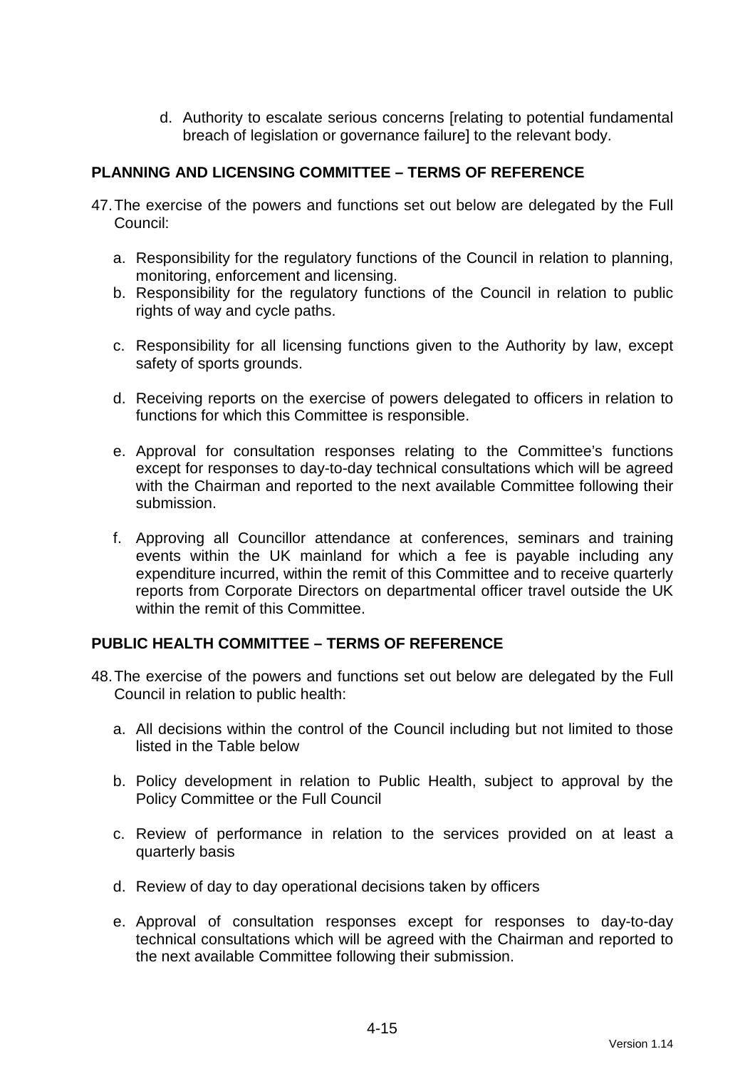d. Authority to escalate serious concerns [relating to potential fundamental breach of legislation or governance failure] to the relevant body.

## PLANNING AND LICENSING COMMITTEE – TERMS OF REFERENCE

47. The exercise of the powers and functions set out below are delegated by the Full Council:

    a. Responsibility for the regulatory functions of the Council in relation to planning, monitoring, enforcement and licensing.
    b. Responsibility for the regulatory functions of the Council in relation to public rights of way and cycle paths.
    c. Responsibility for all licensing functions given to the Authority by law, except safety of sports grounds.
    d. Receiving reports on the exercise of powers delegated to officers in relation to functions for which this Committee is responsible.
    e. Approval for consultation responses relating to the Committee's functions except for responses to day-to-day technical consultations which will be agreed with the Chairman and reported to the next available Committee following their submission.
    f. Approving all Councillor attendance at conferences, seminars and training events within the UK mainland for which a fee is payable including any expenditure incurred, within the remit of this Committee and to receive quarterly reports from Corporate Directors on departmental officer travel outside the UK within the remit of this Committee.

## PUBLIC HEALTH COMMITTEE – TERMS OF REFERENCE

48. The exercise of the powers and functions set out below are delegated by the Full Council in relation to public health:

    a. All decisions within the control of the Council including but not limited to those listed in the Table below
    b. Policy development in relation to Public Health, subject to approval by the Policy Committee or the Full Council
    c. Review of performance in relation to the services provided on at least a quarterly basis
    d. Review of day to day operational decisions taken by officers
    e. Approval of consultation responses except for responses to day-to-day technical consultations which will be agreed with the Chairman and reported to the next available Committee following their submission.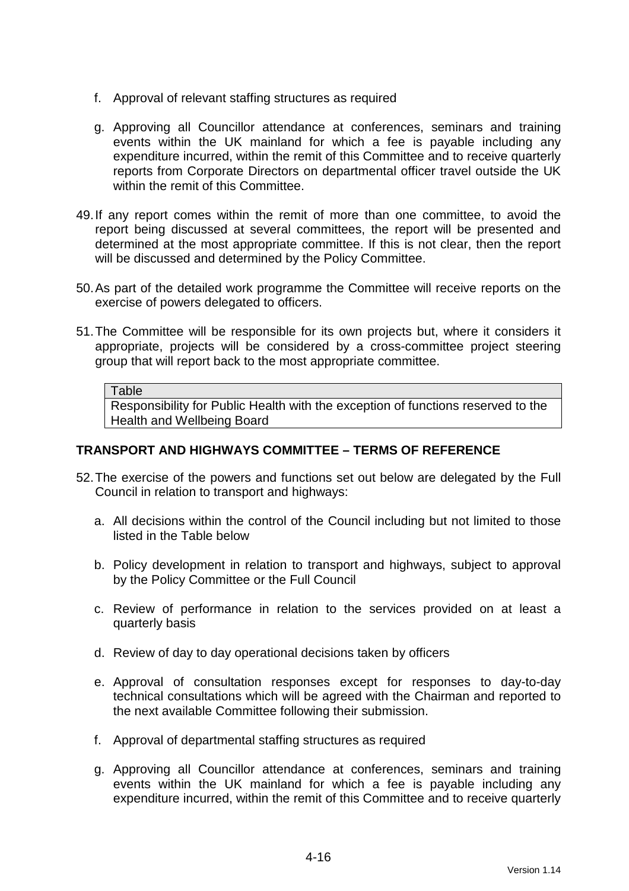f. Approval of relevant staffing structures as required

g. Approving all Councillor attendance at conferences, seminars and training events within the UK mainland for which a fee is payable including any expenditure incurred, within the remit of this Committee and to receive quarterly reports from Corporate Directors on departmental officer travel outside the UK within the remit of this Committee.

49. If any report comes within the remit of more than one committee, to avoid the report being discussed at several committees, the report will be presented and determined at the most appropriate committee. If this is not clear, then the report will be discussed and determined by the Policy Committee.

50. As part of the detailed work programme the Committee will receive reports on the exercise of powers delegated to officers.

51. The Committee will be responsible for its own projects but, where it considers it appropriate, projects will be considered by a cross-committee project steering group that will report back to the most appropriate committee.

| Table |
| --- |
| Responsibility for Public Health with the exception of functions reserved to the Health and Wellbeing Board |

## TRANSPORT AND HIGHWAYS COMMITTEE – TERMS OF REFERENCE

52. The exercise of the powers and functions set out below are delegated by the Full Council in relation to transport and highways:

a. All decisions within the control of the Council including but not limited to those listed in the Table below

b. Policy development in relation to transport and highways, subject to approval by the Policy Committee or the Full Council

c. Review of performance in relation to the services provided on at least a quarterly basis

d. Review of day to day operational decisions taken by officers

e. Approval of consultation responses except for responses to day-to-day technical consultations which will be agreed with the Chairman and reported to the next available Committee following their submission.

f. Approval of departmental staffing structures as required

g. Approving all Councillor attendance at conferences, seminars and training events within the UK mainland for which a fee is payable including any expenditure incurred, within the remit of this Committee and to receive quarterly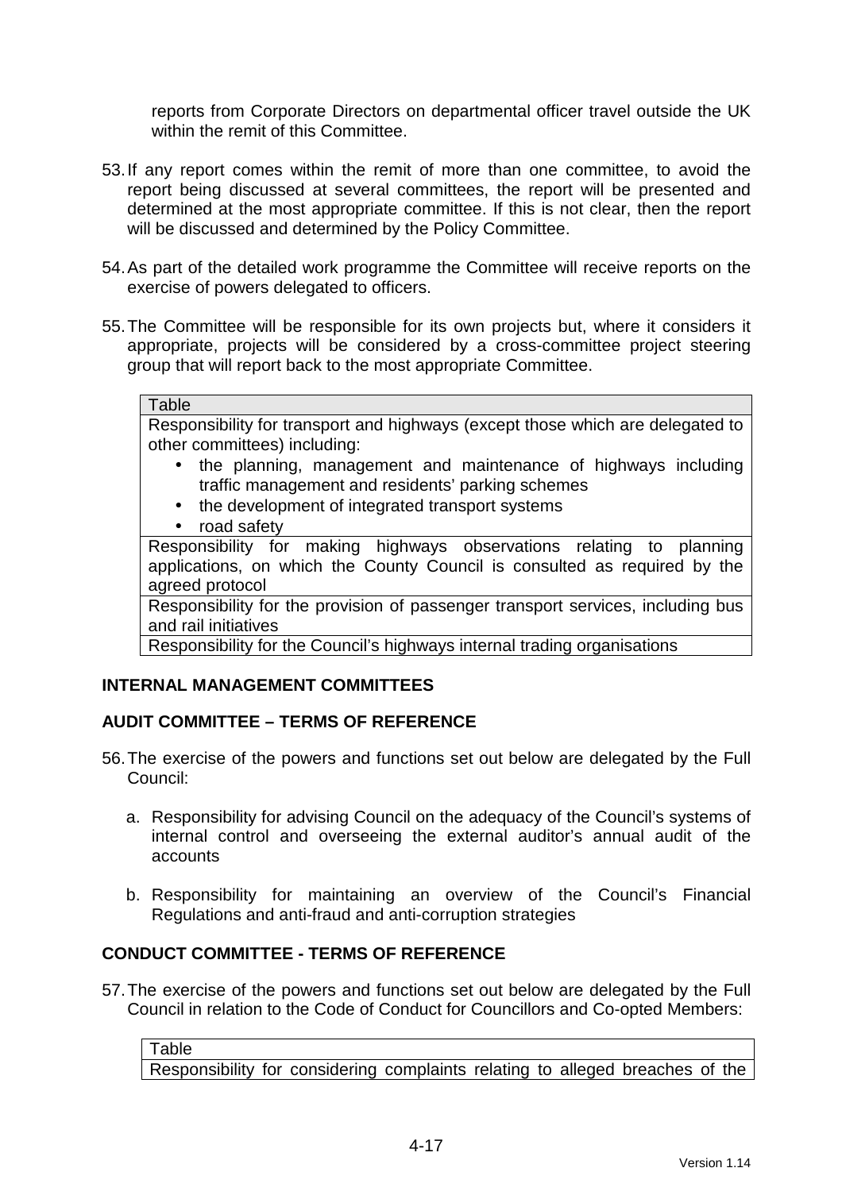reports from Corporate Directors on departmental officer travel outside the UK within the remit of this Committee.

53. If any report comes within the remit of more than one committee, to avoid the report being discussed at several committees, the report will be presented and determined at the most appropriate committee. If this is not clear, then the report will be discussed and determined by the Policy Committee.

54. As part of the detailed work programme the Committee will receive reports on the exercise of powers delegated to officers.

55. The Committee will be responsible for its own projects but, where it considers it appropriate, projects will be considered by a cross-committee project steering group that will report back to the most appropriate Committee.

| Table |
|---|
| Responsibility for transport and highways (except those which are delegated to other committees) including:<br>• the planning, management and maintenance of highways including traffic management and residents' parking schemes<br>• the development of integrated transport systems<br>• road safety |
| Responsibility for making highways observations relating to planning applications, on which the County Council is consulted as required by the agreed protocol |
| Responsibility for the provision of passenger transport services, including bus and rail initiatives |
| Responsibility for the Council's highways internal trading organisations |

## INTERNAL MANAGEMENT COMMITTEES

### AUDIT COMMITTEE – TERMS OF REFERENCE

56. The exercise of the powers and functions set out below are delegated by the Full Council:

    a. Responsibility for advising Council on the adequacy of the Council's systems of internal control and overseeing the external auditor's annual audit of the accounts

    b. Responsibility for maintaining an overview of the Council's Financial Regulations and anti-fraud and anti-corruption strategies

### CONDUCT COMMITTEE - TERMS OF REFERENCE

57. The exercise of the powers and functions set out below are delegated by the Full Council in relation to the Code of Conduct for Councillors and Co-opted Members:

| Table |
|---|
| Responsibility for considering complaints relating to alleged breaches of the |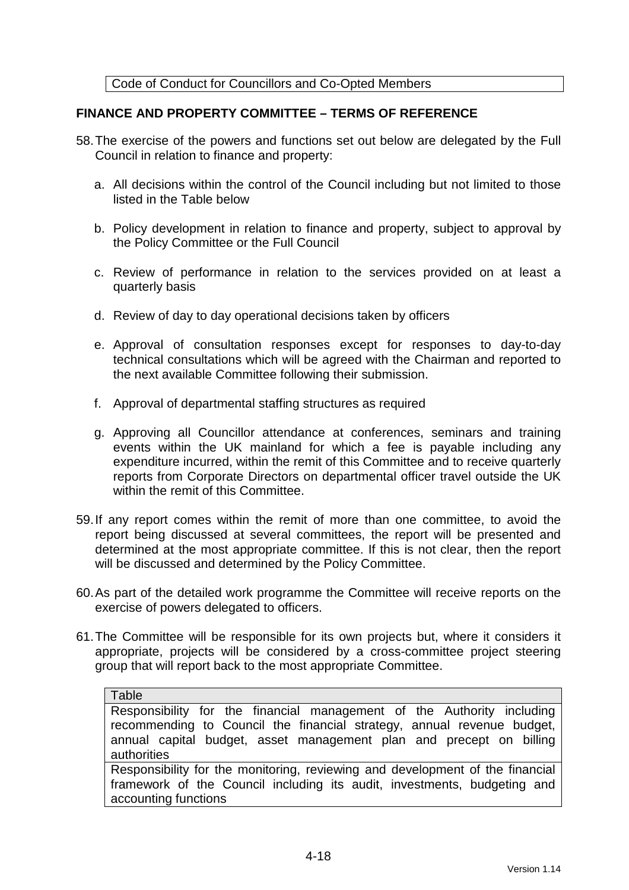Code of Conduct for Councillors and Co-Opted Members

**FINANCE AND PROPERTY COMMITTEE – TERMS OF REFERENCE**

58. The exercise of the powers and functions set out below are delegated by the Full Council in relation to finance and property:

    a. All decisions within the control of the Council including but not limited to those listed in the Table below

    b. Policy development in relation to finance and property, subject to approval by the Policy Committee or the Full Council

    c. Review of performance in relation to the services provided on at least a quarterly basis

    d. Review of day to day operational decisions taken by officers

    e. Approval of consultation responses except for responses to day-to-day technical consultations which will be agreed with the Chairman and reported to the next available Committee following their submission.

    f. Approval of departmental staffing structures as required

    g. Approving all Councillor attendance at conferences, seminars and training events within the UK mainland for which a fee is payable including any expenditure incurred, within the remit of this Committee and to receive quarterly reports from Corporate Directors on departmental officer travel outside the UK within the remit of this Committee.

59. If any report comes within the remit of more than one committee, to avoid the report being discussed at several committees, the report will be presented and determined at the most appropriate committee. If this is not clear, then the report will be discussed and determined by the Policy Committee.

60. As part of the detailed work programme the Committee will receive reports on the exercise of powers delegated to officers.

61. The Committee will be responsible for its own projects but, where it considers it appropriate, projects will be considered by a cross-committee project steering group that will report back to the most appropriate Committee.

| Table |
| --- |
| Responsibility for the financial management of the Authority including recommending to Council the financial strategy, annual revenue budget, annual capital budget, asset management plan and precept on billing authorities |
| Responsibility for the monitoring, reviewing and development of the financial framework of the Council including its audit, investments, budgeting and accounting functions |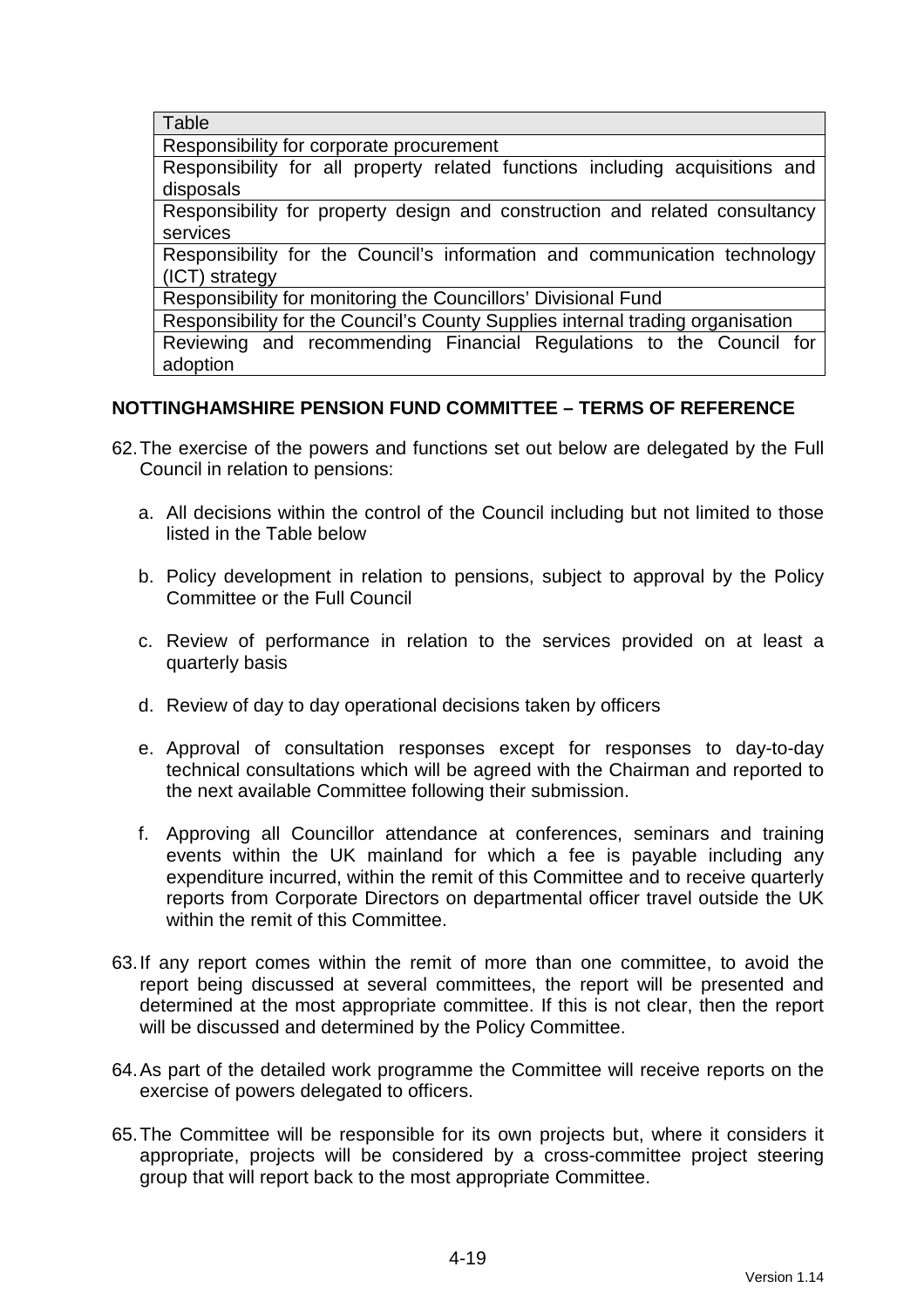| Table |
| --- |
| Responsibility for corporate procurement |
| Responsibility for all property related functions including acquisitions and disposals |
| Responsibility for property design and construction and related consultancy services |
| Responsibility for the Council's information and communication technology (ICT) strategy |
| Responsibility for monitoring the Councillors' Divisional Fund |
| Responsibility for the Council's County Supplies internal trading organisation |
| Reviewing and recommending Financial Regulations to the Council for adoption |

## NOTTINGHAMSHIRE PENSION FUND COMMITTEE – TERMS OF REFERENCE

62. The exercise of the powers and functions set out below are delegated by the Full Council in relation to pensions:

    a. All decisions within the control of the Council including but not limited to those listed in the Table below

    b. Policy development in relation to pensions, subject to approval by the Policy Committee or the Full Council

    c. Review of performance in relation to the services provided on at least a quarterly basis

    d. Review of day to day operational decisions taken by officers

    e. Approval of consultation responses except for responses to day-to-day technical consultations which will be agreed with the Chairman and reported to the next available Committee following their submission.

    f. Approving all Councillor attendance at conferences, seminars and training events within the UK mainland for which a fee is payable including any expenditure incurred, within the remit of this Committee and to receive quarterly reports from Corporate Directors on departmental officer travel outside the UK within the remit of this Committee.

63. If any report comes within the remit of more than one committee, to avoid the report being discussed at several committees, the report will be presented and determined at the most appropriate committee. If this is not clear, then the report will be discussed and determined by the Policy Committee.

64. As part of the detailed work programme the Committee will receive reports on the exercise of powers delegated to officers.

65. The Committee will be responsible for its own projects but, where it considers it appropriate, projects will be considered by a cross-committee project steering group that will report back to the most appropriate Committee.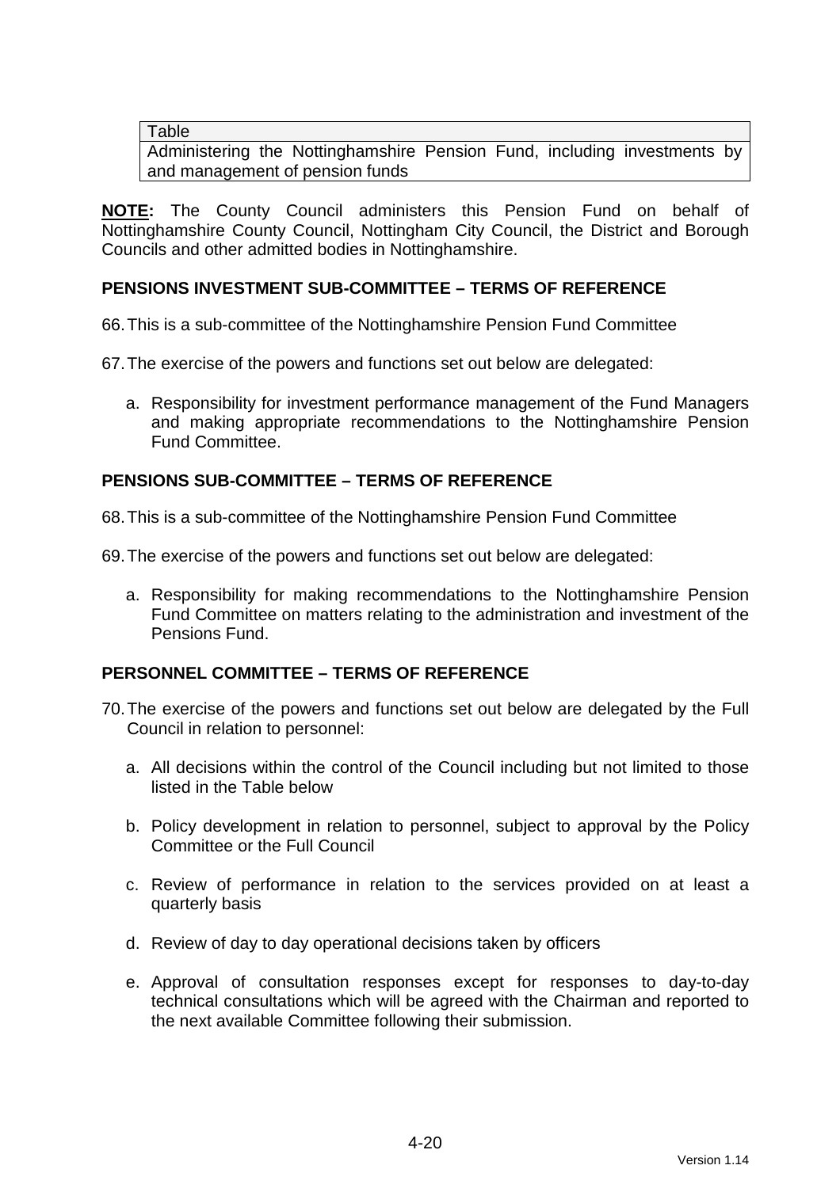| Table |
|---|
| Administering the Nottinghamshire Pension Fund, including investments by and management of pension funds |

**NOTE:** The County Council administers this Pension Fund on behalf of Nottinghamshire County Council, Nottingham City Council, the District and Borough Councils and other admitted bodies in Nottinghamshire.

**PENSIONS INVESTMENT SUB-COMMITTEE – TERMS OF REFERENCE**

66. This is a sub-committee of the Nottinghamshire Pension Fund Committee

67. The exercise of the powers and functions set out below are delegated:

    a. Responsibility for investment performance management of the Fund Managers and making appropriate recommendations to the Nottinghamshire Pension Fund Committee.

**PENSIONS SUB-COMMITTEE – TERMS OF REFERENCE**

68. This is a sub-committee of the Nottinghamshire Pension Fund Committee

69. The exercise of the powers and functions set out below are delegated:

    a. Responsibility for making recommendations to the Nottinghamshire Pension Fund Committee on matters relating to the administration and investment of the Pensions Fund.

**PERSONNEL COMMITTEE – TERMS OF REFERENCE**

70. The exercise of the powers and functions set out below are delegated by the Full Council in relation to personnel:

    a. All decisions within the control of the Council including but not limited to those listed in the Table below

    b. Policy development in relation to personnel, subject to approval by the Policy Committee or the Full Council

    c. Review of performance in relation to the services provided on at least a quarterly basis

    d. Review of day to day operational decisions taken by officers

    e. Approval of consultation responses except for responses to day-to-day technical consultations which will be agreed with the Chairman and reported to the next available Committee following their submission.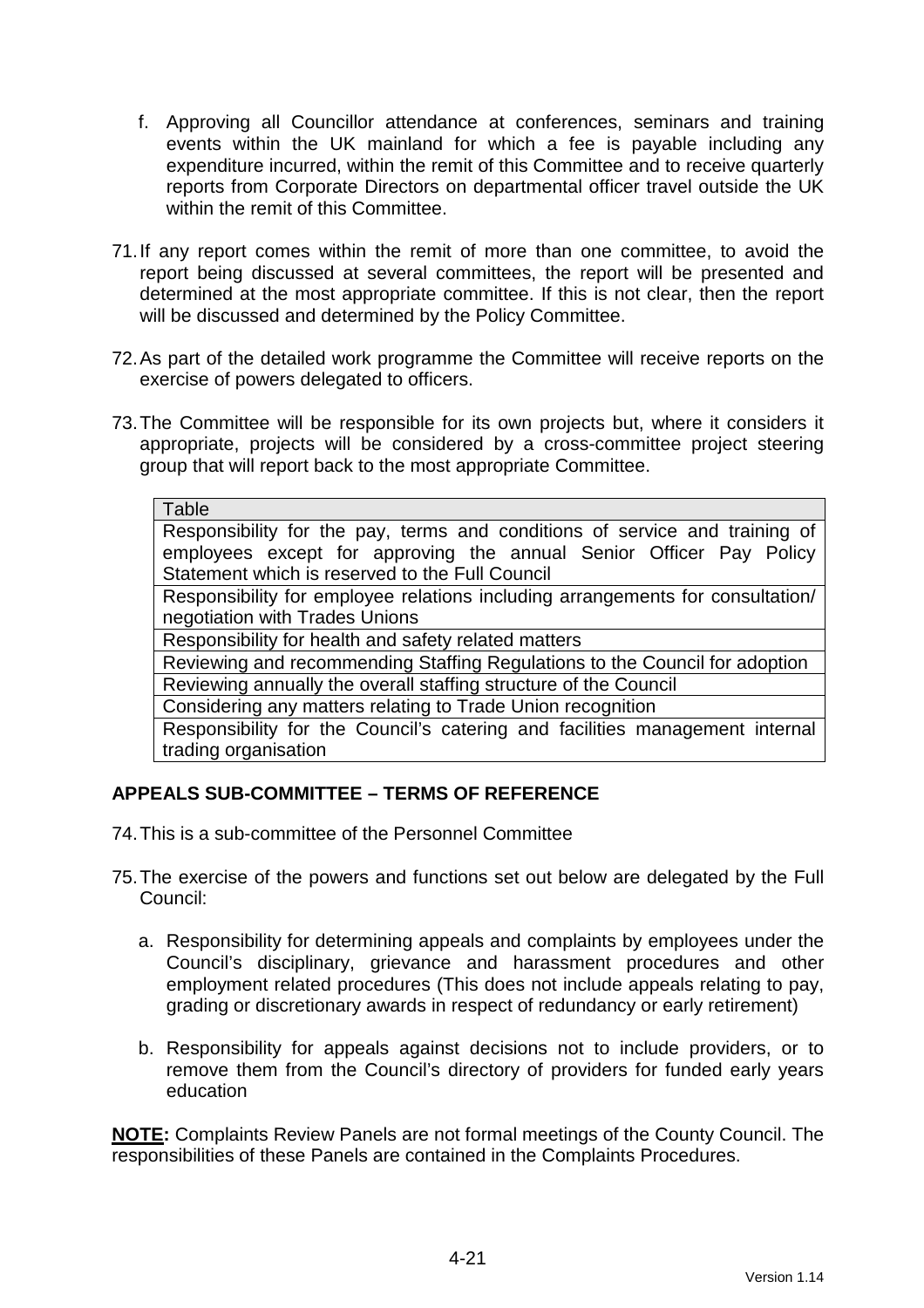f. Approving all Councillor attendance at conferences, seminars and training events within the UK mainland for which a fee is payable including any expenditure incurred, within the remit of this Committee and to receive quarterly reports from Corporate Directors on departmental officer travel outside the UK within the remit of this Committee.

71. If any report comes within the remit of more than one committee, to avoid the report being discussed at several committees, the report will be presented and determined at the most appropriate committee. If this is not clear, then the report will be discussed and determined by the Policy Committee.

72. As part of the detailed work programme the Committee will receive reports on the exercise of powers delegated to officers.

73. The Committee will be responsible for its own projects but, where it considers it appropriate, projects will be considered by a cross-committee project steering group that will report back to the most appropriate Committee.

| Table |
|---|
| Responsibility for the pay, terms and conditions of service and training of employees except for approving the annual Senior Officer Pay Policy Statement which is reserved to the Full Council |
| Responsibility for employee relations including arrangements for consultation/ negotiation with Trades Unions |
| Responsibility for health and safety related matters |
| Reviewing and recommending Staffing Regulations to the Council for adoption |
| Reviewing annually the overall staffing structure of the Council |
| Considering any matters relating to Trade Union recognition |
| Responsibility for the Council's catering and facilities management internal trading organisation |

## APPEALS SUB-COMMITTEE – TERMS OF REFERENCE

74. This is a sub-committee of the Personnel Committee

75. The exercise of the powers and functions set out below are delegated by the Full Council:

   a. Responsibility for determining appeals and complaints by employees under the Council's disciplinary, grievance and harassment procedures and other employment related procedures (This does not include appeals relating to pay, grading or discretionary awards in respect of redundancy or early retirement)

   b. Responsibility for appeals against decisions not to include providers, or to remove them from the Council's directory of providers for funded early years education

**NOTE:** Complaints Review Panels are not formal meetings of the County Council. The responsibilities of these Panels are contained in the Complaints Procedures.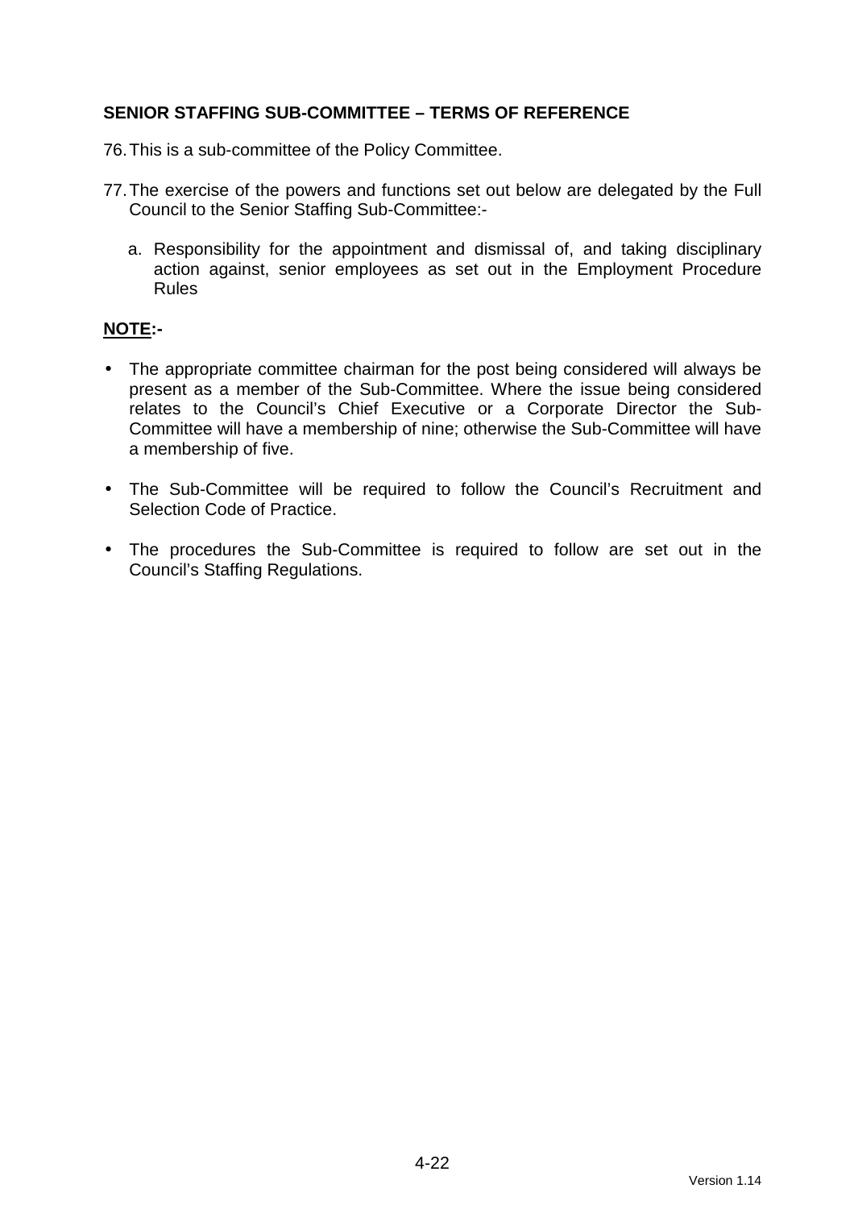## SENIOR STAFFING SUB-COMMITTEE – TERMS OF REFERENCE

76. This is a sub-committee of the Policy Committee.

77. The exercise of the powers and functions set out below are delegated by the Full Council to the Senior Staffing Sub-Committee:-

    a. Responsibility for the appointment and dismissal of, and taking disciplinary action against, senior employees as set out in the Employment Procedure Rules

**<u>NOTE</u>:-**

- The appropriate committee chairman for the post being considered will always be present as a member of the Sub-Committee. Where the issue being considered relates to the Council's Chief Executive or a Corporate Director the Sub-Committee will have a membership of nine; otherwise the Sub-Committee will have a membership of five.

- The Sub-Committee will be required to follow the Council's Recruitment and Selection Code of Practice.

- The procedures the Sub-Committee is required to follow are set out in the Council's Staffing Regulations.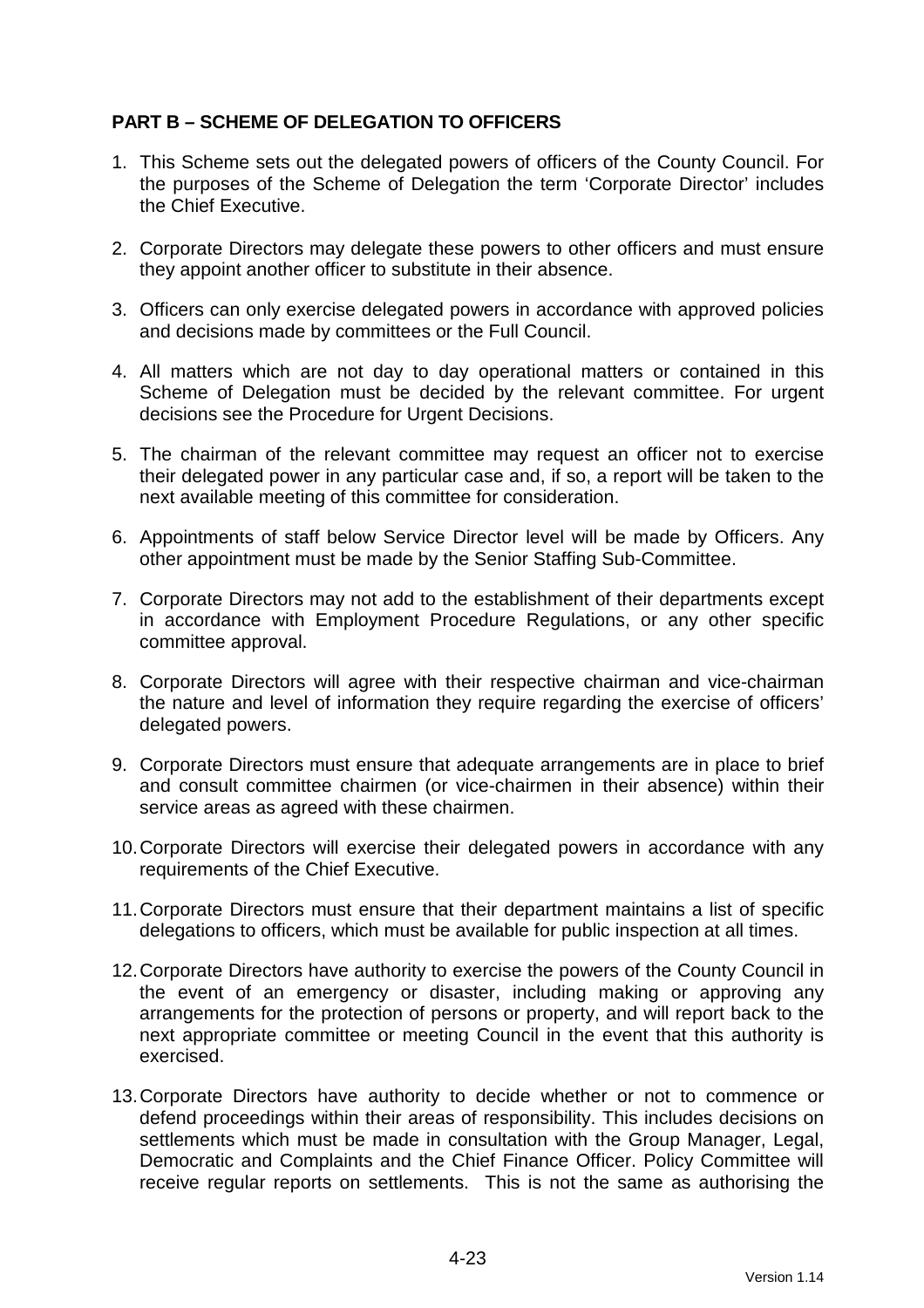## PART B – SCHEME OF DELEGATION TO OFFICERS

1. This Scheme sets out the delegated powers of officers of the County Council. For the purposes of the Scheme of Delegation the term 'Corporate Director' includes the Chief Executive.

2. Corporate Directors may delegate these powers to other officers and must ensure they appoint another officer to substitute in their absence.

3. Officers can only exercise delegated powers in accordance with approved policies and decisions made by committees or the Full Council.

4. All matters which are not day to day operational matters or contained in this Scheme of Delegation must be decided by the relevant committee. For urgent decisions see the Procedure for Urgent Decisions.

5. The chairman of the relevant committee may request an officer not to exercise their delegated power in any particular case and, if so, a report will be taken to the next available meeting of this committee for consideration.

6. Appointments of staff below Service Director level will be made by Officers. Any other appointment must be made by the Senior Staffing Sub-Committee.

7. Corporate Directors may not add to the establishment of their departments except in accordance with Employment Procedure Regulations, or any other specific committee approval.

8. Corporate Directors will agree with their respective chairman and vice-chairman the nature and level of information they require regarding the exercise of officers' delegated powers.

9. Corporate Directors must ensure that adequate arrangements are in place to brief and consult committee chairmen (or vice-chairmen in their absence) within their service areas as agreed with these chairmen.

10. Corporate Directors will exercise their delegated powers in accordance with any requirements of the Chief Executive.

11. Corporate Directors must ensure that their department maintains a list of specific delegations to officers, which must be available for public inspection at all times.

12. Corporate Directors have authority to exercise the powers of the County Council in the event of an emergency or disaster, including making or approving any arrangements for the protection of persons or property, and will report back to the next appropriate committee or meeting Council in the event that this authority is exercised.

13. Corporate Directors have authority to decide whether or not to commence or defend proceedings within their areas of responsibility. This includes decisions on settlements which must be made in consultation with the Group Manager, Legal, Democratic and Complaints and the Chief Finance Officer. Policy Committee will receive regular reports on settlements. This is not the same as authorising the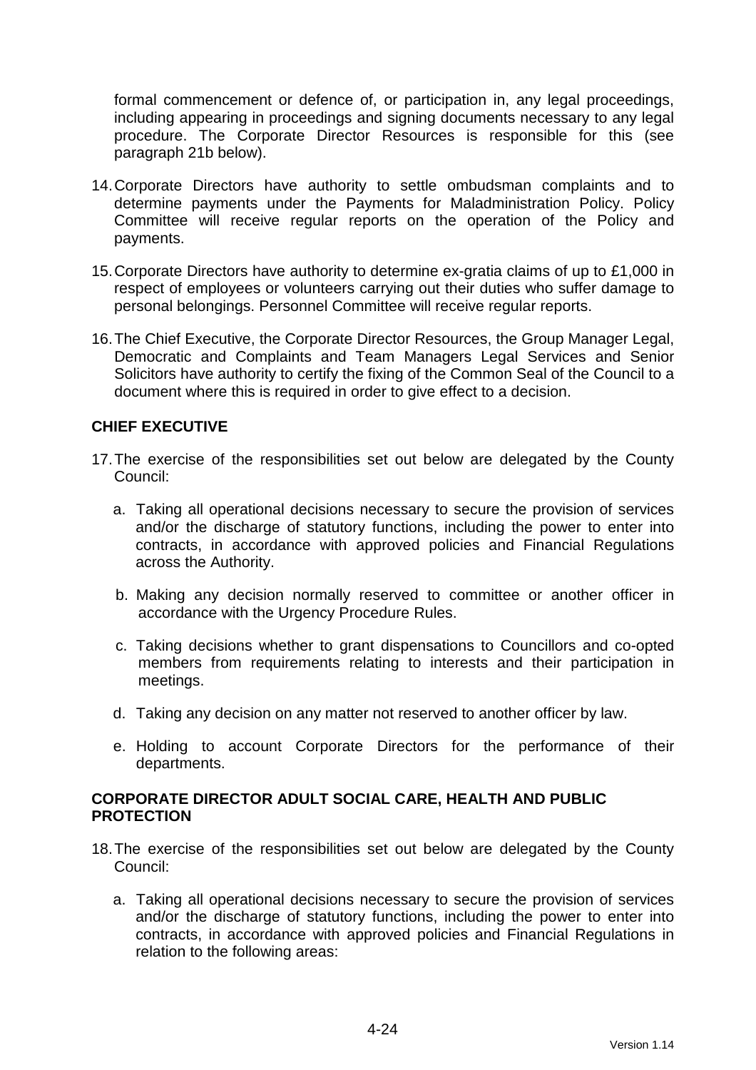formal commencement or defence of, or participation in, any legal proceedings, including appearing in proceedings and signing documents necessary to any legal procedure. The Corporate Director Resources is responsible for this (see paragraph 21b below).

14. Corporate Directors have authority to settle ombudsman complaints and to determine payments under the Payments for Maladministration Policy. Policy Committee will receive regular reports on the operation of the Policy and payments.

15. Corporate Directors have authority to determine ex-gratia claims of up to £1,000 in respect of employees or volunteers carrying out their duties who suffer damage to personal belongings. Personnel Committee will receive regular reports.

16. The Chief Executive, the Corporate Director Resources, the Group Manager Legal, Democratic and Complaints and Team Managers Legal Services and Senior Solicitors have authority to certify the fixing of the Common Seal of the Council to a document where this is required in order to give effect to a decision.

## CHIEF EXECUTIVE

17. The exercise of the responsibilities set out below are delegated by the County Council:

    a. Taking all operational decisions necessary to secure the provision of services and/or the discharge of statutory functions, including the power to enter into contracts, in accordance with approved policies and Financial Regulations across the Authority.

    b. Making any decision normally reserved to committee or another officer in accordance with the Urgency Procedure Rules.

    c. Taking decisions whether to grant dispensations to Councillors and co-opted members from requirements relating to interests and their participation in meetings.

    d. Taking any decision on any matter not reserved to another officer by law.

    e. Holding to account Corporate Directors for the performance of their departments.

## CORPORATE DIRECTOR ADULT SOCIAL CARE, HEALTH AND PUBLIC PROTECTION

18. The exercise of the responsibilities set out below are delegated by the County Council:

    a. Taking all operational decisions necessary to secure the provision of services and/or the discharge of statutory functions, including the power to enter into contracts, in accordance with approved policies and Financial Regulations in relation to the following areas: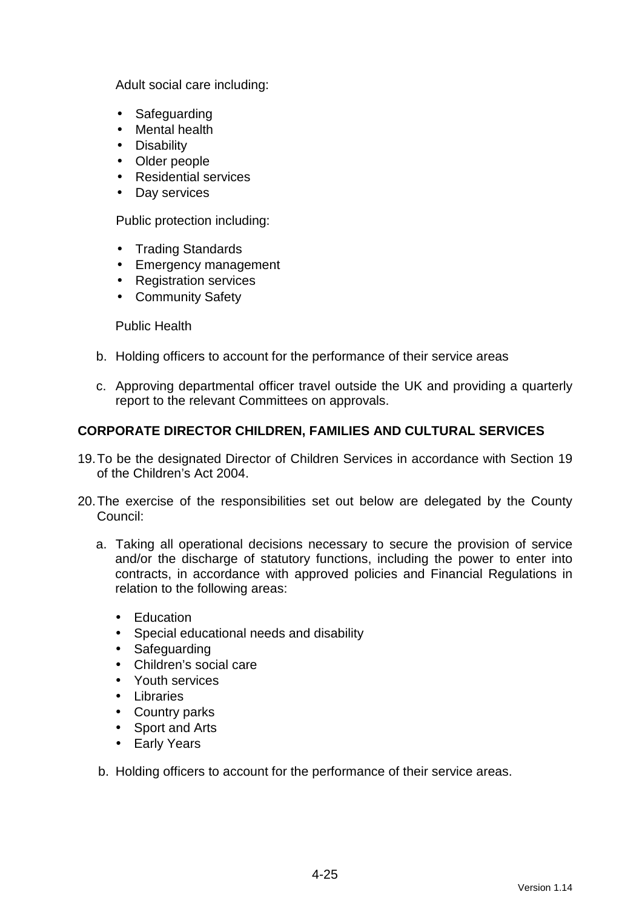Adult social care including:

- Safeguarding
- Mental health
- Disability
- Older people
- Residential services
- Day services

Public protection including:

- Trading Standards
- Emergency management
- Registration services
- Community Safety

Public Health

b. Holding officers to account for the performance of their service areas

c. Approving departmental officer travel outside the UK and providing a quarterly report to the relevant Committees on approvals.

**CORPORATE DIRECTOR CHILDREN, FAMILIES AND CULTURAL SERVICES**

19. To be the designated Director of Children Services in accordance with Section 19 of the Children's Act 2004.

20. The exercise of the responsibilities set out below are delegated by the County Council:

    a. Taking all operational decisions necessary to secure the provision of service and/or the discharge of statutory functions, including the power to enter into contracts, in accordance with approved policies and Financial Regulations in relation to the following areas:

    - Education
    - Special educational needs and disability
    - Safeguarding
    - Children's social care
    - Youth services
    - Libraries
    - Country parks
    - Sport and Arts
    - Early Years

    b. Holding officers to account for the performance of their service areas.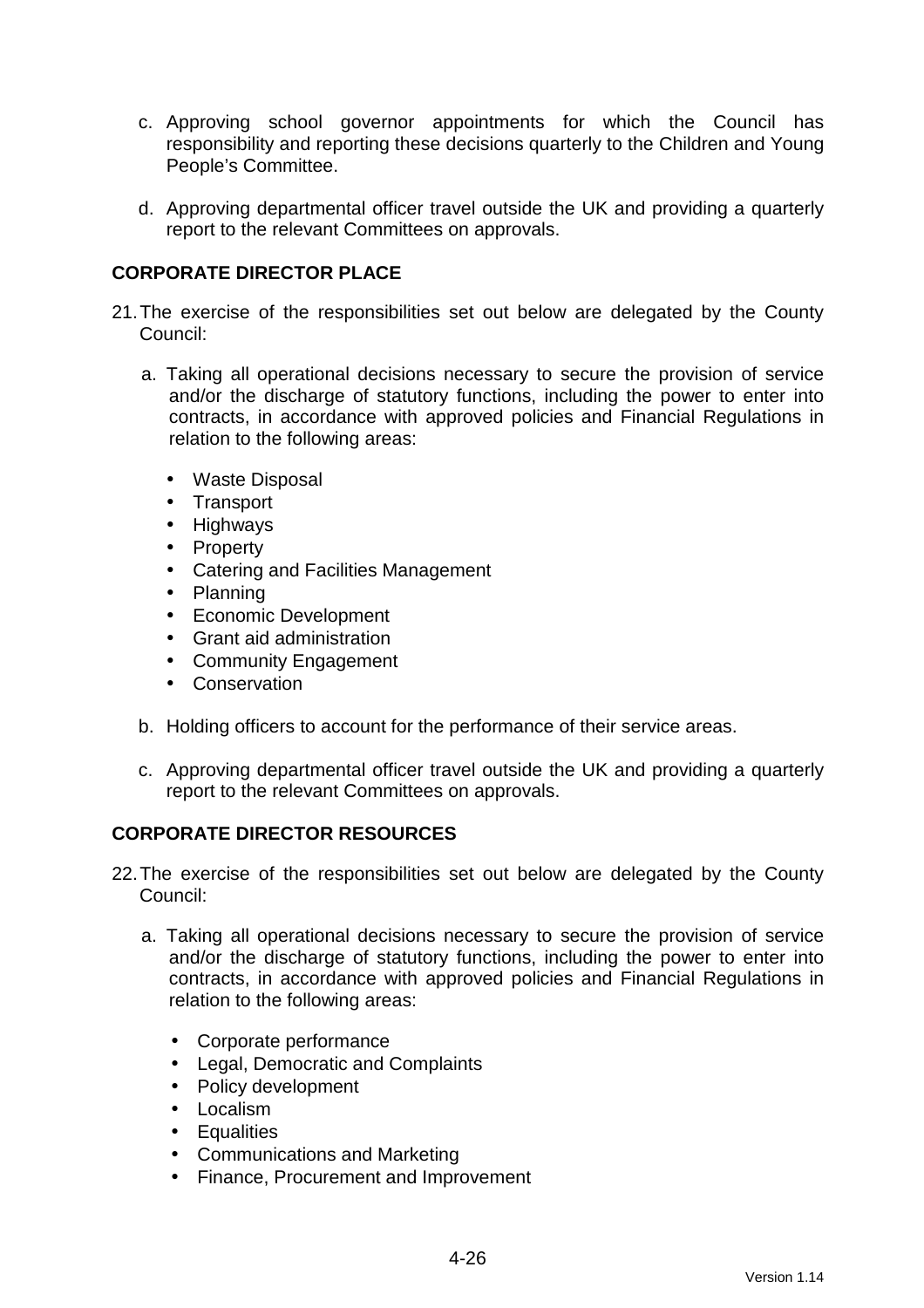c. Approving school governor appointments for which the Council has responsibility and reporting these decisions quarterly to the Children and Young People's Committee.

d. Approving departmental officer travel outside the UK and providing a quarterly report to the relevant Committees on approvals.

**CORPORATE DIRECTOR PLACE**

21. The exercise of the responsibilities set out below are delegated by the County Council:

    a. Taking all operational decisions necessary to secure the provision of service and/or the discharge of statutory functions, including the power to enter into contracts, in accordance with approved policies and Financial Regulations in relation to the following areas:

        - Waste Disposal
        - Transport
        - Highways
        - Property
        - Catering and Facilities Management
        - Planning
        - Economic Development
        - Grant aid administration
        - Community Engagement
        - Conservation

    b. Holding officers to account for the performance of their service areas.

    c. Approving departmental officer travel outside the UK and providing a quarterly report to the relevant Committees on approvals.

**CORPORATE DIRECTOR RESOURCES**

22. The exercise of the responsibilities set out below are delegated by the County Council:

    a. Taking all operational decisions necessary to secure the provision of service and/or the discharge of statutory functions, including the power to enter into contracts, in accordance with approved policies and Financial Regulations in relation to the following areas:

        - Corporate performance
        - Legal, Democratic and Complaints
        - Policy development
        - Localism
        - Equalities
        - Communications and Marketing
        - Finance, Procurement and Improvement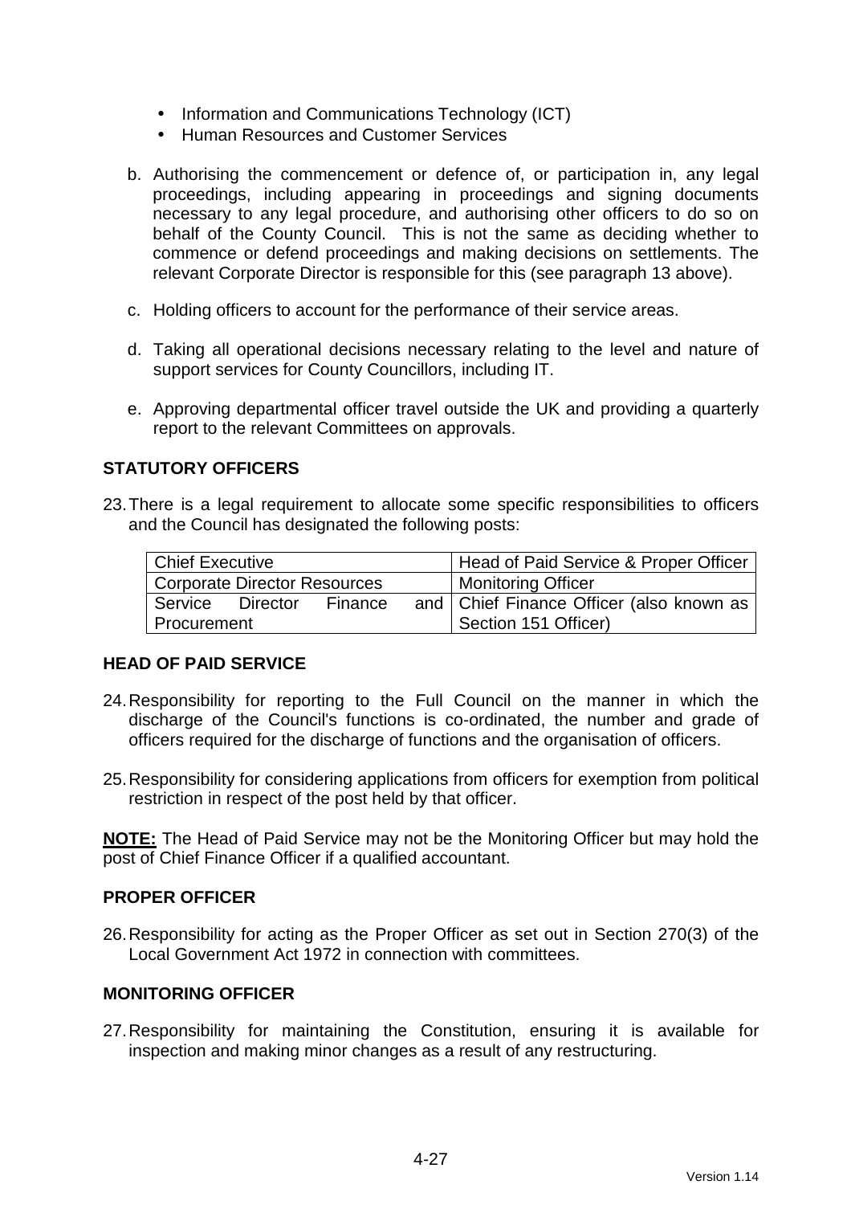- Information and Communications Technology (ICT)
- Human Resources and Customer Services

b. Authorising the commencement or defence of, or participation in, any legal proceedings, including appearing in proceedings and signing documents necessary to any legal procedure, and authorising other officers to do so on behalf of the County Council. This is not the same as deciding whether to commence or defend proceedings and making decisions on settlements. The relevant Corporate Director is responsible for this (see paragraph 13 above).

c. Holding officers to account for the performance of their service areas.

d. Taking all operational decisions necessary relating to the level and nature of support services for County Councillors, including IT.

e. Approving departmental officer travel outside the UK and providing a quarterly report to the relevant Committees on approvals.

## STATUTORY OFFICERS

23. There is a legal requirement to allocate some specific responsibilities to officers and the Council has designated the following posts:

| | |
|---|---|
| Chief Executive | Head of Paid Service & Proper Officer |
| Corporate Director Resources | Monitoring Officer |
| Service Director Finance and Procurement | Chief Finance Officer (also known as Section 151 Officer) |

## HEAD OF PAID SERVICE

24. Responsibility for reporting to the Full Council on the manner in which the discharge of the Council's functions is co-ordinated, the number and grade of officers required for the discharge of functions and the organisation of officers.

25. Responsibility for considering applications from officers for exemption from political restriction in respect of the post held by that officer.

**NOTE:** The Head of Paid Service may not be the Monitoring Officer but may hold the post of Chief Finance Officer if a qualified accountant.

## PROPER OFFICER

26. Responsibility for acting as the Proper Officer as set out in Section 270(3) of the Local Government Act 1972 in connection with committees.

## MONITORING OFFICER

27. Responsibility for maintaining the Constitution, ensuring it is available for inspection and making minor changes as a result of any restructuring.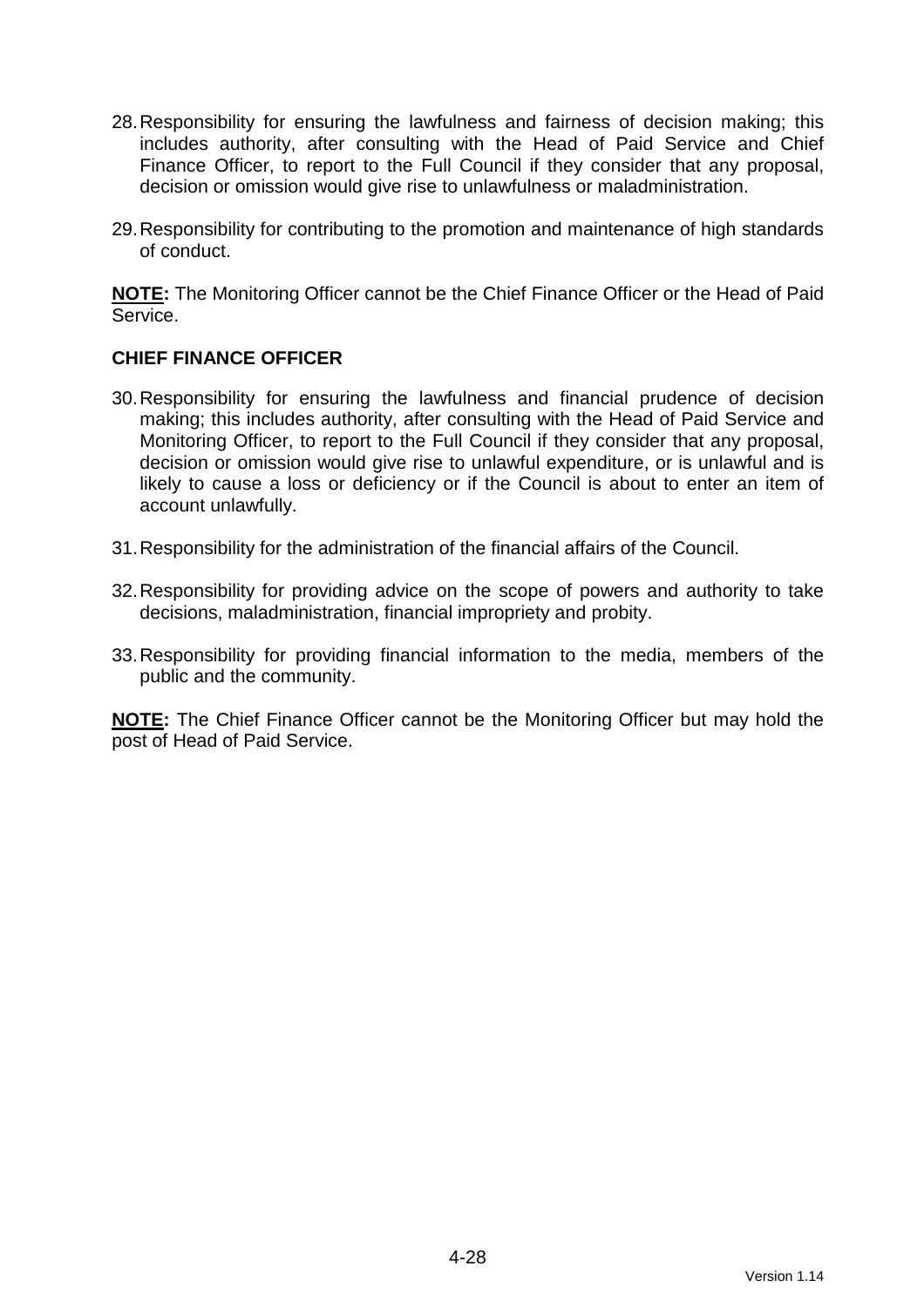28. Responsibility for ensuring the lawfulness and fairness of decision making; this includes authority, after consulting with the Head of Paid Service and Chief Finance Officer, to report to the Full Council if they consider that any proposal, decision or omission would give rise to unlawfulness or maladministration.

29. Responsibility for contributing to the promotion and maintenance of high standards of conduct.

**NOTE:** The Monitoring Officer cannot be the Chief Finance Officer or the Head of Paid Service.

### CHIEF FINANCE OFFICER

30. Responsibility for ensuring the lawfulness and financial prudence of decision making; this includes authority, after consulting with the Head of Paid Service and Monitoring Officer, to report to the Full Council if they consider that any proposal, decision or omission would give rise to unlawful expenditure, or is unlawful and is likely to cause a loss or deficiency or if the Council is about to enter an item of account unlawfully.

31. Responsibility for the administration of the financial affairs of the Council.

32. Responsibility for providing advice on the scope of powers and authority to take decisions, maladministration, financial impropriety and probity.

33. Responsibility for providing financial information to the media, members of the public and the community.

**NOTE:** The Chief Finance Officer cannot be the Monitoring Officer but may hold the post of Head of Paid Service.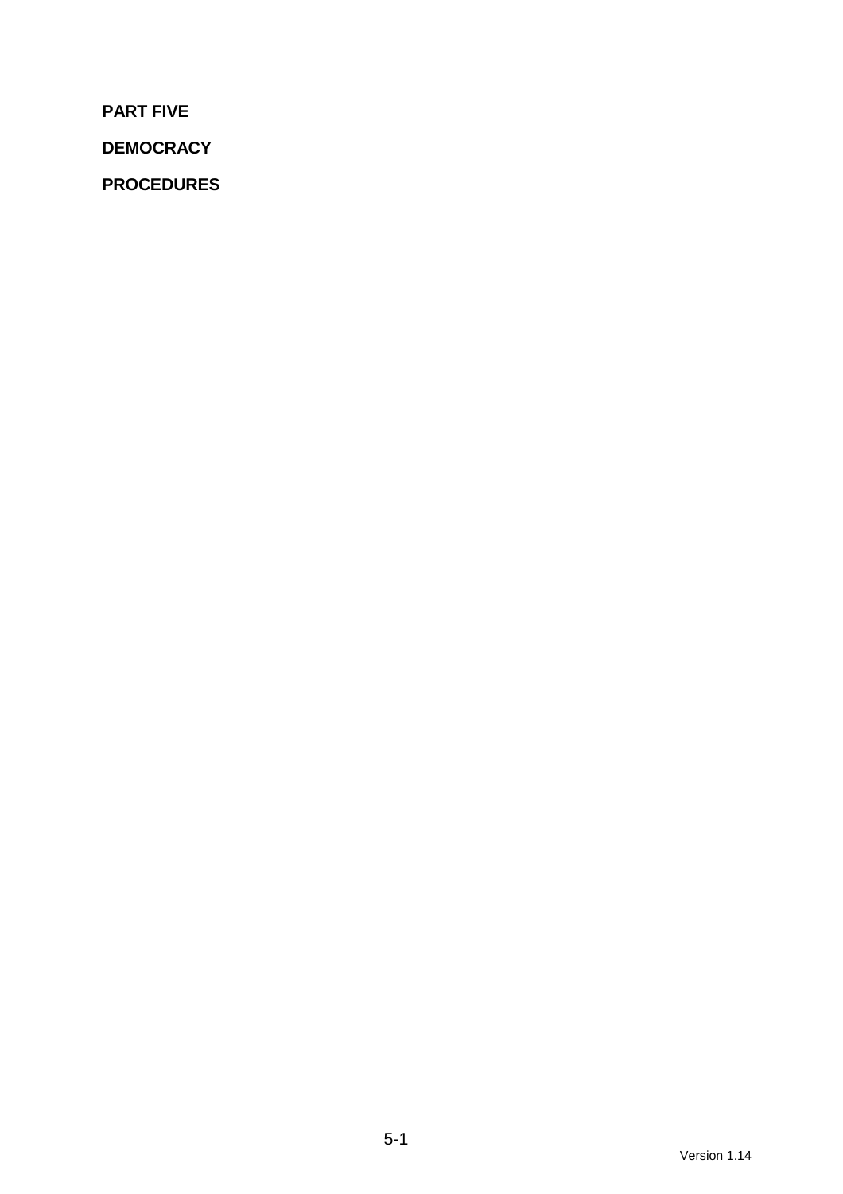**PART FIVE**

**DEMOCRACY**

**PROCEDURES**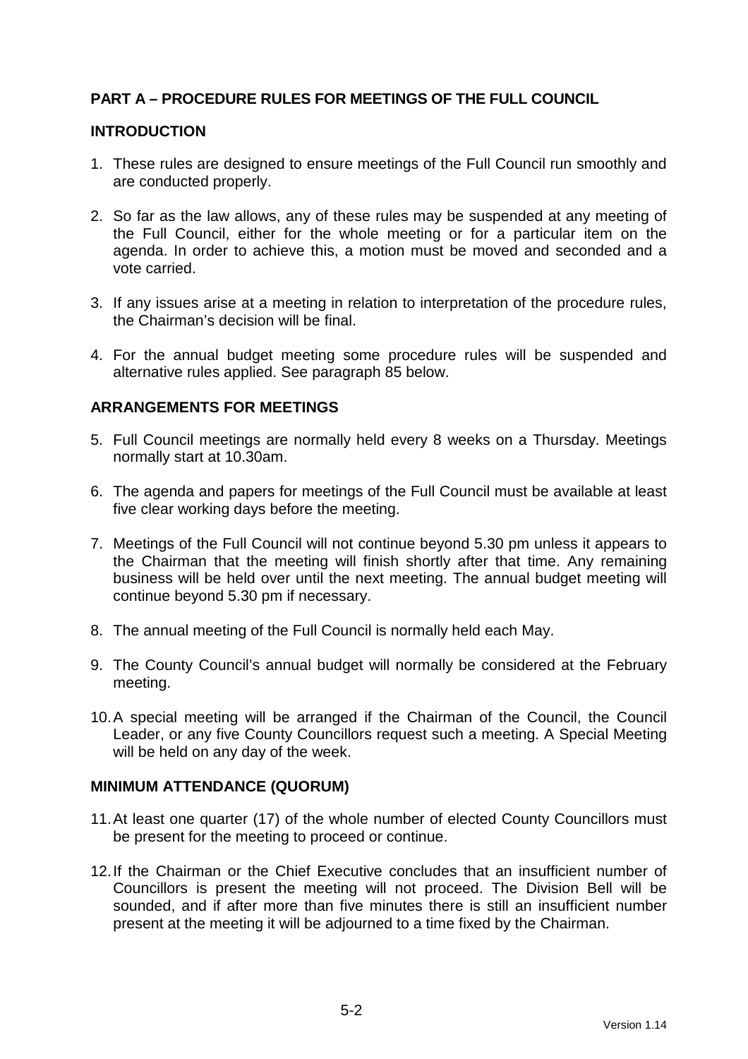## PART A – PROCEDURE RULES FOR MEETINGS OF THE FULL COUNCIL

### INTRODUCTION

1. These rules are designed to ensure meetings of the Full Council run smoothly and are conducted properly.

2. So far as the law allows, any of these rules may be suspended at any meeting of the Full Council, either for the whole meeting or for a particular item on the agenda. In order to achieve this, a motion must be moved and seconded and a vote carried.

3. If any issues arise at a meeting in relation to interpretation of the procedure rules, the Chairman's decision will be final.

4. For the annual budget meeting some procedure rules will be suspended and alternative rules applied. See paragraph 85 below.

### ARRANGEMENTS FOR MEETINGS

5. Full Council meetings are normally held every 8 weeks on a Thursday. Meetings normally start at 10.30am.

6. The agenda and papers for meetings of the Full Council must be available at least five clear working days before the meeting.

7. Meetings of the Full Council will not continue beyond 5.30 pm unless it appears to the Chairman that the meeting will finish shortly after that time. Any remaining business will be held over until the next meeting. The annual budget meeting will continue beyond 5.30 pm if necessary.

8. The annual meeting of the Full Council is normally held each May.

9. The County Council's annual budget will normally be considered at the February meeting.

10. A special meeting will be arranged if the Chairman of the Council, the Council Leader, or any five County Councillors request such a meeting. A Special Meeting will be held on any day of the week.

### MINIMUM ATTENDANCE (QUORUM)

11. At least one quarter (17) of the whole number of elected County Councillors must be present for the meeting to proceed or continue.

12. If the Chairman or the Chief Executive concludes that an insufficient number of Councillors is present the meeting will not proceed. The Division Bell will be sounded, and if after more than five minutes there is still an insufficient number present at the meeting it will be adjourned to a time fixed by the Chairman.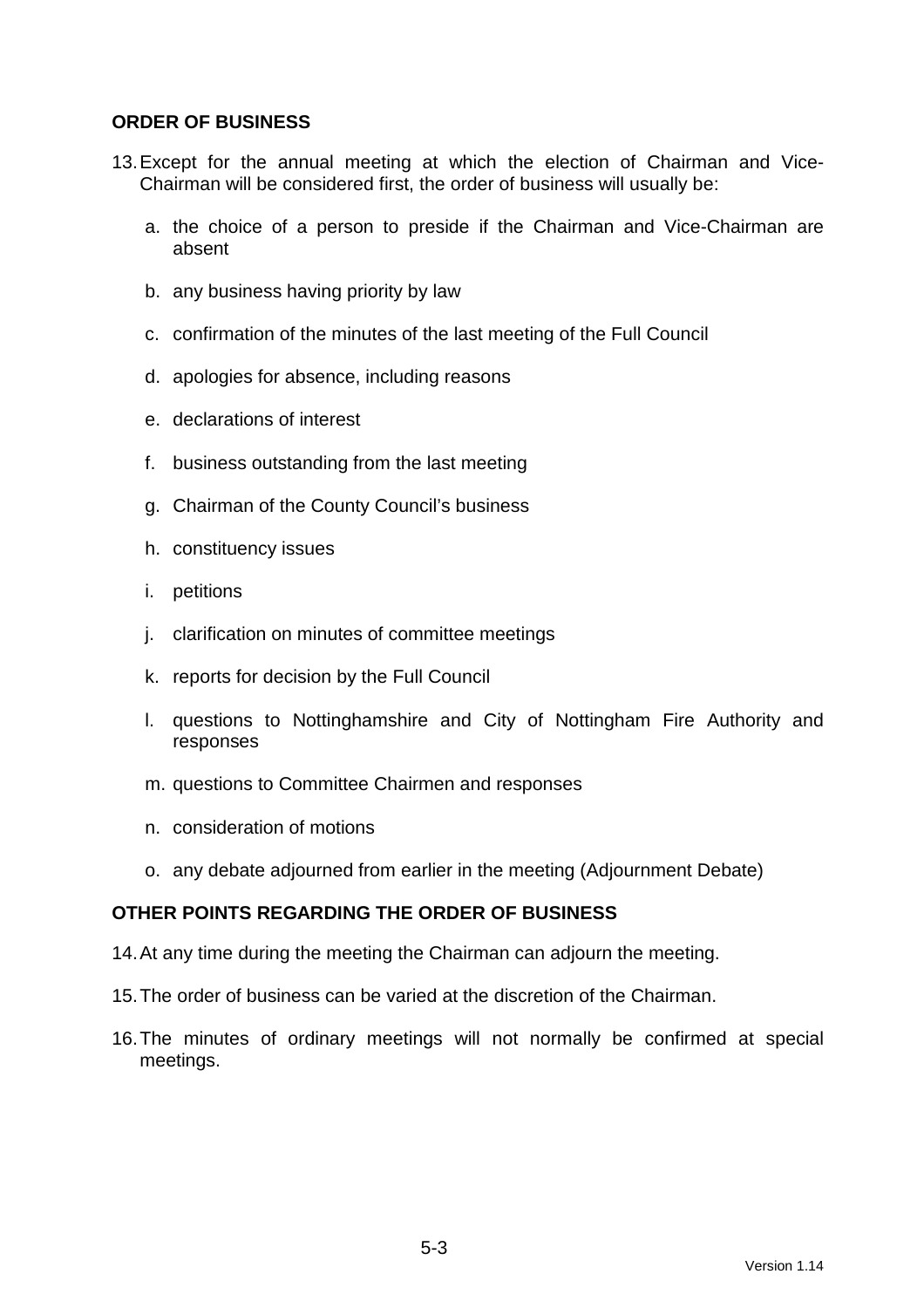## ORDER OF BUSINESS

13. Except for the annual meeting at which the election of Chairman and Vice-Chairman will be considered first, the order of business will usually be:

    a. the choice of a person to preside if the Chairman and Vice-Chairman are absent

    b. any business having priority by law

    c. confirmation of the minutes of the last meeting of the Full Council

    d. apologies for absence, including reasons

    e. declarations of interest

    f. business outstanding from the last meeting

    g. Chairman of the County Council's business

    h. constituency issues

    i. petitions

    j. clarification on minutes of committee meetings

    k. reports for decision by the Full Council

    l. questions to Nottinghamshire and City of Nottingham Fire Authority and responses

    m. questions to Committee Chairmen and responses

    n. consideration of motions

    o. any debate adjourned from earlier in the meeting (Adjournment Debate)

## OTHER POINTS REGARDING THE ORDER OF BUSINESS

14. At any time during the meeting the Chairman can adjourn the meeting.

15. The order of business can be varied at the discretion of the Chairman.

16. The minutes of ordinary meetings will not normally be confirmed at special meetings.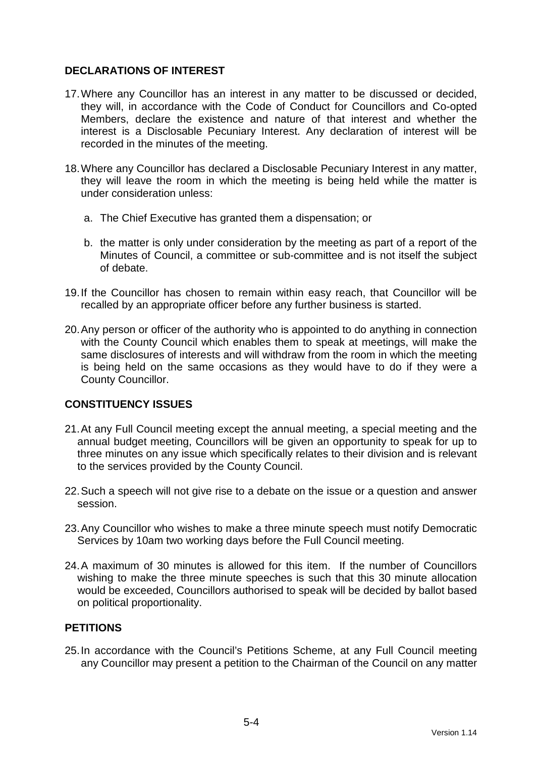## DECLARATIONS OF INTEREST

17. Where any Councillor has an interest in any matter to be discussed or decided, they will, in accordance with the Code of Conduct for Councillors and Co-opted Members, declare the existence and nature of that interest and whether the interest is a Disclosable Pecuniary Interest. Any declaration of interest will be recorded in the minutes of the meeting.

18. Where any Councillor has declared a Disclosable Pecuniary Interest in any matter, they will leave the room in which the meeting is being held while the matter is under consideration unless:

    a. The Chief Executive has granted them a dispensation; or

    b. the matter is only under consideration by the meeting as part of a report of the Minutes of Council, a committee or sub-committee and is not itself the subject of debate.

19. If the Councillor has chosen to remain within easy reach, that Councillor will be recalled by an appropriate officer before any further business is started.

20. Any person or officer of the authority who is appointed to do anything in connection with the County Council which enables them to speak at meetings, will make the same disclosures of interests and will withdraw from the room in which the meeting is being held on the same occasions as they would have to do if they were a County Councillor.

## CONSTITUENCY ISSUES

21. At any Full Council meeting except the annual meeting, a special meeting and the annual budget meeting, Councillors will be given an opportunity to speak for up to three minutes on any issue which specifically relates to their division and is relevant to the services provided by the County Council.

22. Such a speech will not give rise to a debate on the issue or a question and answer session.

23. Any Councillor who wishes to make a three minute speech must notify Democratic Services by 10am two working days before the Full Council meeting.

24. A maximum of 30 minutes is allowed for this item. If the number of Councillors wishing to make the three minute speeches is such that this 30 minute allocation would be exceeded, Councillors authorised to speak will be decided by ballot based on political proportionality.

## PETITIONS

25. In accordance with the Council's Petitions Scheme, at any Full Council meeting any Councillor may present a petition to the Chairman of the Council on any matter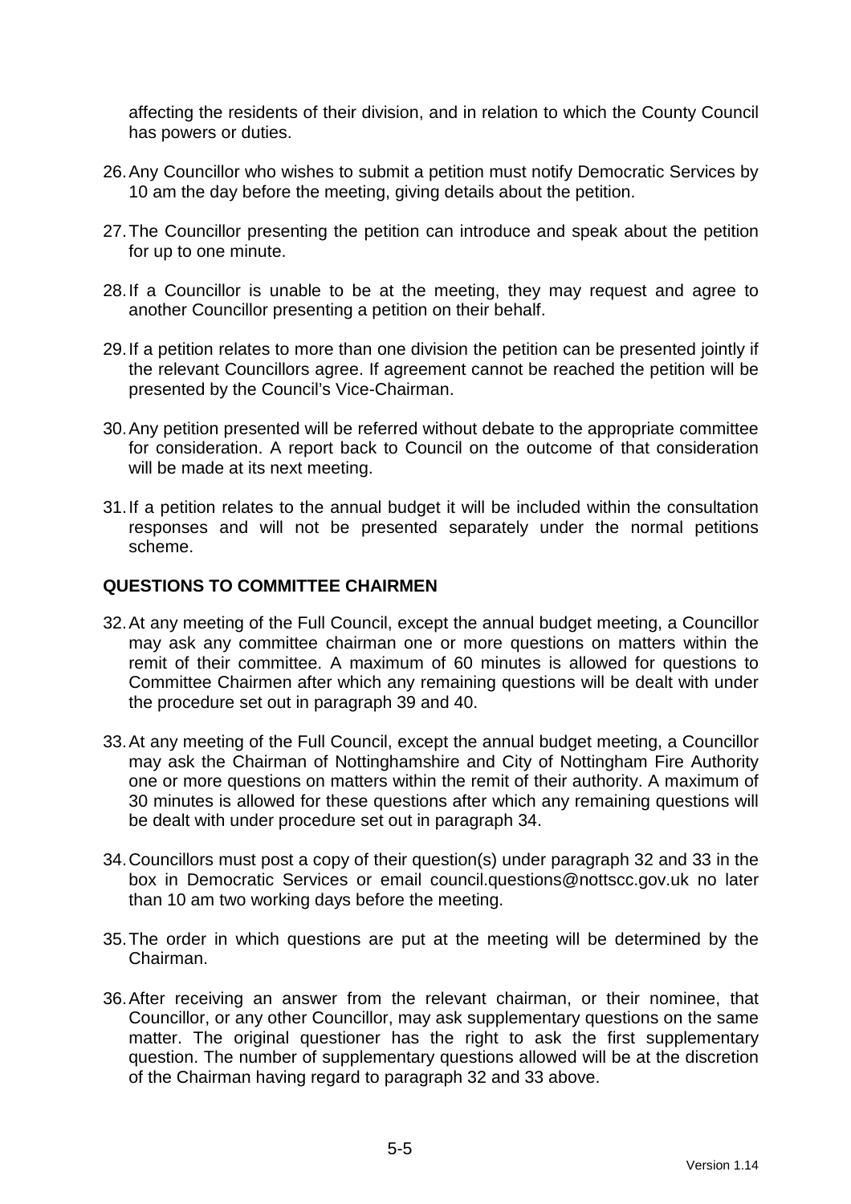affecting the residents of their division, and in relation to which the County Council has powers or duties.

26. Any Councillor who wishes to submit a petition must notify Democratic Services by 10 am the day before the meeting, giving details about the petition.

27. The Councillor presenting the petition can introduce and speak about the petition for up to one minute.

28. If a Councillor is unable to be at the meeting, they may request and agree to another Councillor presenting a petition on their behalf.

29. If a petition relates to more than one division the petition can be presented jointly if the relevant Councillors agree. If agreement cannot be reached the petition will be presented by the Council's Vice-Chairman.

30. Any petition presented will be referred without debate to the appropriate committee for consideration. A report back to Council on the outcome of that consideration will be made at its next meeting.

31. If a petition relates to the annual budget it will be included within the consultation responses and will not be presented separately under the normal petitions scheme.

## QUESTIONS TO COMMITTEE CHAIRMEN

32. At any meeting of the Full Council, except the annual budget meeting, a Councillor may ask any committee chairman one or more questions on matters within the remit of their committee. A maximum of 60 minutes is allowed for questions to Committee Chairmen after which any remaining questions will be dealt with under the procedure set out in paragraph 39 and 40.

33. At any meeting of the Full Council, except the annual budget meeting, a Councillor may ask the Chairman of Nottinghamshire and City of Nottingham Fire Authority one or more questions on matters within the remit of their authority. A maximum of 30 minutes is allowed for these questions after which any remaining questions will be dealt with under procedure set out in paragraph 34.

34. Councillors must post a copy of their question(s) under paragraph 32 and 33 in the box in Democratic Services or email council.questions@nottscc.gov.uk no later than 10 am two working days before the meeting.

35. The order in which questions are put at the meeting will be determined by the Chairman.

36. After receiving an answer from the relevant chairman, or their nominee, that Councillor, or any other Councillor, may ask supplementary questions on the same matter. The original questioner has the right to ask the first supplementary question. The number of supplementary questions allowed will be at the discretion of the Chairman having regard to paragraph 32 and 33 above.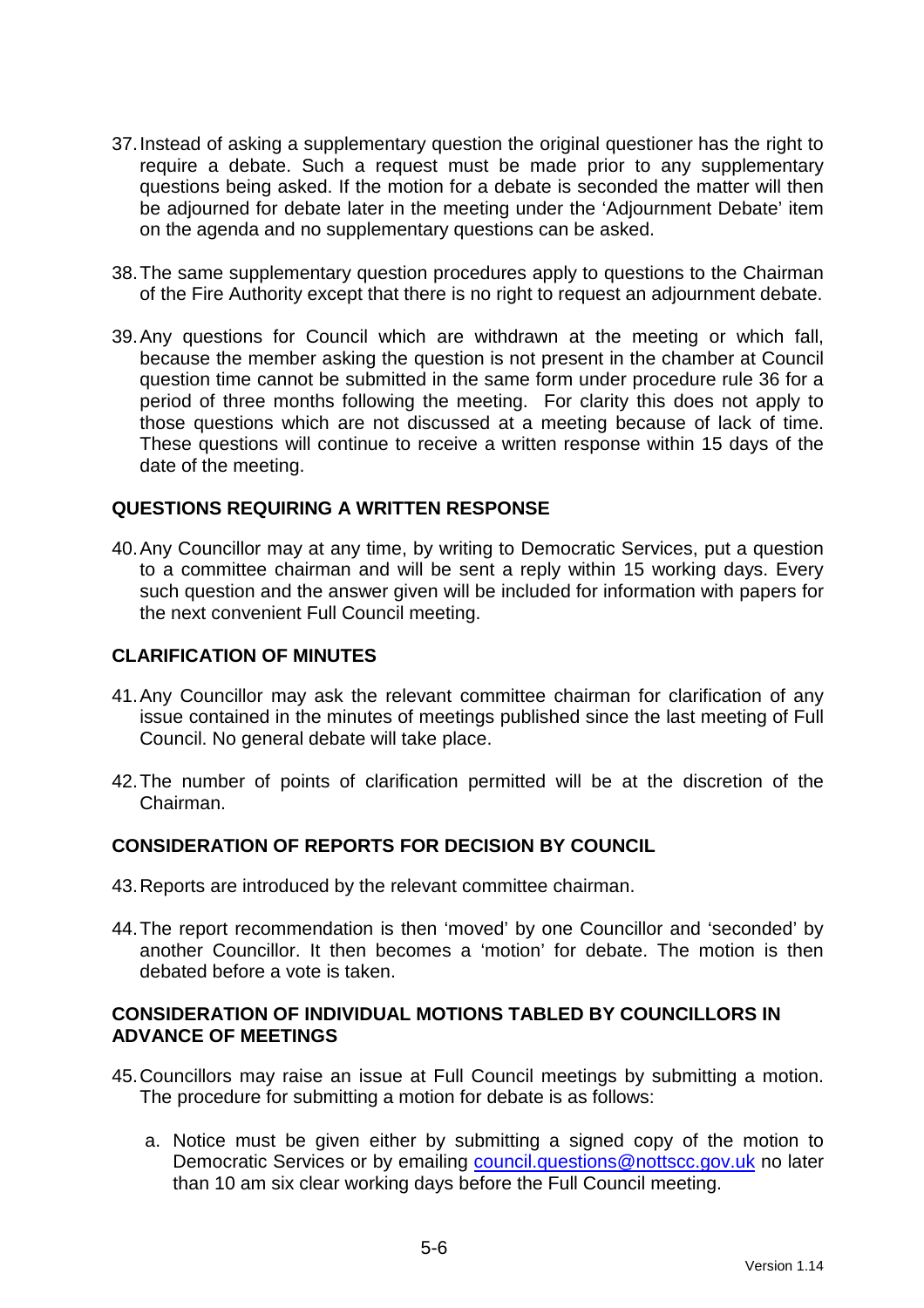37. Instead of asking a supplementary question the original questioner has the right to require a debate. Such a request must be made prior to any supplementary questions being asked. If the motion for a debate is seconded the matter will then be adjourned for debate later in the meeting under the 'Adjournment Debate' item on the agenda and no supplementary questions can be asked.

38. The same supplementary question procedures apply to questions to the Chairman of the Fire Authority except that there is no right to request an adjournment debate.

39. Any questions for Council which are withdrawn at the meeting or which fall, because the member asking the question is not present in the chamber at Council question time cannot be submitted in the same form under procedure rule 36 for a period of three months following the meeting. For clarity this does not apply to those questions which are not discussed at a meeting because of lack of time. These questions will continue to receive a written response within 15 days of the date of the meeting.

## QUESTIONS REQUIRING A WRITTEN RESPONSE

40. Any Councillor may at any time, by writing to Democratic Services, put a question to a committee chairman and will be sent a reply within 15 working days. Every such question and the answer given will be included for information with papers for the next convenient Full Council meeting.

## CLARIFICATION OF MINUTES

41. Any Councillor may ask the relevant committee chairman for clarification of any issue contained in the minutes of meetings published since the last meeting of Full Council. No general debate will take place.

42. The number of points of clarification permitted will be at the discretion of the Chairman.

## CONSIDERATION OF REPORTS FOR DECISION BY COUNCIL

43. Reports are introduced by the relevant committee chairman.

44. The report recommendation is then 'moved' by one Councillor and 'seconded' by another Councillor. It then becomes a 'motion' for debate. The motion is then debated before a vote is taken.

## CONSIDERATION OF INDIVIDUAL MOTIONS TABLED BY COUNCILLORS IN ADVANCE OF MEETINGS

45. Councillors may raise an issue at Full Council meetings by submitting a motion. The procedure for submitting a motion for debate is as follows:

    a. Notice must be given either by submitting a signed copy of the motion to Democratic Services or by emailing council.questions@nottscc.gov.uk no later than 10 am six clear working days before the Full Council meeting.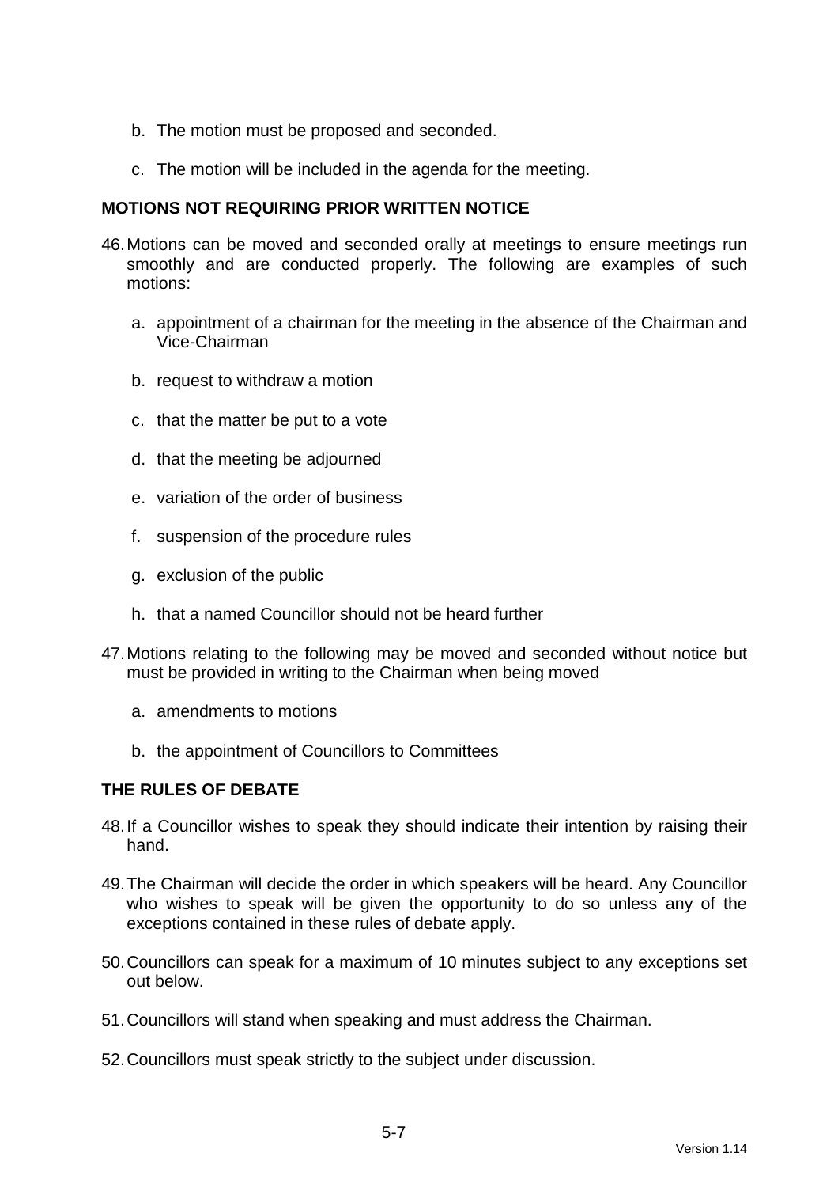b. The motion must be proposed and seconded.

c. The motion will be included in the agenda for the meeting.

## MOTIONS NOT REQUIRING PRIOR WRITTEN NOTICE

46. Motions can be moved and seconded orally at meetings to ensure meetings run smoothly and are conducted properly. The following are examples of such motions:

    a. appointment of a chairman for the meeting in the absence of the Chairman and Vice-Chairman

    b. request to withdraw a motion

    c. that the matter be put to a vote

    d. that the meeting be adjourned

    e. variation of the order of business

    f. suspension of the procedure rules

    g. exclusion of the public

    h. that a named Councillor should not be heard further

47. Motions relating to the following may be moved and seconded without notice but must be provided in writing to the Chairman when being moved

    a. amendments to motions

    b. the appointment of Councillors to Committees

## THE RULES OF DEBATE

48. If a Councillor wishes to speak they should indicate their intention by raising their hand.

49. The Chairman will decide the order in which speakers will be heard. Any Councillor who wishes to speak will be given the opportunity to do so unless any of the exceptions contained in these rules of debate apply.

50. Councillors can speak for a maximum of 10 minutes subject to any exceptions set out below.

51. Councillors will stand when speaking and must address the Chairman.

52. Councillors must speak strictly to the subject under discussion.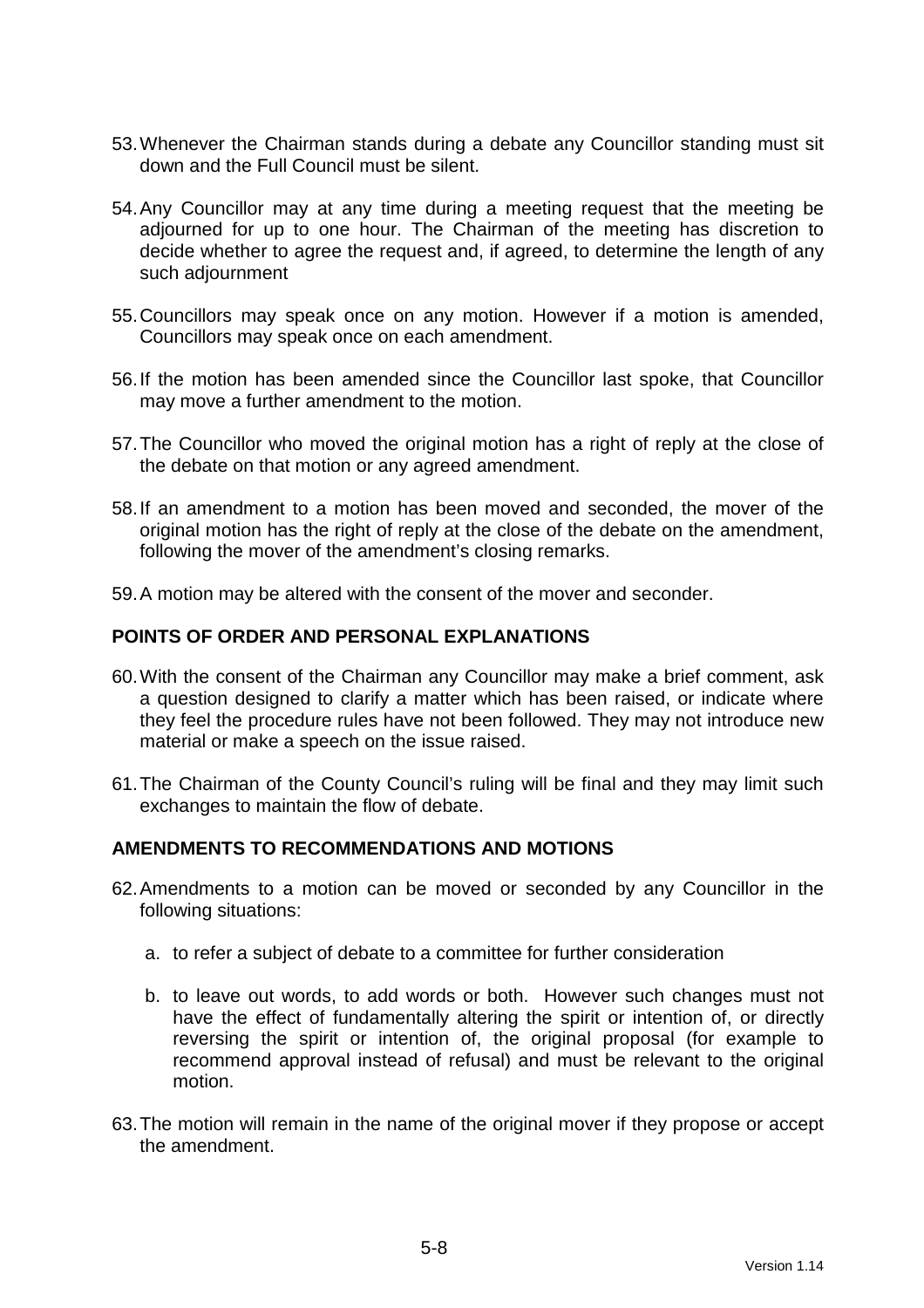53. Whenever the Chairman stands during a debate any Councillor standing must sit down and the Full Council must be silent.

54. Any Councillor may at any time during a meeting request that the meeting be adjourned for up to one hour. The Chairman of the meeting has discretion to decide whether to agree the request and, if agreed, to determine the length of any such adjournment

55. Councillors may speak once on any motion. However if a motion is amended, Councillors may speak once on each amendment.

56. If the motion has been amended since the Councillor last spoke, that Councillor may move a further amendment to the motion.

57. The Councillor who moved the original motion has a right of reply at the close of the debate on that motion or any agreed amendment.

58. If an amendment to a motion has been moved and seconded, the mover of the original motion has the right of reply at the close of the debate on the amendment, following the mover of the amendment's closing remarks.

59. A motion may be altered with the consent of the mover and seconder.

## POINTS OF ORDER AND PERSONAL EXPLANATIONS

60. With the consent of the Chairman any Councillor may make a brief comment, ask a question designed to clarify a matter which has been raised, or indicate where they feel the procedure rules have not been followed. They may not introduce new material or make a speech on the issue raised.

61. The Chairman of the County Council's ruling will be final and they may limit such exchanges to maintain the flow of debate.

## AMENDMENTS TO RECOMMENDATIONS AND MOTIONS

62. Amendments to a motion can be moved or seconded by any Councillor in the following situations:

    a. to refer a subject of debate to a committee for further consideration

    b. to leave out words, to add words or both. However such changes must not have the effect of fundamentally altering the spirit or intention of, or directly reversing the spirit or intention of, the original proposal (for example to recommend approval instead of refusal) and must be relevant to the original motion.

63. The motion will remain in the name of the original mover if they propose or accept the amendment.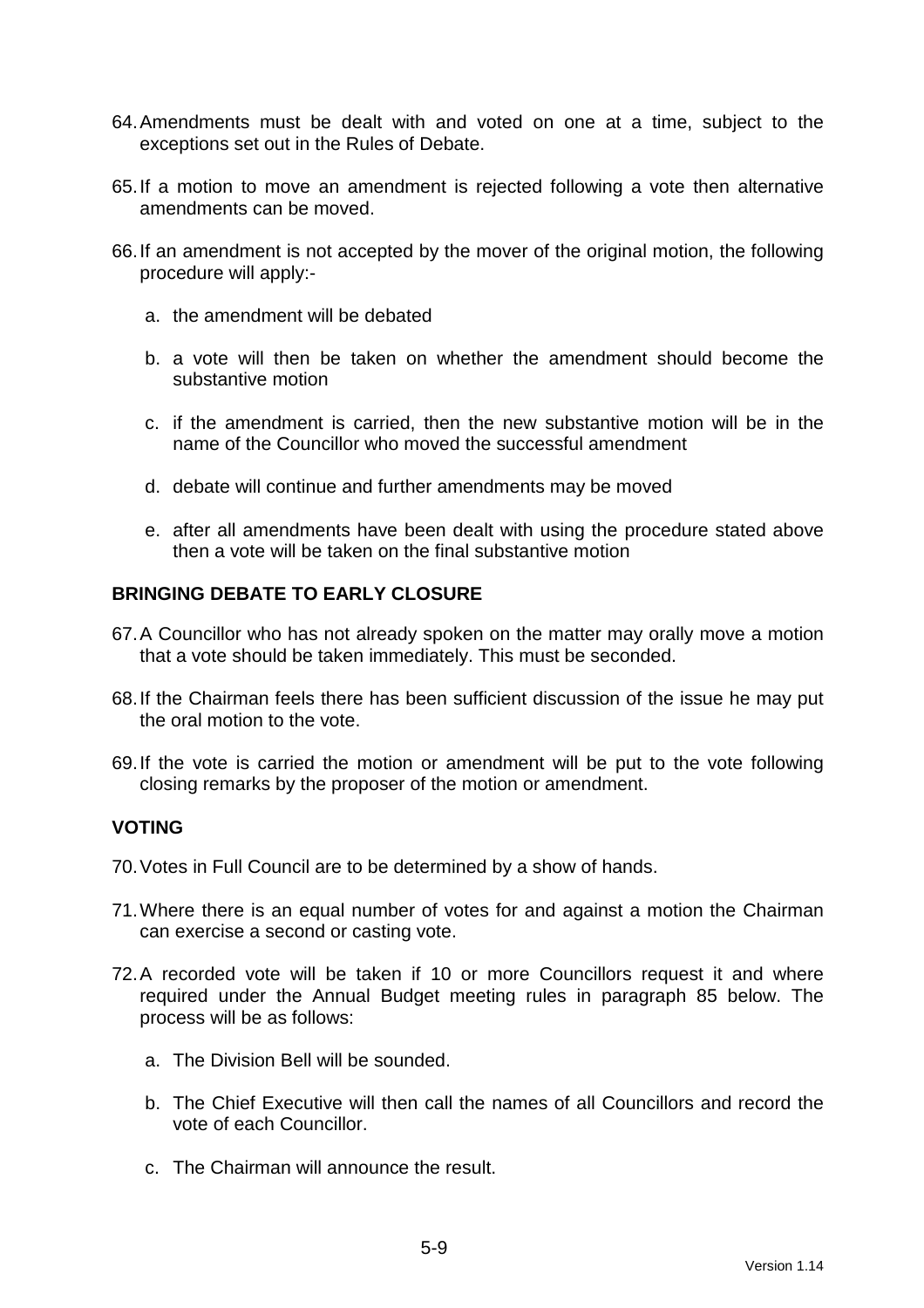64. Amendments must be dealt with and voted on one at a time, subject to the exceptions set out in the Rules of Debate.

65. If a motion to move an amendment is rejected following a vote then alternative amendments can be moved.

66. If an amendment is not accepted by the mover of the original motion, the following procedure will apply:-

    a. the amendment will be debated

    b. a vote will then be taken on whether the amendment should become the substantive motion

    c. if the amendment is carried, then the new substantive motion will be in the name of the Councillor who moved the successful amendment

    d. debate will continue and further amendments may be moved

    e. after all amendments have been dealt with using the procedure stated above then a vote will be taken on the final substantive motion

**BRINGING DEBATE TO EARLY CLOSURE**

67. A Councillor who has not already spoken on the matter may orally move a motion that a vote should be taken immediately. This must be seconded.

68. If the Chairman feels there has been sufficient discussion of the issue he may put the oral motion to the vote.

69. If the vote is carried the motion or amendment will be put to the vote following closing remarks by the proposer of the motion or amendment.

**VOTING**

70. Votes in Full Council are to be determined by a show of hands.

71. Where there is an equal number of votes for and against a motion the Chairman can exercise a second or casting vote.

72. A recorded vote will be taken if 10 or more Councillors request it and where required under the Annual Budget meeting rules in paragraph 85 below. The process will be as follows:

    a. The Division Bell will be sounded.

    b. The Chief Executive will then call the names of all Councillors and record the vote of each Councillor.

    c. The Chairman will announce the result.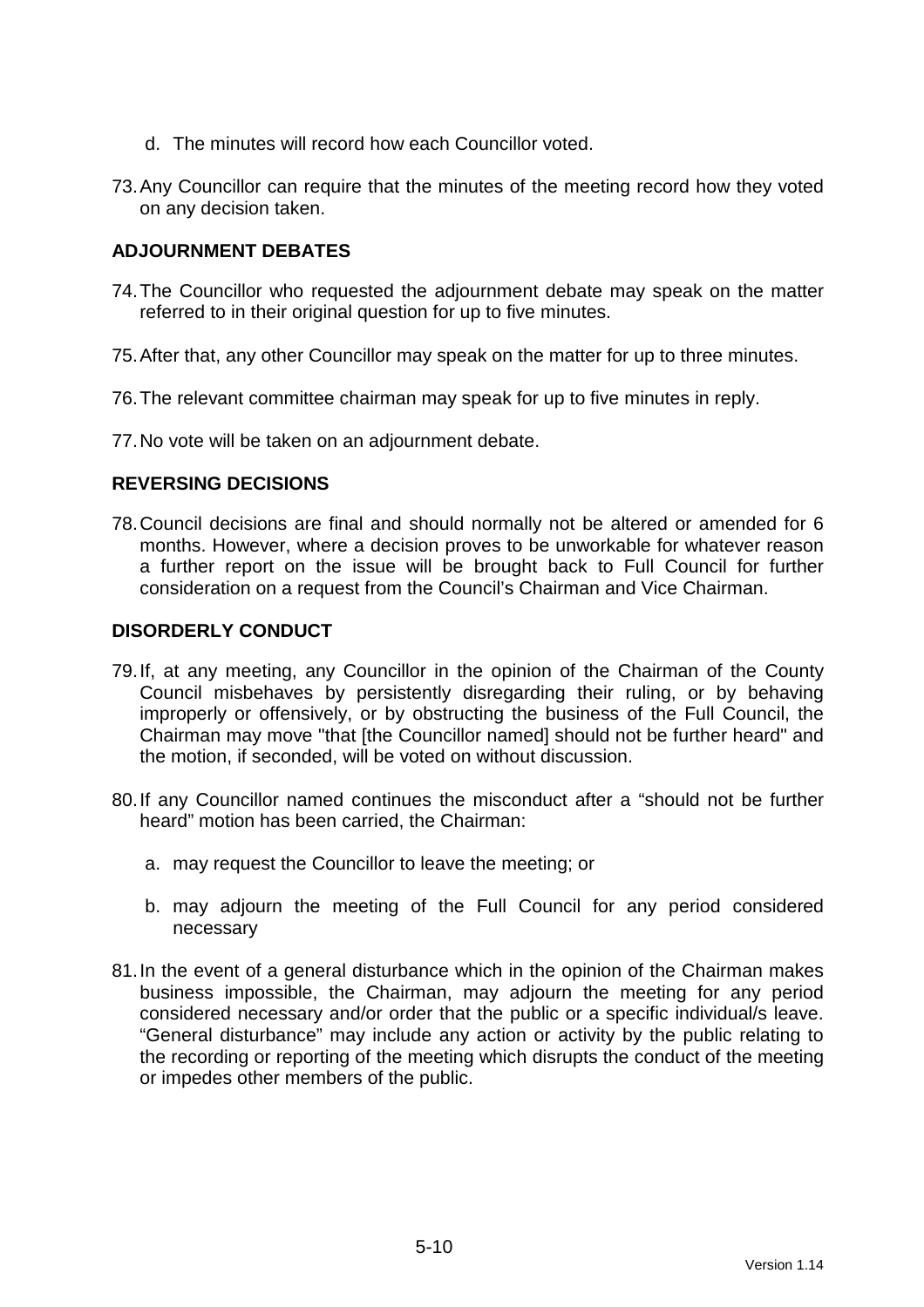d. The minutes will record how each Councillor voted.

73. Any Councillor can require that the minutes of the meeting record how they voted on any decision taken.

## ADJOURNMENT DEBATES

74. The Councillor who requested the adjournment debate may speak on the matter referred to in their original question for up to five minutes.

75. After that, any other Councillor may speak on the matter for up to three minutes.

76. The relevant committee chairman may speak for up to five minutes in reply.

77. No vote will be taken on an adjournment debate.

## REVERSING DECISIONS

78. Council decisions are final and should normally not be altered or amended for 6 months. However, where a decision proves to be unworkable for whatever reason a further report on the issue will be brought back to Full Council for further consideration on a request from the Council's Chairman and Vice Chairman.

## DISORDERLY CONDUCT

79. If, at any meeting, any Councillor in the opinion of the Chairman of the County Council misbehaves by persistently disregarding their ruling, or by behaving improperly or offensively, or by obstructing the business of the Full Council, the Chairman may move "that [the Councillor named] should not be further heard" and the motion, if seconded, will be voted on without discussion.

80. If any Councillor named continues the misconduct after a "should not be further heard" motion has been carried, the Chairman:

    a. may request the Councillor to leave the meeting; or

    b. may adjourn the meeting of the Full Council for any period considered necessary

81. In the event of a general disturbance which in the opinion of the Chairman makes business impossible, the Chairman, may adjourn the meeting for any period considered necessary and/or order that the public or a specific individual/s leave. "General disturbance" may include any action or activity by the public relating to the recording or reporting of the meeting which disrupts the conduct of the meeting or impedes other members of the public.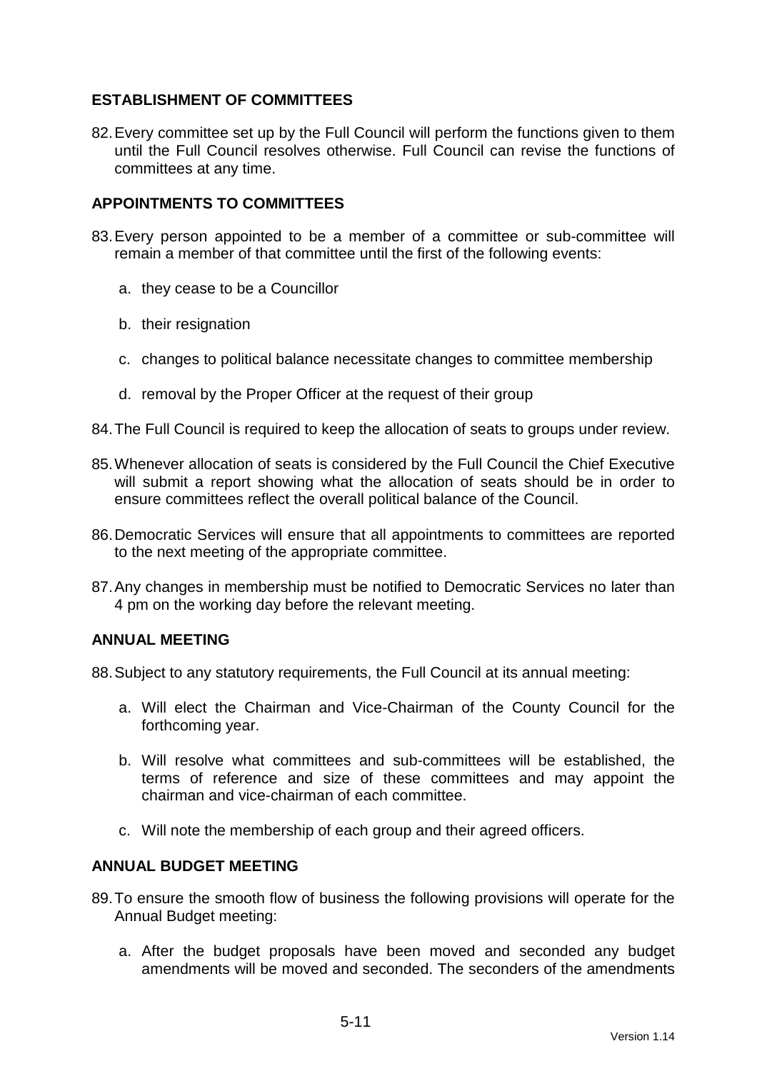## ESTABLISHMENT OF COMMITTEES

82. Every committee set up by the Full Council will perform the functions given to them until the Full Council resolves otherwise. Full Council can revise the functions of committees at any time.

## APPOINTMENTS TO COMMITTEES

83. Every person appointed to be a member of a committee or sub-committee will remain a member of that committee until the first of the following events:

    a. they cease to be a Councillor

    b. their resignation

    c. changes to political balance necessitate changes to committee membership

    d. removal by the Proper Officer at the request of their group

84. The Full Council is required to keep the allocation of seats to groups under review.

85. Whenever allocation of seats is considered by the Full Council the Chief Executive will submit a report showing what the allocation of seats should be in order to ensure committees reflect the overall political balance of the Council.

86. Democratic Services will ensure that all appointments to committees are reported to the next meeting of the appropriate committee.

87. Any changes in membership must be notified to Democratic Services no later than 4 pm on the working day before the relevant meeting.

## ANNUAL MEETING

88. Subject to any statutory requirements, the Full Council at its annual meeting:

    a. Will elect the Chairman and Vice-Chairman of the County Council for the forthcoming year.

    b. Will resolve what committees and sub-committees will be established, the terms of reference and size of these committees and may appoint the chairman and vice-chairman of each committee.

    c. Will note the membership of each group and their agreed officers.

## ANNUAL BUDGET MEETING

89. To ensure the smooth flow of business the following provisions will operate for the Annual Budget meeting:

    a. After the budget proposals have been moved and seconded any budget amendments will be moved and seconded. The seconders of the amendments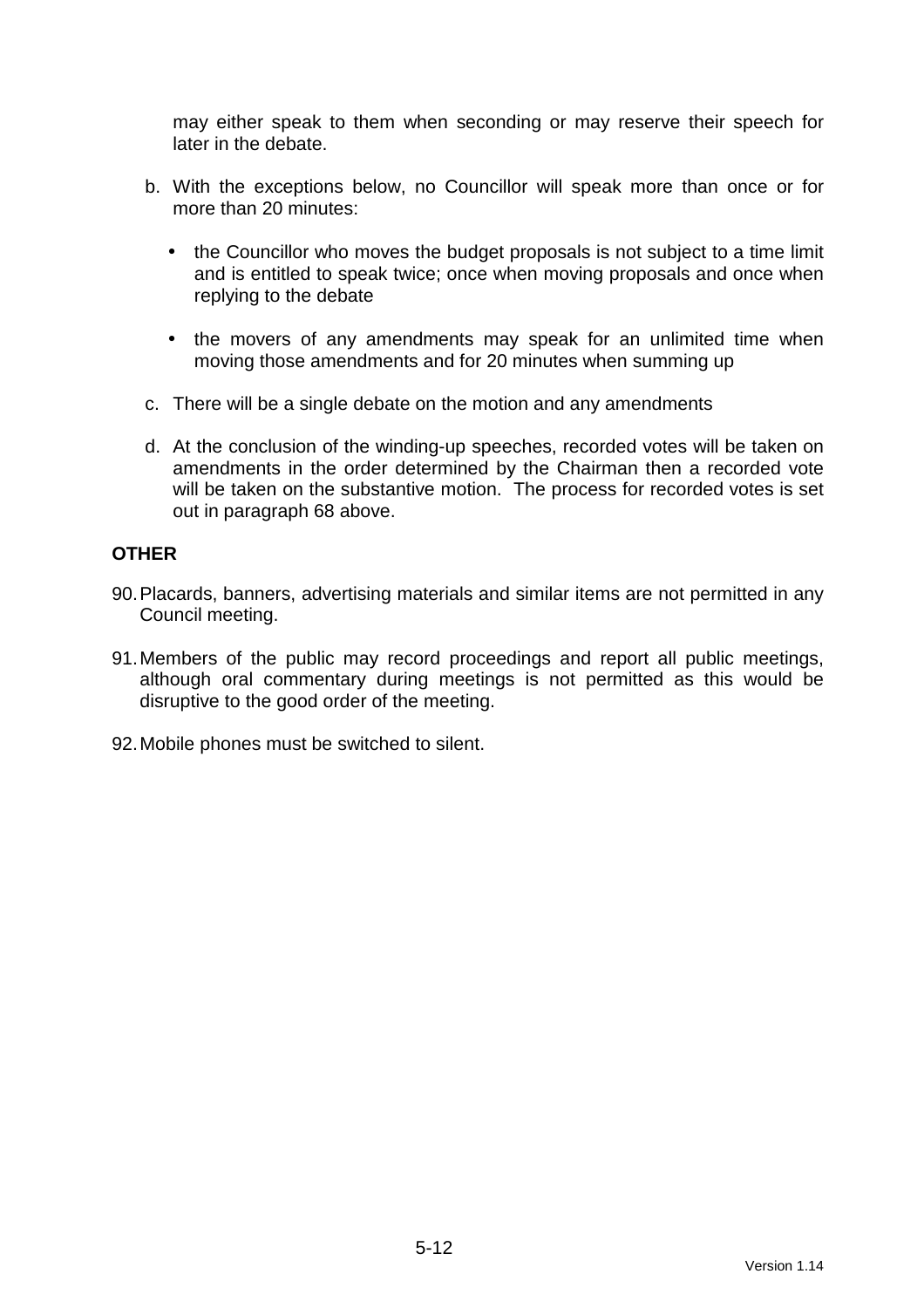may either speak to them when seconding or may reserve their speech for later in the debate.

b. With the exceptions below, no Councillor will speak more than once or for more than 20 minutes:

   - the Councillor who moves the budget proposals is not subject to a time limit and is entitled to speak twice; once when moving proposals and once when replying to the debate

   - the movers of any amendments may speak for an unlimited time when moving those amendments and for 20 minutes when summing up

c. There will be a single debate on the motion and any amendments

d. At the conclusion of the winding-up speeches, recorded votes will be taken on amendments in the order determined by the Chairman then a recorded vote will be taken on the substantive motion. The process for recorded votes is set out in paragraph 68 above.

**OTHER**

90. Placards, banners, advertising materials and similar items are not permitted in any Council meeting.

91. Members of the public may record proceedings and report all public meetings, although oral commentary during meetings is not permitted as this would be disruptive to the good order of the meeting.

92. Mobile phones must be switched to silent.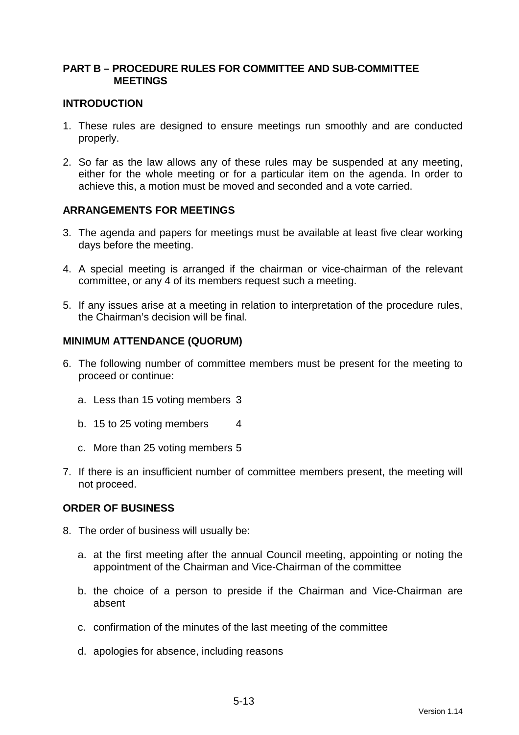## PART B – PROCEDURE RULES FOR COMMITTEE AND SUB-COMMITTEE MEETINGS

### INTRODUCTION

1. These rules are designed to ensure meetings run smoothly and are conducted properly.

2. So far as the law allows any of these rules may be suspended at any meeting, either for the whole meeting or for a particular item on the agenda. In order to achieve this, a motion must be moved and seconded and a vote carried.

### ARRANGEMENTS FOR MEETINGS

3. The agenda and papers for meetings must be available at least five clear working days before the meeting.

4. A special meeting is arranged if the chairman or vice-chairman of the relevant committee, or any 4 of its members request such a meeting.

5. If any issues arise at a meeting in relation to interpretation of the procedure rules, the Chairman's decision will be final.

### MINIMUM ATTENDANCE (QUORUM)

6. The following number of committee members must be present for the meeting to proceed or continue:

   a. Less than 15 voting members 3

   b. 15 to 25 voting members 4

   c. More than 25 voting members 5

7. If there is an insufficient number of committee members present, the meeting will not proceed.

### ORDER OF BUSINESS

8. The order of business will usually be:

   a. at the first meeting after the annual Council meeting, appointing or noting the appointment of the Chairman and Vice-Chairman of the committee

   b. the choice of a person to preside if the Chairman and Vice-Chairman are absent

   c. confirmation of the minutes of the last meeting of the committee

   d. apologies for absence, including reasons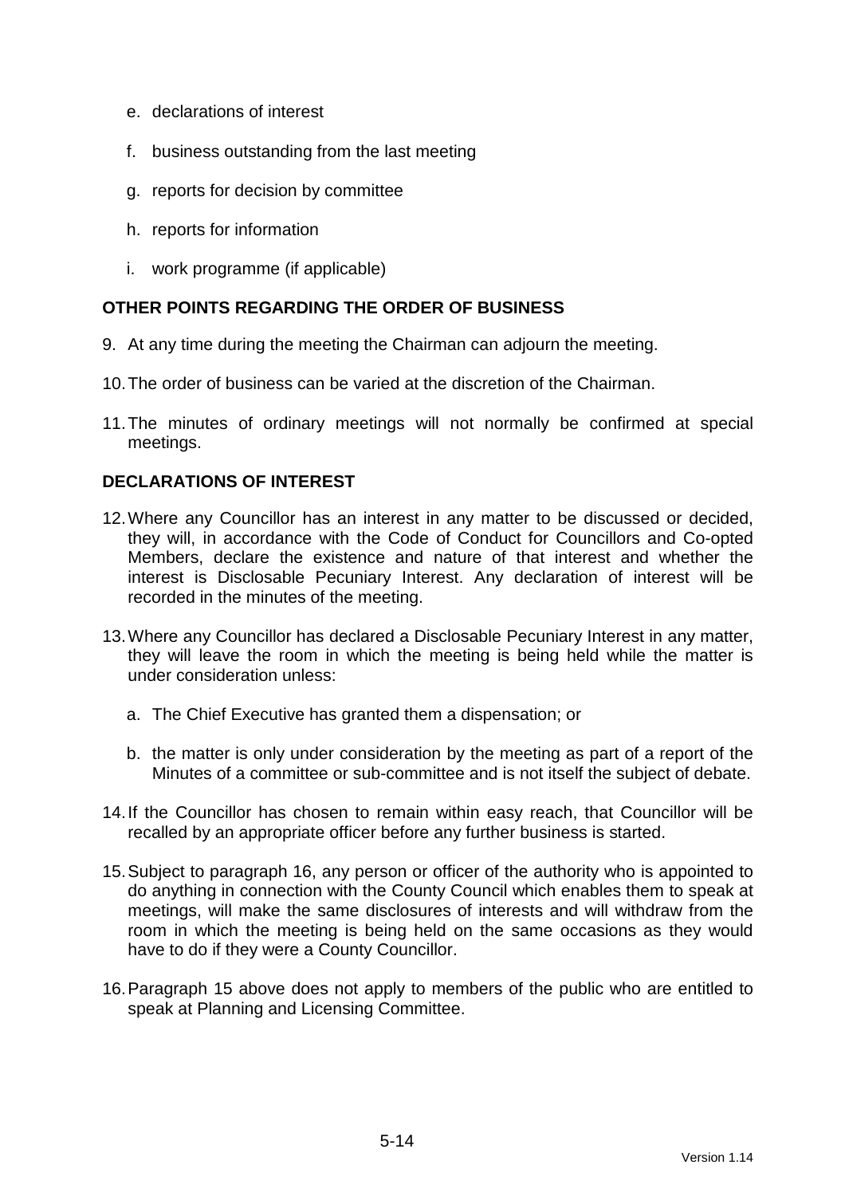e. declarations of interest

f. business outstanding from the last meeting

g. reports for decision by committee

h. reports for information

i. work programme (if applicable)

## OTHER POINTS REGARDING THE ORDER OF BUSINESS

9. At any time during the meeting the Chairman can adjourn the meeting.

10. The order of business can be varied at the discretion of the Chairman.

11. The minutes of ordinary meetings will not normally be confirmed at special meetings.

## DECLARATIONS OF INTEREST

12. Where any Councillor has an interest in any matter to be discussed or decided, they will, in accordance with the Code of Conduct for Councillors and Co-opted Members, declare the existence and nature of that interest and whether the interest is Disclosable Pecuniary Interest. Any declaration of interest will be recorded in the minutes of the meeting.

13. Where any Councillor has declared a Disclosable Pecuniary Interest in any matter, they will leave the room in which the meeting is being held while the matter is under consideration unless:

    a. The Chief Executive has granted them a dispensation; or

    b. the matter is only under consideration by the meeting as part of a report of the Minutes of a committee or sub-committee and is not itself the subject of debate.

14. If the Councillor has chosen to remain within easy reach, that Councillor will be recalled by an appropriate officer before any further business is started.

15. Subject to paragraph 16, any person or officer of the authority who is appointed to do anything in connection with the County Council which enables them to speak at meetings, will make the same disclosures of interests and will withdraw from the room in which the meeting is being held on the same occasions as they would have to do if they were a County Councillor.

16. Paragraph 15 above does not apply to members of the public who are entitled to speak at Planning and Licensing Committee.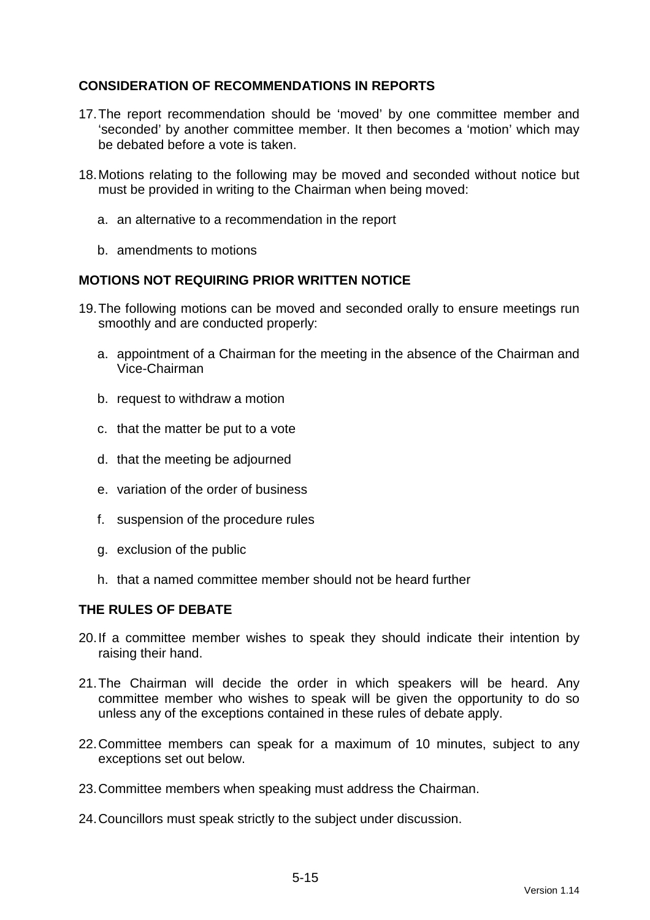## CONSIDERATION OF RECOMMENDATIONS IN REPORTS

17. The report recommendation should be 'moved' by one committee member and 'seconded' by another committee member. It then becomes a 'motion' which may be debated before a vote is taken.

18. Motions relating to the following may be moved and seconded without notice but must be provided in writing to the Chairman when being moved:

    a. an alternative to a recommendation in the report

    b. amendments to motions

## MOTIONS NOT REQUIRING PRIOR WRITTEN NOTICE

19. The following motions can be moved and seconded orally to ensure meetings run smoothly and are conducted properly:

    a. appointment of a Chairman for the meeting in the absence of the Chairman and Vice-Chairman

    b. request to withdraw a motion

    c. that the matter be put to a vote

    d. that the meeting be adjourned

    e. variation of the order of business

    f. suspension of the procedure rules

    g. exclusion of the public

    h. that a named committee member should not be heard further

## THE RULES OF DEBATE

20. If a committee member wishes to speak they should indicate their intention by raising their hand.

21. The Chairman will decide the order in which speakers will be heard. Any committee member who wishes to speak will be given the opportunity to do so unless any of the exceptions contained in these rules of debate apply.

22. Committee members can speak for a maximum of 10 minutes, subject to any exceptions set out below.

23. Committee members when speaking must address the Chairman.

24. Councillors must speak strictly to the subject under discussion.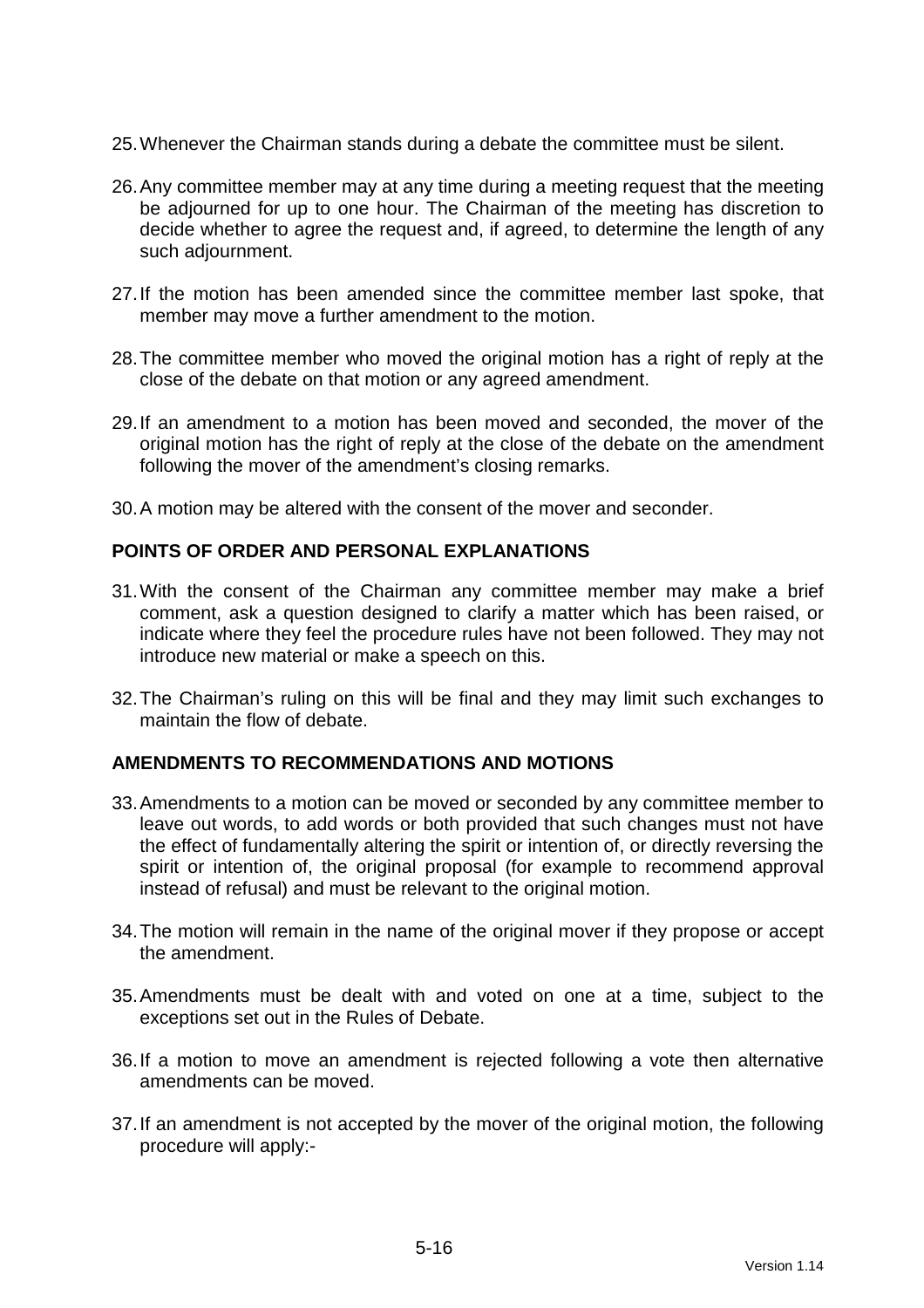25. Whenever the Chairman stands during a debate the committee must be silent.

26. Any committee member may at any time during a meeting request that the meeting be adjourned for up to one hour. The Chairman of the meeting has discretion to decide whether to agree the request and, if agreed, to determine the length of any such adjournment.

27. If the motion has been amended since the committee member last spoke, that member may move a further amendment to the motion.

28. The committee member who moved the original motion has a right of reply at the close of the debate on that motion or any agreed amendment.

29. If an amendment to a motion has been moved and seconded, the mover of the original motion has the right of reply at the close of the debate on the amendment following the mover of the amendment's closing remarks.

30. A motion may be altered with the consent of the mover and seconder.

**POINTS OF ORDER AND PERSONAL EXPLANATIONS**

31. With the consent of the Chairman any committee member may make a brief comment, ask a question designed to clarify a matter which has been raised, or indicate where they feel the procedure rules have not been followed. They may not introduce new material or make a speech on this.

32. The Chairman's ruling on this will be final and they may limit such exchanges to maintain the flow of debate.

**AMENDMENTS TO RECOMMENDATIONS AND MOTIONS**

33. Amendments to a motion can be moved or seconded by any committee member to leave out words, to add words or both provided that such changes must not have the effect of fundamentally altering the spirit or intention of, or directly reversing the spirit or intention of, the original proposal (for example to recommend approval instead of refusal) and must be relevant to the original motion.

34. The motion will remain in the name of the original mover if they propose or accept the amendment.

35. Amendments must be dealt with and voted on one at a time, subject to the exceptions set out in the Rules of Debate.

36. If a motion to move an amendment is rejected following a vote then alternative amendments can be moved.

37. If an amendment is not accepted by the mover of the original motion, the following procedure will apply:-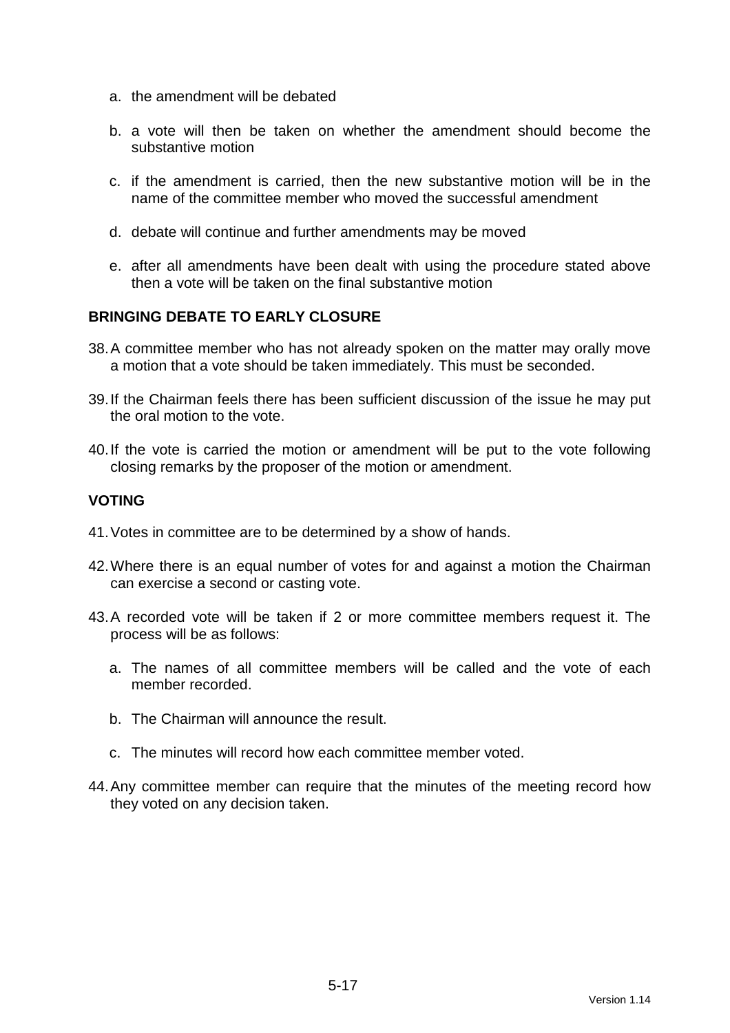a. the amendment will be debated

b. a vote will then be taken on whether the amendment should become the substantive motion

c. if the amendment is carried, then the new substantive motion will be in the name of the committee member who moved the successful amendment

d. debate will continue and further amendments may be moved

e. after all amendments have been dealt with using the procedure stated above then a vote will be taken on the final substantive motion

**BRINGING DEBATE TO EARLY CLOSURE**

38. A committee member who has not already spoken on the matter may orally move a motion that a vote should be taken immediately. This must be seconded.

39. If the Chairman feels there has been sufficient discussion of the issue he may put the oral motion to the vote.

40. If the vote is carried the motion or amendment will be put to the vote following closing remarks by the proposer of the motion or amendment.

**VOTING**

41. Votes in committee are to be determined by a show of hands.

42. Where there is an equal number of votes for and against a motion the Chairman can exercise a second or casting vote.

43. A recorded vote will be taken if 2 or more committee members request it. The process will be as follows:

    a. The names of all committee members will be called and the vote of each member recorded.

    b. The Chairman will announce the result.

    c. The minutes will record how each committee member voted.

44. Any committee member can require that the minutes of the meeting record how they voted on any decision taken.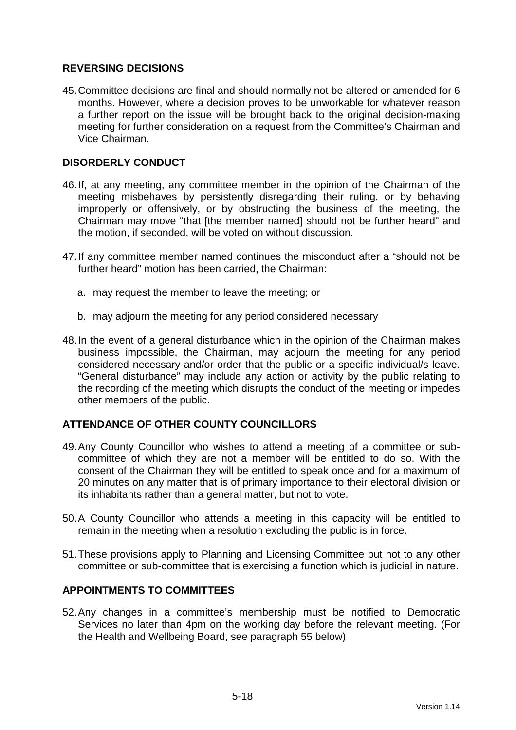## REVERSING DECISIONS

45. Committee decisions are final and should normally not be altered or amended for 6 months. However, where a decision proves to be unworkable for whatever reason a further report on the issue will be brought back to the original decision-making meeting for further consideration on a request from the Committee's Chairman and Vice Chairman.

## DISORDERLY CONDUCT

46. If, at any meeting, any committee member in the opinion of the Chairman of the meeting misbehaves by persistently disregarding their ruling, or by behaving improperly or offensively, or by obstructing the business of the meeting, the Chairman may move "that [the member named] should not be further heard" and the motion, if seconded, will be voted on without discussion.

47. If any committee member named continues the misconduct after a "should not be further heard" motion has been carried, the Chairman:

    a. may request the member to leave the meeting; or

    b. may adjourn the meeting for any period considered necessary

48. In the event of a general disturbance which in the opinion of the Chairman makes business impossible, the Chairman, may adjourn the meeting for any period considered necessary and/or order that the public or a specific individual/s leave. "General disturbance" may include any action or activity by the public relating to the recording of the meeting which disrupts the conduct of the meeting or impedes other members of the public.

## ATTENDANCE OF OTHER COUNTY COUNCILLORS

49. Any County Councillor who wishes to attend a meeting of a committee or sub-committee of which they are not a member will be entitled to do so. With the consent of the Chairman they will be entitled to speak once and for a maximum of 20 minutes on any matter that is of primary importance to their electoral division or its inhabitants rather than a general matter, but not to vote.

50. A County Councillor who attends a meeting in this capacity will be entitled to remain in the meeting when a resolution excluding the public is in force.

51. These provisions apply to Planning and Licensing Committee but not to any other committee or sub-committee that is exercising a function which is judicial in nature.

## APPOINTMENTS TO COMMITTEES

52. Any changes in a committee's membership must be notified to Democratic Services no later than 4pm on the working day before the relevant meeting. (For the Health and Wellbeing Board, see paragraph 55 below)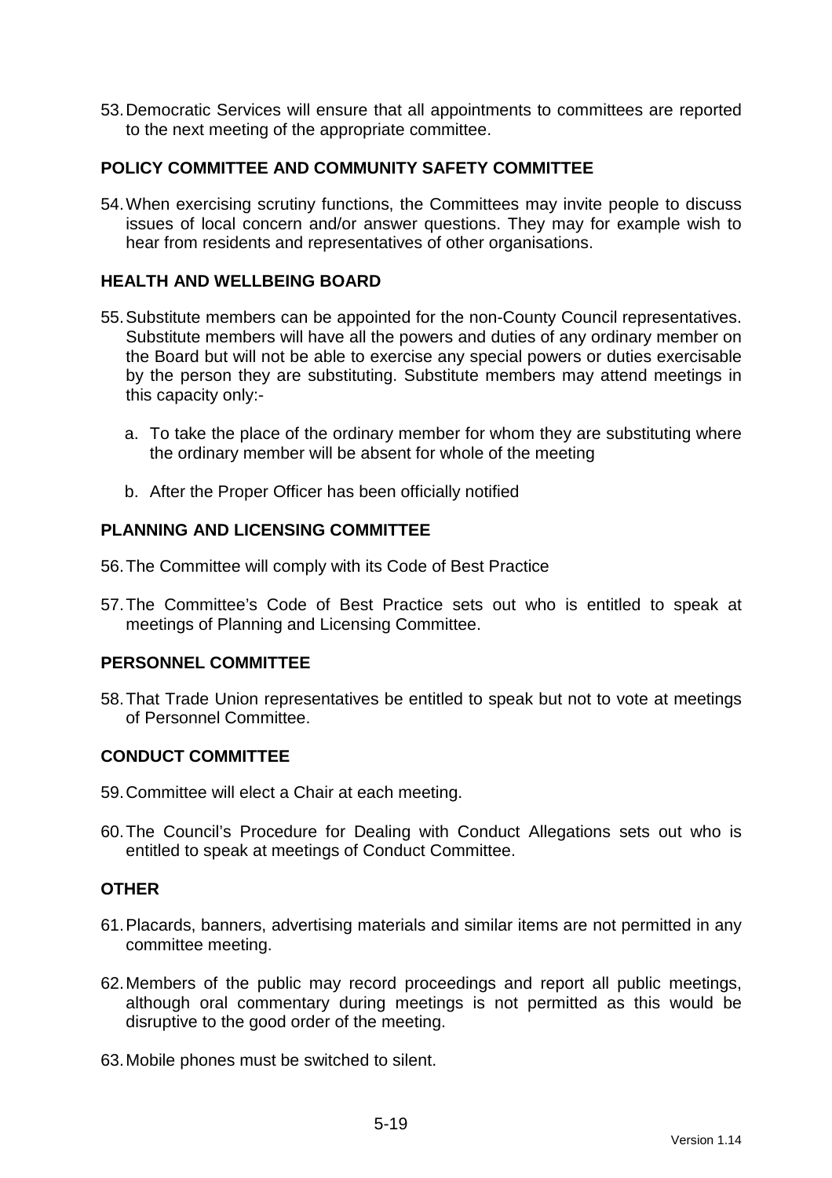53. Democratic Services will ensure that all appointments to committees are reported to the next meeting of the appropriate committee.

**POLICY COMMITTEE AND COMMUNITY SAFETY COMMITTEE**

54. When exercising scrutiny functions, the Committees may invite people to discuss issues of local concern and/or answer questions. They may for example wish to hear from residents and representatives of other organisations.

**HEALTH AND WELLBEING BOARD**

55. Substitute members can be appointed for the non-County Council representatives. Substitute members will have all the powers and duties of any ordinary member on the Board but will not be able to exercise any special powers or duties exercisable by the person they are substituting. Substitute members may attend meetings in this capacity only:-

    a. To take the place of the ordinary member for whom they are substituting where the ordinary member will be absent for whole of the meeting

    b. After the Proper Officer has been officially notified

**PLANNING AND LICENSING COMMITTEE**

56. The Committee will comply with its Code of Best Practice

57. The Committee's Code of Best Practice sets out who is entitled to speak at meetings of Planning and Licensing Committee.

**PERSONNEL COMMITTEE**

58. That Trade Union representatives be entitled to speak but not to vote at meetings of Personnel Committee.

**CONDUCT COMMITTEE**

59. Committee will elect a Chair at each meeting.

60. The Council's Procedure for Dealing with Conduct Allegations sets out who is entitled to speak at meetings of Conduct Committee.

**OTHER**

61. Placards, banners, advertising materials and similar items are not permitted in any committee meeting.

62. Members of the public may record proceedings and report all public meetings, although oral commentary during meetings is not permitted as this would be disruptive to the good order of the meeting.

63. Mobile phones must be switched to silent.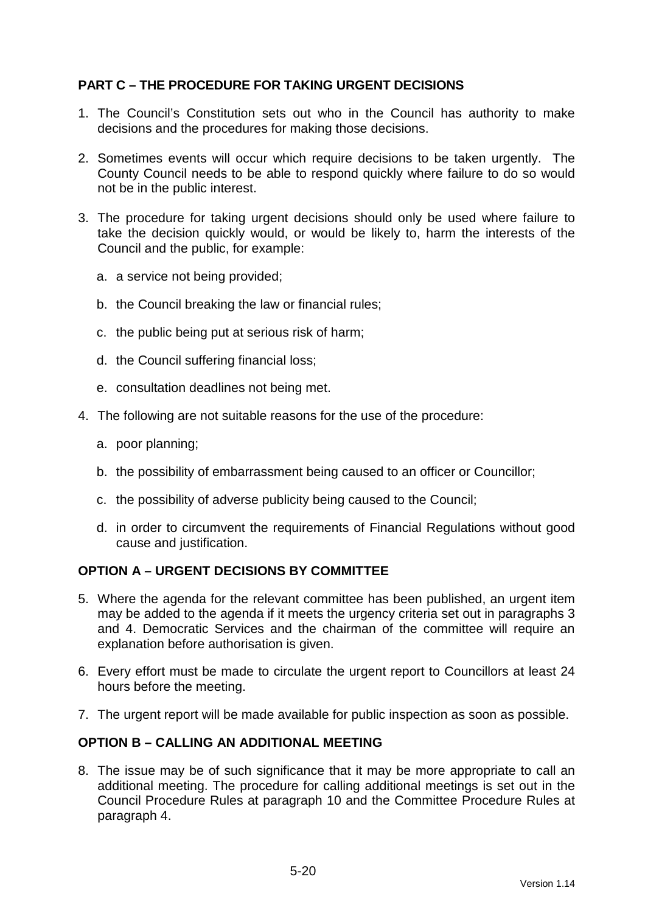## PART C – THE PROCEDURE FOR TAKING URGENT DECISIONS

1. The Council's Constitution sets out who in the Council has authority to make decisions and the procedures for making those decisions.

2. Sometimes events will occur which require decisions to be taken urgently. The County Council needs to be able to respond quickly where failure to do so would not be in the public interest.

3. The procedure for taking urgent decisions should only be used where failure to take the decision quickly would, or would be likely to, harm the interests of the Council and the public, for example:

   a. a service not being provided;

   b. the Council breaking the law or financial rules;

   c. the public being put at serious risk of harm;

   d. the Council suffering financial loss;

   e. consultation deadlines not being met.

4. The following are not suitable reasons for the use of the procedure:

   a. poor planning;

   b. the possibility of embarrassment being caused to an officer or Councillor;

   c. the possibility of adverse publicity being caused to the Council;

   d. in order to circumvent the requirements of Financial Regulations without good cause and justification.

## OPTION A – URGENT DECISIONS BY COMMITTEE

5. Where the agenda for the relevant committee has been published, an urgent item may be added to the agenda if it meets the urgency criteria set out in paragraphs 3 and 4. Democratic Services and the chairman of the committee will require an explanation before authorisation is given.

6. Every effort must be made to circulate the urgent report to Councillors at least 24 hours before the meeting.

7. The urgent report will be made available for public inspection as soon as possible.

## OPTION B – CALLING AN ADDITIONAL MEETING

8. The issue may be of such significance that it may be more appropriate to call an additional meeting. The procedure for calling additional meetings is set out in the Council Procedure Rules at paragraph 10 and the Committee Procedure Rules at paragraph 4.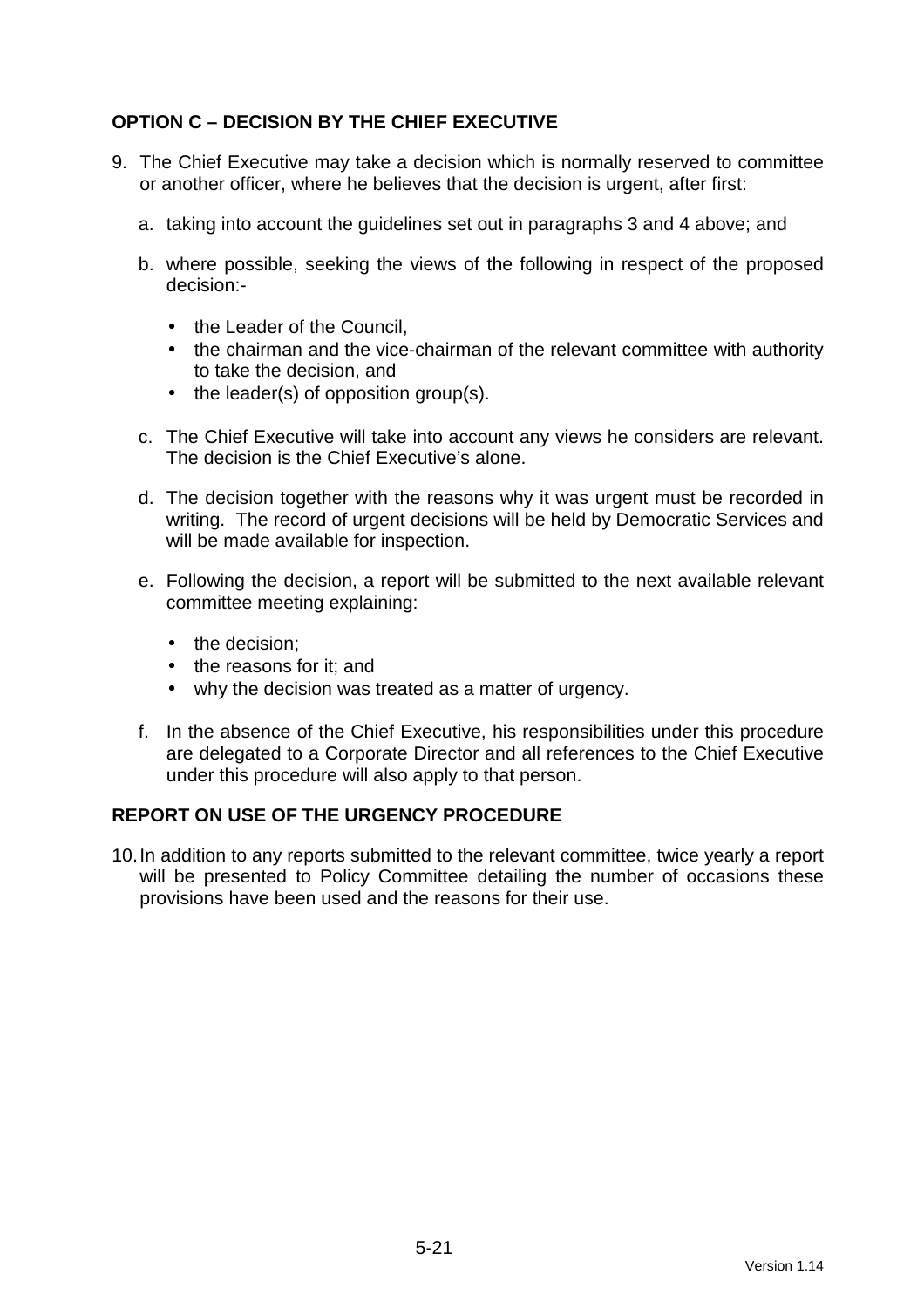## OPTION C – DECISION BY THE CHIEF EXECUTIVE

9. The Chief Executive may take a decision which is normally reserved to committee or another officer, where he believes that the decision is urgent, after first:

   a. taking into account the guidelines set out in paragraphs 3 and 4 above; and

   b. where possible, seeking the views of the following in respect of the proposed decision:-

      - the Leader of the Council,
      - the chairman and the vice-chairman of the relevant committee with authority to take the decision, and
      - the leader(s) of opposition group(s).

   c. The Chief Executive will take into account any views he considers are relevant. The decision is the Chief Executive's alone.

   d. The decision together with the reasons why it was urgent must be recorded in writing. The record of urgent decisions will be held by Democratic Services and will be made available for inspection.

   e. Following the decision, a report will be submitted to the next available relevant committee meeting explaining:

      - the decision;
      - the reasons for it; and
      - why the decision was treated as a matter of urgency.

   f. In the absence of the Chief Executive, his responsibilities under this procedure are delegated to a Corporate Director and all references to the Chief Executive under this procedure will also apply to that person.

## REPORT ON USE OF THE URGENCY PROCEDURE

10. In addition to any reports submitted to the relevant committee, twice yearly a report will be presented to Policy Committee detailing the number of occasions these provisions have been used and the reasons for their use.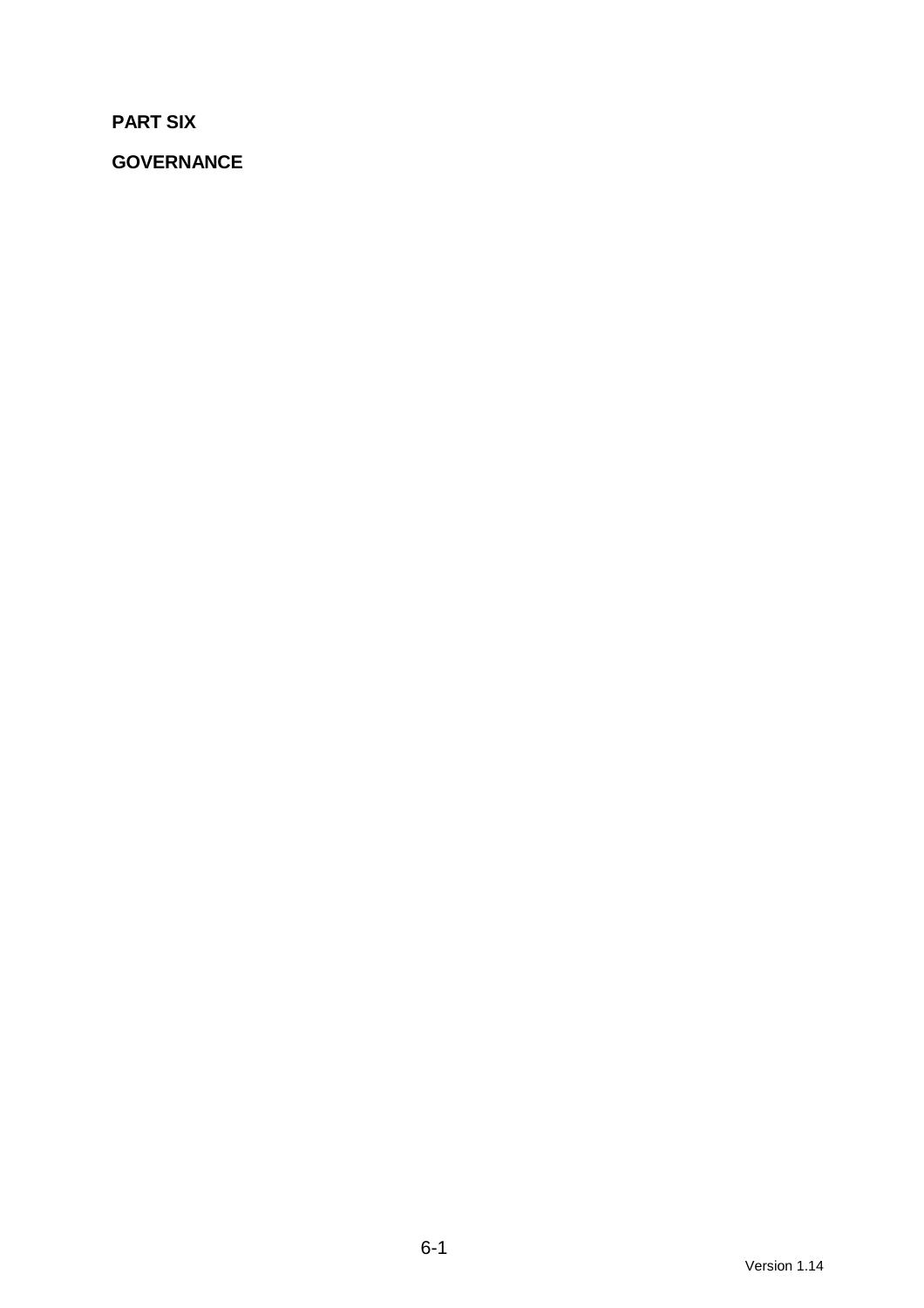**PART SIX**

**GOVERNANCE**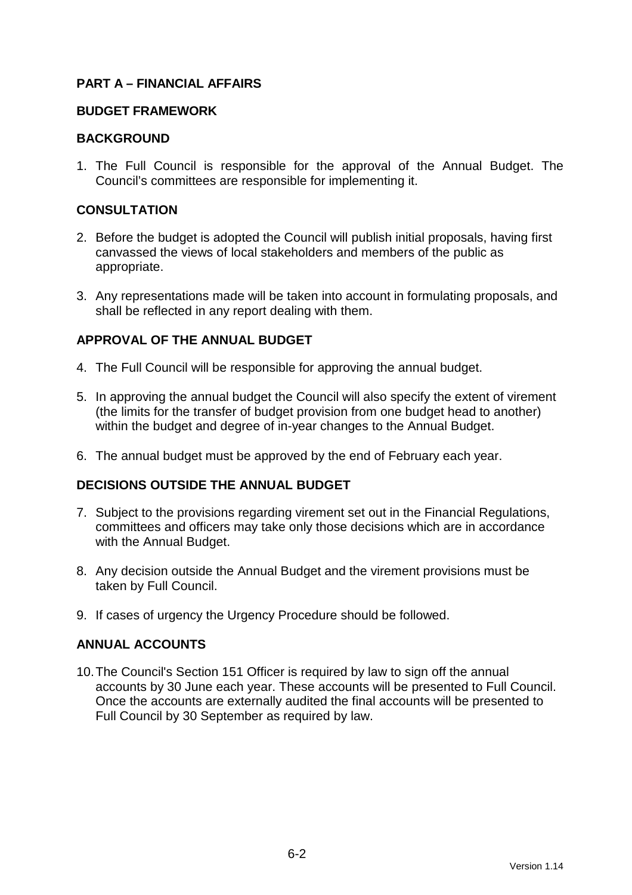## PART A – FINANCIAL AFFAIRS

### BUDGET FRAMEWORK

### BACKGROUND

1. The Full Council is responsible for the approval of the Annual Budget. The Council's committees are responsible for implementing it.

### CONSULTATION

2. Before the budget is adopted the Council will publish initial proposals, having first canvassed the views of local stakeholders and members of the public as appropriate.

3. Any representations made will be taken into account in formulating proposals, and shall be reflected in any report dealing with them.

### APPROVAL OF THE ANNUAL BUDGET

4. The Full Council will be responsible for approving the annual budget.

5. In approving the annual budget the Council will also specify the extent of virement (the limits for the transfer of budget provision from one budget head to another) within the budget and degree of in-year changes to the Annual Budget.

6. The annual budget must be approved by the end of February each year.

### DECISIONS OUTSIDE THE ANNUAL BUDGET

7. Subject to the provisions regarding virement set out in the Financial Regulations, committees and officers may take only those decisions which are in accordance with the Annual Budget.

8. Any decision outside the Annual Budget and the virement provisions must be taken by Full Council.

9. If cases of urgency the Urgency Procedure should be followed.

### ANNUAL ACCOUNTS

10. The Council's Section 151 Officer is required by law to sign off the annual accounts by 30 June each year. These accounts will be presented to Full Council. Once the accounts are externally audited the final accounts will be presented to Full Council by 30 September as required by law.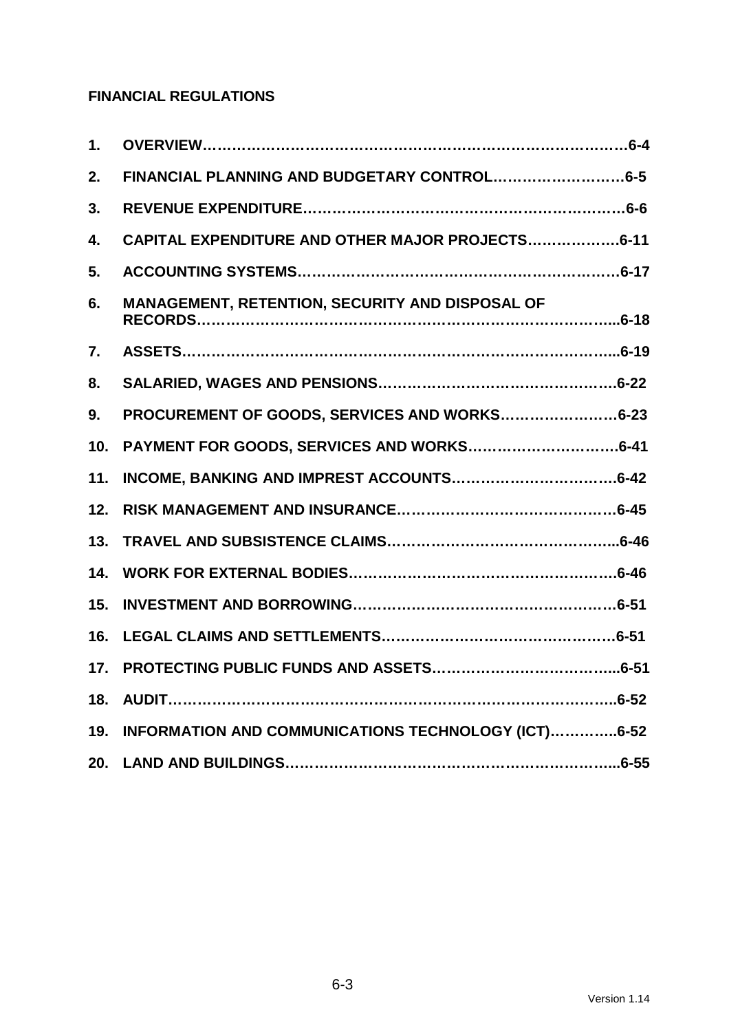**FINANCIAL REGULATIONS**

1. **OVERVIEW………………………………………………………………………….6-4**
2. **FINANCIAL PLANNING AND BUDGETARY CONTROL………………………6-5**
3. **REVENUE EXPENDITURE………………………………………………………6-6**
4. **CAPITAL EXPENDITURE AND OTHER MAJOR PROJECTS……………….6-11**
5. **ACCOUNTING SYSTEMS………………………………………………………6-17**
6. **MANAGEMENT, RETENTION, SECURITY AND DISPOSAL OF RECORDS…………………………………………………………………………..6-18**
7. **ASSETS…………………………………………………………………………..6-19**
8. **SALARIED, WAGES AND PENSIONS………………………………………….6-22**
9. **PROCUREMENT OF GOODS, SERVICES AND WORKS……………………6-23**
10. **PAYMENT FOR GOODS, SERVICES AND WORKS………………………….6-41**
11. **INCOME, BANKING AND IMPREST ACCOUNTS…………………………….6-42**
12. **RISK MANAGEMENT AND INSURANCE……………………………………6-45**
13. **TRAVEL AND SUBSISTENCE CLAIMS………………………………………..6-46**
14. **WORK FOR EXTERNAL BODIES…………………………………………….6-46**
15. **INVESTMENT AND BORROWING……………………………………………6-51**
16. **LEGAL CLAIMS AND SETTLEMENTS………………………………………6-51**
17. **PROTECTING PUBLIC FUNDS AND ASSETS………………………………...6-51**
18. **AUDIT…………………………………………………………………………...6-52**
19. **INFORMATION AND COMMUNICATIONS TECHNOLOGY (ICT)…………..6-52**
20. **LAND AND BUILDINGS………………………………………………………...6-55**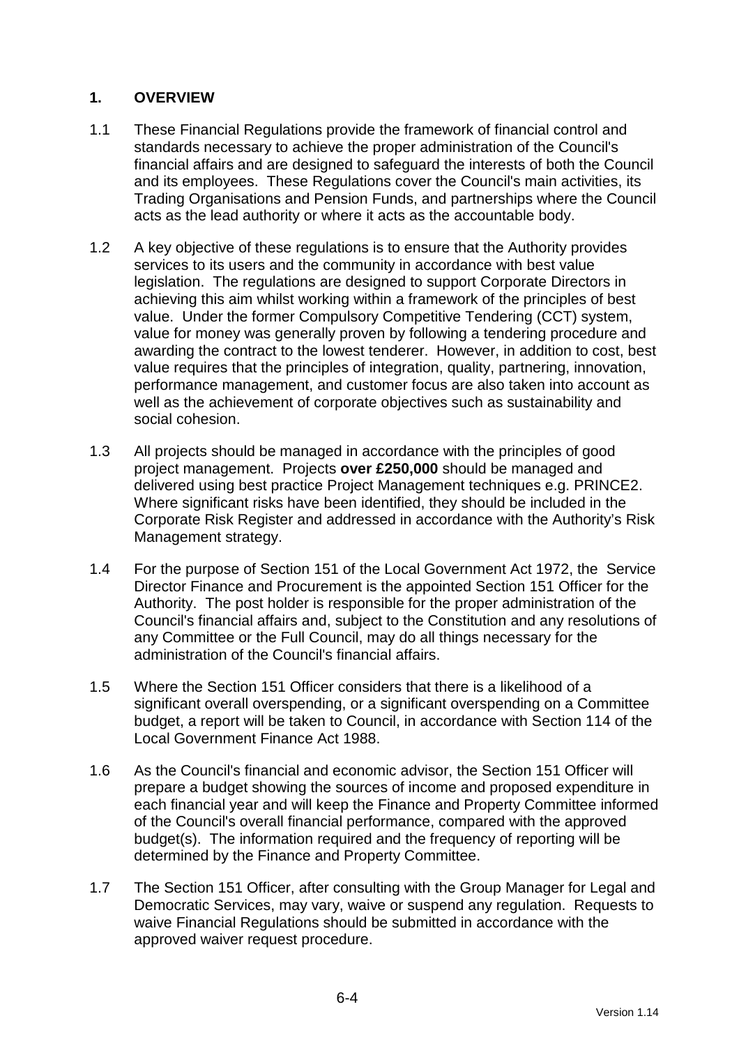## 1. OVERVIEW

1.1 These Financial Regulations provide the framework of financial control and standards necessary to achieve the proper administration of the Council's financial affairs and are designed to safeguard the interests of both the Council and its employees. These Regulations cover the Council's main activities, its Trading Organisations and Pension Funds, and partnerships where the Council acts as the lead authority or where it acts as the accountable body.

1.2 A key objective of these regulations is to ensure that the Authority provides services to its users and the community in accordance with best value legislation. The regulations are designed to support Corporate Directors in achieving this aim whilst working within a framework of the principles of best value. Under the former Compulsory Competitive Tendering (CCT) system, value for money was generally proven by following a tendering procedure and awarding the contract to the lowest tenderer. However, in addition to cost, best value requires that the principles of integration, quality, partnering, innovation, performance management, and customer focus are also taken into account as well as the achievement of corporate objectives such as sustainability and social cohesion.

1.3 All projects should be managed in accordance with the principles of good project management. Projects **over £250,000** should be managed and delivered using best practice Project Management techniques e.g. PRINCE2. Where significant risks have been identified, they should be included in the Corporate Risk Register and addressed in accordance with the Authority's Risk Management strategy.

1.4 For the purpose of Section 151 of the Local Government Act 1972, the Service Director Finance and Procurement is the appointed Section 151 Officer for the Authority. The post holder is responsible for the proper administration of the Council's financial affairs and, subject to the Constitution and any resolutions of any Committee or the Full Council, may do all things necessary for the administration of the Council's financial affairs.

1.5 Where the Section 151 Officer considers that there is a likelihood of a significant overall overspending, or a significant overspending on a Committee budget, a report will be taken to Council, in accordance with Section 114 of the Local Government Finance Act 1988.

1.6 As the Council's financial and economic advisor, the Section 151 Officer will prepare a budget showing the sources of income and proposed expenditure in each financial year and will keep the Finance and Property Committee informed of the Council's overall financial performance, compared with the approved budget(s). The information required and the frequency of reporting will be determined by the Finance and Property Committee.

1.7 The Section 151 Officer, after consulting with the Group Manager for Legal and Democratic Services, may vary, waive or suspend any regulation. Requests to waive Financial Regulations should be submitted in accordance with the approved waiver request procedure.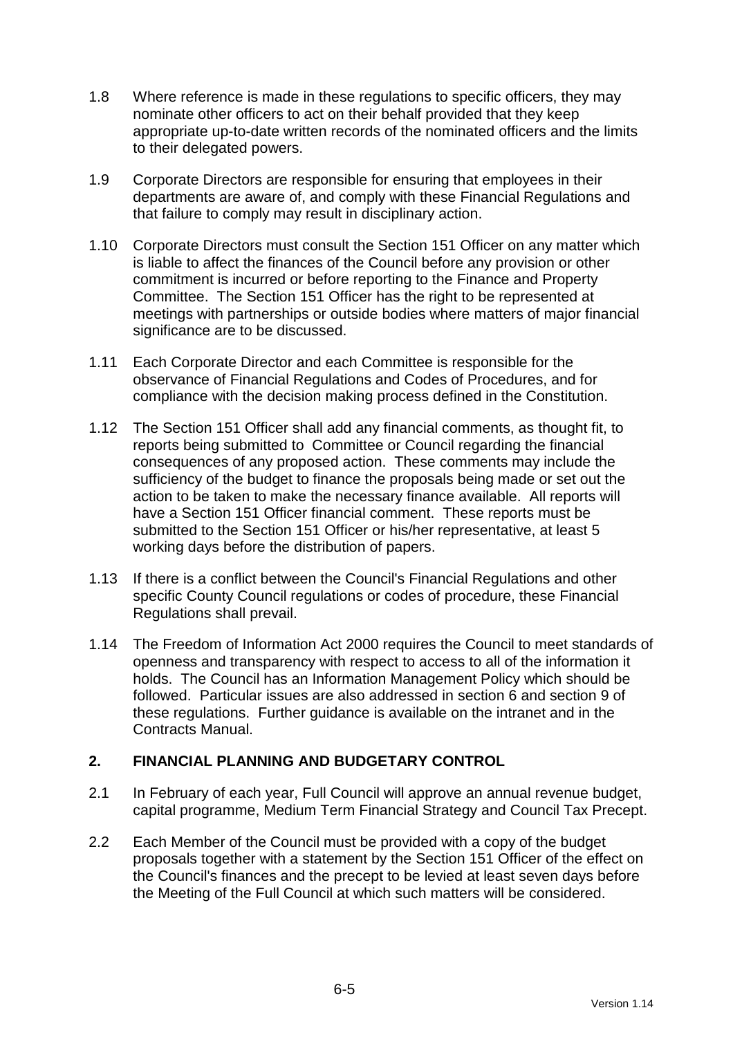1.8 Where reference is made in these regulations to specific officers, they may nominate other officers to act on their behalf provided that they keep appropriate up-to-date written records of the nominated officers and the limits to their delegated powers.

1.9 Corporate Directors are responsible for ensuring that employees in their departments are aware of, and comply with these Financial Regulations and that failure to comply may result in disciplinary action.

1.10 Corporate Directors must consult the Section 151 Officer on any matter which is liable to affect the finances of the Council before any provision or other commitment is incurred or before reporting to the Finance and Property Committee. The Section 151 Officer has the right to be represented at meetings with partnerships or outside bodies where matters of major financial significance are to be discussed.

1.11 Each Corporate Director and each Committee is responsible for the observance of Financial Regulations and Codes of Procedures, and for compliance with the decision making process defined in the Constitution.

1.12 The Section 151 Officer shall add any financial comments, as thought fit, to reports being submitted to Committee or Council regarding the financial consequences of any proposed action. These comments may include the sufficiency of the budget to finance the proposals being made or set out the action to be taken to make the necessary finance available. All reports will have a Section 151 Officer financial comment. These reports must be submitted to the Section 151 Officer or his/her representative, at least 5 working days before the distribution of papers.

1.13 If there is a conflict between the Council's Financial Regulations and other specific County Council regulations or codes of procedure, these Financial Regulations shall prevail.

1.14 The Freedom of Information Act 2000 requires the Council to meet standards of openness and transparency with respect to access to all of the information it holds. The Council has an Information Management Policy which should be followed. Particular issues are also addressed in section 6 and section 9 of these regulations. Further guidance is available on the intranet and in the Contracts Manual.

## 2. FINANCIAL PLANNING AND BUDGETARY CONTROL

2.1 In February of each year, Full Council will approve an annual revenue budget, capital programme, Medium Term Financial Strategy and Council Tax Precept.

2.2 Each Member of the Council must be provided with a copy of the budget proposals together with a statement by the Section 151 Officer of the effect on the Council's finances and the precept to be levied at least seven days before the Meeting of the Full Council at which such matters will be considered.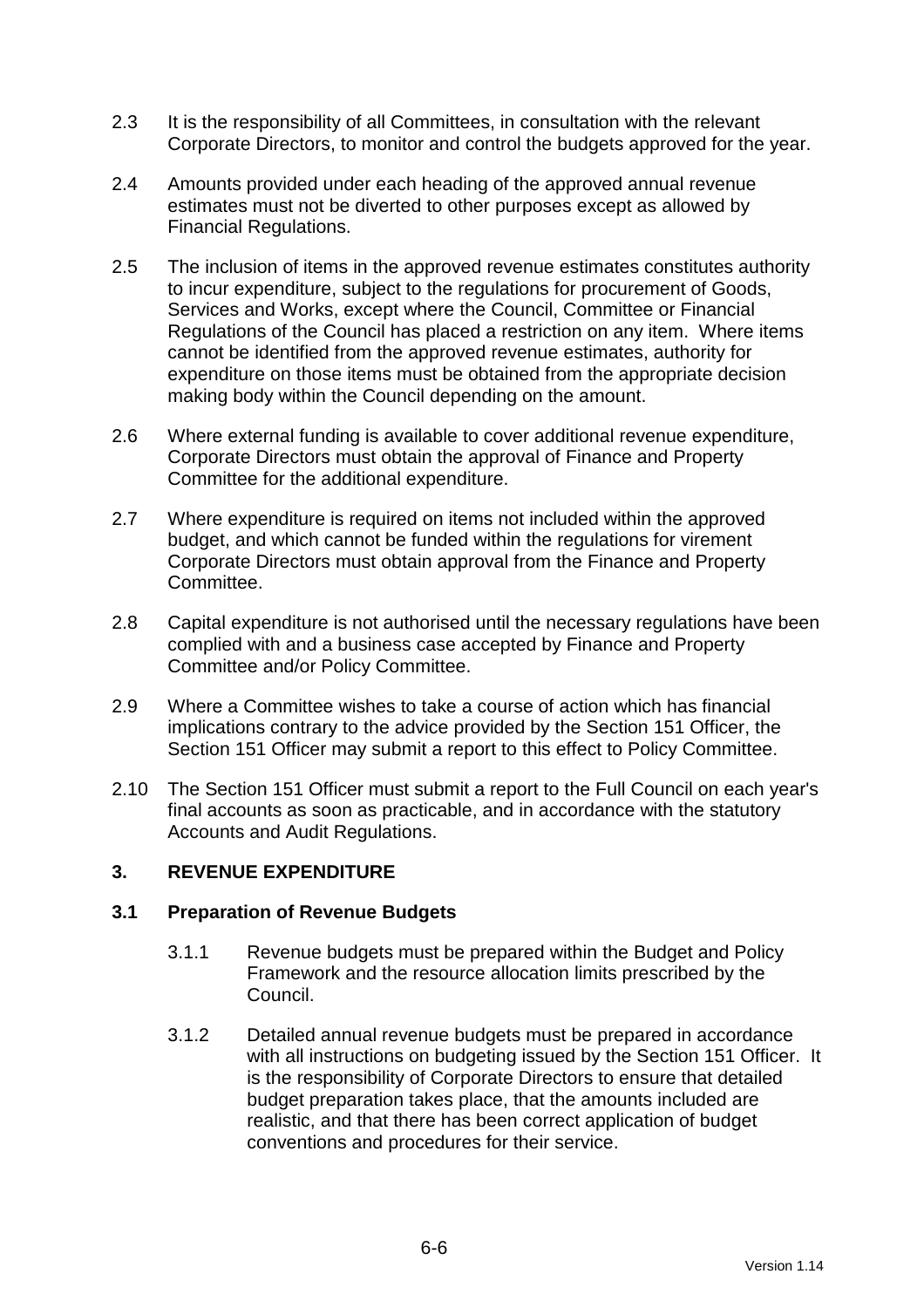2.3 It is the responsibility of all Committees, in consultation with the relevant Corporate Directors, to monitor and control the budgets approved for the year.

2.4 Amounts provided under each heading of the approved annual revenue estimates must not be diverted to other purposes except as allowed by Financial Regulations.

2.5 The inclusion of items in the approved revenue estimates constitutes authority to incur expenditure, subject to the regulations for procurement of Goods, Services and Works, except where the Council, Committee or Financial Regulations of the Council has placed a restriction on any item. Where items cannot be identified from the approved revenue estimates, authority for expenditure on those items must be obtained from the appropriate decision making body within the Council depending on the amount.

2.6 Where external funding is available to cover additional revenue expenditure, Corporate Directors must obtain the approval of Finance and Property Committee for the additional expenditure.

2.7 Where expenditure is required on items not included within the approved budget, and which cannot be funded within the regulations for virement Corporate Directors must obtain approval from the Finance and Property Committee.

2.8 Capital expenditure is not authorised until the necessary regulations have been complied with and a business case accepted by Finance and Property Committee and/or Policy Committee.

2.9 Where a Committee wishes to take a course of action which has financial implications contrary to the advice provided by the Section 151 Officer, the Section 151 Officer may submit a report to this effect to Policy Committee.

2.10 The Section 151 Officer must submit a report to the Full Council on each year's final accounts as soon as practicable, and in accordance with the statutory Accounts and Audit Regulations.

## 3. REVENUE EXPENDITURE

### 3.1 Preparation of Revenue Budgets

3.1.1 Revenue budgets must be prepared within the Budget and Policy Framework and the resource allocation limits prescribed by the Council.

3.1.2 Detailed annual revenue budgets must be prepared in accordance with all instructions on budgeting issued by the Section 151 Officer. It is the responsibility of Corporate Directors to ensure that detailed budget preparation takes place, that the amounts included are realistic, and that there has been correct application of budget conventions and procedures for their service.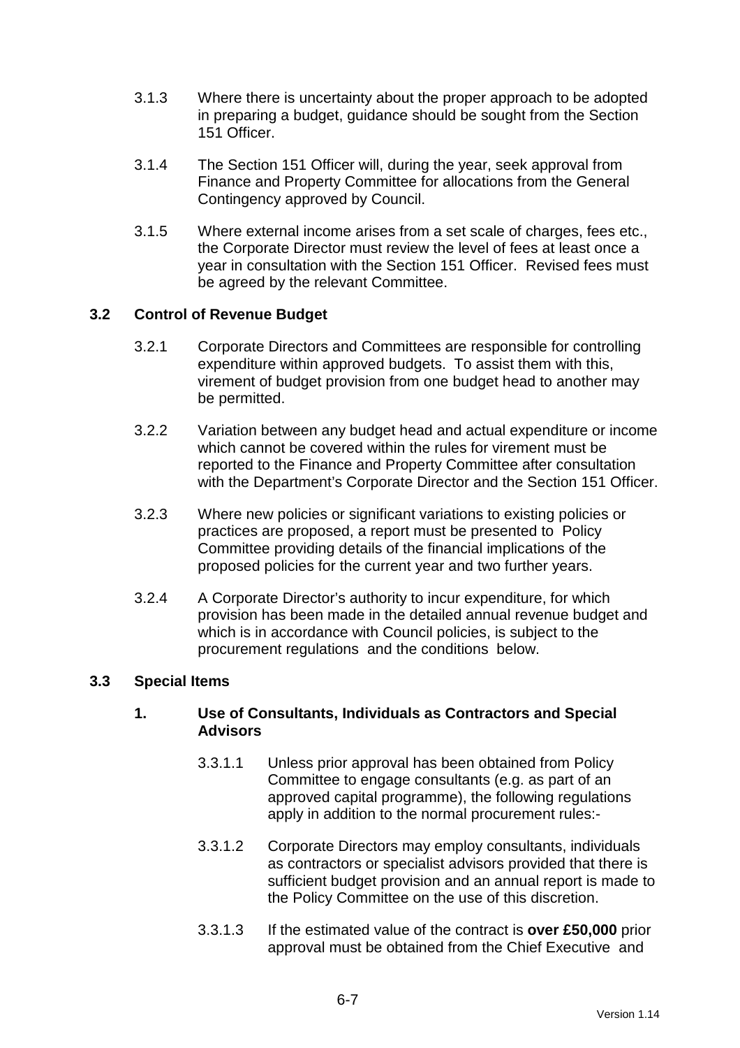3.1.3 Where there is uncertainty about the proper approach to be adopted in preparing a budget, guidance should be sought from the Section 151 Officer.

3.1.4 The Section 151 Officer will, during the year, seek approval from Finance and Property Committee for allocations from the General Contingency approved by Council.

3.1.5 Where external income arises from a set scale of charges, fees etc., the Corporate Director must review the level of fees at least once a year in consultation with the Section 151 Officer. Revised fees must be agreed by the relevant Committee.

### 3.2 Control of Revenue Budget

3.2.1 Corporate Directors and Committees are responsible for controlling expenditure within approved budgets. To assist them with this, virement of budget provision from one budget head to another may be permitted.

3.2.2 Variation between any budget head and actual expenditure or income which cannot be covered within the rules for virement must be reported to the Finance and Property Committee after consultation with the Department's Corporate Director and the Section 151 Officer.

3.2.3 Where new policies or significant variations to existing policies or practices are proposed, a report must be presented to Policy Committee providing details of the financial implications of the proposed policies for the current year and two further years.

3.2.4 A Corporate Director's authority to incur expenditure, for which provision has been made in the detailed annual revenue budget and which is in accordance with Council policies, is subject to the procurement regulations and the conditions below.

### 3.3 Special Items

#### 1. Use of Consultants, Individuals as Contractors and Special Advisors

3.3.1.1 Unless prior approval has been obtained from Policy Committee to engage consultants (e.g. as part of an approved capital programme), the following regulations apply in addition to the normal procurement rules:-

3.3.1.2 Corporate Directors may employ consultants, individuals as contractors or specialist advisors provided that there is sufficient budget provision and an annual report is made to the Policy Committee on the use of this discretion.

3.3.1.3 If the estimated value of the contract is **over £50,000** prior approval must be obtained from the Chief Executive and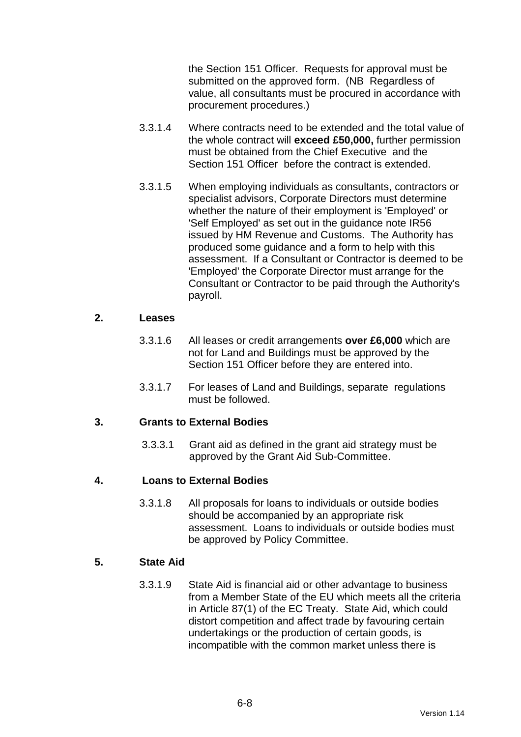the Section 151 Officer. Requests for approval must be submitted on the approved form. (NB Regardless of value, all consultants must be procured in accordance with procurement procedures.)

3.3.1.4 Where contracts need to be extended and the total value of the whole contract will **exceed £50,000,** further permission must be obtained from the Chief Executive and the Section 151 Officer before the contract is extended.

3.3.1.5 When employing individuals as consultants, contractors or specialist advisors, Corporate Directors must determine whether the nature of their employment is 'Employed' or 'Self Employed' as set out in the guidance note IR56 issued by HM Revenue and Customs. The Authority has produced some guidance and a form to help with this assessment. If a Consultant or Contractor is deemed to be 'Employed' the Corporate Director must arrange for the Consultant or Contractor to be paid through the Authority's payroll.

**2. Leases**

3.3.1.6 All leases or credit arrangements **over £6,000** which are not for Land and Buildings must be approved by the Section 151 Officer before they are entered into.

3.3.1.7 For leases of Land and Buildings, separate regulations must be followed.

**3. Grants to External Bodies**

3.3.3.1 Grant aid as defined in the grant aid strategy must be approved by the Grant Aid Sub-Committee.

**4. Loans to External Bodies**

3.3.1.8 All proposals for loans to individuals or outside bodies should be accompanied by an appropriate risk assessment. Loans to individuals or outside bodies must be approved by Policy Committee.

**5. State Aid**

3.3.1.9 State Aid is financial aid or other advantage to business from a Member State of the EU which meets all the criteria in Article 87(1) of the EC Treaty. State Aid, which could distort competition and affect trade by favouring certain undertakings or the production of certain goods, is incompatible with the common market unless there is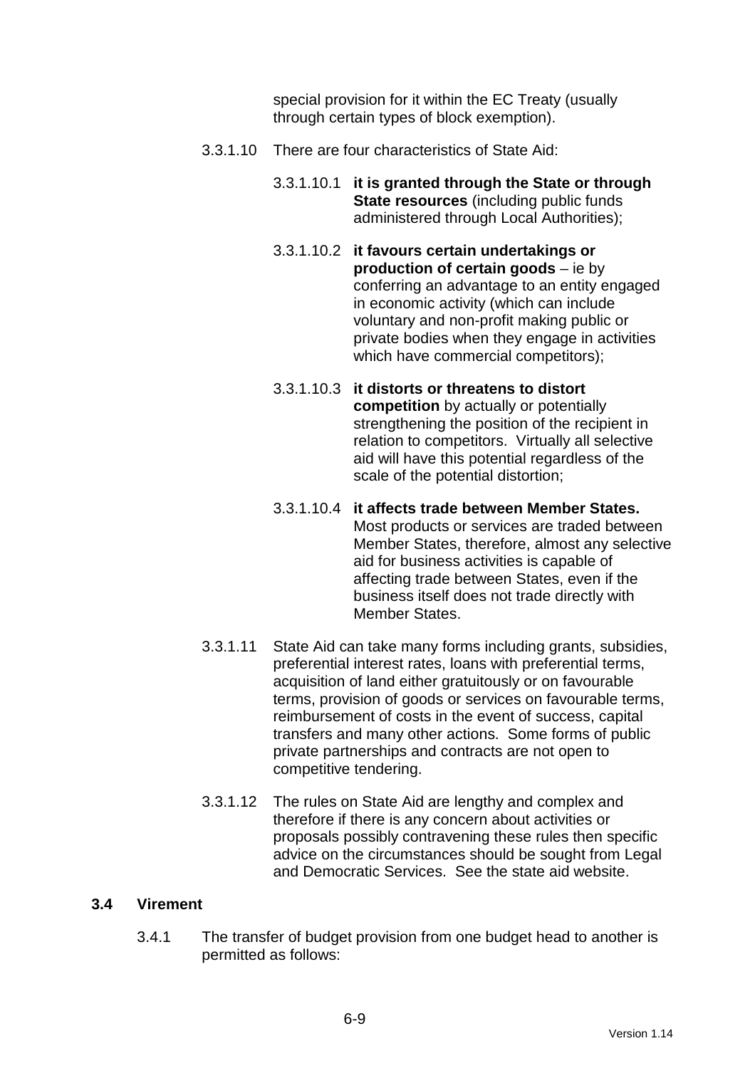special provision for it within the EC Treaty (usually through certain types of block exemption).

3.3.1.10 There are four characteristics of State Aid:

3.3.1.10.1 **it is granted through the State or through State resources** (including public funds administered through Local Authorities);

3.3.1.10.2 **it favours certain undertakings or production of certain goods** – ie by conferring an advantage to an entity engaged in economic activity (which can include voluntary and non-profit making public or private bodies when they engage in activities which have commercial competitors);

3.3.1.10.3 **it distorts or threatens to distort competition** by actually or potentially strengthening the position of the recipient in relation to competitors. Virtually all selective aid will have this potential regardless of the scale of the potential distortion;

3.3.1.10.4 **it affects trade between Member States.** Most products or services are traded between Member States, therefore, almost any selective aid for business activities is capable of affecting trade between States, even if the business itself does not trade directly with Member States.

3.3.1.11 State Aid can take many forms including grants, subsidies, preferential interest rates, loans with preferential terms, acquisition of land either gratuitously or on favourable terms, provision of goods or services on favourable terms, reimbursement of costs in the event of success, capital transfers and many other actions. Some forms of public private partnerships and contracts are not open to competitive tendering.

3.3.1.12 The rules on State Aid are lengthy and complex and therefore if there is any concern about activities or proposals possibly contravening these rules then specific advice on the circumstances should be sought from Legal and Democratic Services. See the state aid website.

## 3.4 Virement

3.4.1 The transfer of budget provision from one budget head to another is permitted as follows: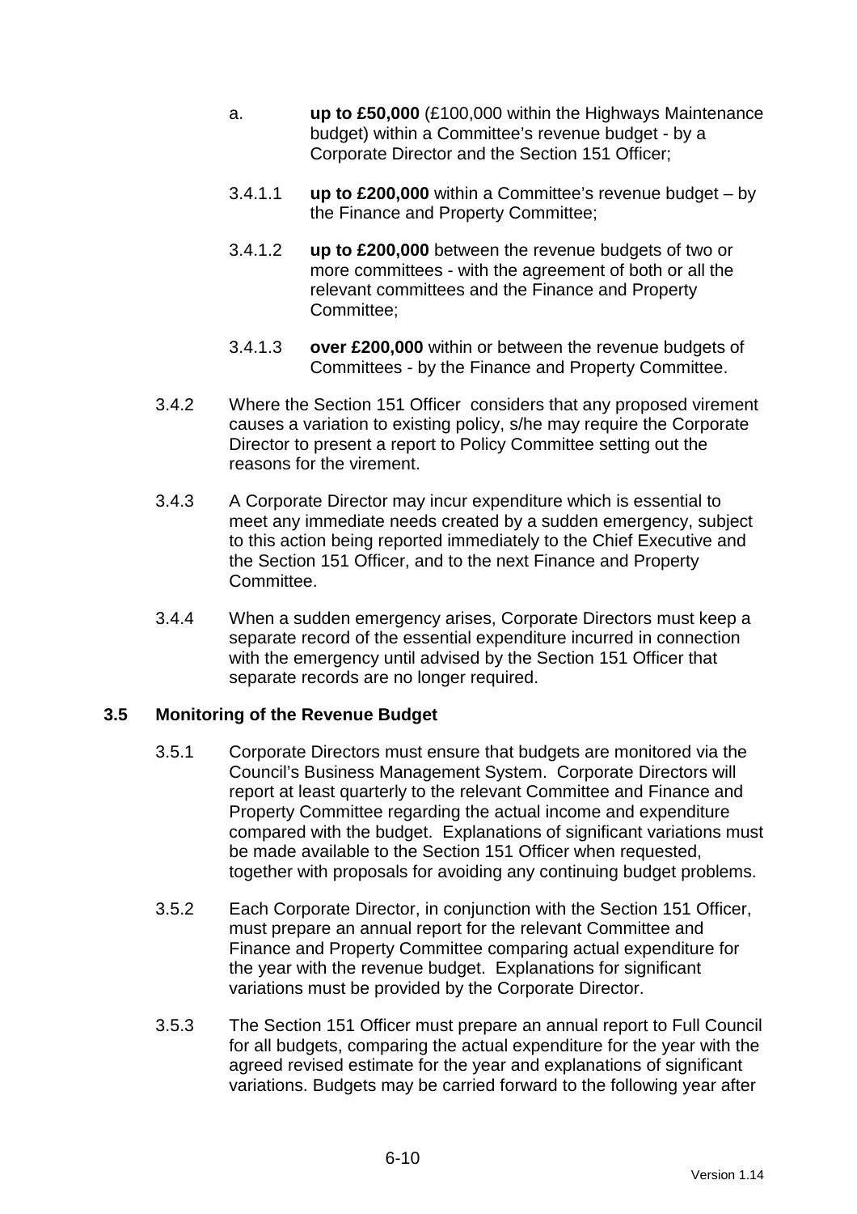a. **up to £50,000** (£100,000 within the Highways Maintenance budget) within a Committee's revenue budget - by a Corporate Director and the Section 151 Officer;

3.4.1.1 **up to £200,000** within a Committee's revenue budget – by the Finance and Property Committee;

3.4.1.2 **up to £200,000** between the revenue budgets of two or more committees - with the agreement of both or all the relevant committees and the Finance and Property Committee;

3.4.1.3 **over £200,000** within or between the revenue budgets of Committees - by the Finance and Property Committee.

3.4.2 Where the Section 151 Officer considers that any proposed virement causes a variation to existing policy, s/he may require the Corporate Director to present a report to Policy Committee setting out the reasons for the virement.

3.4.3 A Corporate Director may incur expenditure which is essential to meet any immediate needs created by a sudden emergency, subject to this action being reported immediately to the Chief Executive and the Section 151 Officer, and to the next Finance and Property Committee.

3.4.4 When a sudden emergency arises, Corporate Directors must keep a separate record of the essential expenditure incurred in connection with the emergency until advised by the Section 151 Officer that separate records are no longer required.

### 3.5 Monitoring of the Revenue Budget

3.5.1 Corporate Directors must ensure that budgets are monitored via the Council's Business Management System. Corporate Directors will report at least quarterly to the relevant Committee and Finance and Property Committee regarding the actual income and expenditure compared with the budget. Explanations of significant variations must be made available to the Section 151 Officer when requested, together with proposals for avoiding any continuing budget problems.

3.5.2 Each Corporate Director, in conjunction with the Section 151 Officer, must prepare an annual report for the relevant Committee and Finance and Property Committee comparing actual expenditure for the year with the revenue budget. Explanations for significant variations must be provided by the Corporate Director.

3.5.3 The Section 151 Officer must prepare an annual report to Full Council for all budgets, comparing the actual expenditure for the year with the agreed revised estimate for the year and explanations of significant variations. Budgets may be carried forward to the following year after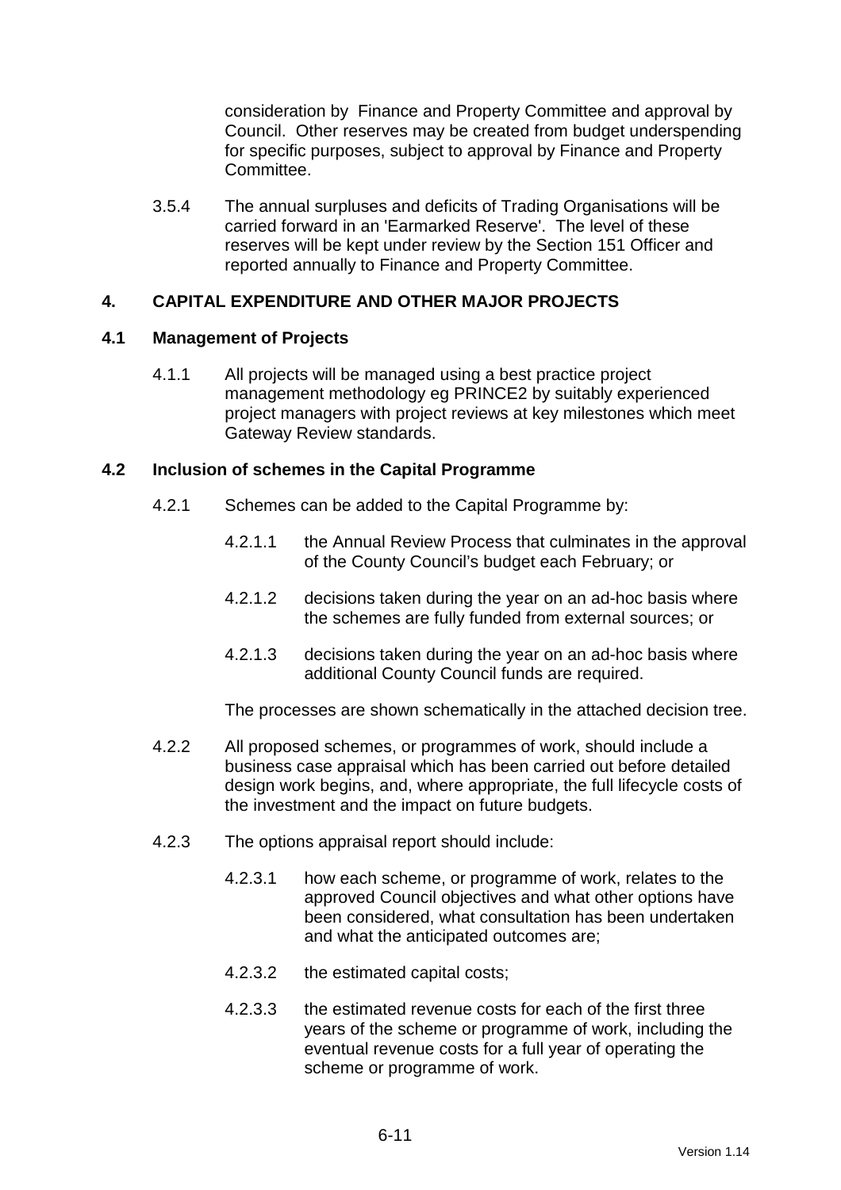consideration by Finance and Property Committee and approval by Council. Other reserves may be created from budget underspending for specific purposes, subject to approval by Finance and Property Committee.

3.5.4 The annual surpluses and deficits of Trading Organisations will be carried forward in an 'Earmarked Reserve'. The level of these reserves will be kept under review by the Section 151 Officer and reported annually to Finance and Property Committee.

## 4. CAPITAL EXPENDITURE AND OTHER MAJOR PROJECTS

### 4.1 Management of Projects

4.1.1 All projects will be managed using a best practice project management methodology eg PRINCE2 by suitably experienced project managers with project reviews at key milestones which meet Gateway Review standards.

### 4.2 Inclusion of schemes in the Capital Programme

4.2.1 Schemes can be added to the Capital Programme by:

4.2.1.1 the Annual Review Process that culminates in the approval of the County Council's budget each February; or

4.2.1.2 decisions taken during the year on an ad-hoc basis where the schemes are fully funded from external sources; or

4.2.1.3 decisions taken during the year on an ad-hoc basis where additional County Council funds are required.

The processes are shown schematically in the attached decision tree.

4.2.2 All proposed schemes, or programmes of work, should include a business case appraisal which has been carried out before detailed design work begins, and, where appropriate, the full lifecycle costs of the investment and the impact on future budgets.

4.2.3 The options appraisal report should include:

4.2.3.1 how each scheme, or programme of work, relates to the approved Council objectives and what other options have been considered, what consultation has been undertaken and what the anticipated outcomes are;

4.2.3.2 the estimated capital costs;

4.2.3.3 the estimated revenue costs for each of the first three years of the scheme or programme of work, including the eventual revenue costs for a full year of operating the scheme or programme of work.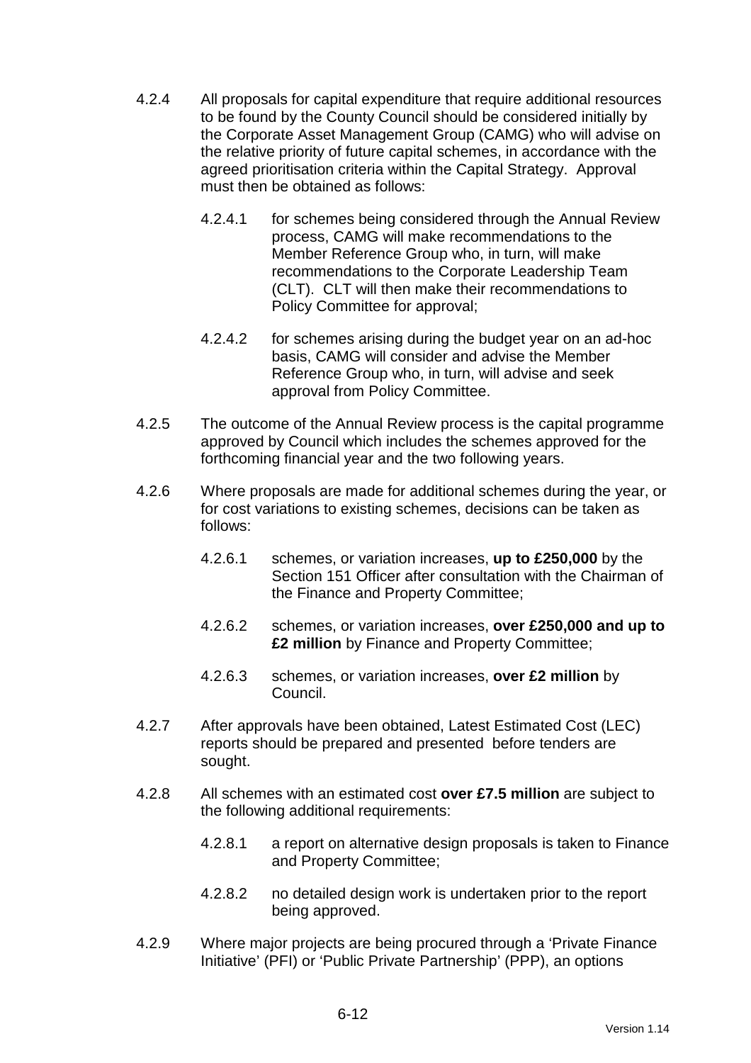4.2.4 All proposals for capital expenditure that require additional resources to be found by the County Council should be considered initially by the Corporate Asset Management Group (CAMG) who will advise on the relative priority of future capital schemes, in accordance with the agreed prioritisation criteria within the Capital Strategy. Approval must then be obtained as follows:

 4.2.4.1 for schemes being considered through the Annual Review process, CAMG will make recommendations to the Member Reference Group who, in turn, will make recommendations to the Corporate Leadership Team (CLT). CLT will then make their recommendations to Policy Committee for approval;

 4.2.4.2 for schemes arising during the budget year on an ad-hoc basis, CAMG will consider and advise the Member Reference Group who, in turn, will advise and seek approval from Policy Committee.

4.2.5 The outcome of the Annual Review process is the capital programme approved by Council which includes the schemes approved for the forthcoming financial year and the two following years.

4.2.6 Where proposals are made for additional schemes during the year, or for cost variations to existing schemes, decisions can be taken as follows:

 4.2.6.1 schemes, or variation increases, **up to £250,000** by the Section 151 Officer after consultation with the Chairman of the Finance and Property Committee;

 4.2.6.2 schemes, or variation increases, **over £250,000 and up to £2 million** by Finance and Property Committee;

 4.2.6.3 schemes, or variation increases, **over £2 million** by Council.

4.2.7 After approvals have been obtained, Latest Estimated Cost (LEC) reports should be prepared and presented before tenders are sought.

4.2.8 All schemes with an estimated cost **over £7.5 million** are subject to the following additional requirements:

 4.2.8.1 a report on alternative design proposals is taken to Finance and Property Committee;

 4.2.8.2 no detailed design work is undertaken prior to the report being approved.

4.2.9 Where major projects are being procured through a 'Private Finance Initiative' (PFI) or 'Public Private Partnership' (PPP), an options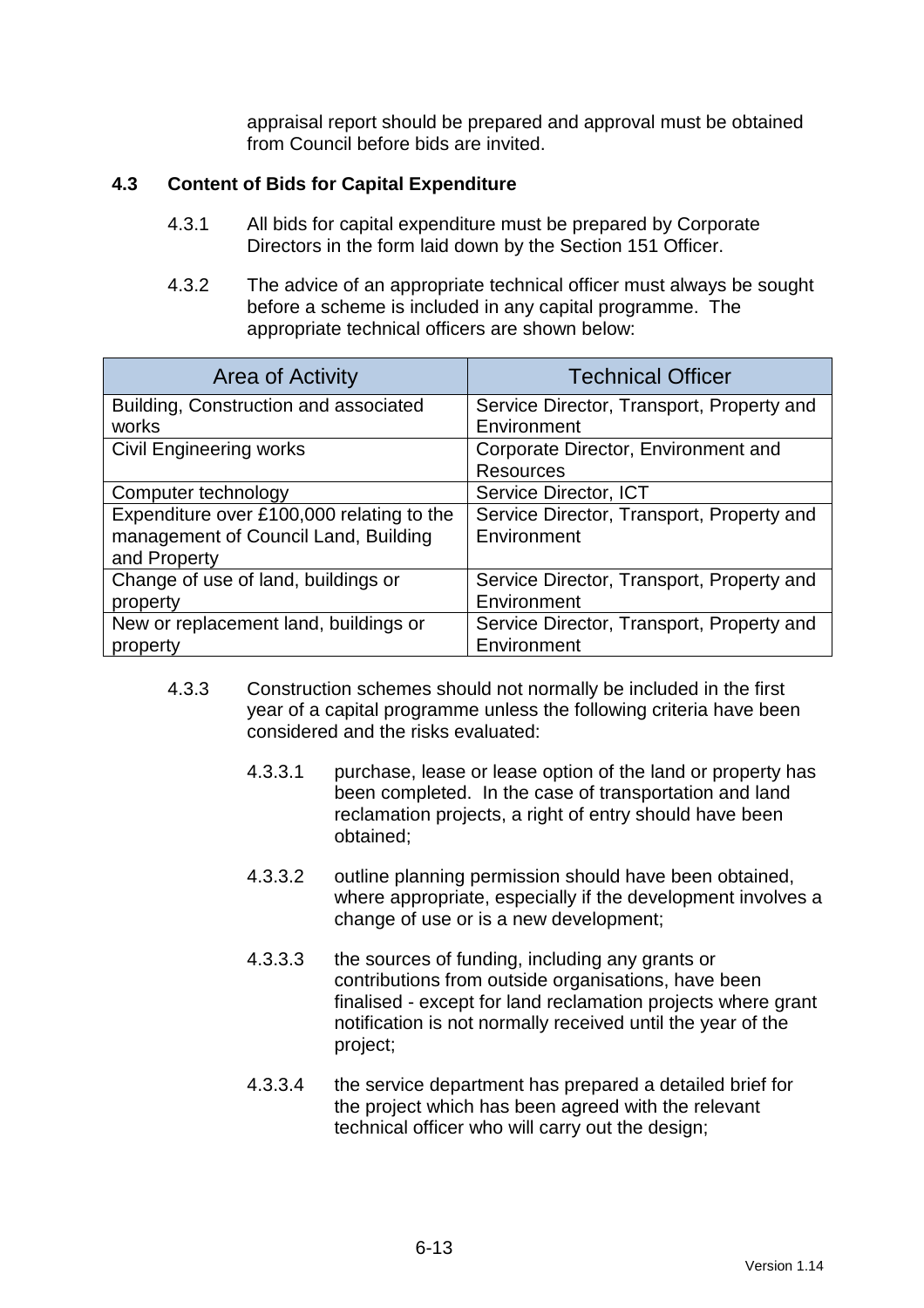appraisal report should be prepared and approval must be obtained from Council before bids are invited.

### 4.3 Content of Bids for Capital Expenditure

4.3.1 All bids for capital expenditure must be prepared by Corporate Directors in the form laid down by the Section 151 Officer.

4.3.2 The advice of an appropriate technical officer must always be sought before a scheme is included in any capital programme. The appropriate technical officers are shown below:

| Area of Activity | Technical Officer |
|---|---|
| Building, Construction and associated works | Service Director, Transport, Property and Environment |
| Civil Engineering works | Corporate Director, Environment and Resources |
| Computer technology | Service Director, ICT |
| Expenditure over £100,000 relating to the management of Council Land, Building and Property | Service Director, Transport, Property and Environment |
| Change of use of land, buildings or property | Service Director, Transport, Property and Environment |
| New or replacement land, buildings or property | Service Director, Transport, Property and Environment |

4.3.3 Construction schemes should not normally be included in the first year of a capital programme unless the following criteria have been considered and the risks evaluated:

4.3.3.1 purchase, lease or lease option of the land or property has been completed. In the case of transportation and land reclamation projects, a right of entry should have been obtained;

4.3.3.2 outline planning permission should have been obtained, where appropriate, especially if the development involves a change of use or is a new development;

4.3.3.3 the sources of funding, including any grants or contributions from outside organisations, have been finalised - except for land reclamation projects where grant notification is not normally received until the year of the project;

4.3.3.4 the service department has prepared a detailed brief for the project which has been agreed with the relevant technical officer who will carry out the design;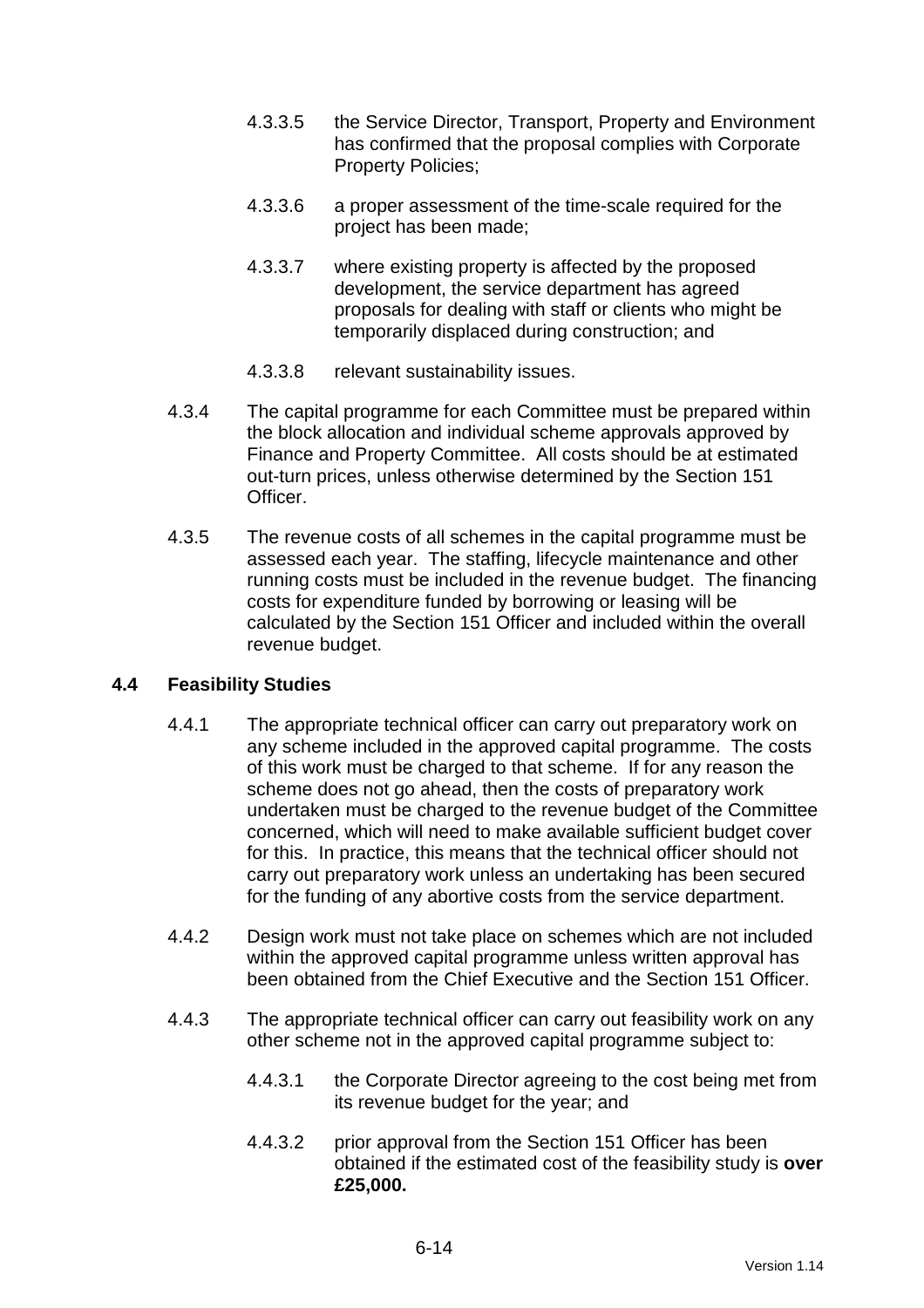4.3.3.5 the Service Director, Transport, Property and Environment has confirmed that the proposal complies with Corporate Property Policies;

4.3.3.6 a proper assessment of the time-scale required for the project has been made;

4.3.3.7 where existing property is affected by the proposed development, the service department has agreed proposals for dealing with staff or clients who might be temporarily displaced during construction; and

4.3.3.8 relevant sustainability issues.

4.3.4 The capital programme for each Committee must be prepared within the block allocation and individual scheme approvals approved by Finance and Property Committee. All costs should be at estimated out-turn prices, unless otherwise determined by the Section 151 Officer.

4.3.5 The revenue costs of all schemes in the capital programme must be assessed each year. The staffing, lifecycle maintenance and other running costs must be included in the revenue budget. The financing costs for expenditure funded by borrowing or leasing will be calculated by the Section 151 Officer and included within the overall revenue budget.

## 4.4 Feasibility Studies

4.4.1 The appropriate technical officer can carry out preparatory work on any scheme included in the approved capital programme. The costs of this work must be charged to that scheme. If for any reason the scheme does not go ahead, then the costs of preparatory work undertaken must be charged to the revenue budget of the Committee concerned, which will need to make available sufficient budget cover for this. In practice, this means that the technical officer should not carry out preparatory work unless an undertaking has been secured for the funding of any abortive costs from the service department.

4.4.2 Design work must not take place on schemes which are not included within the approved capital programme unless written approval has been obtained from the Chief Executive and the Section 151 Officer.

4.4.3 The appropriate technical officer can carry out feasibility work on any other scheme not in the approved capital programme subject to:

4.4.3.1 the Corporate Director agreeing to the cost being met from its revenue budget for the year; and

4.4.3.2 prior approval from the Section 151 Officer has been obtained if the estimated cost of the feasibility study is **over £25,000.**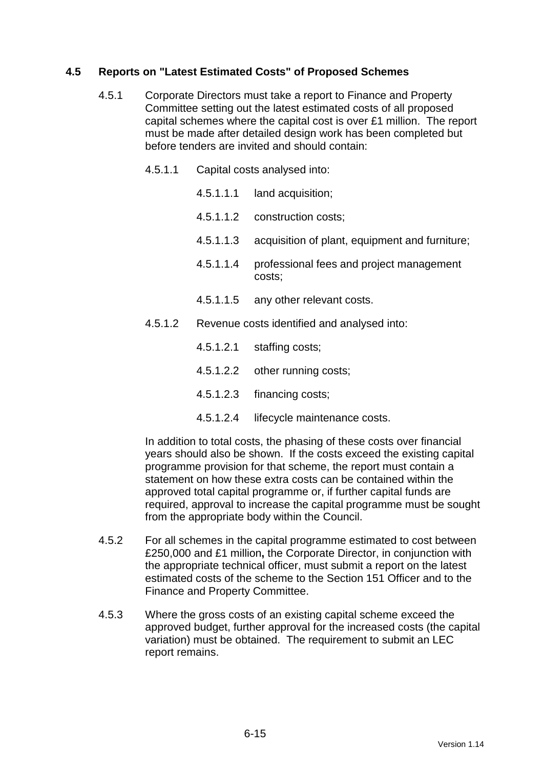## 4.5 Reports on "Latest Estimated Costs" of Proposed Schemes

4.5.1 Corporate Directors must take a report to Finance and Property Committee setting out the latest estimated costs of all proposed capital schemes where the capital cost is over £1 million. The report must be made after detailed design work has been completed but before tenders are invited and should contain:

4.5.1.1 Capital costs analysed into:

4.5.1.1.1 land acquisition;

4.5.1.1.2 construction costs;

4.5.1.1.3 acquisition of plant, equipment and furniture;

4.5.1.1.4 professional fees and project management costs;

4.5.1.1.5 any other relevant costs.

4.5.1.2 Revenue costs identified and analysed into:

4.5.1.2.1 staffing costs;

4.5.1.2.2 other running costs;

4.5.1.2.3 financing costs;

4.5.1.2.4 lifecycle maintenance costs.

In addition to total costs, the phasing of these costs over financial years should also be shown. If the costs exceed the existing capital programme provision for that scheme, the report must contain a statement on how these extra costs can be contained within the approved total capital programme or, if further capital funds are required, approval to increase the capital programme must be sought from the appropriate body within the Council.

4.5.2 For all schemes in the capital programme estimated to cost between £250,000 and £1 million**,** the Corporate Director, in conjunction with the appropriate technical officer, must submit a report on the latest estimated costs of the scheme to the Section 151 Officer and to the Finance and Property Committee.

4.5.3 Where the gross costs of an existing capital scheme exceed the approved budget, further approval for the increased costs (the capital variation) must be obtained. The requirement to submit an LEC report remains.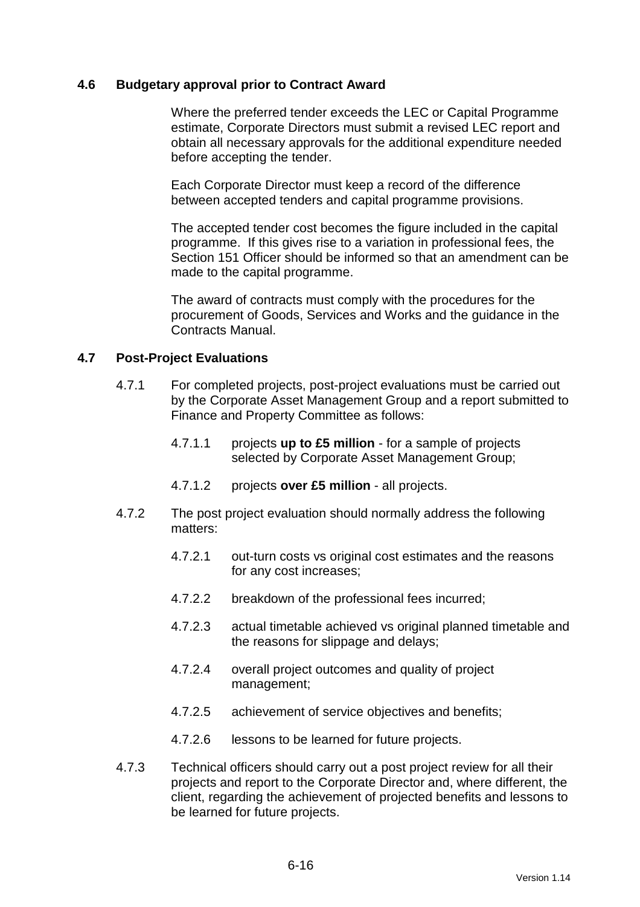### 4.6 Budgetary approval prior to Contract Award

Where the preferred tender exceeds the LEC or Capital Programme estimate, Corporate Directors must submit a revised LEC report and obtain all necessary approvals for the additional expenditure needed before accepting the tender.

Each Corporate Director must keep a record of the difference between accepted tenders and capital programme provisions.

The accepted tender cost becomes the figure included in the capital programme. If this gives rise to a variation in professional fees, the Section 151 Officer should be informed so that an amendment can be made to the capital programme.

The award of contracts must comply with the procedures for the procurement of Goods, Services and Works and the guidance in the Contracts Manual.

### 4.7 Post-Project Evaluations

4.7.1 For completed projects, post-project evaluations must be carried out by the Corporate Asset Management Group and a report submitted to Finance and Property Committee as follows:

- 4.7.1.1 projects **up to £5 million** - for a sample of projects selected by Corporate Asset Management Group;
- 4.7.1.2 projects **over £5 million** - all projects.

4.7.2 The post project evaluation should normally address the following matters:

- 4.7.2.1 out-turn costs vs original cost estimates and the reasons for any cost increases;
- 4.7.2.2 breakdown of the professional fees incurred;
- 4.7.2.3 actual timetable achieved vs original planned timetable and the reasons for slippage and delays;
- 4.7.2.4 overall project outcomes and quality of project management;
- 4.7.2.5 achievement of service objectives and benefits;
- 4.7.2.6 lessons to be learned for future projects.

4.7.3 Technical officers should carry out a post project review for all their projects and report to the Corporate Director and, where different, the client, regarding the achievement of projected benefits and lessons to be learned for future projects.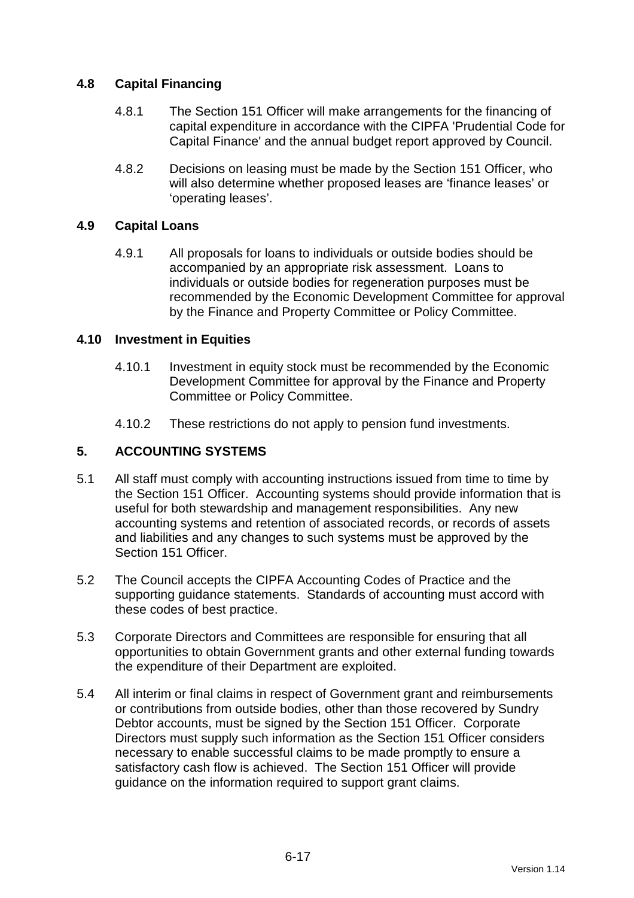### 4.8 Capital Financing

4.8.1 The Section 151 Officer will make arrangements for the financing of capital expenditure in accordance with the CIPFA 'Prudential Code for Capital Finance' and the annual budget report approved by Council.

4.8.2 Decisions on leasing must be made by the Section 151 Officer, who will also determine whether proposed leases are 'finance leases' or 'operating leases'.

### 4.9 Capital Loans

4.9.1 All proposals for loans to individuals or outside bodies should be accompanied by an appropriate risk assessment. Loans to individuals or outside bodies for regeneration purposes must be recommended by the Economic Development Committee for approval by the Finance and Property Committee or Policy Committee.

### 4.10 Investment in Equities

4.10.1 Investment in equity stock must be recommended by the Economic Development Committee for approval by the Finance and Property Committee or Policy Committee.

4.10.2 These restrictions do not apply to pension fund investments.

## 5. ACCOUNTING SYSTEMS

5.1 All staff must comply with accounting instructions issued from time to time by the Section 151 Officer. Accounting systems should provide information that is useful for both stewardship and management responsibilities. Any new accounting systems and retention of associated records, or records of assets and liabilities and any changes to such systems must be approved by the Section 151 Officer.

5.2 The Council accepts the CIPFA Accounting Codes of Practice and the supporting guidance statements. Standards of accounting must accord with these codes of best practice.

5.3 Corporate Directors and Committees are responsible for ensuring that all opportunities to obtain Government grants and other external funding towards the expenditure of their Department are exploited.

5.4 All interim or final claims in respect of Government grant and reimbursements or contributions from outside bodies, other than those recovered by Sundry Debtor accounts, must be signed by the Section 151 Officer. Corporate Directors must supply such information as the Section 151 Officer considers necessary to enable successful claims to be made promptly to ensure a satisfactory cash flow is achieved. The Section 151 Officer will provide guidance on the information required to support grant claims.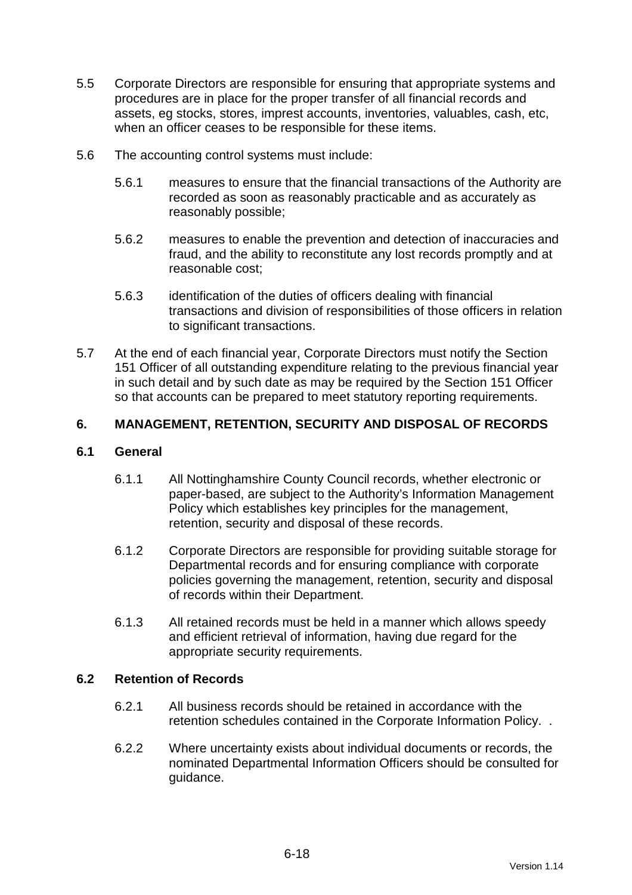5.5 Corporate Directors are responsible for ensuring that appropriate systems and procedures are in place for the proper transfer of all financial records and assets, eg stocks, stores, imprest accounts, inventories, valuables, cash, etc, when an officer ceases to be responsible for these items.

5.6 The accounting control systems must include:

5.6.1 measures to ensure that the financial transactions of the Authority are recorded as soon as reasonably practicable and as accurately as reasonably possible;

5.6.2 measures to enable the prevention and detection of inaccuracies and fraud, and the ability to reconstitute any lost records promptly and at reasonable cost;

5.6.3 identification of the duties of officers dealing with financial transactions and division of responsibilities of those officers in relation to significant transactions.

5.7 At the end of each financial year, Corporate Directors must notify the Section 151 Officer of all outstanding expenditure relating to the previous financial year in such detail and by such date as may be required by the Section 151 Officer so that accounts can be prepared to meet statutory reporting requirements.

## 6. MANAGEMENT, RETENTION, SECURITY AND DISPOSAL OF RECORDS

### 6.1 General

6.1.1 All Nottinghamshire County Council records, whether electronic or paper-based, are subject to the Authority's Information Management Policy which establishes key principles for the management, retention, security and disposal of these records.

6.1.2 Corporate Directors are responsible for providing suitable storage for Departmental records and for ensuring compliance with corporate policies governing the management, retention, security and disposal of records within their Department.

6.1.3 All retained records must be held in a manner which allows speedy and efficient retrieval of information, having due regard for the appropriate security requirements.

### 6.2 Retention of Records

6.2.1 All business records should be retained in accordance with the retention schedules contained in the Corporate Information Policy. .

6.2.2 Where uncertainty exists about individual documents or records, the nominated Departmental Information Officers should be consulted for guidance.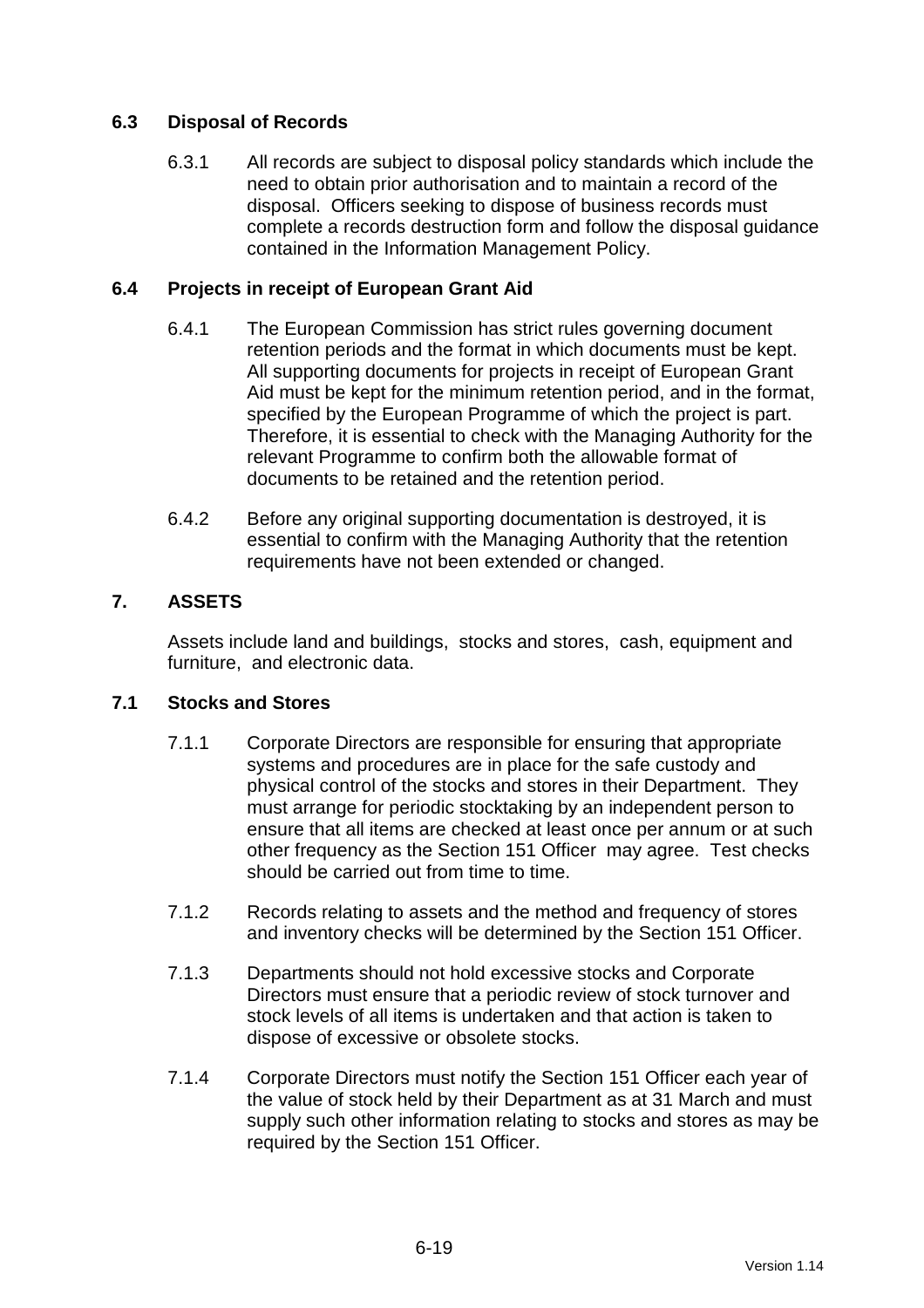### 6.3 Disposal of Records

6.3.1 All records are subject to disposal policy standards which include the need to obtain prior authorisation and to maintain a record of the disposal. Officers seeking to dispose of business records must complete a records destruction form and follow the disposal guidance contained in the Information Management Policy.

### 6.4 Projects in receipt of European Grant Aid

6.4.1 The European Commission has strict rules governing document retention periods and the format in which documents must be kept. All supporting documents for projects in receipt of European Grant Aid must be kept for the minimum retention period, and in the format, specified by the European Programme of which the project is part. Therefore, it is essential to check with the Managing Authority for the relevant Programme to confirm both the allowable format of documents to be retained and the retention period.

6.4.2 Before any original supporting documentation is destroyed, it is essential to confirm with the Managing Authority that the retention requirements have not been extended or changed.

## 7. ASSETS

Assets include land and buildings, stocks and stores, cash, equipment and furniture, and electronic data.

### 7.1 Stocks and Stores

7.1.1 Corporate Directors are responsible for ensuring that appropriate systems and procedures are in place for the safe custody and physical control of the stocks and stores in their Department. They must arrange for periodic stocktaking by an independent person to ensure that all items are checked at least once per annum or at such other frequency as the Section 151 Officer may agree. Test checks should be carried out from time to time.

7.1.2 Records relating to assets and the method and frequency of stores and inventory checks will be determined by the Section 151 Officer.

7.1.3 Departments should not hold excessive stocks and Corporate Directors must ensure that a periodic review of stock turnover and stock levels of all items is undertaken and that action is taken to dispose of excessive or obsolete stocks.

7.1.4 Corporate Directors must notify the Section 151 Officer each year of the value of stock held by their Department as at 31 March and must supply such other information relating to stocks and stores as may be required by the Section 151 Officer.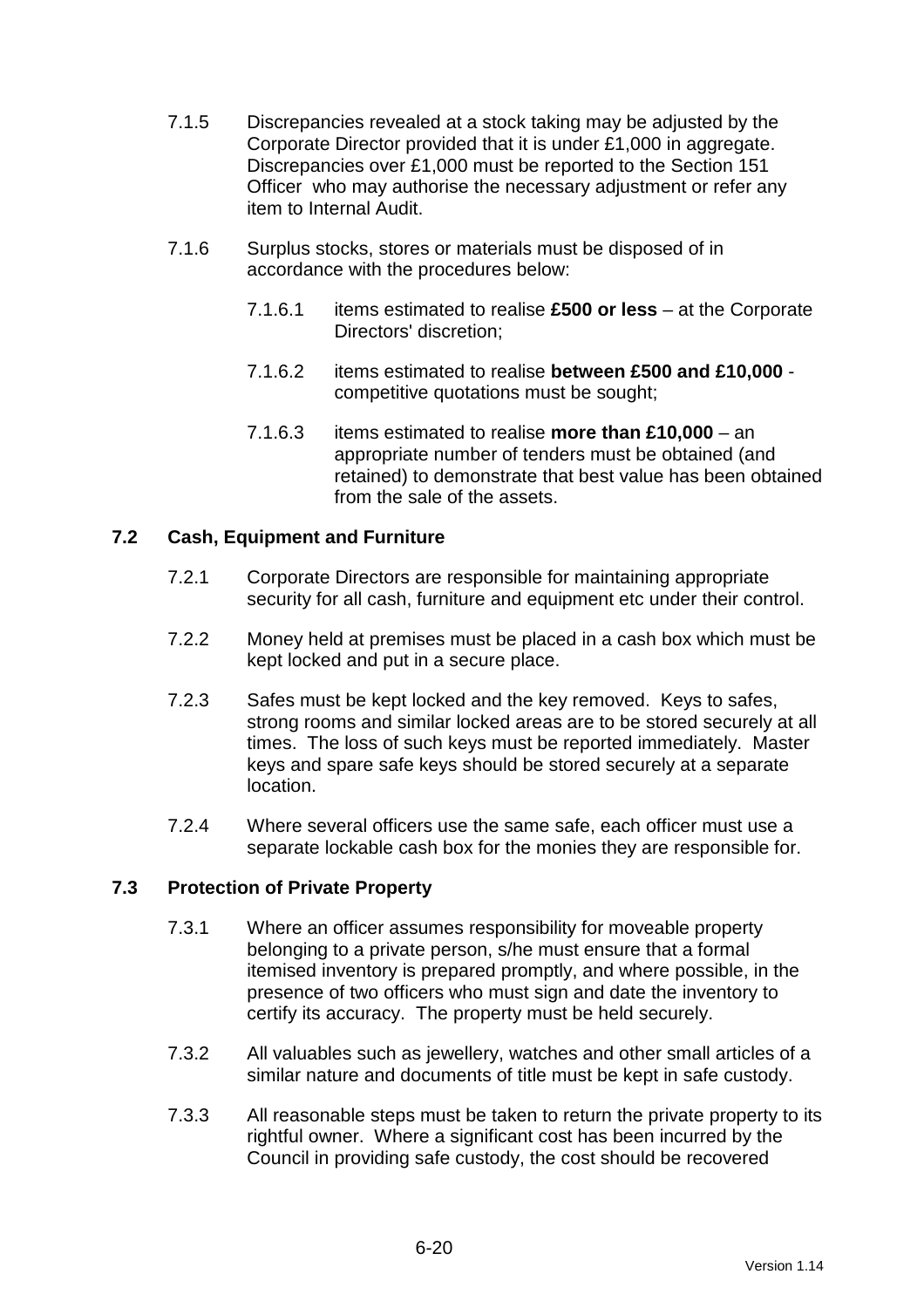7.1.5 Discrepancies revealed at a stock taking may be adjusted by the Corporate Director provided that it is under £1,000 in aggregate. Discrepancies over £1,000 must be reported to the Section 151 Officer who may authorise the necessary adjustment or refer any item to Internal Audit.

7.1.6 Surplus stocks, stores or materials must be disposed of in accordance with the procedures below:

7.1.6.1 items estimated to realise **£500 or less** – at the Corporate Directors' discretion;

7.1.6.2 items estimated to realise **between £500 and £10,000** - competitive quotations must be sought;

7.1.6.3 items estimated to realise **more than £10,000** – an appropriate number of tenders must be obtained (and retained) to demonstrate that best value has been obtained from the sale of the assets.

### 7.2 Cash, Equipment and Furniture

7.2.1 Corporate Directors are responsible for maintaining appropriate security for all cash, furniture and equipment etc under their control.

7.2.2 Money held at premises must be placed in a cash box which must be kept locked and put in a secure place.

7.2.3 Safes must be kept locked and the key removed. Keys to safes, strong rooms and similar locked areas are to be stored securely at all times. The loss of such keys must be reported immediately. Master keys and spare safe keys should be stored securely at a separate location.

7.2.4 Where several officers use the same safe, each officer must use a separate lockable cash box for the monies they are responsible for.

### 7.3 Protection of Private Property

7.3.1 Where an officer assumes responsibility for moveable property belonging to a private person, s/he must ensure that a formal itemised inventory is prepared promptly, and where possible, in the presence of two officers who must sign and date the inventory to certify its accuracy. The property must be held securely.

7.3.2 All valuables such as jewellery, watches and other small articles of a similar nature and documents of title must be kept in safe custody.

7.3.3 All reasonable steps must be taken to return the private property to its rightful owner. Where a significant cost has been incurred by the Council in providing safe custody, the cost should be recovered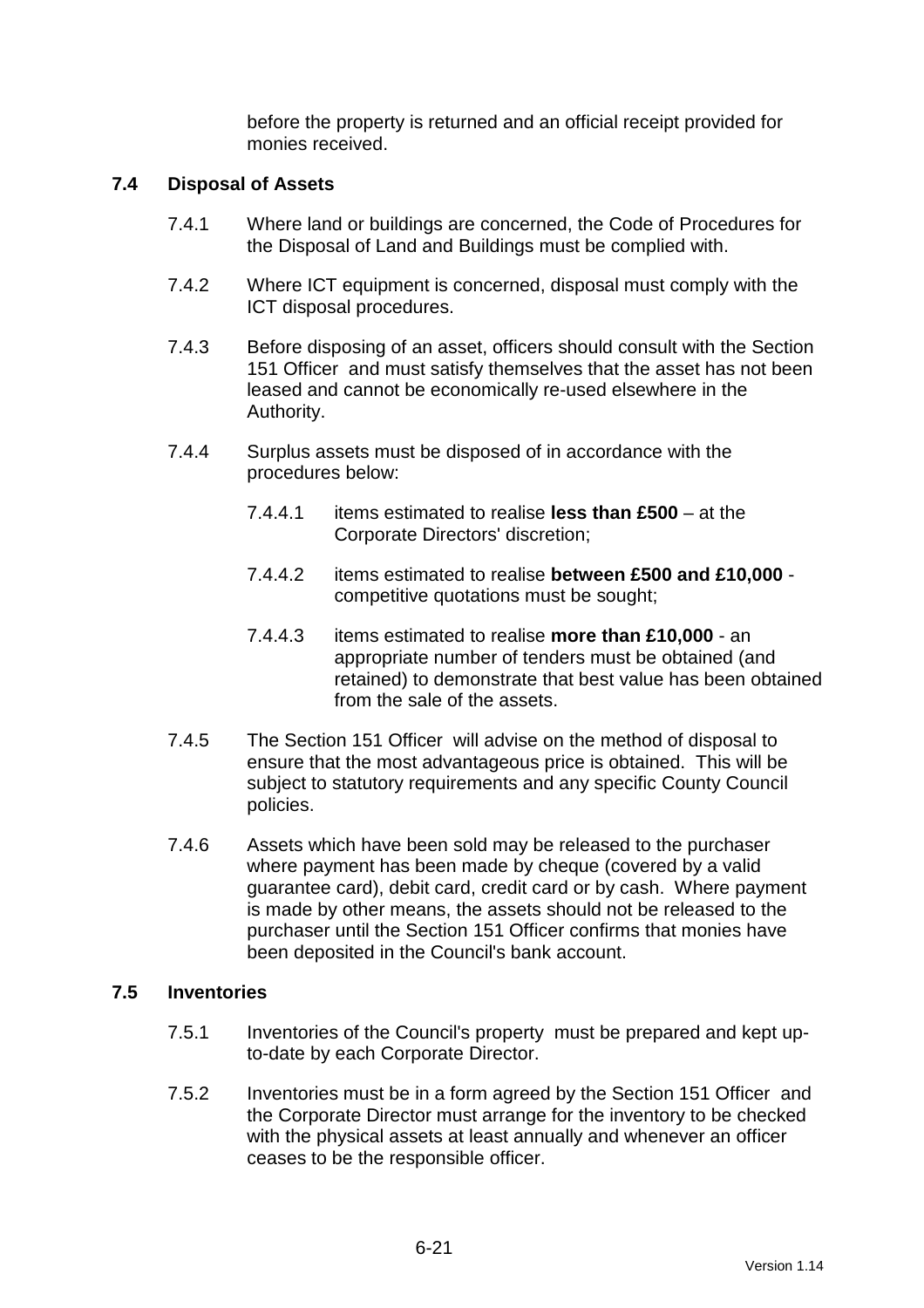before the property is returned and an official receipt provided for monies received.

### 7.4 Disposal of Assets

7.4.1 Where land or buildings are concerned, the Code of Procedures for the Disposal of Land and Buildings must be complied with.

7.4.2 Where ICT equipment is concerned, disposal must comply with the ICT disposal procedures.

7.4.3 Before disposing of an asset, officers should consult with the Section 151 Officer and must satisfy themselves that the asset has not been leased and cannot be economically re-used elsewhere in the Authority.

7.4.4 Surplus assets must be disposed of in accordance with the procedures below:

7.4.4.1 items estimated to realise **less than £500** – at the Corporate Directors' discretion;

7.4.4.2 items estimated to realise **between £500 and £10,000** - competitive quotations must be sought;

7.4.4.3 items estimated to realise **more than £10,000** - an appropriate number of tenders must be obtained (and retained) to demonstrate that best value has been obtained from the sale of the assets.

7.4.5 The Section 151 Officer will advise on the method of disposal to ensure that the most advantageous price is obtained. This will be subject to statutory requirements and any specific County Council policies.

7.4.6 Assets which have been sold may be released to the purchaser where payment has been made by cheque (covered by a valid guarantee card), debit card, credit card or by cash. Where payment is made by other means, the assets should not be released to the purchaser until the Section 151 Officer confirms that monies have been deposited in the Council's bank account.

### 7.5 Inventories

7.5.1 Inventories of the Council's property must be prepared and kept up-to-date by each Corporate Director.

7.5.2 Inventories must be in a form agreed by the Section 151 Officer and the Corporate Director must arrange for the inventory to be checked with the physical assets at least annually and whenever an officer ceases to be the responsible officer.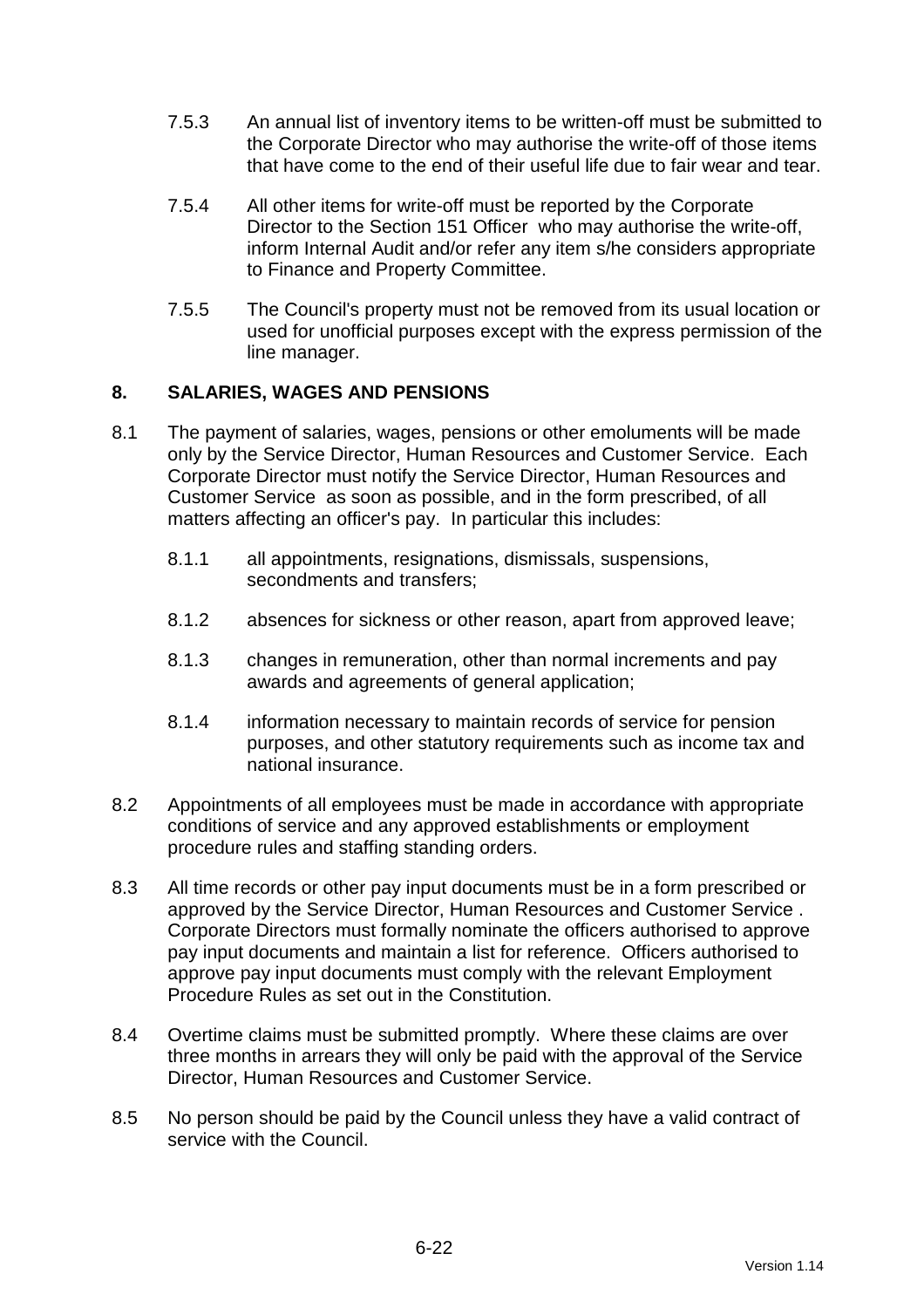7.5.3 An annual list of inventory items to be written-off must be submitted to the Corporate Director who may authorise the write-off of those items that have come to the end of their useful life due to fair wear and tear.

7.5.4 All other items for write-off must be reported by the Corporate Director to the Section 151 Officer who may authorise the write-off, inform Internal Audit and/or refer any item s/he considers appropriate to Finance and Property Committee.

7.5.5 The Council's property must not be removed from its usual location or used for unofficial purposes except with the express permission of the line manager.

## 8. SALARIES, WAGES AND PENSIONS

8.1 The payment of salaries, wages, pensions or other emoluments will be made only by the Service Director, Human Resources and Customer Service. Each Corporate Director must notify the Service Director, Human Resources and Customer Service as soon as possible, and in the form prescribed, of all matters affecting an officer's pay. In particular this includes:

8.1.1 all appointments, resignations, dismissals, suspensions, secondments and transfers;

8.1.2 absences for sickness or other reason, apart from approved leave;

8.1.3 changes in remuneration, other than normal increments and pay awards and agreements of general application;

8.1.4 information necessary to maintain records of service for pension purposes, and other statutory requirements such as income tax and national insurance.

8.2 Appointments of all employees must be made in accordance with appropriate conditions of service and any approved establishments or employment procedure rules and staffing standing orders.

8.3 All time records or other pay input documents must be in a form prescribed or approved by the Service Director, Human Resources and Customer Service . Corporate Directors must formally nominate the officers authorised to approve pay input documents and maintain a list for reference. Officers authorised to approve pay input documents must comply with the relevant Employment Procedure Rules as set out in the Constitution.

8.4 Overtime claims must be submitted promptly. Where these claims are over three months in arrears they will only be paid with the approval of the Service Director, Human Resources and Customer Service.

8.5 No person should be paid by the Council unless they have a valid contract of service with the Council.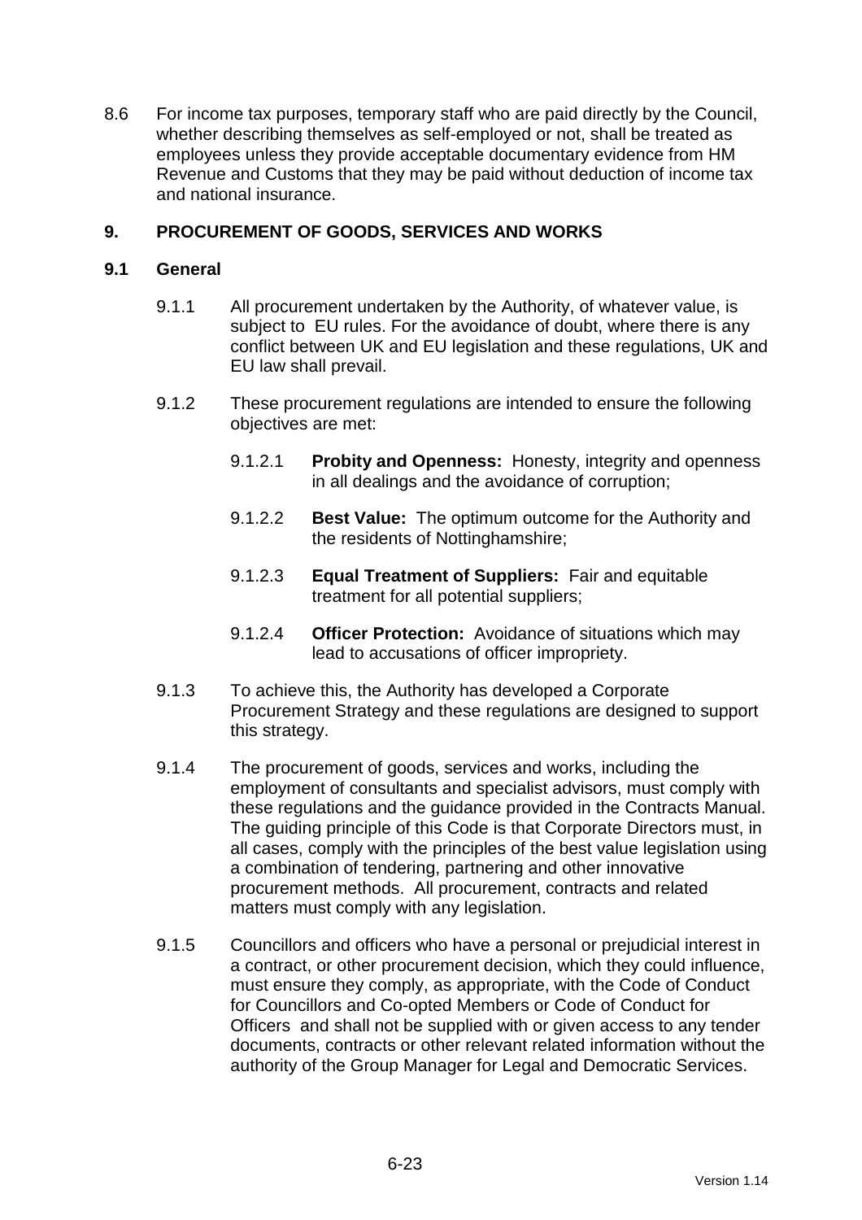8.6 For income tax purposes, temporary staff who are paid directly by the Council, whether describing themselves as self-employed or not, shall be treated as employees unless they provide acceptable documentary evidence from HM Revenue and Customs that they may be paid without deduction of income tax and national insurance.

## 9. PROCUREMENT OF GOODS, SERVICES AND WORKS

### 9.1 General

9.1.1 All procurement undertaken by the Authority, of whatever value, is subject to EU rules. For the avoidance of doubt, where there is any conflict between UK and EU legislation and these regulations, UK and EU law shall prevail.

9.1.2 These procurement regulations are intended to ensure the following objectives are met:

9.1.2.1 **Probity and Openness:** Honesty, integrity and openness in all dealings and the avoidance of corruption;

9.1.2.2 **Best Value:** The optimum outcome for the Authority and the residents of Nottinghamshire;

9.1.2.3 **Equal Treatment of Suppliers:** Fair and equitable treatment for all potential suppliers;

9.1.2.4 **Officer Protection:** Avoidance of situations which may lead to accusations of officer impropriety.

9.1.3 To achieve this, the Authority has developed a Corporate Procurement Strategy and these regulations are designed to support this strategy.

9.1.4 The procurement of goods, services and works, including the employment of consultants and specialist advisors, must comply with these regulations and the guidance provided in the Contracts Manual. The guiding principle of this Code is that Corporate Directors must, in all cases, comply with the principles of the best value legislation using a combination of tendering, partnering and other innovative procurement methods. All procurement, contracts and related matters must comply with any legislation.

9.1.5 Councillors and officers who have a personal or prejudicial interest in a contract, or other procurement decision, which they could influence, must ensure they comply, as appropriate, with the Code of Conduct for Councillors and Co-opted Members or Code of Conduct for Officers and shall not be supplied with or given access to any tender documents, contracts or other relevant related information without the authority of the Group Manager for Legal and Democratic Services.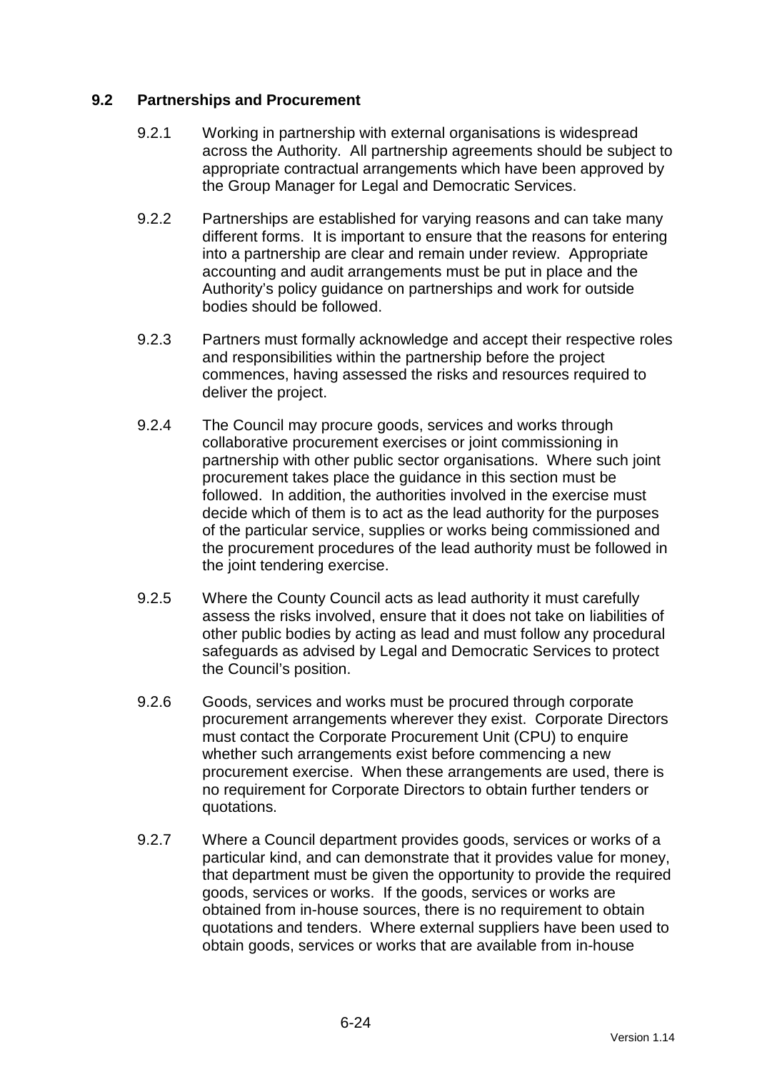### 9.2 Partnerships and Procurement

9.2.1 Working in partnership with external organisations is widespread across the Authority. All partnership agreements should be subject to appropriate contractual arrangements which have been approved by the Group Manager for Legal and Democratic Services.

9.2.2 Partnerships are established for varying reasons and can take many different forms. It is important to ensure that the reasons for entering into a partnership are clear and remain under review. Appropriate accounting and audit arrangements must be put in place and the Authority's policy guidance on partnerships and work for outside bodies should be followed.

9.2.3 Partners must formally acknowledge and accept their respective roles and responsibilities within the partnership before the project commences, having assessed the risks and resources required to deliver the project.

9.2.4 The Council may procure goods, services and works through collaborative procurement exercises or joint commissioning in partnership with other public sector organisations. Where such joint procurement takes place the guidance in this section must be followed. In addition, the authorities involved in the exercise must decide which of them is to act as the lead authority for the purposes of the particular service, supplies or works being commissioned and the procurement procedures of the lead authority must be followed in the joint tendering exercise.

9.2.5 Where the County Council acts as lead authority it must carefully assess the risks involved, ensure that it does not take on liabilities of other public bodies by acting as lead and must follow any procedural safeguards as advised by Legal and Democratic Services to protect the Council's position.

9.2.6 Goods, services and works must be procured through corporate procurement arrangements wherever they exist. Corporate Directors must contact the Corporate Procurement Unit (CPU) to enquire whether such arrangements exist before commencing a new procurement exercise. When these arrangements are used, there is no requirement for Corporate Directors to obtain further tenders or quotations.

9.2.7 Where a Council department provides goods, services or works of a particular kind, and can demonstrate that it provides value for money, that department must be given the opportunity to provide the required goods, services or works. If the goods, services or works are obtained from in-house sources, there is no requirement to obtain quotations and tenders. Where external suppliers have been used to obtain goods, services or works that are available from in-house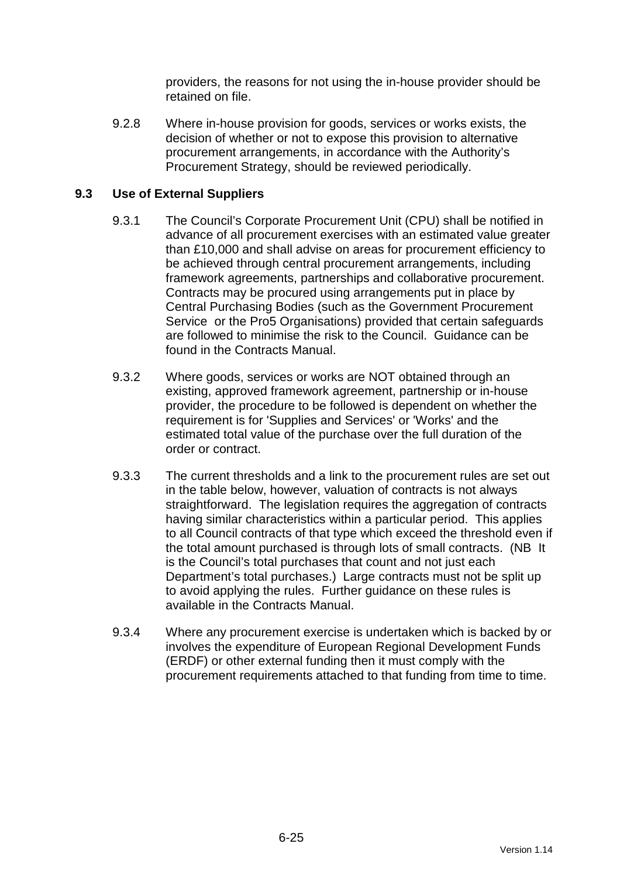providers, the reasons for not using the in-house provider should be retained on file.

9.2.8 Where in-house provision for goods, services or works exists, the decision of whether or not to expose this provision to alternative procurement arrangements, in accordance with the Authority's Procurement Strategy, should be reviewed periodically.

### 9.3 Use of External Suppliers

9.3.1 The Council's Corporate Procurement Unit (CPU) shall be notified in advance of all procurement exercises with an estimated value greater than £10,000 and shall advise on areas for procurement efficiency to be achieved through central procurement arrangements, including framework agreements, partnerships and collaborative procurement. Contracts may be procured using arrangements put in place by Central Purchasing Bodies (such as the Government Procurement Service or the Pro5 Organisations) provided that certain safeguards are followed to minimise the risk to the Council. Guidance can be found in the Contracts Manual.

9.3.2 Where goods, services or works are NOT obtained through an existing, approved framework agreement, partnership or in-house provider, the procedure to be followed is dependent on whether the requirement is for 'Supplies and Services' or 'Works' and the estimated total value of the purchase over the full duration of the order or contract.

9.3.3 The current thresholds and a link to the procurement rules are set out in the table below, however, valuation of contracts is not always straightforward. The legislation requires the aggregation of contracts having similar characteristics within a particular period. This applies to all Council contracts of that type which exceed the threshold even if the total amount purchased is through lots of small contracts. (NB It is the Council's total purchases that count and not just each Department's total purchases.) Large contracts must not be split up to avoid applying the rules. Further guidance on these rules is available in the Contracts Manual.

9.3.4 Where any procurement exercise is undertaken which is backed by or involves the expenditure of European Regional Development Funds (ERDF) or other external funding then it must comply with the procurement requirements attached to that funding from time to time.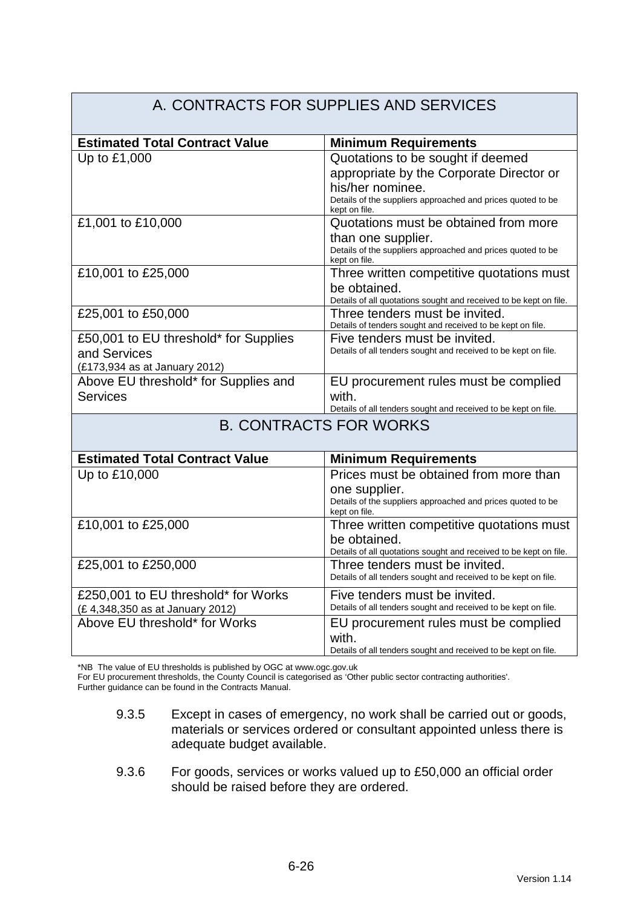## A. CONTRACTS FOR SUPPLIES AND SERVICES

| Estimated Total Contract Value | Minimum Requirements |
|---|---|
| Up to £1,000 | Quotations to be sought if deemed appropriate by the Corporate Director or his/her nominee. Details of the suppliers approached and prices quoted to be kept on file. |
| £1,001 to £10,000 | Quotations must be obtained from more than one supplier. Details of the suppliers approached and prices quoted to be kept on file. |
| £10,001 to £25,000 | Three written competitive quotations must be obtained. Details of all quotations sought and received to be kept on file. |
| £25,001 to £50,000 | Three tenders must be invited. Details of tenders sought and received to be kept on file. |
| £50,001 to EU threshold* for Supplies and Services (£173,934 as at January 2012) | Five tenders must be invited. Details of all tenders sought and received to be kept on file. |
| Above EU threshold* for Supplies and Services | EU procurement rules must be complied with. Details of all tenders sought and received to be kept on file. |

## B. CONTRACTS FOR WORKS

| Estimated Total Contract Value | Minimum Requirements |
|---|---|
| Up to £10,000 | Prices must be obtained from more than one supplier. Details of the suppliers approached and prices quoted to be kept on file. |
| £10,001 to £25,000 | Three written competitive quotations must be obtained. Details of all quotations sought and received to be kept on file. |
| £25,001 to £250,000 | Three tenders must be invited. Details of all tenders sought and received to be kept on file. |
| £250,001 to EU threshold* for Works (£ 4,348,350 as at January 2012) | Five tenders must be invited. Details of all tenders sought and received to be kept on file. |
| Above EU threshold* for Works | EU procurement rules must be complied with. Details of all tenders sought and received to be kept on file. |

*NB The value of EU thresholds is published by OGC at www.ogc.gov.uk
For EU procurement thresholds, the County Council is categorised as 'Other public sector contracting authorities'.
Further guidance can be found in the Contracts Manual.

9.3.5 Except in cases of emergency, no work shall be carried out or goods, materials or services ordered or consultant appointed unless there is adequate budget available.

9.3.6 For goods, services or works valued up to £50,000 an official order should be raised before they are ordered.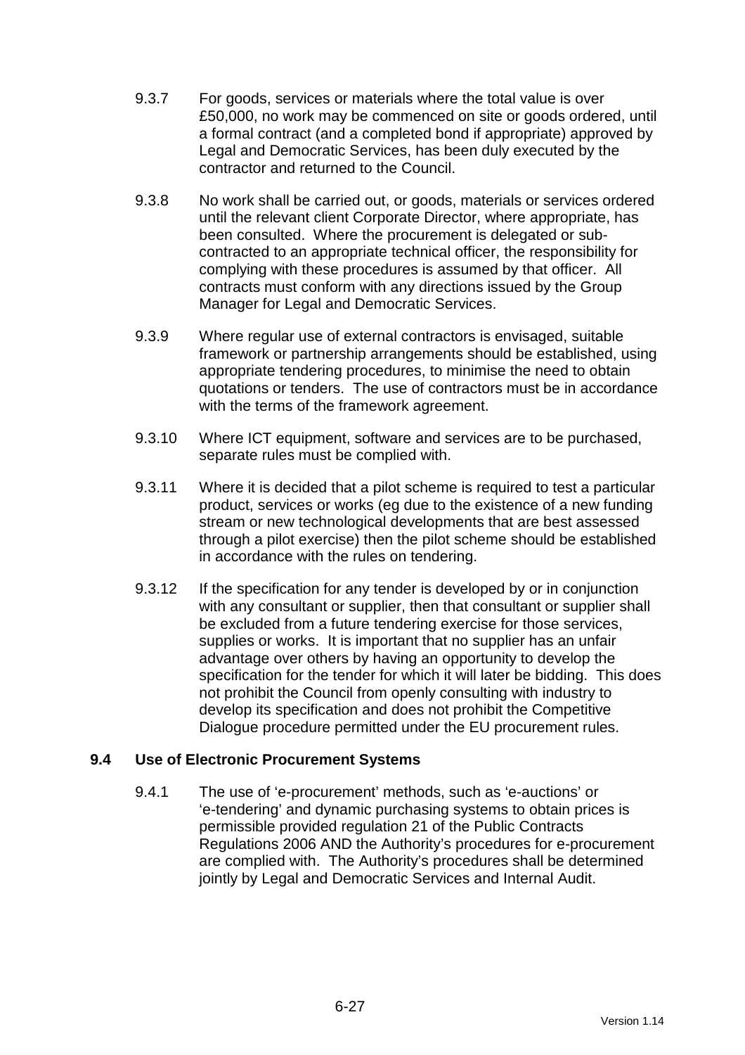9.3.7 For goods, services or materials where the total value is over £50,000, no work may be commenced on site or goods ordered, until a formal contract (and a completed bond if appropriate) approved by Legal and Democratic Services, has been duly executed by the contractor and returned to the Council.

9.3.8 No work shall be carried out, or goods, materials or services ordered until the relevant client Corporate Director, where appropriate, has been consulted. Where the procurement is delegated or sub-contracted to an appropriate technical officer, the responsibility for complying with these procedures is assumed by that officer. All contracts must conform with any directions issued by the Group Manager for Legal and Democratic Services.

9.3.9 Where regular use of external contractors is envisaged, suitable framework or partnership arrangements should be established, using appropriate tendering procedures, to minimise the need to obtain quotations or tenders. The use of contractors must be in accordance with the terms of the framework agreement.

9.3.10 Where ICT equipment, software and services are to be purchased, separate rules must be complied with.

9.3.11 Where it is decided that a pilot scheme is required to test a particular product, services or works (eg due to the existence of a new funding stream or new technological developments that are best assessed through a pilot exercise) then the pilot scheme should be established in accordance with the rules on tendering.

9.3.12 If the specification for any tender is developed by or in conjunction with any consultant or supplier, then that consultant or supplier shall be excluded from a future tendering exercise for those services, supplies or works. It is important that no supplier has an unfair advantage over others by having an opportunity to develop the specification for the tender for which it will later be bidding. This does not prohibit the Council from openly consulting with industry to develop its specification and does not prohibit the Competitive Dialogue procedure permitted under the EU procurement rules.

### 9.4 Use of Electronic Procurement Systems

9.4.1 The use of 'e-procurement' methods, such as 'e-auctions' or 'e-tendering' and dynamic purchasing systems to obtain prices is permissible provided regulation 21 of the Public Contracts Regulations 2006 AND the Authority's procedures for e-procurement are complied with. The Authority's procedures shall be determined jointly by Legal and Democratic Services and Internal Audit.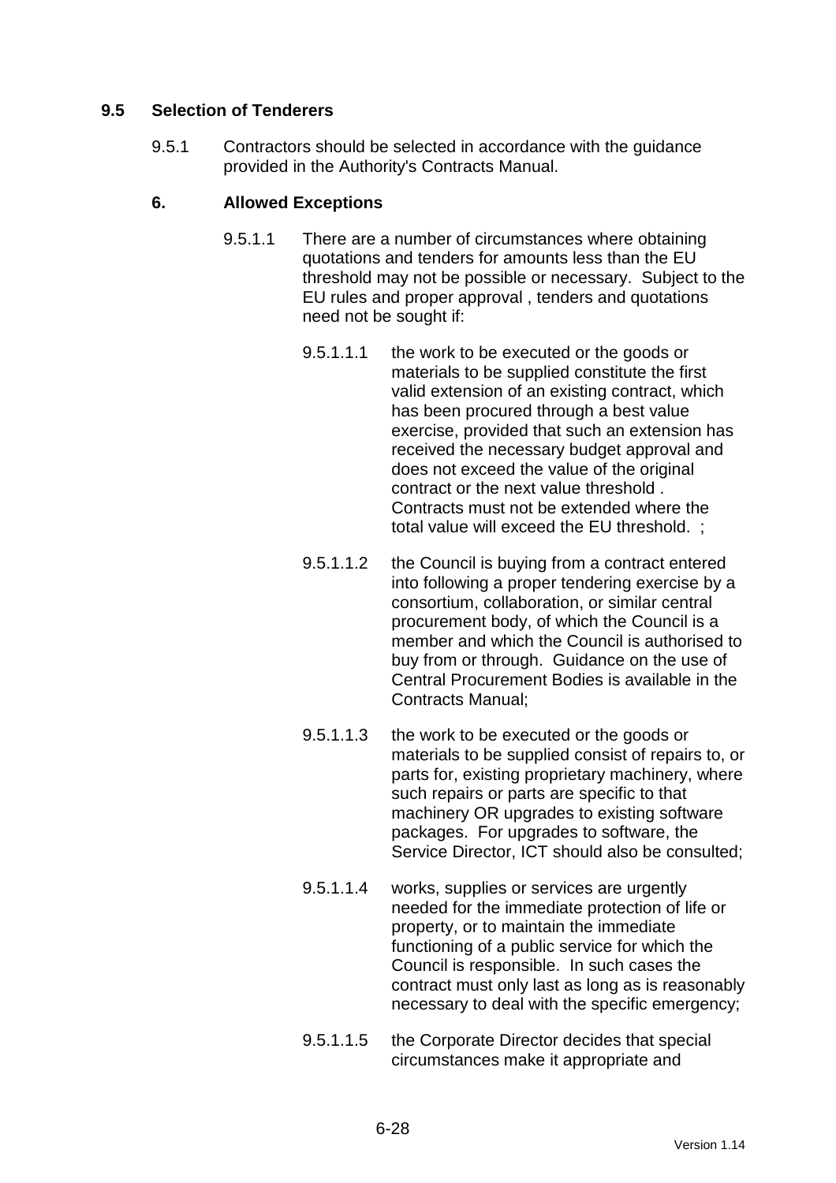## 9.5 Selection of Tenderers

9.5.1 Contractors should be selected in accordance with the guidance provided in the Authority's Contracts Manual.

### 6. Allowed Exceptions

9.5.1.1 There are a number of circumstances where obtaining quotations and tenders for amounts less than the EU threshold may not be possible or necessary. Subject to the EU rules and proper approval , tenders and quotations need not be sought if:

9.5.1.1.1 the work to be executed or the goods or materials to be supplied constitute the first valid extension of an existing contract, which has been procured through a best value exercise, provided that such an extension has received the necessary budget approval and does not exceed the value of the original contract or the next value threshold . Contracts must not be extended where the total value will exceed the EU threshold. ;

9.5.1.1.2 the Council is buying from a contract entered into following a proper tendering exercise by a consortium, collaboration, or similar central procurement body, of which the Council is a member and which the Council is authorised to buy from or through. Guidance on the use of Central Procurement Bodies is available in the Contracts Manual;

9.5.1.1.3 the work to be executed or the goods or materials to be supplied consist of repairs to, or parts for, existing proprietary machinery, where such repairs or parts are specific to that machinery OR upgrades to existing software packages. For upgrades to software, the Service Director, ICT should also be consulted;

9.5.1.1.4 works, supplies or services are urgently needed for the immediate protection of life or property, or to maintain the immediate functioning of a public service for which the Council is responsible. In such cases the contract must only last as long as is reasonably necessary to deal with the specific emergency;

9.5.1.1.5 the Corporate Director decides that special circumstances make it appropriate and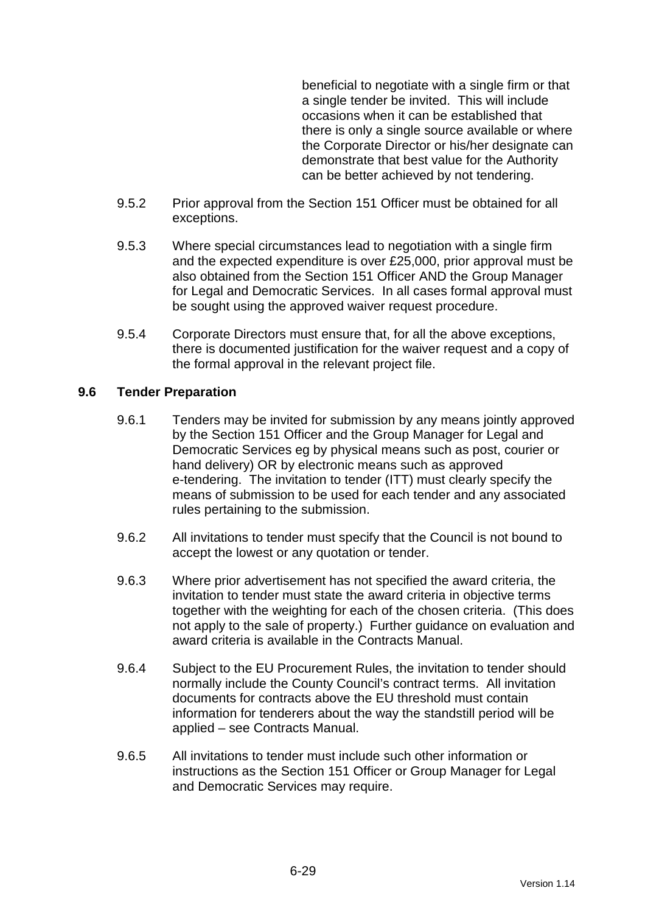beneficial to negotiate with a single firm or that a single tender be invited. This will include occasions when it can be established that there is only a single source available or where the Corporate Director or his/her designate can demonstrate that best value for the Authority can be better achieved by not tendering.

9.5.2 Prior approval from the Section 151 Officer must be obtained for all exceptions.

9.5.3 Where special circumstances lead to negotiation with a single firm and the expected expenditure is over £25,000, prior approval must be also obtained from the Section 151 Officer AND the Group Manager for Legal and Democratic Services. In all cases formal approval must be sought using the approved waiver request procedure.

9.5.4 Corporate Directors must ensure that, for all the above exceptions, there is documented justification for the waiver request and a copy of the formal approval in the relevant project file.

## 9.6 Tender Preparation

9.6.1 Tenders may be invited for submission by any means jointly approved by the Section 151 Officer and the Group Manager for Legal and Democratic Services eg by physical means such as post, courier or hand delivery) OR by electronic means such as approved e-tendering. The invitation to tender (ITT) must clearly specify the means of submission to be used for each tender and any associated rules pertaining to the submission.

9.6.2 All invitations to tender must specify that the Council is not bound to accept the lowest or any quotation or tender.

9.6.3 Where prior advertisement has not specified the award criteria, the invitation to tender must state the award criteria in objective terms together with the weighting for each of the chosen criteria. (This does not apply to the sale of property.) Further guidance on evaluation and award criteria is available in the Contracts Manual.

9.6.4 Subject to the EU Procurement Rules, the invitation to tender should normally include the County Council's contract terms. All invitation documents for contracts above the EU threshold must contain information for tenderers about the way the standstill period will be applied – see Contracts Manual.

9.6.5 All invitations to tender must include such other information or instructions as the Section 151 Officer or Group Manager for Legal and Democratic Services may require.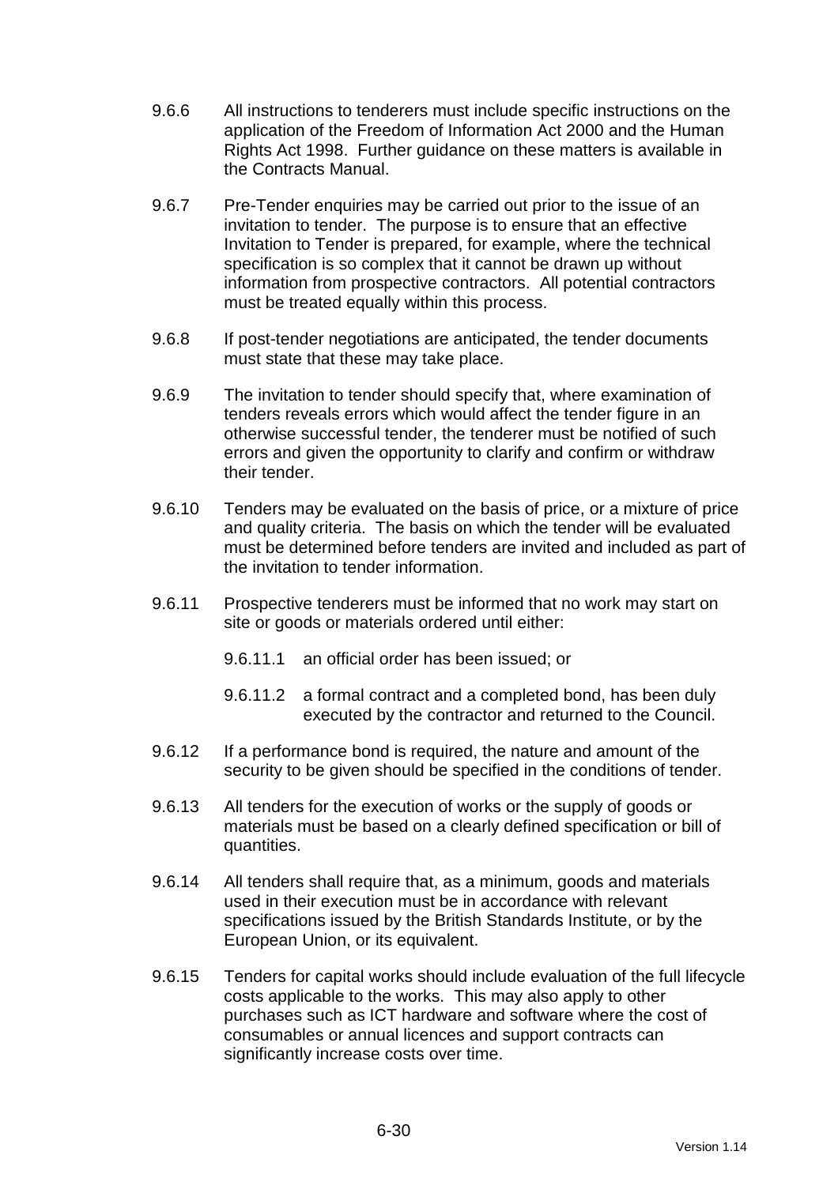9.6.6 All instructions to tenderers must include specific instructions on the application of the Freedom of Information Act 2000 and the Human Rights Act 1998. Further guidance on these matters is available in the Contracts Manual.

9.6.7 Pre-Tender enquiries may be carried out prior to the issue of an invitation to tender. The purpose is to ensure that an effective Invitation to Tender is prepared, for example, where the technical specification is so complex that it cannot be drawn up without information from prospective contractors. All potential contractors must be treated equally within this process.

9.6.8 If post-tender negotiations are anticipated, the tender documents must state that these may take place.

9.6.9 The invitation to tender should specify that, where examination of tenders reveals errors which would affect the tender figure in an otherwise successful tender, the tenderer must be notified of such errors and given the opportunity to clarify and confirm or withdraw their tender.

9.6.10 Tenders may be evaluated on the basis of price, or a mixture of price and quality criteria. The basis on which the tender will be evaluated must be determined before tenders are invited and included as part of the invitation to tender information.

9.6.11 Prospective tenderers must be informed that no work may start on site or goods or materials ordered until either:

9.6.11.1 an official order has been issued; or

9.6.11.2 a formal contract and a completed bond, has been duly executed by the contractor and returned to the Council.

9.6.12 If a performance bond is required, the nature and amount of the security to be given should be specified in the conditions of tender.

9.6.13 All tenders for the execution of works or the supply of goods or materials must be based on a clearly defined specification or bill of quantities.

9.6.14 All tenders shall require that, as a minimum, goods and materials used in their execution must be in accordance with relevant specifications issued by the British Standards Institute, or by the European Union, or its equivalent.

9.6.15 Tenders for capital works should include evaluation of the full lifecycle costs applicable to the works. This may also apply to other purchases such as ICT hardware and software where the cost of consumables or annual licences and support contracts can significantly increase costs over time.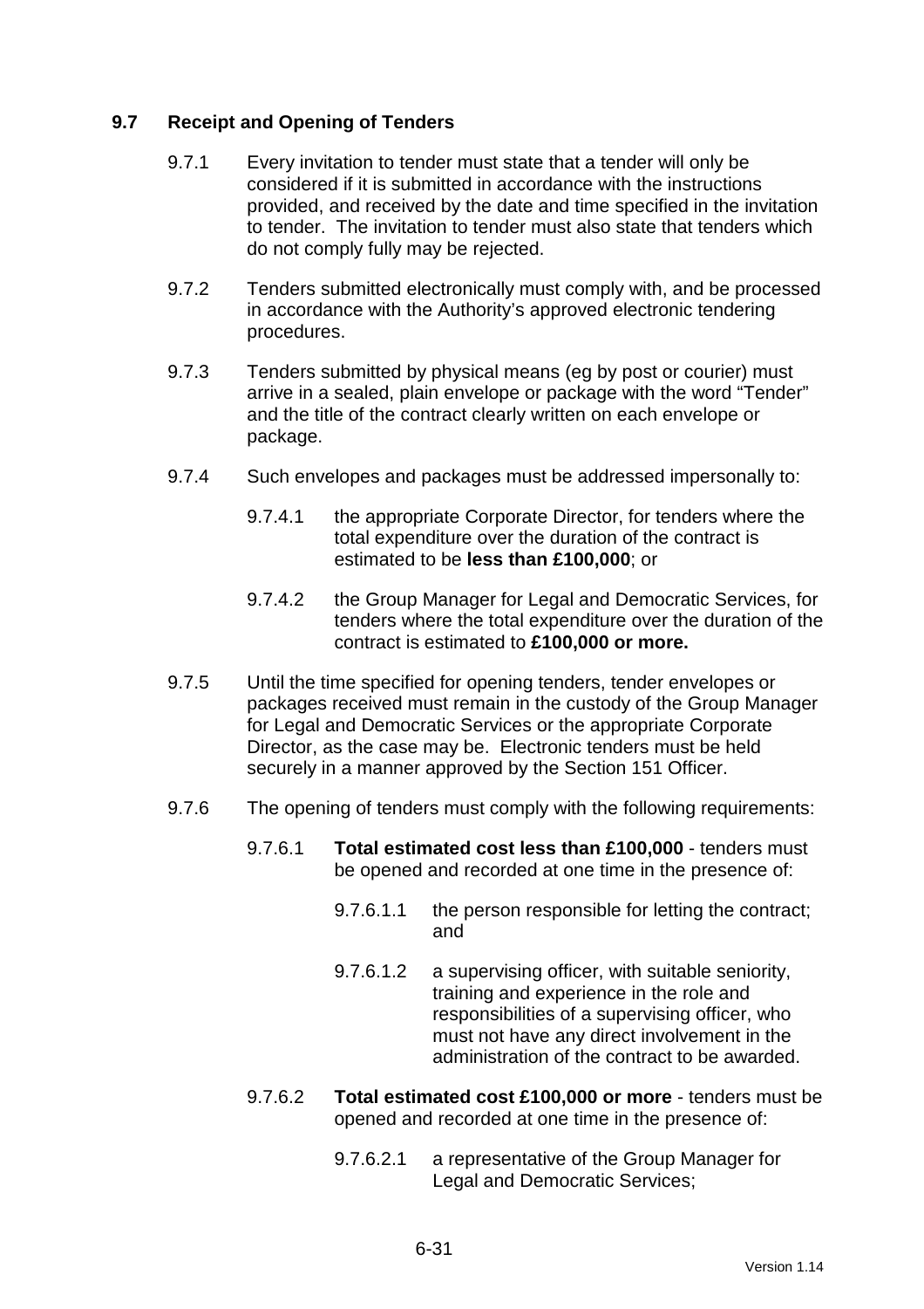## 9.7 Receipt and Opening of Tenders

9.7.1 Every invitation to tender must state that a tender will only be considered if it is submitted in accordance with the instructions provided, and received by the date and time specified in the invitation to tender. The invitation to tender must also state that tenders which do not comply fully may be rejected.

9.7.2 Tenders submitted electronically must comply with, and be processed in accordance with the Authority's approved electronic tendering procedures.

9.7.3 Tenders submitted by physical means (eg by post or courier) must arrive in a sealed, plain envelope or package with the word "Tender" and the title of the contract clearly written on each envelope or package.

9.7.4 Such envelopes and packages must be addressed impersonally to:

- 9.7.4.1 the appropriate Corporate Director, for tenders where the total expenditure over the duration of the contract is estimated to be **less than £100,000**; or

- 9.7.4.2 the Group Manager for Legal and Democratic Services, for tenders where the total expenditure over the duration of the contract is estimated to **£100,000 or more.**

9.7.5 Until the time specified for opening tenders, tender envelopes or packages received must remain in the custody of the Group Manager for Legal and Democratic Services or the appropriate Corporate Director, as the case may be. Electronic tenders must be held securely in a manner approved by the Section 151 Officer.

9.7.6 The opening of tenders must comply with the following requirements:

- 9.7.6.1 **Total estimated cost less than £100,000** - tenders must be opened and recorded at one time in the presence of:

  - 9.7.6.1.1 the person responsible for letting the contract; and

  - 9.7.6.1.2 a supervising officer, with suitable seniority, training and experience in the role and responsibilities of a supervising officer, who must not have any direct involvement in the administration of the contract to be awarded.

- 9.7.6.2 **Total estimated cost £100,000 or more** - tenders must be opened and recorded at one time in the presence of:

  - 9.7.6.2.1 a representative of the Group Manager for Legal and Democratic Services;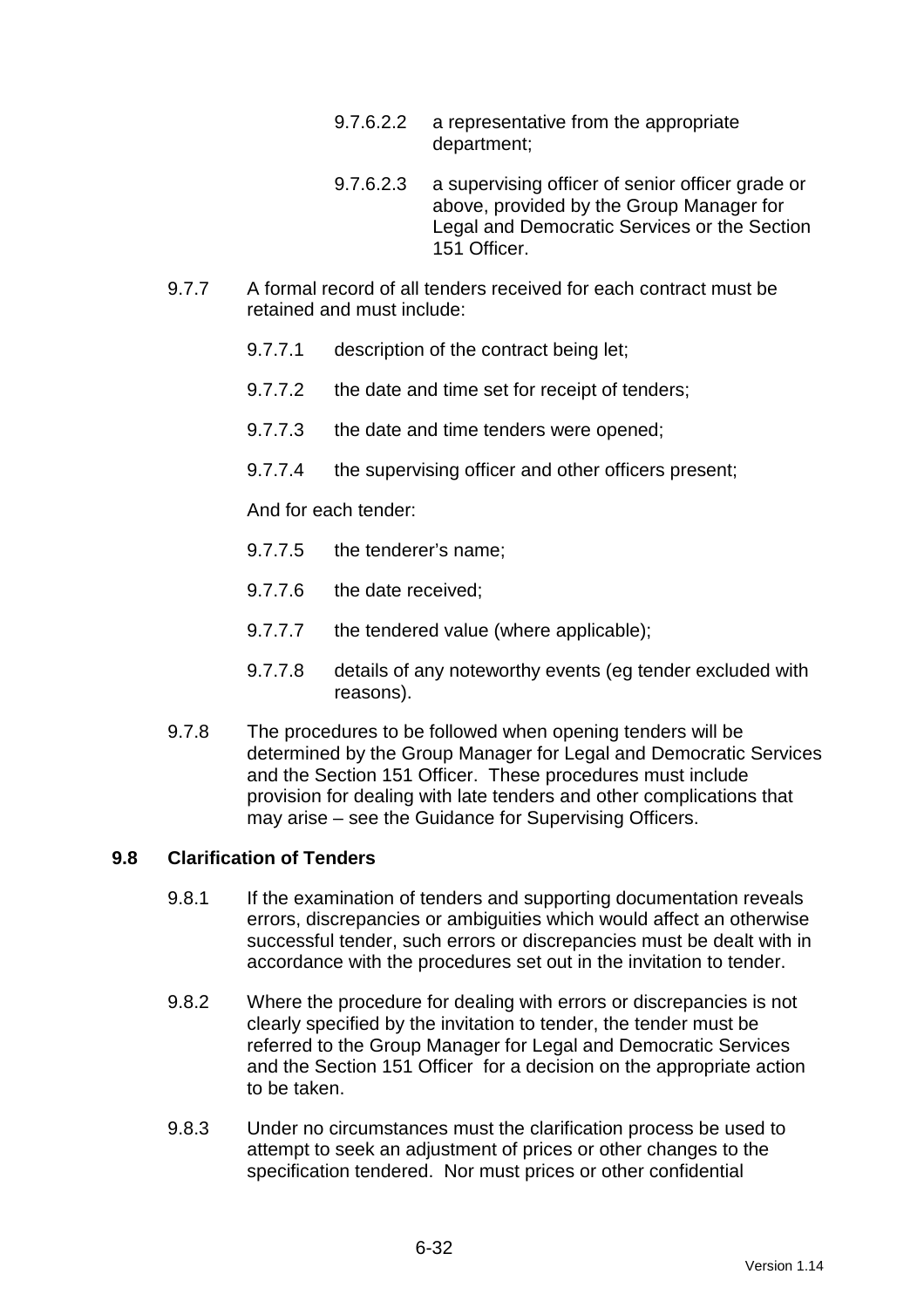9.7.6.2.2 a representative from the appropriate department;

9.7.6.2.3 a supervising officer of senior officer grade or above, provided by the Group Manager for Legal and Democratic Services or the Section 151 Officer.

9.7.7 A formal record of all tenders received for each contract must be retained and must include:

9.7.7.1 description of the contract being let;

9.7.7.2 the date and time set for receipt of tenders;

9.7.7.3 the date and time tenders were opened;

9.7.7.4 the supervising officer and other officers present;

And for each tender:

9.7.7.5 the tenderer's name;

9.7.7.6 the date received;

9.7.7.7 the tendered value (where applicable);

9.7.7.8 details of any noteworthy events (eg tender excluded with reasons).

9.7.8 The procedures to be followed when opening tenders will be determined by the Group Manager for Legal and Democratic Services and the Section 151 Officer. These procedures must include provision for dealing with late tenders and other complications that may arise – see the Guidance for Supervising Officers.

## 9.8 Clarification of Tenders

9.8.1 If the examination of tenders and supporting documentation reveals errors, discrepancies or ambiguities which would affect an otherwise successful tender, such errors or discrepancies must be dealt with in accordance with the procedures set out in the invitation to tender.

9.8.2 Where the procedure for dealing with errors or discrepancies is not clearly specified by the invitation to tender, the tender must be referred to the Group Manager for Legal and Democratic Services and the Section 151 Officer for a decision on the appropriate action to be taken.

9.8.3 Under no circumstances must the clarification process be used to attempt to seek an adjustment of prices or other changes to the specification tendered. Nor must prices or other confidential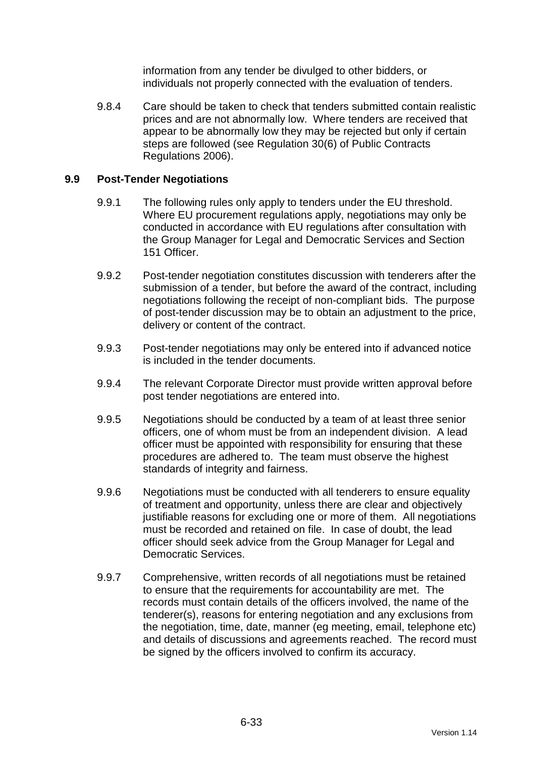information from any tender be divulged to other bidders, or individuals not properly connected with the evaluation of tenders.

9.8.4 Care should be taken to check that tenders submitted contain realistic prices and are not abnormally low. Where tenders are received that appear to be abnormally low they may be rejected but only if certain steps are followed (see Regulation 30(6) of Public Contracts Regulations 2006).

### 9.9 Post-Tender Negotiations

9.9.1 The following rules only apply to tenders under the EU threshold. Where EU procurement regulations apply, negotiations may only be conducted in accordance with EU regulations after consultation with the Group Manager for Legal and Democratic Services and Section 151 Officer.

9.9.2 Post-tender negotiation constitutes discussion with tenderers after the submission of a tender, but before the award of the contract, including negotiations following the receipt of non-compliant bids. The purpose of post-tender discussion may be to obtain an adjustment to the price, delivery or content of the contract.

9.9.3 Post-tender negotiations may only be entered into if advanced notice is included in the tender documents.

9.9.4 The relevant Corporate Director must provide written approval before post tender negotiations are entered into.

9.9.5 Negotiations should be conducted by a team of at least three senior officers, one of whom must be from an independent division. A lead officer must be appointed with responsibility for ensuring that these procedures are adhered to. The team must observe the highest standards of integrity and fairness.

9.9.6 Negotiations must be conducted with all tenderers to ensure equality of treatment and opportunity, unless there are clear and objectively justifiable reasons for excluding one or more of them. All negotiations must be recorded and retained on file. In case of doubt, the lead officer should seek advice from the Group Manager for Legal and Democratic Services.

9.9.7 Comprehensive, written records of all negotiations must be retained to ensure that the requirements for accountability are met. The records must contain details of the officers involved, the name of the tenderer(s), reasons for entering negotiation and any exclusions from the negotiation, time, date, manner (eg meeting, email, telephone etc) and details of discussions and agreements reached. The record must be signed by the officers involved to confirm its accuracy.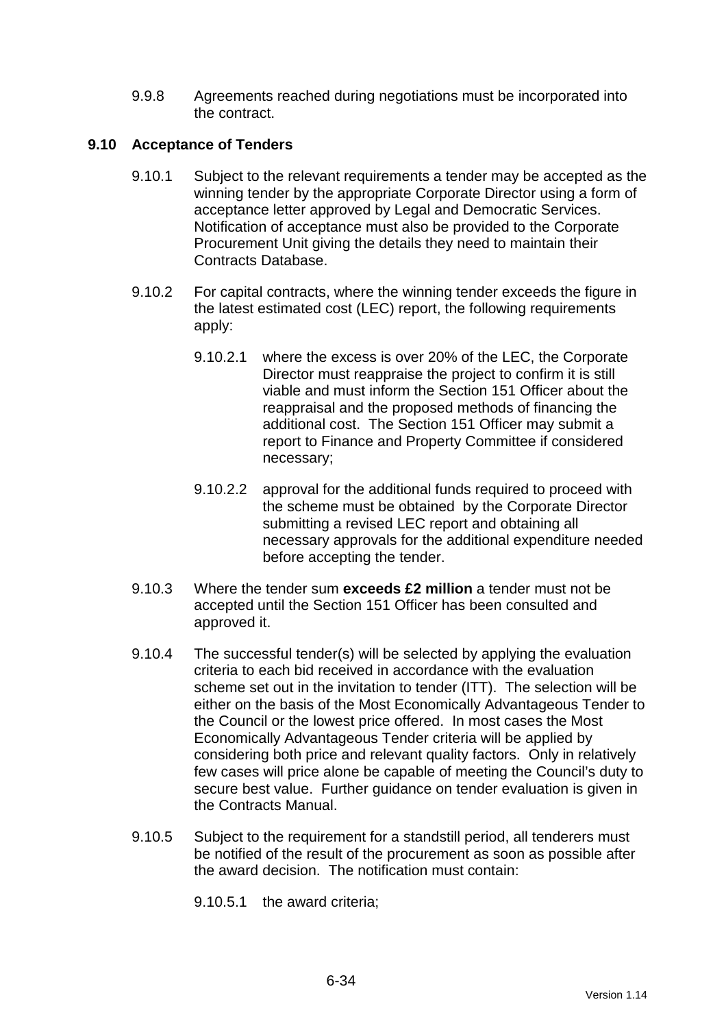9.9.8 Agreements reached during negotiations must be incorporated into the contract.

### 9.10 Acceptance of Tenders

9.10.1 Subject to the relevant requirements a tender may be accepted as the winning tender by the appropriate Corporate Director using a form of acceptance letter approved by Legal and Democratic Services. Notification of acceptance must also be provided to the Corporate Procurement Unit giving the details they need to maintain their Contracts Database.

9.10.2 For capital contracts, where the winning tender exceeds the figure in the latest estimated cost (LEC) report, the following requirements apply:

9.10.2.1 where the excess is over 20% of the LEC, the Corporate Director must reappraise the project to confirm it is still viable and must inform the Section 151 Officer about the reappraisal and the proposed methods of financing the additional cost. The Section 151 Officer may submit a report to Finance and Property Committee if considered necessary;

9.10.2.2 approval for the additional funds required to proceed with the scheme must be obtained by the Corporate Director submitting a revised LEC report and obtaining all necessary approvals for the additional expenditure needed before accepting the tender.

9.10.3 Where the tender sum **exceeds £2 million** a tender must not be accepted until the Section 151 Officer has been consulted and approved it.

9.10.4 The successful tender(s) will be selected by applying the evaluation criteria to each bid received in accordance with the evaluation scheme set out in the invitation to tender (ITT). The selection will be either on the basis of the Most Economically Advantageous Tender to the Council or the lowest price offered. In most cases the Most Economically Advantageous Tender criteria will be applied by considering both price and relevant quality factors. Only in relatively few cases will price alone be capable of meeting the Council's duty to secure best value. Further guidance on tender evaluation is given in the Contracts Manual.

9.10.5 Subject to the requirement for a standstill period, all tenderers must be notified of the result of the procurement as soon as possible after the award decision. The notification must contain:

9.10.5.1 the award criteria;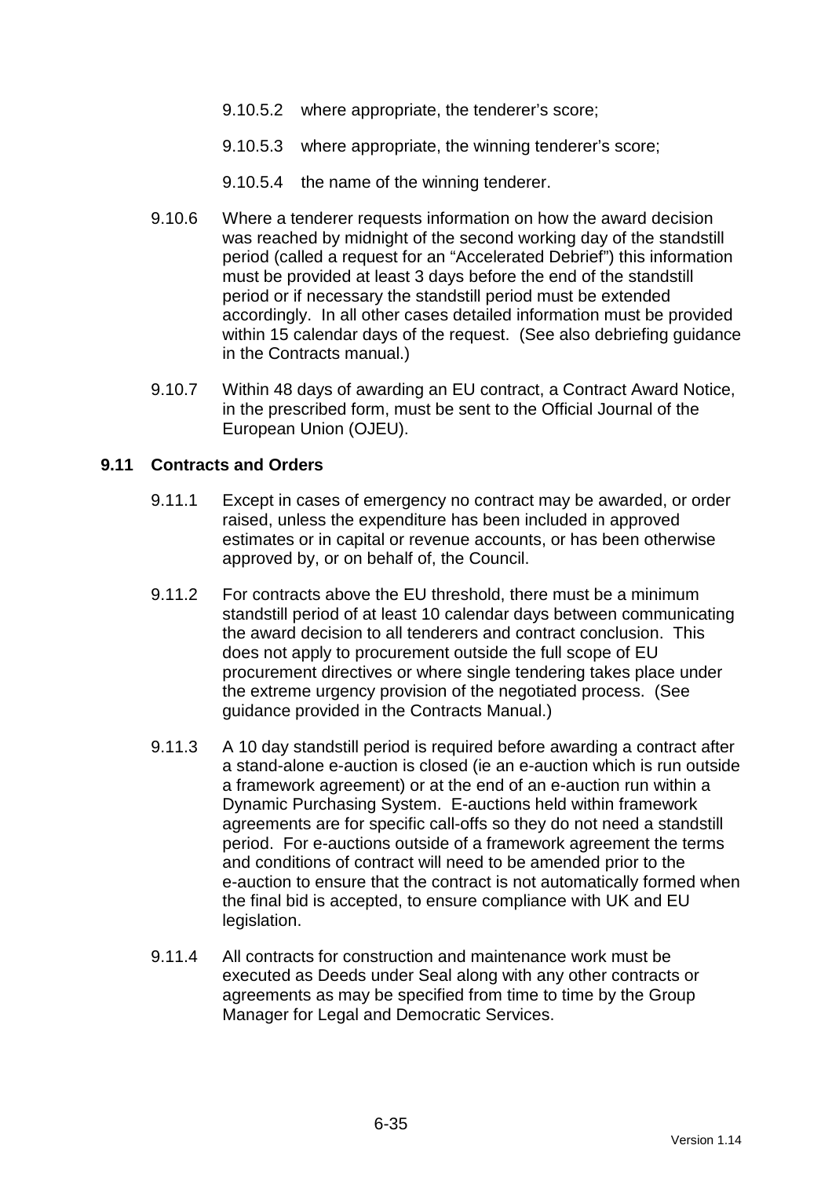9.10.5.2 where appropriate, the tenderer's score;

9.10.5.3 where appropriate, the winning tenderer's score;

9.10.5.4 the name of the winning tenderer.

9.10.6 Where a tenderer requests information on how the award decision was reached by midnight of the second working day of the standstill period (called a request for an "Accelerated Debrief") this information must be provided at least 3 days before the end of the standstill period or if necessary the standstill period must be extended accordingly. In all other cases detailed information must be provided within 15 calendar days of the request. (See also debriefing guidance in the Contracts manual.)

9.10.7 Within 48 days of awarding an EU contract, a Contract Award Notice, in the prescribed form, must be sent to the Official Journal of the European Union (OJEU).

## 9.11 Contracts and Orders

9.11.1 Except in cases of emergency no contract may be awarded, or order raised, unless the expenditure has been included in approved estimates or in capital or revenue accounts, or has been otherwise approved by, or on behalf of, the Council.

9.11.2 For contracts above the EU threshold, there must be a minimum standstill period of at least 10 calendar days between communicating the award decision to all tenderers and contract conclusion. This does not apply to procurement outside the full scope of EU procurement directives or where single tendering takes place under the extreme urgency provision of the negotiated process. (See guidance provided in the Contracts Manual.)

9.11.3 A 10 day standstill period is required before awarding a contract after a stand-alone e-auction is closed (ie an e-auction which is run outside a framework agreement) or at the end of an e-auction run within a Dynamic Purchasing System. E-auctions held within framework agreements are for specific call-offs so they do not need a standstill period. For e-auctions outside of a framework agreement the terms and conditions of contract will need to be amended prior to the e-auction to ensure that the contract is not automatically formed when the final bid is accepted, to ensure compliance with UK and EU legislation.

9.11.4 All contracts for construction and maintenance work must be executed as Deeds under Seal along with any other contracts or agreements as may be specified from time to time by the Group Manager for Legal and Democratic Services.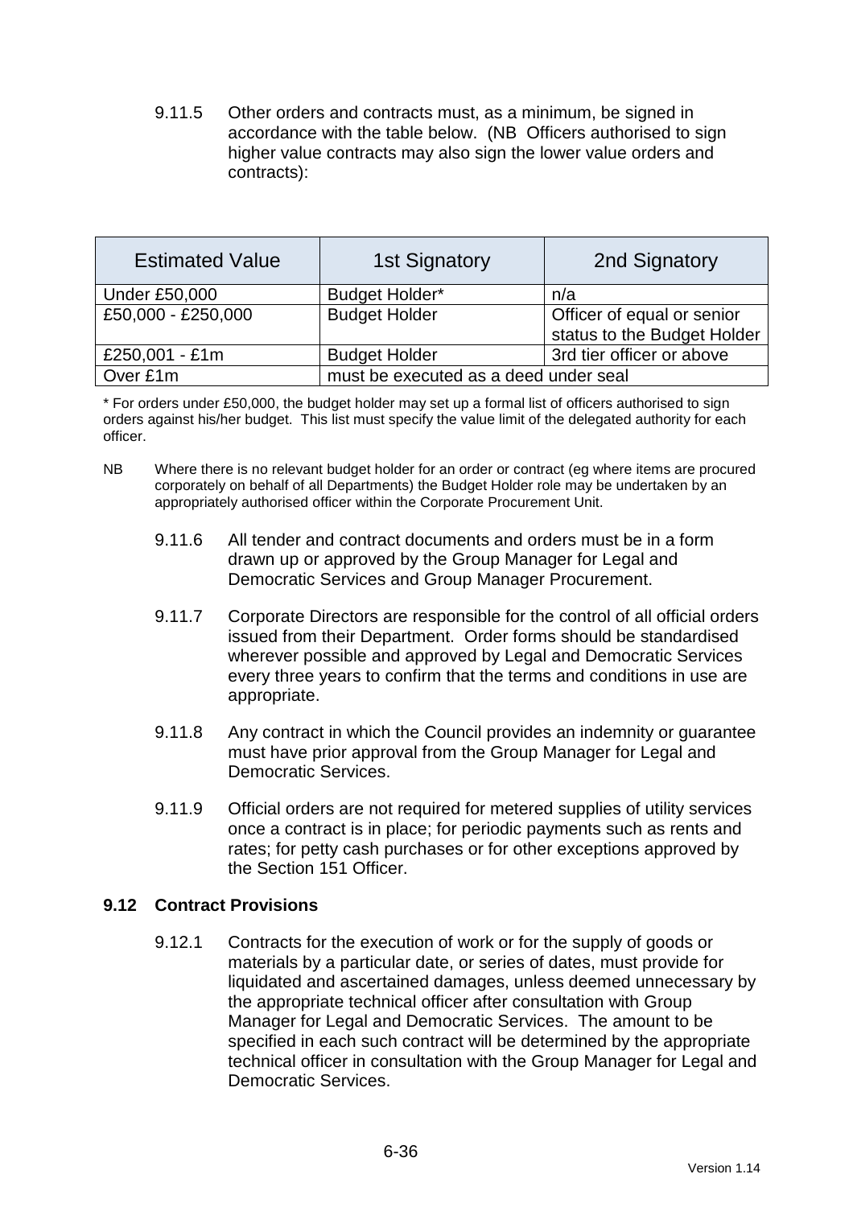9.11.5 Other orders and contracts must, as a minimum, be signed in accordance with the table below. (NB Officers authorised to sign higher value contracts may also sign the lower value orders and contracts):

| Estimated Value | 1st Signatory | 2nd Signatory |
|---|---|---|
| Under £50,000 | Budget Holder* | n/a |
| £50,000 - £250,000 | Budget Holder | Officer of equal or senior status to the Budget Holder |
| £250,001 - £1m | Budget Holder | 3rd tier officer or above |
| Over £1m | must be executed as a deed under seal | |

* For orders under £50,000, the budget holder may set up a formal list of officers authorised to sign orders against his/her budget. This list must specify the value limit of the delegated authority for each officer.

NB Where there is no relevant budget holder for an order or contract (eg where items are procured corporately on behalf of all Departments) the Budget Holder role may be undertaken by an appropriately authorised officer within the Corporate Procurement Unit.

9.11.6 All tender and contract documents and orders must be in a form drawn up or approved by the Group Manager for Legal and Democratic Services and Group Manager Procurement.

9.11.7 Corporate Directors are responsible for the control of all official orders issued from their Department. Order forms should be standardised wherever possible and approved by Legal and Democratic Services every three years to confirm that the terms and conditions in use are appropriate.

9.11.8 Any contract in which the Council provides an indemnity or guarantee must have prior approval from the Group Manager for Legal and Democratic Services.

9.11.9 Official orders are not required for metered supplies of utility services once a contract is in place; for periodic payments such as rents and rates; for petty cash purchases or for other exceptions approved by the Section 151 Officer.

### 9.12 Contract Provisions

9.12.1 Contracts for the execution of work or for the supply of goods or materials by a particular date, or series of dates, must provide for liquidated and ascertained damages, unless deemed unnecessary by the appropriate technical officer after consultation with Group Manager for Legal and Democratic Services. The amount to be specified in each such contract will be determined by the appropriate technical officer in consultation with the Group Manager for Legal and Democratic Services.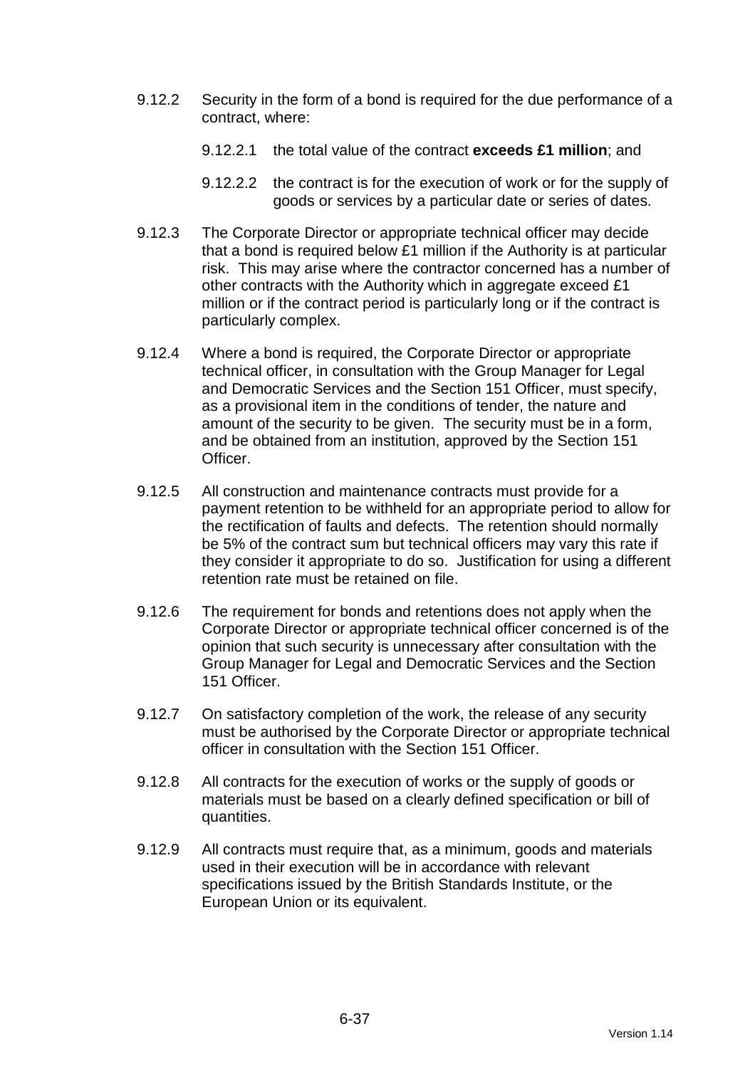9.12.2 Security in the form of a bond is required for the due performance of a contract, where:

9.12.2.1 the total value of the contract **exceeds £1 million**; and

9.12.2.2 the contract is for the execution of work or for the supply of goods or services by a particular date or series of dates.

9.12.3 The Corporate Director or appropriate technical officer may decide that a bond is required below £1 million if the Authority is at particular risk. This may arise where the contractor concerned has a number of other contracts with the Authority which in aggregate exceed £1 million or if the contract period is particularly long or if the contract is particularly complex.

9.12.4 Where a bond is required, the Corporate Director or appropriate technical officer, in consultation with the Group Manager for Legal and Democratic Services and the Section 151 Officer, must specify, as a provisional item in the conditions of tender, the nature and amount of the security to be given. The security must be in a form, and be obtained from an institution, approved by the Section 151 Officer.

9.12.5 All construction and maintenance contracts must provide for a payment retention to be withheld for an appropriate period to allow for the rectification of faults and defects. The retention should normally be 5% of the contract sum but technical officers may vary this rate if they consider it appropriate to do so. Justification for using a different retention rate must be retained on file.

9.12.6 The requirement for bonds and retentions does not apply when the Corporate Director or appropriate technical officer concerned is of the opinion that such security is unnecessary after consultation with the Group Manager for Legal and Democratic Services and the Section 151 Officer.

9.12.7 On satisfactory completion of the work, the release of any security must be authorised by the Corporate Director or appropriate technical officer in consultation with the Section 151 Officer.

9.12.8 All contracts for the execution of works or the supply of goods or materials must be based on a clearly defined specification or bill of quantities.

9.12.9 All contracts must require that, as a minimum, goods and materials used in their execution will be in accordance with relevant specifications issued by the British Standards Institute, or the European Union or its equivalent.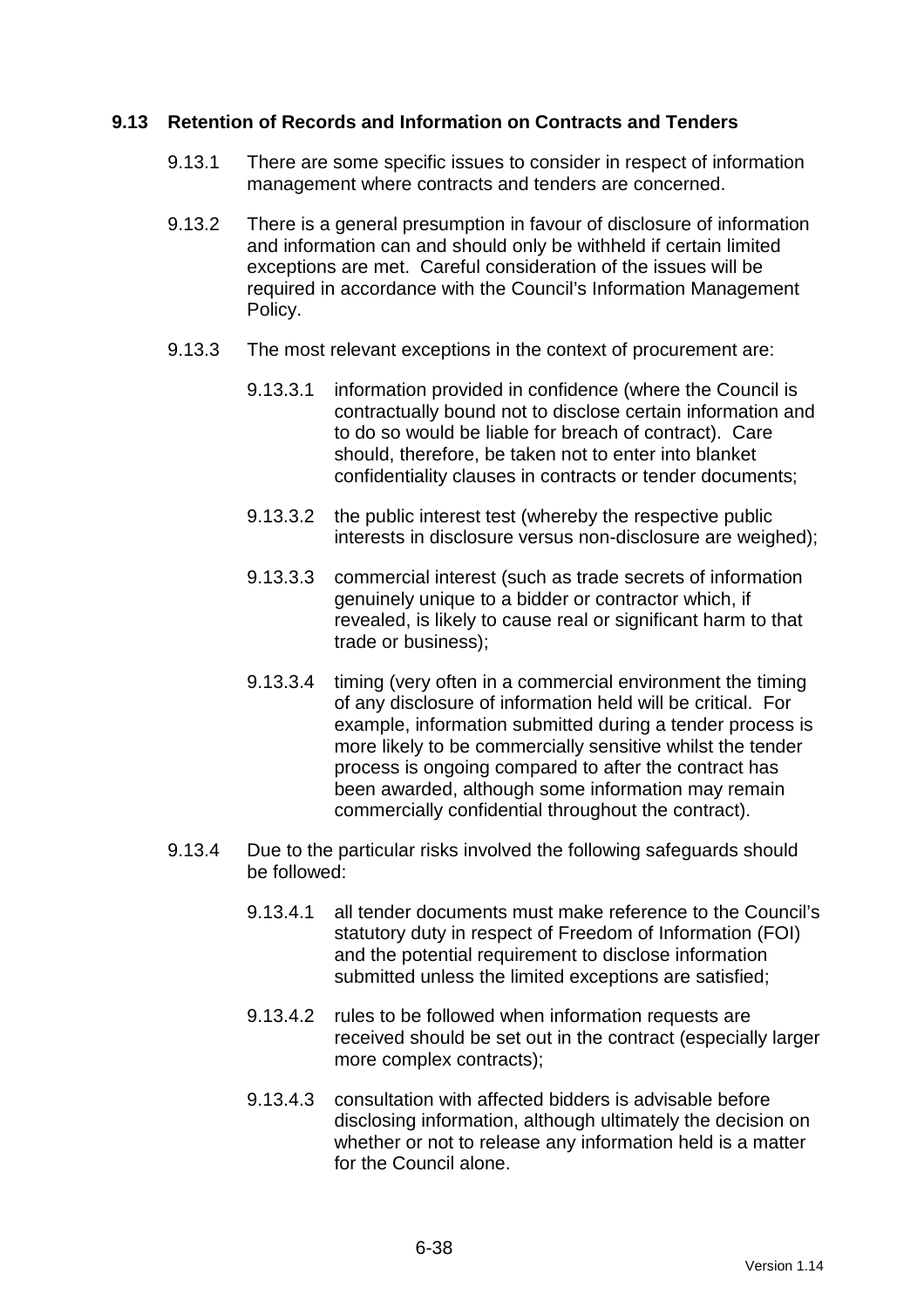## 9.13 Retention of Records and Information on Contracts and Tenders

9.13.1 There are some specific issues to consider in respect of information management where contracts and tenders are concerned.

9.13.2 There is a general presumption in favour of disclosure of information and information can and should only be withheld if certain limited exceptions are met. Careful consideration of the issues will be required in accordance with the Council's Information Management Policy.

9.13.3 The most relevant exceptions in the context of procurement are:

9.13.3.1 information provided in confidence (where the Council is contractually bound not to disclose certain information and to do so would be liable for breach of contract). Care should, therefore, be taken not to enter into blanket confidentiality clauses in contracts or tender documents;

9.13.3.2 the public interest test (whereby the respective public interests in disclosure versus non-disclosure are weighed);

9.13.3.3 commercial interest (such as trade secrets of information genuinely unique to a bidder or contractor which, if revealed, is likely to cause real or significant harm to that trade or business);

9.13.3.4 timing (very often in a commercial environment the timing of any disclosure of information held will be critical. For example, information submitted during a tender process is more likely to be commercially sensitive whilst the tender process is ongoing compared to after the contract has been awarded, although some information may remain commercially confidential throughout the contract).

9.13.4 Due to the particular risks involved the following safeguards should be followed:

9.13.4.1 all tender documents must make reference to the Council's statutory duty in respect of Freedom of Information (FOI) and the potential requirement to disclose information submitted unless the limited exceptions are satisfied;

9.13.4.2 rules to be followed when information requests are received should be set out in the contract (especially larger more complex contracts);

9.13.4.3 consultation with affected bidders is advisable before disclosing information, although ultimately the decision on whether or not to release any information held is a matter for the Council alone.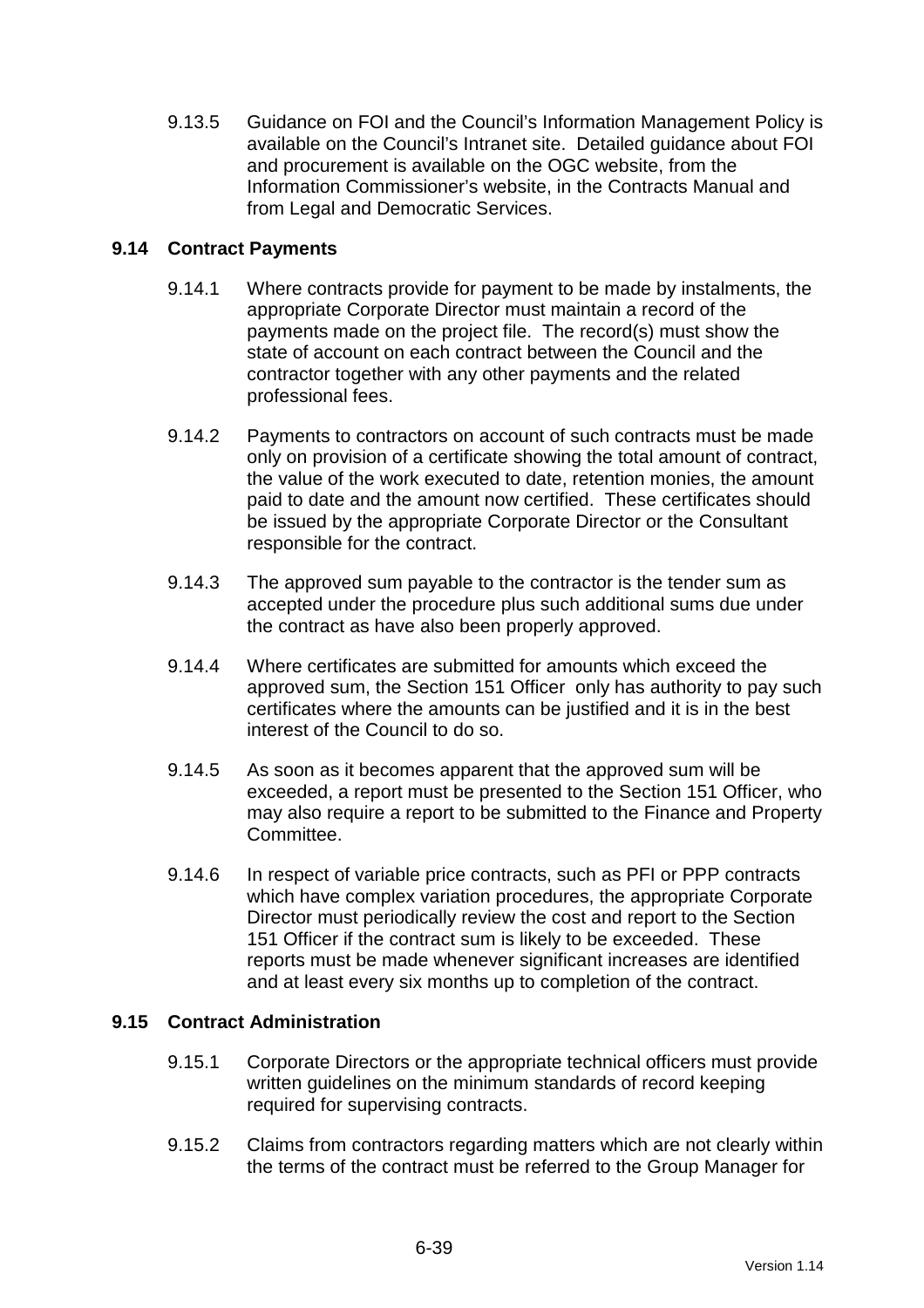9.13.5 Guidance on FOI and the Council's Information Management Policy is available on the Council's Intranet site. Detailed guidance about FOI and procurement is available on the OGC website, from the Information Commissioner's website, in the Contracts Manual and from Legal and Democratic Services.

### 9.14 Contract Payments

9.14.1 Where contracts provide for payment to be made by instalments, the appropriate Corporate Director must maintain a record of the payments made on the project file. The record(s) must show the state of account on each contract between the Council and the contractor together with any other payments and the related professional fees.

9.14.2 Payments to contractors on account of such contracts must be made only on provision of a certificate showing the total amount of contract, the value of the work executed to date, retention monies, the amount paid to date and the amount now certified. These certificates should be issued by the appropriate Corporate Director or the Consultant responsible for the contract.

9.14.3 The approved sum payable to the contractor is the tender sum as accepted under the procedure plus such additional sums due under the contract as have also been properly approved.

9.14.4 Where certificates are submitted for amounts which exceed the approved sum, the Section 151 Officer only has authority to pay such certificates where the amounts can be justified and it is in the best interest of the Council to do so.

9.14.5 As soon as it becomes apparent that the approved sum will be exceeded, a report must be presented to the Section 151 Officer, who may also require a report to be submitted to the Finance and Property Committee.

9.14.6 In respect of variable price contracts, such as PFI or PPP contracts which have complex variation procedures, the appropriate Corporate Director must periodically review the cost and report to the Section 151 Officer if the contract sum is likely to be exceeded. These reports must be made whenever significant increases are identified and at least every six months up to completion of the contract.

### 9.15 Contract Administration

9.15.1 Corporate Directors or the appropriate technical officers must provide written guidelines on the minimum standards of record keeping required for supervising contracts.

9.15.2 Claims from contractors regarding matters which are not clearly within the terms of the contract must be referred to the Group Manager for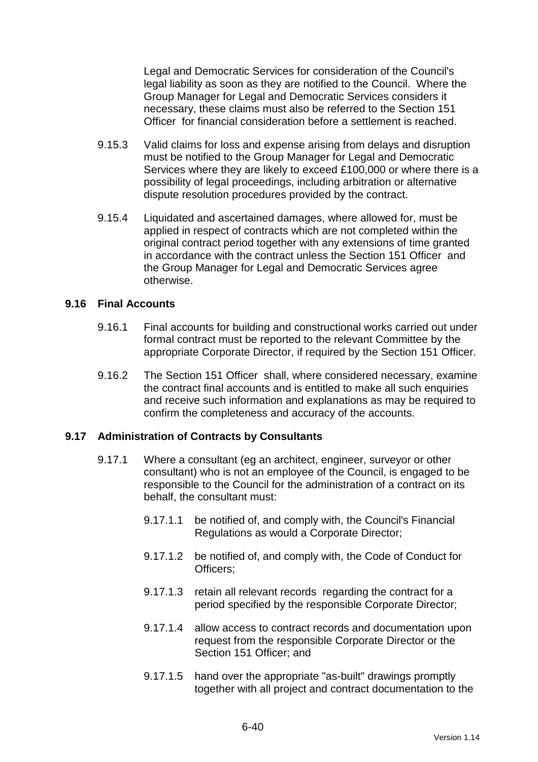Legal and Democratic Services for consideration of the Council's legal liability as soon as they are notified to the Council. Where the Group Manager for Legal and Democratic Services considers it necessary, these claims must also be referred to the Section 151 Officer for financial consideration before a settlement is reached.

9.15.3 Valid claims for loss and expense arising from delays and disruption must be notified to the Group Manager for Legal and Democratic Services where they are likely to exceed £100,000 or where there is a possibility of legal proceedings, including arbitration or alternative dispute resolution procedures provided by the contract.

9.15.4 Liquidated and ascertained damages, where allowed for, must be applied in respect of contracts which are not completed within the original contract period together with any extensions of time granted in accordance with the contract unless the Section 151 Officer and the Group Manager for Legal and Democratic Services agree otherwise.

**9.16 Final Accounts**

9.16.1 Final accounts for building and constructional works carried out under formal contract must be reported to the relevant Committee by the appropriate Corporate Director, if required by the Section 151 Officer.

9.16.2 The Section 151 Officer shall, where considered necessary, examine the contract final accounts and is entitled to make all such enquiries and receive such information and explanations as may be required to confirm the completeness and accuracy of the accounts.

**9.17 Administration of Contracts by Consultants**

9.17.1 Where a consultant (eg an architect, engineer, surveyor or other consultant) who is not an employee of the Council, is engaged to be responsible to the Council for the administration of a contract on its behalf, the consultant must:

9.17.1.1 be notified of, and comply with, the Council's Financial Regulations as would a Corporate Director;

9.17.1.2 be notified of, and comply with, the Code of Conduct for Officers;

9.17.1.3 retain all relevant records regarding the contract for a period specified by the responsible Corporate Director;

9.17.1.4 allow access to contract records and documentation upon request from the responsible Corporate Director or the Section 151 Officer; and

9.17.1.5 hand over the appropriate "as-built" drawings promptly together with all project and contract documentation to the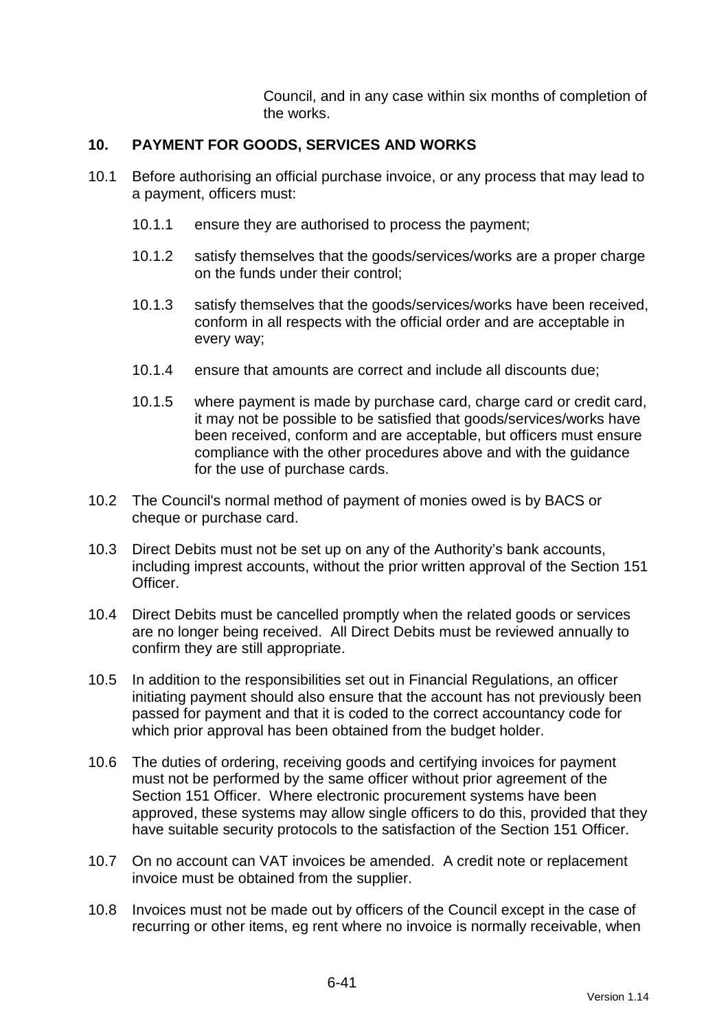Council, and in any case within six months of completion of the works.

## 10. PAYMENT FOR GOODS, SERVICES AND WORKS

10.1 Before authorising an official purchase invoice, or any process that may lead to a payment, officers must:

10.1.1 ensure they are authorised to process the payment;

10.1.2 satisfy themselves that the goods/services/works are a proper charge on the funds under their control;

10.1.3 satisfy themselves that the goods/services/works have been received, conform in all respects with the official order and are acceptable in every way;

10.1.4 ensure that amounts are correct and include all discounts due;

10.1.5 where payment is made by purchase card, charge card or credit card, it may not be possible to be satisfied that goods/services/works have been received, conform and are acceptable, but officers must ensure compliance with the other procedures above and with the guidance for the use of purchase cards.

10.2 The Council's normal method of payment of monies owed is by BACS or cheque or purchase card.

10.3 Direct Debits must not be set up on any of the Authority's bank accounts, including imprest accounts, without the prior written approval of the Section 151 Officer.

10.4 Direct Debits must be cancelled promptly when the related goods or services are no longer being received. All Direct Debits must be reviewed annually to confirm they are still appropriate.

10.5 In addition to the responsibilities set out in Financial Regulations, an officer initiating payment should also ensure that the account has not previously been passed for payment and that it is coded to the correct accountancy code for which prior approval has been obtained from the budget holder.

10.6 The duties of ordering, receiving goods and certifying invoices for payment must not be performed by the same officer without prior agreement of the Section 151 Officer. Where electronic procurement systems have been approved, these systems may allow single officers to do this, provided that they have suitable security protocols to the satisfaction of the Section 151 Officer.

10.7 On no account can VAT invoices be amended. A credit note or replacement invoice must be obtained from the supplier.

10.8 Invoices must not be made out by officers of the Council except in the case of recurring or other items, eg rent where no invoice is normally receivable, when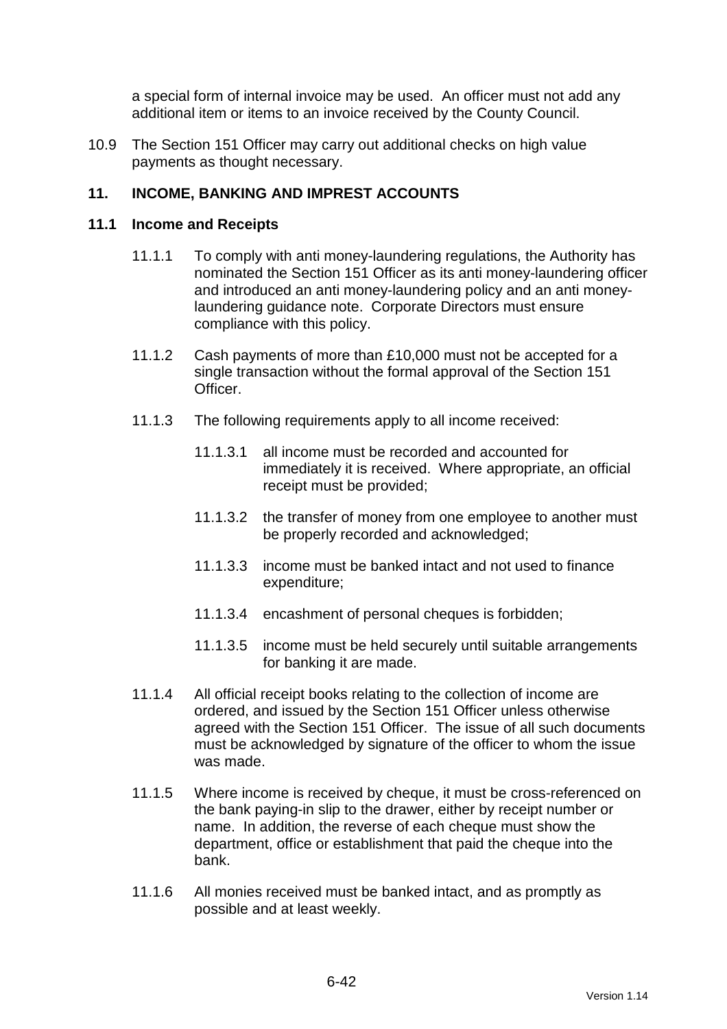a special form of internal invoice may be used. An officer must not add any additional item or items to an invoice received by the County Council.

10.9 The Section 151 Officer may carry out additional checks on high value payments as thought necessary.

## 11. INCOME, BANKING AND IMPREST ACCOUNTS

### 11.1 Income and Receipts

11.1.1 To comply with anti money-laundering regulations, the Authority has nominated the Section 151 Officer as its anti money-laundering officer and introduced an anti money-laundering policy and an anti money-laundering guidance note. Corporate Directors must ensure compliance with this policy.

11.1.2 Cash payments of more than £10,000 must not be accepted for a single transaction without the formal approval of the Section 151 Officer.

11.1.3 The following requirements apply to all income received:

11.1.3.1 all income must be recorded and accounted for immediately it is received. Where appropriate, an official receipt must be provided;

11.1.3.2 the transfer of money from one employee to another must be properly recorded and acknowledged;

11.1.3.3 income must be banked intact and not used to finance expenditure;

11.1.3.4 encashment of personal cheques is forbidden;

11.1.3.5 income must be held securely until suitable arrangements for banking it are made.

11.1.4 All official receipt books relating to the collection of income are ordered, and issued by the Section 151 Officer unless otherwise agreed with the Section 151 Officer. The issue of all such documents must be acknowledged by signature of the officer to whom the issue was made.

11.1.5 Where income is received by cheque, it must be cross-referenced on the bank paying-in slip to the drawer, either by receipt number or name. In addition, the reverse of each cheque must show the department, office or establishment that paid the cheque into the bank.

11.1.6 All monies received must be banked intact, and as promptly as possible and at least weekly.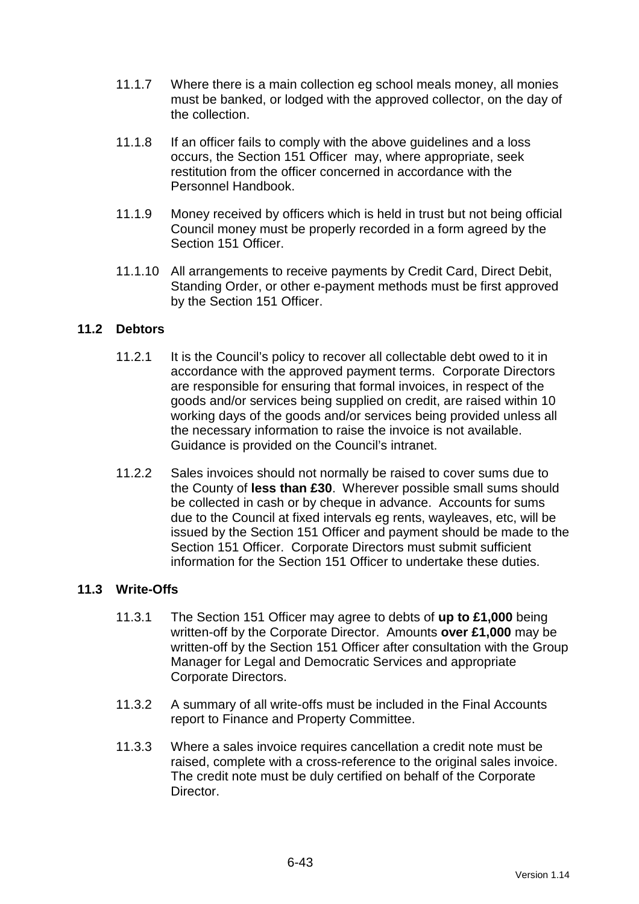11.1.7 Where there is a main collection eg school meals money, all monies must be banked, or lodged with the approved collector, on the day of the collection.

11.1.8 If an officer fails to comply with the above guidelines and a loss occurs, the Section 151 Officer may, where appropriate, seek restitution from the officer concerned in accordance with the Personnel Handbook.

11.1.9 Money received by officers which is held in trust but not being official Council money must be properly recorded in a form agreed by the Section 151 Officer.

11.1.10 All arrangements to receive payments by Credit Card, Direct Debit, Standing Order, or other e-payment methods must be first approved by the Section 151 Officer.

### 11.2 Debtors

11.2.1 It is the Council's policy to recover all collectable debt owed to it in accordance with the approved payment terms. Corporate Directors are responsible for ensuring that formal invoices, in respect of the goods and/or services being supplied on credit, are raised within 10 working days of the goods and/or services being provided unless all the necessary information to raise the invoice is not available. Guidance is provided on the Council's intranet.

11.2.2 Sales invoices should not normally be raised to cover sums due to the County of **less than £30**. Wherever possible small sums should be collected in cash or by cheque in advance. Accounts for sums due to the Council at fixed intervals eg rents, wayleaves, etc, will be issued by the Section 151 Officer and payment should be made to the Section 151 Officer. Corporate Directors must submit sufficient information for the Section 151 Officer to undertake these duties.

### 11.3 Write-Offs

11.3.1 The Section 151 Officer may agree to debts of **up to £1,000** being written-off by the Corporate Director. Amounts **over £1,000** may be written-off by the Section 151 Officer after consultation with the Group Manager for Legal and Democratic Services and appropriate Corporate Directors.

11.3.2 A summary of all write-offs must be included in the Final Accounts report to Finance and Property Committee.

11.3.3 Where a sales invoice requires cancellation a credit note must be raised, complete with a cross-reference to the original sales invoice. The credit note must be duly certified on behalf of the Corporate Director.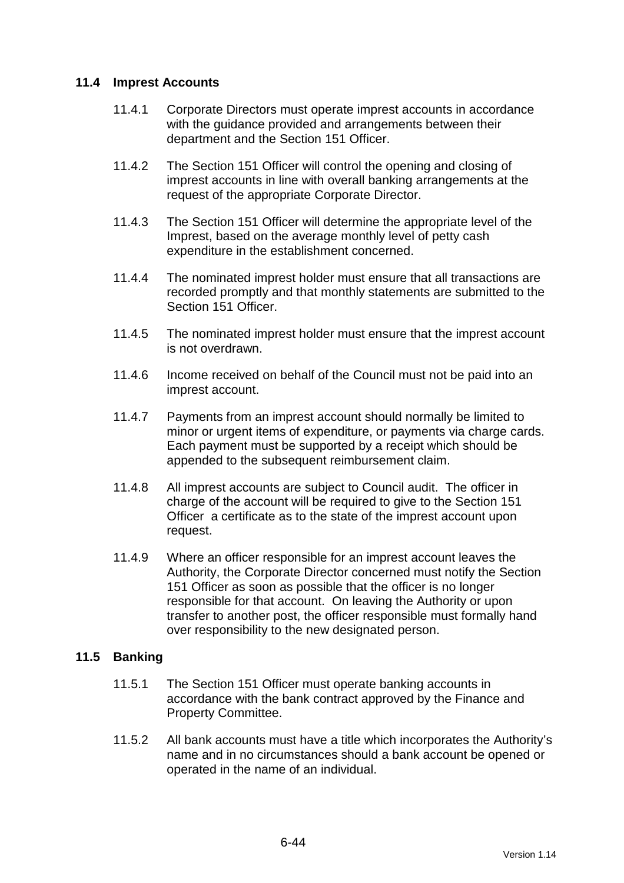### 11.4 Imprest Accounts

11.4.1 Corporate Directors must operate imprest accounts in accordance with the guidance provided and arrangements between their department and the Section 151 Officer.

11.4.2 The Section 151 Officer will control the opening and closing of imprest accounts in line with overall banking arrangements at the request of the appropriate Corporate Director.

11.4.3 The Section 151 Officer will determine the appropriate level of the Imprest, based on the average monthly level of petty cash expenditure in the establishment concerned.

11.4.4 The nominated imprest holder must ensure that all transactions are recorded promptly and that monthly statements are submitted to the Section 151 Officer.

11.4.5 The nominated imprest holder must ensure that the imprest account is not overdrawn.

11.4.6 Income received on behalf of the Council must not be paid into an imprest account.

11.4.7 Payments from an imprest account should normally be limited to minor or urgent items of expenditure, or payments via charge cards. Each payment must be supported by a receipt which should be appended to the subsequent reimbursement claim.

11.4.8 All imprest accounts are subject to Council audit. The officer in charge of the account will be required to give to the Section 151 Officer a certificate as to the state of the imprest account upon request.

11.4.9 Where an officer responsible for an imprest account leaves the Authority, the Corporate Director concerned must notify the Section 151 Officer as soon as possible that the officer is no longer responsible for that account. On leaving the Authority or upon transfer to another post, the officer responsible must formally hand over responsibility to the new designated person.

### 11.5 Banking

11.5.1 The Section 151 Officer must operate banking accounts in accordance with the bank contract approved by the Finance and Property Committee.

11.5.2 All bank accounts must have a title which incorporates the Authority's name and in no circumstances should a bank account be opened or operated in the name of an individual.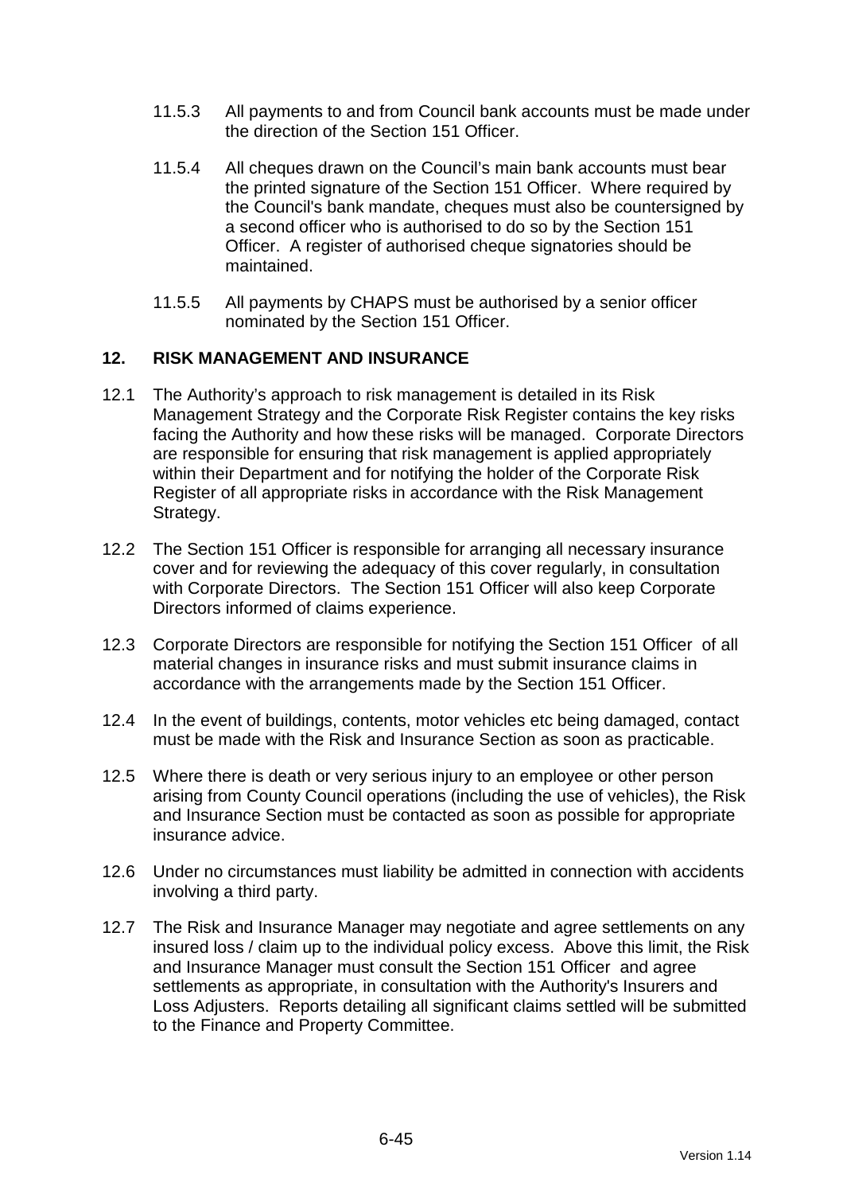11.5.3 All payments to and from Council bank accounts must be made under the direction of the Section 151 Officer.

11.5.4 All cheques drawn on the Council's main bank accounts must bear the printed signature of the Section 151 Officer. Where required by the Council's bank mandate, cheques must also be countersigned by a second officer who is authorised to do so by the Section 151 Officer. A register of authorised cheque signatories should be maintained.

11.5.5 All payments by CHAPS must be authorised by a senior officer nominated by the Section 151 Officer.

## 12. RISK MANAGEMENT AND INSURANCE

12.1 The Authority's approach to risk management is detailed in its Risk Management Strategy and the Corporate Risk Register contains the key risks facing the Authority and how these risks will be managed. Corporate Directors are responsible for ensuring that risk management is applied appropriately within their Department and for notifying the holder of the Corporate Risk Register of all appropriate risks in accordance with the Risk Management Strategy.

12.2 The Section 151 Officer is responsible for arranging all necessary insurance cover and for reviewing the adequacy of this cover regularly, in consultation with Corporate Directors. The Section 151 Officer will also keep Corporate Directors informed of claims experience.

12.3 Corporate Directors are responsible for notifying the Section 151 Officer of all material changes in insurance risks and must submit insurance claims in accordance with the arrangements made by the Section 151 Officer.

12.4 In the event of buildings, contents, motor vehicles etc being damaged, contact must be made with the Risk and Insurance Section as soon as practicable.

12.5 Where there is death or very serious injury to an employee or other person arising from County Council operations (including the use of vehicles), the Risk and Insurance Section must be contacted as soon as possible for appropriate insurance advice.

12.6 Under no circumstances must liability be admitted in connection with accidents involving a third party.

12.7 The Risk and Insurance Manager may negotiate and agree settlements on any insured loss / claim up to the individual policy excess. Above this limit, the Risk and Insurance Manager must consult the Section 151 Officer and agree settlements as appropriate, in consultation with the Authority's Insurers and Loss Adjusters. Reports detailing all significant claims settled will be submitted to the Finance and Property Committee.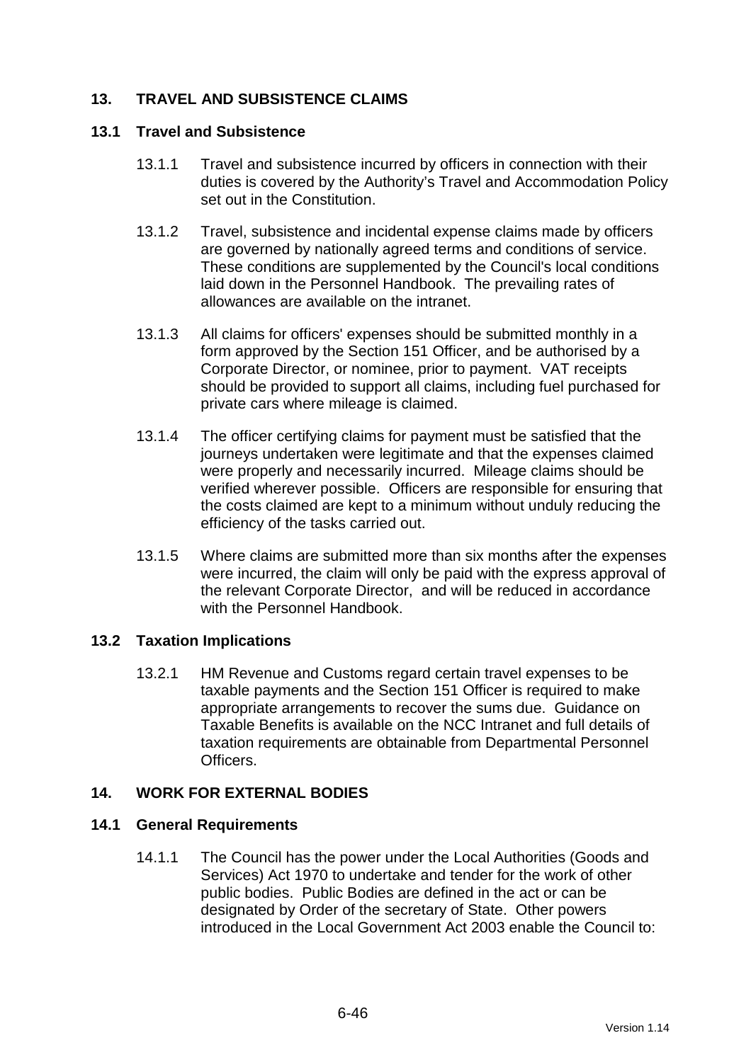## 13. TRAVEL AND SUBSISTENCE CLAIMS

### 13.1 Travel and Subsistence

13.1.1 Travel and subsistence incurred by officers in connection with their duties is covered by the Authority's Travel and Accommodation Policy set out in the Constitution.

13.1.2 Travel, subsistence and incidental expense claims made by officers are governed by nationally agreed terms and conditions of service. These conditions are supplemented by the Council's local conditions laid down in the Personnel Handbook. The prevailing rates of allowances are available on the intranet.

13.1.3 All claims for officers' expenses should be submitted monthly in a form approved by the Section 151 Officer, and be authorised by a Corporate Director, or nominee, prior to payment. VAT receipts should be provided to support all claims, including fuel purchased for private cars where mileage is claimed.

13.1.4 The officer certifying claims for payment must be satisfied that the journeys undertaken were legitimate and that the expenses claimed were properly and necessarily incurred. Mileage claims should be verified wherever possible. Officers are responsible for ensuring that the costs claimed are kept to a minimum without unduly reducing the efficiency of the tasks carried out.

13.1.5 Where claims are submitted more than six months after the expenses were incurred, the claim will only be paid with the express approval of the relevant Corporate Director, and will be reduced in accordance with the Personnel Handbook.

### 13.2 Taxation Implications

13.2.1 HM Revenue and Customs regard certain travel expenses to be taxable payments and the Section 151 Officer is required to make appropriate arrangements to recover the sums due. Guidance on Taxable Benefits is available on the NCC Intranet and full details of taxation requirements are obtainable from Departmental Personnel Officers.

## 14. WORK FOR EXTERNAL BODIES

### 14.1 General Requirements

14.1.1 The Council has the power under the Local Authorities (Goods and Services) Act 1970 to undertake and tender for the work of other public bodies. Public Bodies are defined in the act or can be designated by Order of the secretary of State. Other powers introduced in the Local Government Act 2003 enable the Council to: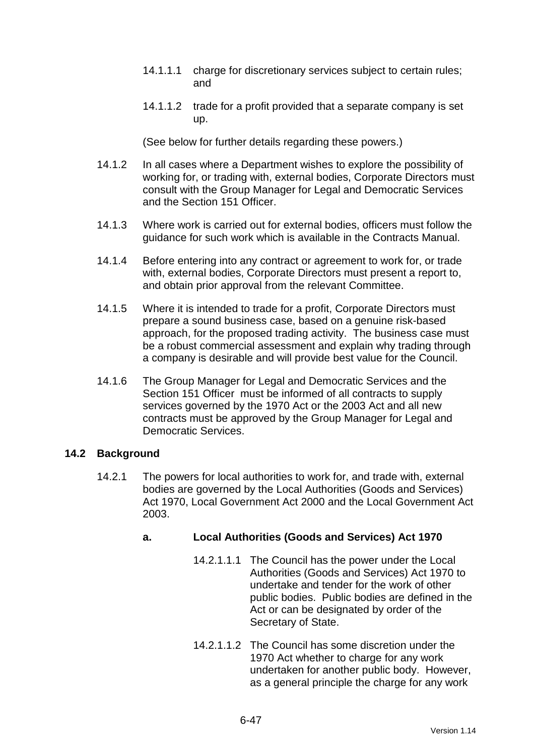14.1.1.1 charge for discretionary services subject to certain rules; and

14.1.1.2 trade for a profit provided that a separate company is set up.

(See below for further details regarding these powers.)

14.1.2 In all cases where a Department wishes to explore the possibility of working for, or trading with, external bodies, Corporate Directors must consult with the Group Manager for Legal and Democratic Services and the Section 151 Officer.

14.1.3 Where work is carried out for external bodies, officers must follow the guidance for such work which is available in the Contracts Manual.

14.1.4 Before entering into any contract or agreement to work for, or trade with, external bodies, Corporate Directors must present a report to, and obtain prior approval from the relevant Committee.

14.1.5 Where it is intended to trade for a profit, Corporate Directors must prepare a sound business case, based on a genuine risk-based approach, for the proposed trading activity. The business case must be a robust commercial assessment and explain why trading through a company is desirable and will provide best value for the Council.

14.1.6 The Group Manager for Legal and Democratic Services and the Section 151 Officer must be informed of all contracts to supply services governed by the 1970 Act or the 2003 Act and all new contracts must be approved by the Group Manager for Legal and Democratic Services.

## 14.2 Background

14.2.1 The powers for local authorities to work for, and trade with, external bodies are governed by the Local Authorities (Goods and Services) Act 1970, Local Government Act 2000 and the Local Government Act 2003.

### a. Local Authorities (Goods and Services) Act 1970

14.2.1.1.1 The Council has the power under the Local Authorities (Goods and Services) Act 1970 to undertake and tender for the work of other public bodies. Public bodies are defined in the Act or can be designated by order of the Secretary of State.

14.2.1.1.2 The Council has some discretion under the 1970 Act whether to charge for any work undertaken for another public body. However, as a general principle the charge for any work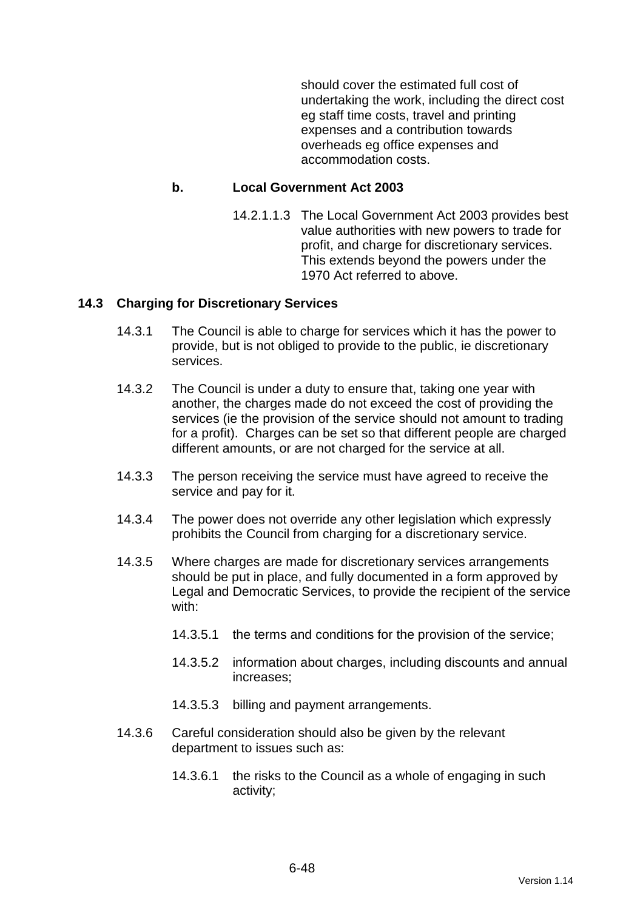should cover the estimated full cost of undertaking the work, including the direct cost eg staff time costs, travel and printing expenses and a contribution towards overheads eg office expenses and accommodation costs.

**b. Local Government Act 2003**

14.2.1.1.3 The Local Government Act 2003 provides best value authorities with new powers to trade for profit, and charge for discretionary services. This extends beyond the powers under the 1970 Act referred to above.

## 14.3 Charging for Discretionary Services

14.3.1 The Council is able to charge for services which it has the power to provide, but is not obliged to provide to the public, ie discretionary services.

14.3.2 The Council is under a duty to ensure that, taking one year with another, the charges made do not exceed the cost of providing the services (ie the provision of the service should not amount to trading for a profit). Charges can be set so that different people are charged different amounts, or are not charged for the service at all.

14.3.3 The person receiving the service must have agreed to receive the service and pay for it.

14.3.4 The power does not override any other legislation which expressly prohibits the Council from charging for a discretionary service.

14.3.5 Where charges are made for discretionary services arrangements should be put in place, and fully documented in a form approved by Legal and Democratic Services, to provide the recipient of the service with:

14.3.5.1 the terms and conditions for the provision of the service;

14.3.5.2 information about charges, including discounts and annual increases;

14.3.5.3 billing and payment arrangements.

14.3.6 Careful consideration should also be given by the relevant department to issues such as:

14.3.6.1 the risks to the Council as a whole of engaging in such activity;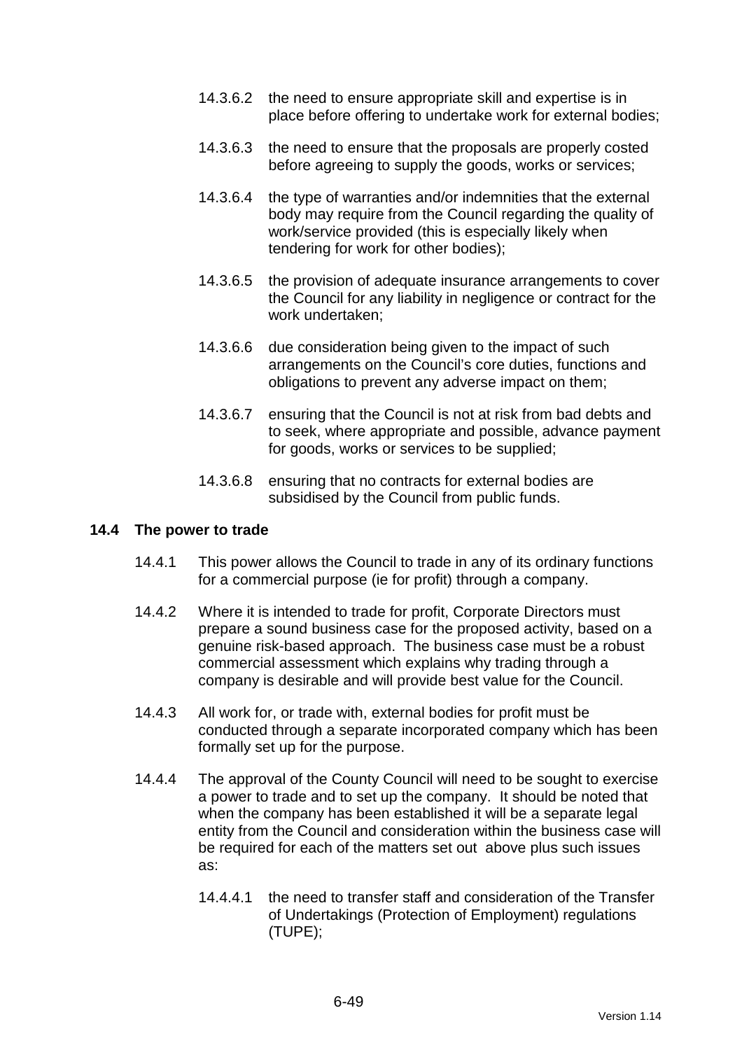14.3.6.2 the need to ensure appropriate skill and expertise is in place before offering to undertake work for external bodies;

14.3.6.3 the need to ensure that the proposals are properly costed before agreeing to supply the goods, works or services;

14.3.6.4 the type of warranties and/or indemnities that the external body may require from the Council regarding the quality of work/service provided (this is especially likely when tendering for work for other bodies);

14.3.6.5 the provision of adequate insurance arrangements to cover the Council for any liability in negligence or contract for the work undertaken;

14.3.6.6 due consideration being given to the impact of such arrangements on the Council's core duties, functions and obligations to prevent any adverse impact on them;

14.3.6.7 ensuring that the Council is not at risk from bad debts and to seek, where appropriate and possible, advance payment for goods, works or services to be supplied;

14.3.6.8 ensuring that no contracts for external bodies are subsidised by the Council from public funds.

## 14.4 The power to trade

14.4.1 This power allows the Council to trade in any of its ordinary functions for a commercial purpose (ie for profit) through a company.

14.4.2 Where it is intended to trade for profit, Corporate Directors must prepare a sound business case for the proposed activity, based on a genuine risk-based approach. The business case must be a robust commercial assessment which explains why trading through a company is desirable and will provide best value for the Council.

14.4.3 All work for, or trade with, external bodies for profit must be conducted through a separate incorporated company which has been formally set up for the purpose.

14.4.4 The approval of the County Council will need to be sought to exercise a power to trade and to set up the company. It should be noted that when the company has been established it will be a separate legal entity from the Council and consideration within the business case will be required for each of the matters set out above plus such issues as:

14.4.4.1 the need to transfer staff and consideration of the Transfer of Undertakings (Protection of Employment) regulations (TUPE);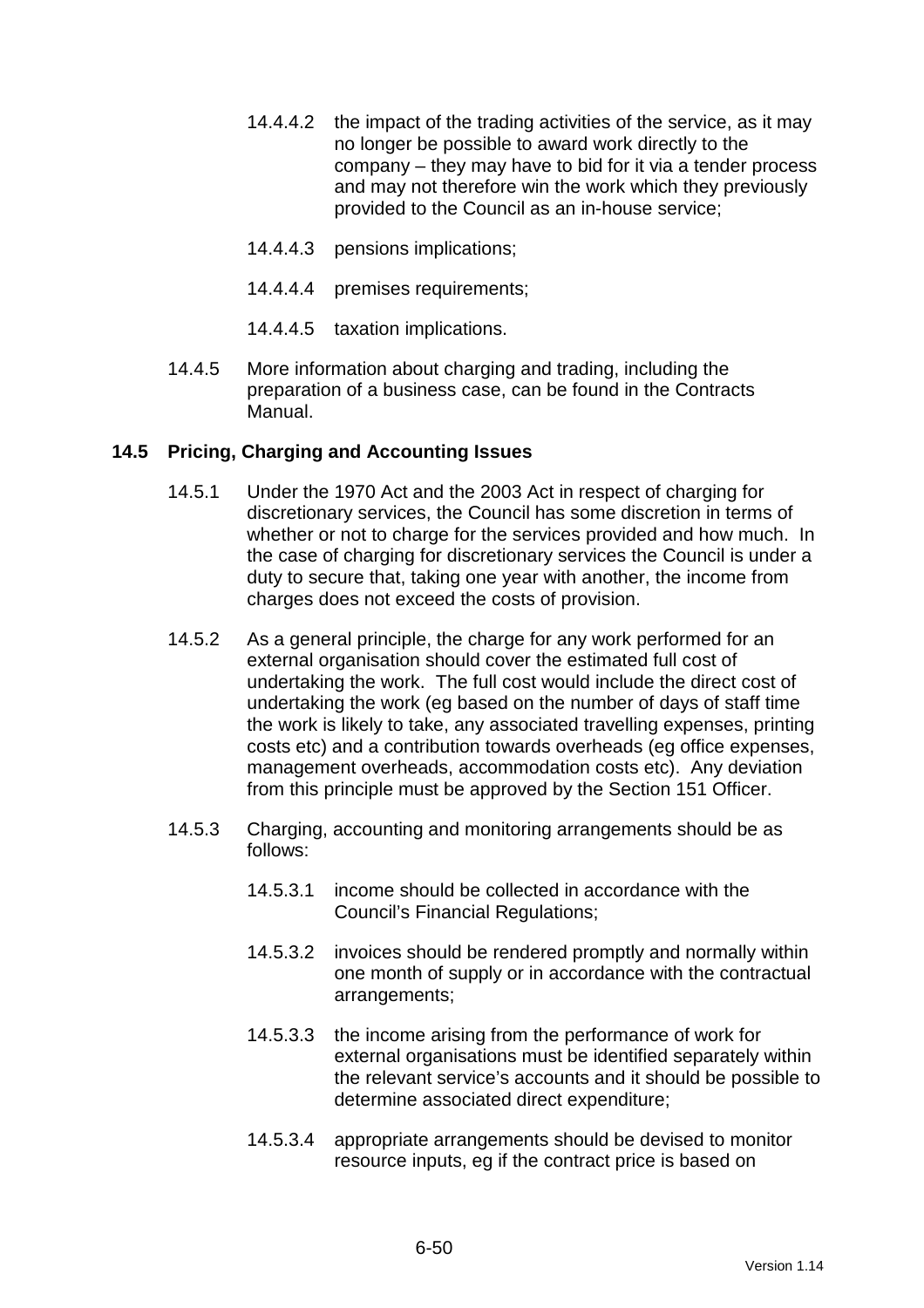14.4.4.2 the impact of the trading activities of the service, as it may no longer be possible to award work directly to the company – they may have to bid for it via a tender process and may not therefore win the work which they previously provided to the Council as an in-house service;

14.4.4.3 pensions implications;

14.4.4.4 premises requirements;

14.4.4.5 taxation implications.

14.4.5 More information about charging and trading, including the preparation of a business case, can be found in the Contracts Manual.

## 14.5 Pricing, Charging and Accounting Issues

14.5.1 Under the 1970 Act and the 2003 Act in respect of charging for discretionary services, the Council has some discretion in terms of whether or not to charge for the services provided and how much. In the case of charging for discretionary services the Council is under a duty to secure that, taking one year with another, the income from charges does not exceed the costs of provision.

14.5.2 As a general principle, the charge for any work performed for an external organisation should cover the estimated full cost of undertaking the work. The full cost would include the direct cost of undertaking the work (eg based on the number of days of staff time the work is likely to take, any associated travelling expenses, printing costs etc) and a contribution towards overheads (eg office expenses, management overheads, accommodation costs etc). Any deviation from this principle must be approved by the Section 151 Officer.

14.5.3 Charging, accounting and monitoring arrangements should be as follows:

14.5.3.1 income should be collected in accordance with the Council's Financial Regulations;

14.5.3.2 invoices should be rendered promptly and normally within one month of supply or in accordance with the contractual arrangements;

14.5.3.3 the income arising from the performance of work for external organisations must be identified separately within the relevant service's accounts and it should be possible to determine associated direct expenditure;

14.5.3.4 appropriate arrangements should be devised to monitor resource inputs, eg if the contract price is based on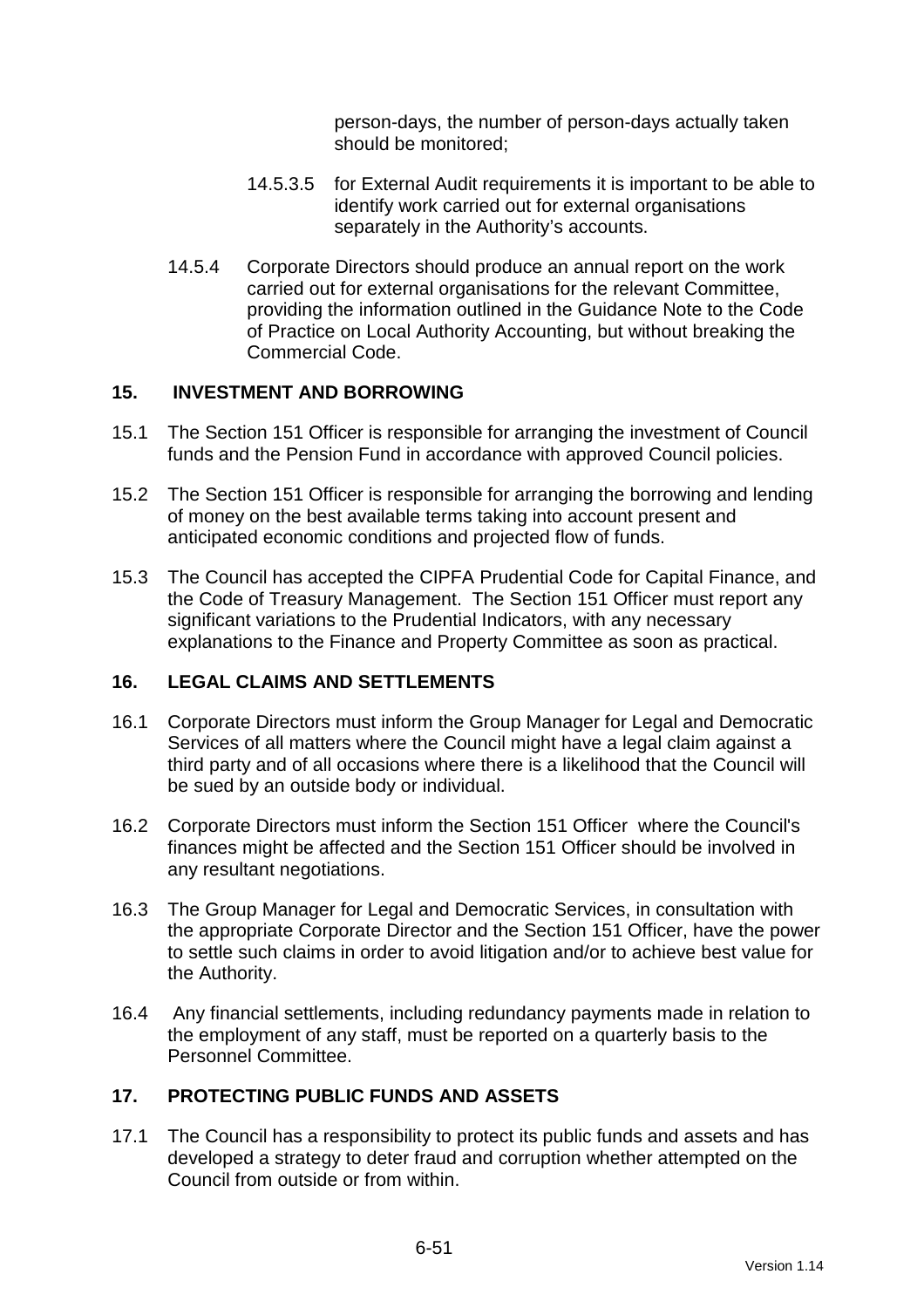person-days, the number of person-days actually taken should be monitored;

14.5.3.5 for External Audit requirements it is important to be able to identify work carried out for external organisations separately in the Authority's accounts.

14.5.4 Corporate Directors should produce an annual report on the work carried out for external organisations for the relevant Committee, providing the information outlined in the Guidance Note to the Code of Practice on Local Authority Accounting, but without breaking the Commercial Code.

## 15. INVESTMENT AND BORROWING

15.1 The Section 151 Officer is responsible for arranging the investment of Council funds and the Pension Fund in accordance with approved Council policies.

15.2 The Section 151 Officer is responsible for arranging the borrowing and lending of money on the best available terms taking into account present and anticipated economic conditions and projected flow of funds.

15.3 The Council has accepted the CIPFA Prudential Code for Capital Finance, and the Code of Treasury Management. The Section 151 Officer must report any significant variations to the Prudential Indicators, with any necessary explanations to the Finance and Property Committee as soon as practical.

## 16. LEGAL CLAIMS AND SETTLEMENTS

16.1 Corporate Directors must inform the Group Manager for Legal and Democratic Services of all matters where the Council might have a legal claim against a third party and of all occasions where there is a likelihood that the Council will be sued by an outside body or individual.

16.2 Corporate Directors must inform the Section 151 Officer where the Council's finances might be affected and the Section 151 Officer should be involved in any resultant negotiations.

16.3 The Group Manager for Legal and Democratic Services, in consultation with the appropriate Corporate Director and the Section 151 Officer, have the power to settle such claims in order to avoid litigation and/or to achieve best value for the Authority.

16.4 Any financial settlements, including redundancy payments made in relation to the employment of any staff, must be reported on a quarterly basis to the Personnel Committee.

## 17. PROTECTING PUBLIC FUNDS AND ASSETS

17.1 The Council has a responsibility to protect its public funds and assets and has developed a strategy to deter fraud and corruption whether attempted on the Council from outside or from within.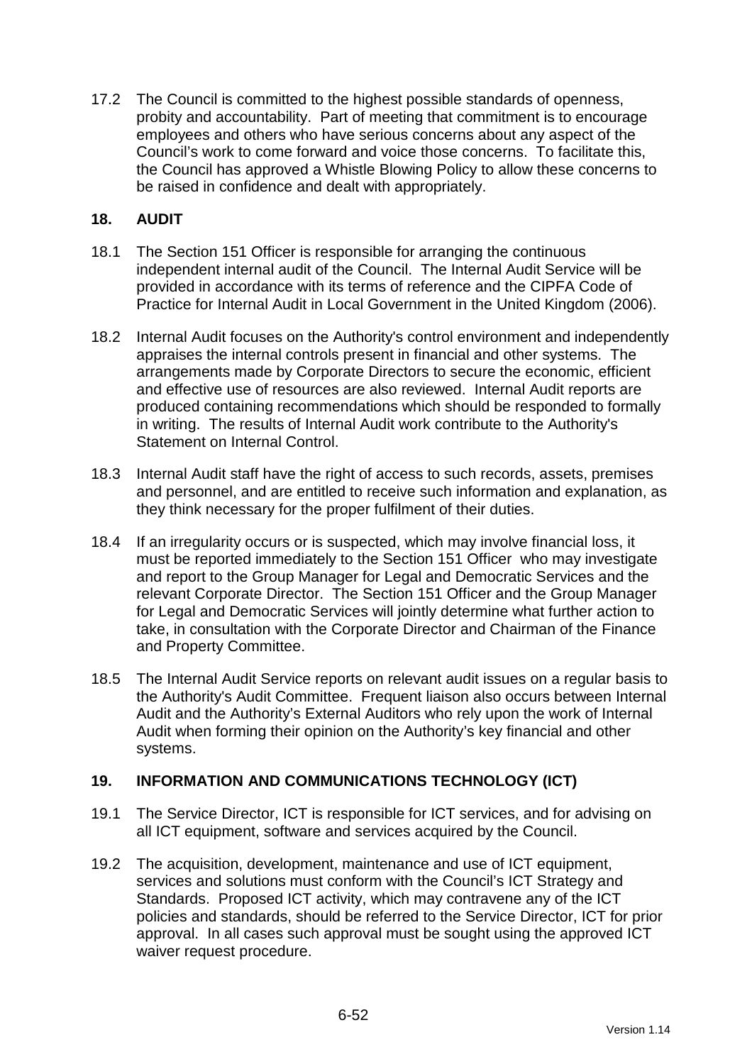17.2 The Council is committed to the highest possible standards of openness, probity and accountability. Part of meeting that commitment is to encourage employees and others who have serious concerns about any aspect of the Council's work to come forward and voice those concerns. To facilitate this, the Council has approved a Whistle Blowing Policy to allow these concerns to be raised in confidence and dealt with appropriately.

## 18. AUDIT

18.1 The Section 151 Officer is responsible for arranging the continuous independent internal audit of the Council. The Internal Audit Service will be provided in accordance with its terms of reference and the CIPFA Code of Practice for Internal Audit in Local Government in the United Kingdom (2006).

18.2 Internal Audit focuses on the Authority's control environment and independently appraises the internal controls present in financial and other systems. The arrangements made by Corporate Directors to secure the economic, efficient and effective use of resources are also reviewed. Internal Audit reports are produced containing recommendations which should be responded to formally in writing. The results of Internal Audit work contribute to the Authority's Statement on Internal Control.

18.3 Internal Audit staff have the right of access to such records, assets, premises and personnel, and are entitled to receive such information and explanation, as they think necessary for the proper fulfilment of their duties.

18.4 If an irregularity occurs or is suspected, which may involve financial loss, it must be reported immediately to the Section 151 Officer who may investigate and report to the Group Manager for Legal and Democratic Services and the relevant Corporate Director. The Section 151 Officer and the Group Manager for Legal and Democratic Services will jointly determine what further action to take, in consultation with the Corporate Director and Chairman of the Finance and Property Committee.

18.5 The Internal Audit Service reports on relevant audit issues on a regular basis to the Authority's Audit Committee. Frequent liaison also occurs between Internal Audit and the Authority's External Auditors who rely upon the work of Internal Audit when forming their opinion on the Authority's key financial and other systems.

## 19. INFORMATION AND COMMUNICATIONS TECHNOLOGY (ICT)

19.1 The Service Director, ICT is responsible for ICT services, and for advising on all ICT equipment, software and services acquired by the Council.

19.2 The acquisition, development, maintenance and use of ICT equipment, services and solutions must conform with the Council's ICT Strategy and Standards. Proposed ICT activity, which may contravene any of the ICT policies and standards, should be referred to the Service Director, ICT for prior approval. In all cases such approval must be sought using the approved ICT waiver request procedure.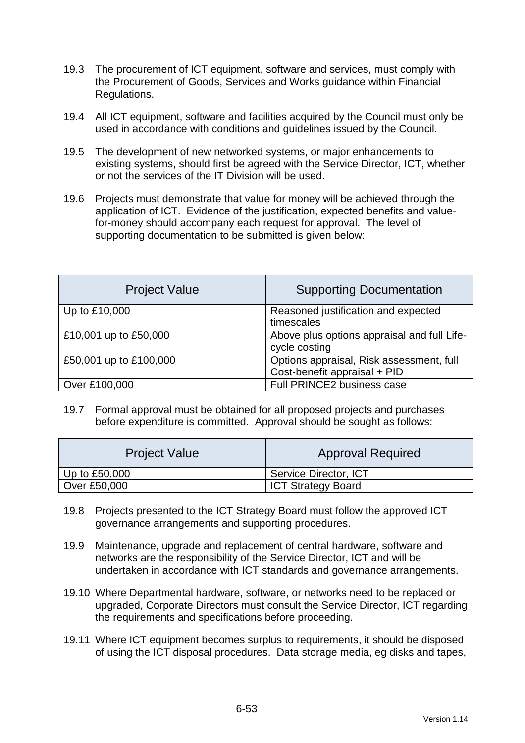19.3 The procurement of ICT equipment, software and services, must comply with the Procurement of Goods, Services and Works guidance within Financial Regulations.

19.4 All ICT equipment, software and facilities acquired by the Council must only be used in accordance with conditions and guidelines issued by the Council.

19.5 The development of new networked systems, or major enhancements to existing systems, should first be agreed with the Service Director, ICT, whether or not the services of the IT Division will be used.

19.6 Projects must demonstrate that value for money will be achieved through the application of ICT. Evidence of the justification, expected benefits and value-for-money should accompany each request for approval. The level of supporting documentation to be submitted is given below:

| Project Value | Supporting Documentation |
|---|---|
| Up to £10,000 | Reasoned justification and expected timescales |
| £10,001 up to £50,000 | Above plus options appraisal and full Life-cycle costing |
| £50,001 up to £100,000 | Options appraisal, Risk assessment, full Cost-benefit appraisal + PID |
| Over £100,000 | Full PRINCE2 business case |

19.7 Formal approval must be obtained for all proposed projects and purchases before expenditure is committed. Approval should be sought as follows:

| Project Value | Approval Required |
|---|---|
| Up to £50,000 | Service Director, ICT |
| Over £50,000 | ICT Strategy Board |

19.8 Projects presented to the ICT Strategy Board must follow the approved ICT governance arrangements and supporting procedures.

19.9 Maintenance, upgrade and replacement of central hardware, software and networks are the responsibility of the Service Director, ICT and will be undertaken in accordance with ICT standards and governance arrangements.

19.10 Where Departmental hardware, software, or networks need to be replaced or upgraded, Corporate Directors must consult the Service Director, ICT regarding the requirements and specifications before proceeding.

19.11 Where ICT equipment becomes surplus to requirements, it should be disposed of using the ICT disposal procedures. Data storage media, eg disks and tapes,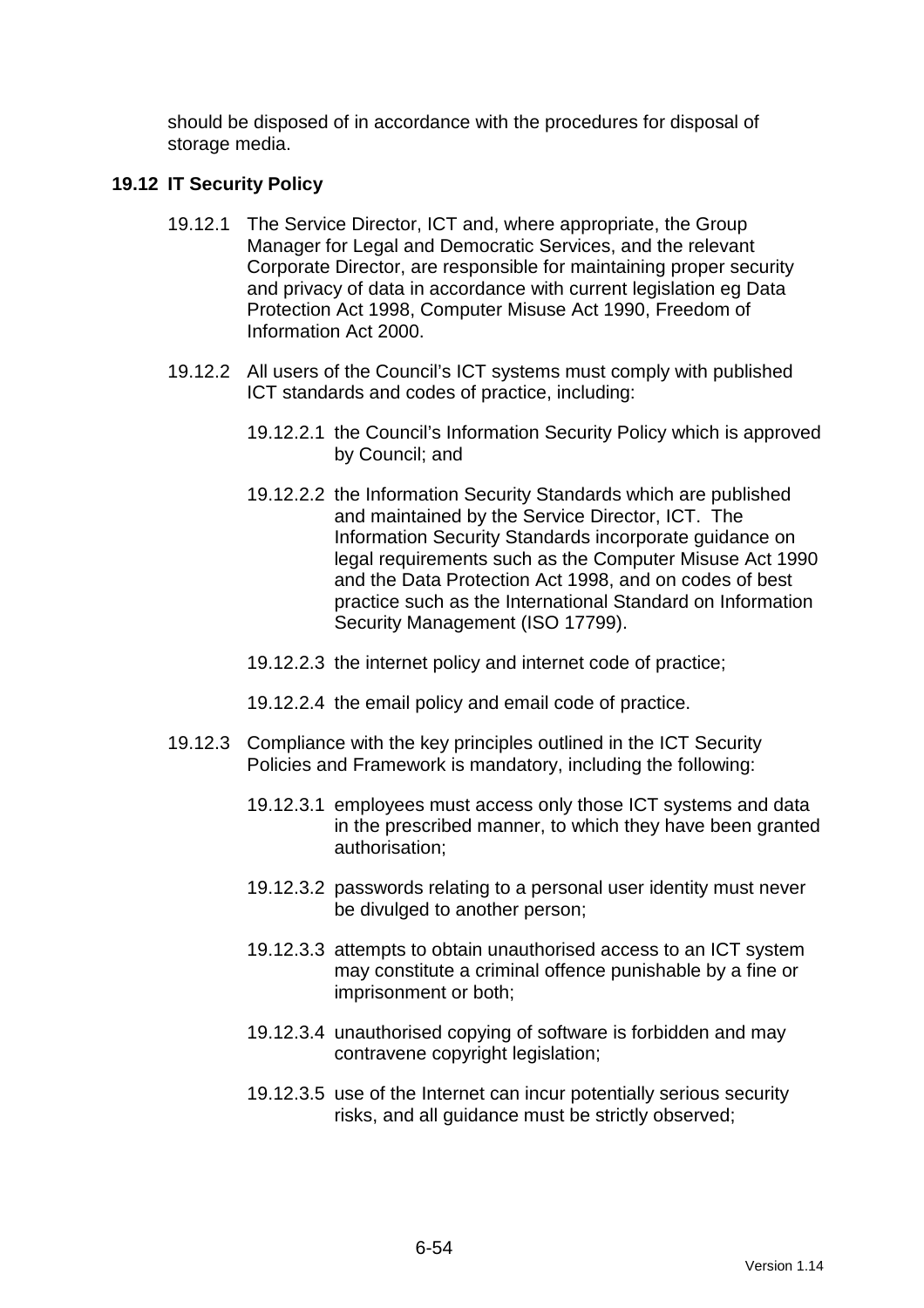should be disposed of in accordance with the procedures for disposal of storage media.

### 19.12 IT Security Policy

19.12.1 The Service Director, ICT and, where appropriate, the Group Manager for Legal and Democratic Services, and the relevant Corporate Director, are responsible for maintaining proper security and privacy of data in accordance with current legislation eg Data Protection Act 1998, Computer Misuse Act 1990, Freedom of Information Act 2000.

19.12.2 All users of the Council's ICT systems must comply with published ICT standards and codes of practice, including:

19.12.2.1 the Council's Information Security Policy which is approved by Council; and

19.12.2.2 the Information Security Standards which are published and maintained by the Service Director, ICT. The Information Security Standards incorporate guidance on legal requirements such as the Computer Misuse Act 1990 and the Data Protection Act 1998, and on codes of best practice such as the International Standard on Information Security Management (ISO 17799).

19.12.2.3 the internet policy and internet code of practice;

19.12.2.4 the email policy and email code of practice.

19.12.3 Compliance with the key principles outlined in the ICT Security Policies and Framework is mandatory, including the following:

19.12.3.1 employees must access only those ICT systems and data in the prescribed manner, to which they have been granted authorisation;

19.12.3.2 passwords relating to a personal user identity must never be divulged to another person;

19.12.3.3 attempts to obtain unauthorised access to an ICT system may constitute a criminal offence punishable by a fine or imprisonment or both;

19.12.3.4 unauthorised copying of software is forbidden and may contravene copyright legislation;

19.12.3.5 use of the Internet can incur potentially serious security risks, and all guidance must be strictly observed;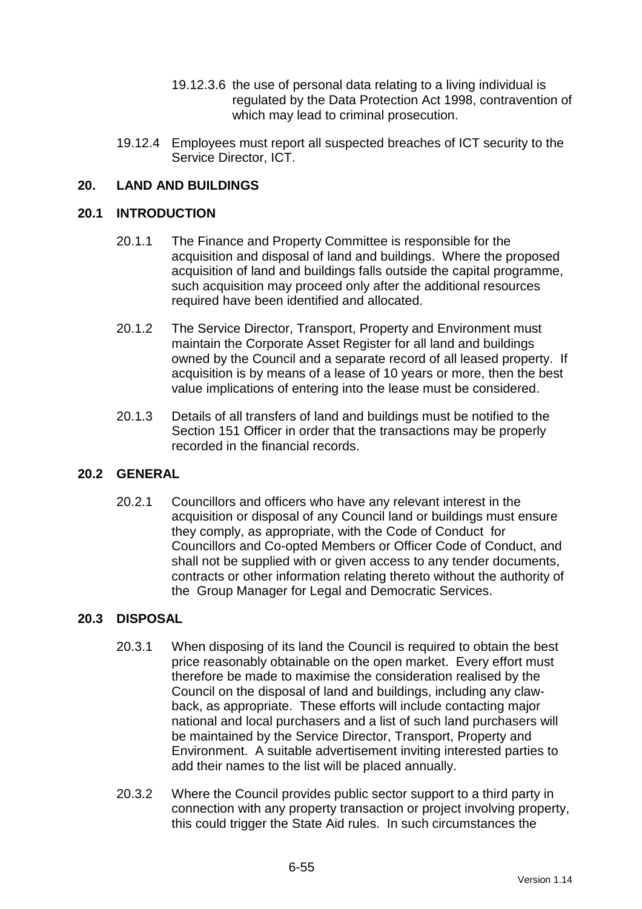19.12.3.6 the use of personal data relating to a living individual is regulated by the Data Protection Act 1998, contravention of which may lead to criminal prosecution.

19.12.4 Employees must report all suspected breaches of ICT security to the Service Director, ICT.

## 20. LAND AND BUILDINGS

### 20.1 INTRODUCTION

20.1.1 The Finance and Property Committee is responsible for the acquisition and disposal of land and buildings. Where the proposed acquisition of land and buildings falls outside the capital programme, such acquisition may proceed only after the additional resources required have been identified and allocated.

20.1.2 The Service Director, Transport, Property and Environment must maintain the Corporate Asset Register for all land and buildings owned by the Council and a separate record of all leased property. If acquisition is by means of a lease of 10 years or more, then the best value implications of entering into the lease must be considered.

20.1.3 Details of all transfers of land and buildings must be notified to the Section 151 Officer in order that the transactions may be properly recorded in the financial records.

### 20.2 GENERAL

20.2.1 Councillors and officers who have any relevant interest in the acquisition or disposal of any Council land or buildings must ensure they comply, as appropriate, with the Code of Conduct for Councillors and Co-opted Members or Officer Code of Conduct, and shall not be supplied with or given access to any tender documents, contracts or other information relating thereto without the authority of the Group Manager for Legal and Democratic Services.

### 20.3 DISPOSAL

20.3.1 When disposing of its land the Council is required to obtain the best price reasonably obtainable on the open market. Every effort must therefore be made to maximise the consideration realised by the Council on the disposal of land and buildings, including any claw-back, as appropriate. These efforts will include contacting major national and local purchasers and a list of such land purchasers will be maintained by the Service Director, Transport, Property and Environment. A suitable advertisement inviting interested parties to add their names to the list will be placed annually.

20.3.2 Where the Council provides public sector support to a third party in connection with any property transaction or project involving property, this could trigger the State Aid rules. In such circumstances the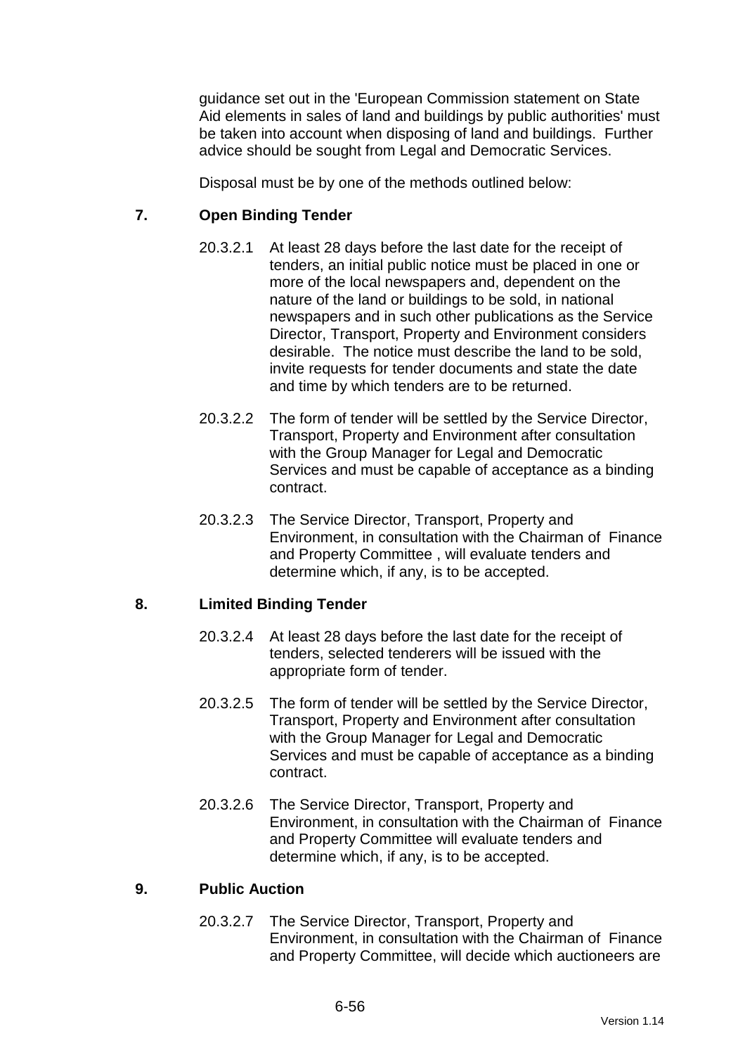guidance set out in the 'European Commission statement on State Aid elements in sales of land and buildings by public authorities' must be taken into account when disposing of land and buildings. Further advice should be sought from Legal and Democratic Services.

Disposal must be by one of the methods outlined below:

**7. Open Binding Tender**

20.3.2.1 At least 28 days before the last date for the receipt of tenders, an initial public notice must be placed in one or more of the local newspapers and, dependent on the nature of the land or buildings to be sold, in national newspapers and in such other publications as the Service Director, Transport, Property and Environment considers desirable. The notice must describe the land to be sold, invite requests for tender documents and state the date and time by which tenders are to be returned.

20.3.2.2 The form of tender will be settled by the Service Director, Transport, Property and Environment after consultation with the Group Manager for Legal and Democratic Services and must be capable of acceptance as a binding contract.

20.3.2.3 The Service Director, Transport, Property and Environment, in consultation with the Chairman of Finance and Property Committee , will evaluate tenders and determine which, if any, is to be accepted.

**8. Limited Binding Tender**

20.3.2.4 At least 28 days before the last date for the receipt of tenders, selected tenderers will be issued with the appropriate form of tender.

20.3.2.5 The form of tender will be settled by the Service Director, Transport, Property and Environment after consultation with the Group Manager for Legal and Democratic Services and must be capable of acceptance as a binding contract.

20.3.2.6 The Service Director, Transport, Property and Environment, in consultation with the Chairman of Finance and Property Committee will evaluate tenders and determine which, if any, is to be accepted.

**9. Public Auction**

20.3.2.7 The Service Director, Transport, Property and Environment, in consultation with the Chairman of Finance and Property Committee, will decide which auctioneers are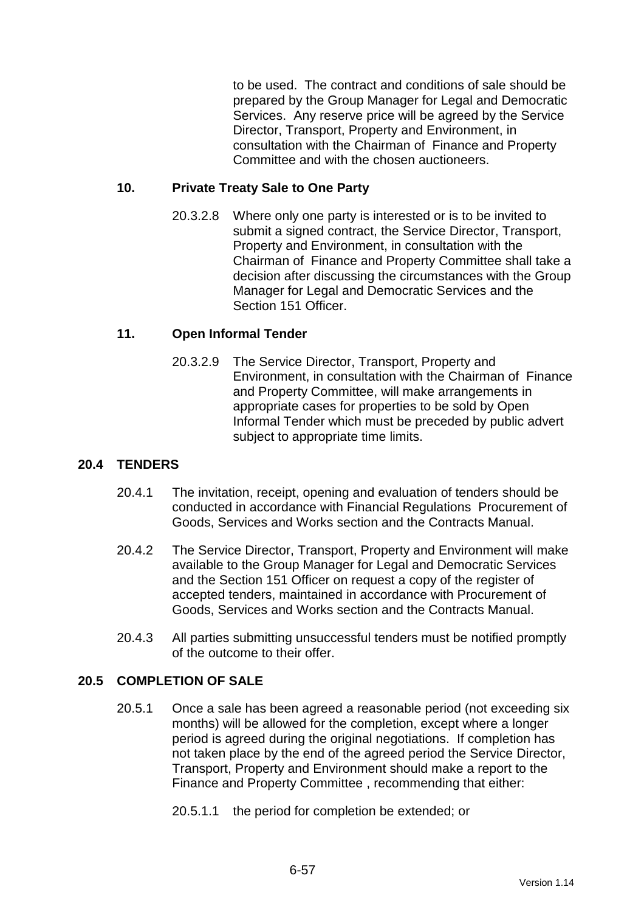to be used. The contract and conditions of sale should be prepared by the Group Manager for Legal and Democratic Services. Any reserve price will be agreed by the Service Director, Transport, Property and Environment, in consultation with the Chairman of Finance and Property Committee and with the chosen auctioneers.

### 10. Private Treaty Sale to One Party

20.3.2.8 Where only one party is interested or is to be invited to submit a signed contract, the Service Director, Transport, Property and Environment, in consultation with the Chairman of Finance and Property Committee shall take a decision after discussing the circumstances with the Group Manager for Legal and Democratic Services and the Section 151 Officer.

### 11. Open Informal Tender

20.3.2.9 The Service Director, Transport, Property and Environment, in consultation with the Chairman of Finance and Property Committee, will make arrangements in appropriate cases for properties to be sold by Open Informal Tender which must be preceded by public advert subject to appropriate time limits.

## 20.4 TENDERS

20.4.1 The invitation, receipt, opening and evaluation of tenders should be conducted in accordance with Financial Regulations Procurement of Goods, Services and Works section and the Contracts Manual.

20.4.2 The Service Director, Transport, Property and Environment will make available to the Group Manager for Legal and Democratic Services and the Section 151 Officer on request a copy of the register of accepted tenders, maintained in accordance with Procurement of Goods, Services and Works section and the Contracts Manual.

20.4.3 All parties submitting unsuccessful tenders must be notified promptly of the outcome to their offer.

## 20.5 COMPLETION OF SALE

20.5.1 Once a sale has been agreed a reasonable period (not exceeding six months) will be allowed for the completion, except where a longer period is agreed during the original negotiations. If completion has not taken place by the end of the agreed period the Service Director, Transport, Property and Environment should make a report to the Finance and Property Committee , recommending that either:

20.5.1.1 the period for completion be extended; or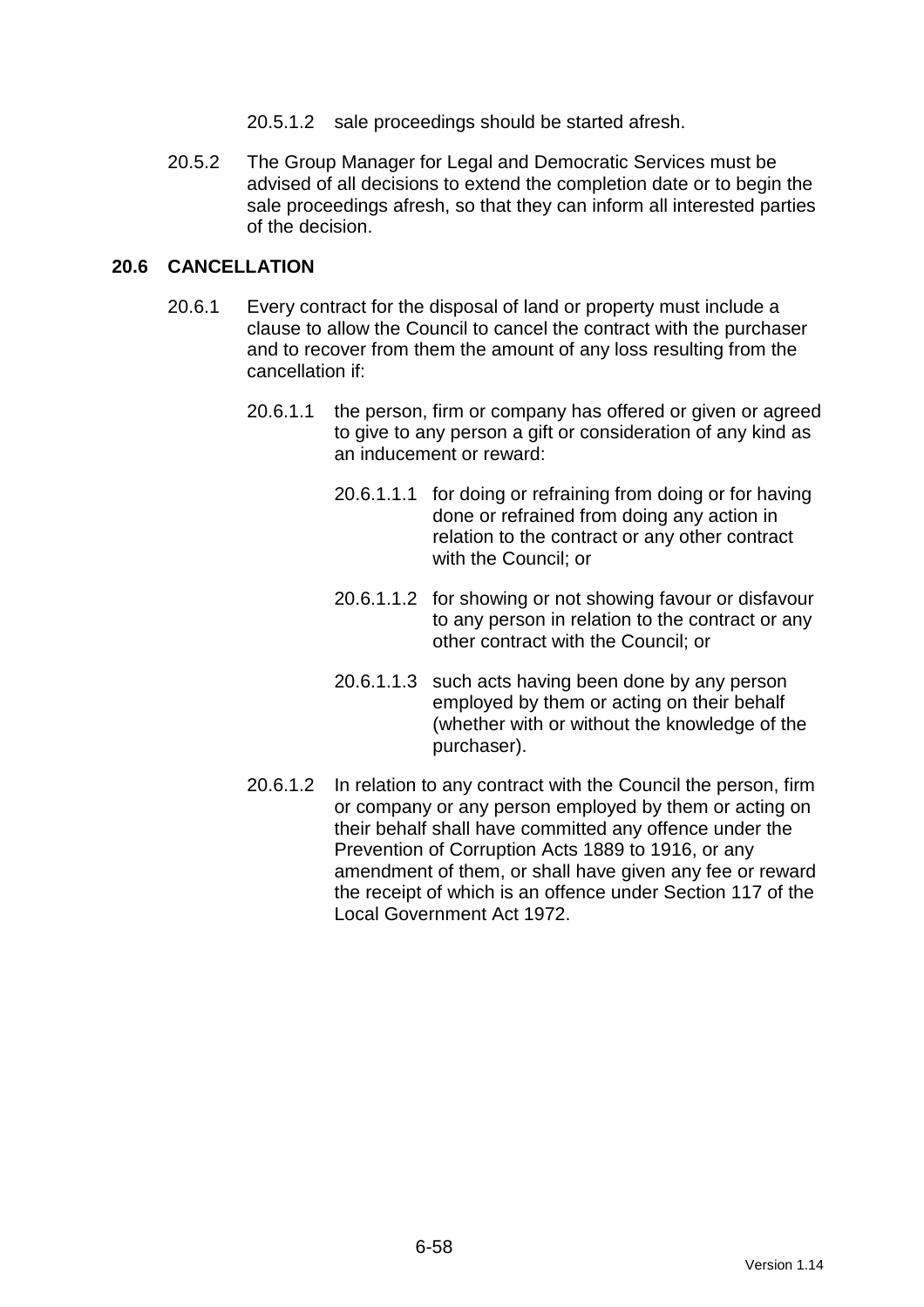20.5.1.2 sale proceedings should be started afresh.

20.5.2 The Group Manager for Legal and Democratic Services must be advised of all decisions to extend the completion date or to begin the sale proceedings afresh, so that they can inform all interested parties of the decision.

## 20.6 CANCELLATION

20.6.1 Every contract for the disposal of land or property must include a clause to allow the Council to cancel the contract with the purchaser and to recover from them the amount of any loss resulting from the cancellation if:

20.6.1.1 the person, firm or company has offered or given or agreed to give to any person a gift or consideration of any kind as an inducement or reward:

20.6.1.1.1 for doing or refraining from doing or for having done or refrained from doing any action in relation to the contract or any other contract with the Council; or

20.6.1.1.2 for showing or not showing favour or disfavour to any person in relation to the contract or any other contract with the Council; or

20.6.1.1.3 such acts having been done by any person employed by them or acting on their behalf (whether with or without the knowledge of the purchaser).

20.6.1.2 In relation to any contract with the Council the person, firm or company or any person employed by them or acting on their behalf shall have committed any offence under the Prevention of Corruption Acts 1889 to 1916, or any amendment of them, or shall have given any fee or reward the receipt of which is an offence under Section 117 of the Local Government Act 1972.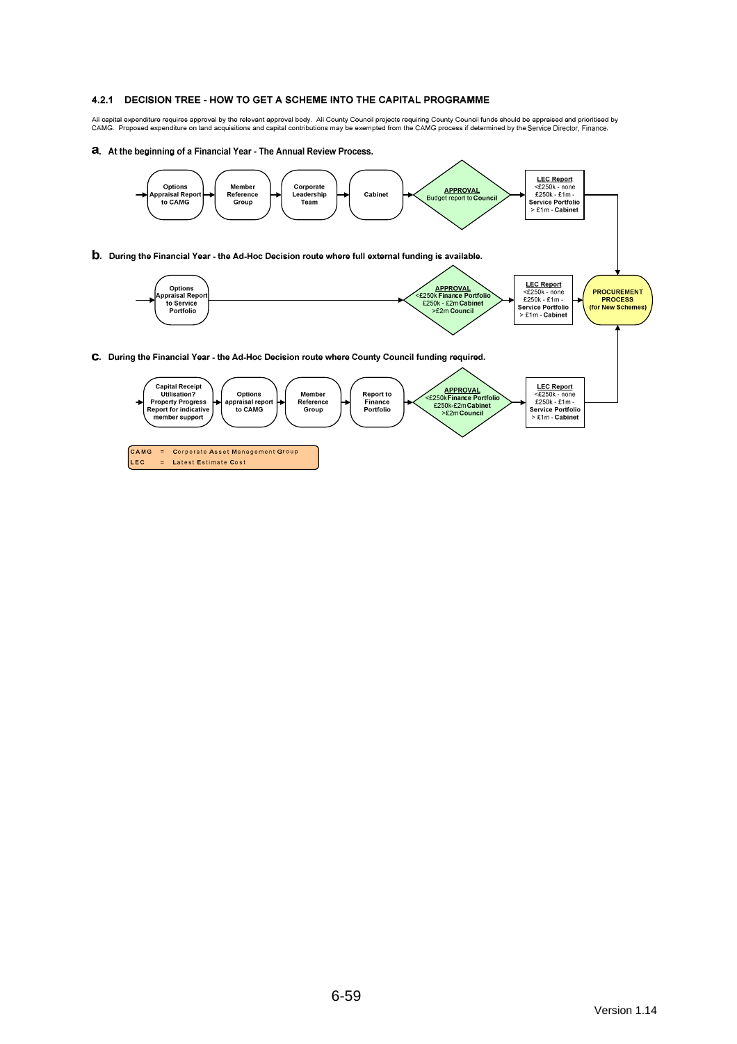### 4.2.1 DECISION TREE - HOW TO GET A SCHEME INTO THE CAPITAL PROGRAMME

All capital expenditure requires approval by the relevant approval body. All County Council projects requiring County Council funds should be appraised and prioritised by CAMG. Proposed expenditure on land acquisitions and capital contributions may be exempted from the CAMG process if determined by the Service Director, Finance.

**a. At the beginning of a Financial Year - The Annual Review Process.**

Options Appraisal Report to CAMG → Member Reference Group → Corporate Leadership Team → Cabinet → **APPROVAL** Budget report to **Council** → **LEC Report** <£250k - none; £250k - £1m - **Service Portfolio**; > £1m - **Cabinet** → **PROCUREMENT PROCESS (for New Schemes)**

**b. During the Financial Year - the Ad-Hoc Decision route where full external funding is available.**

Options Appraisal Report to Service Portfolio → **APPROVAL** <£250k **Finance Portfolio**; £250k - £2m **Cabinet**; >£2m **Council** → **LEC Report** <£250k - none; £250k - £1m - **Service Portfolio**; > £1m - **Cabinet** → **PROCUREMENT PROCESS (for New Schemes)**

**c. During the Financial Year - the Ad-Hoc Decision route where County Council funding required.**

Capital Receipt Utilisation? Property Progress Report for indicative member support → Options appraisal report to CAMG → Member Reference Group → Report to Finance Portfolio → **APPROVAL** <£250k **Finance Portfolio**; £250k-£2m **Cabinet**; >£2m **Council** → **LEC Report** <£250k - none; £250k - £1m - **Service Portfolio**; > £1m - **Cabinet** → **PROCUREMENT PROCESS (for New Schemes)**

| | | |
|---|---|---|
| CAMG | = | **C**orporate **A**sset **M**anagement **G**roup |
| LEC | = | **L**atest **E**stimate **C**ost |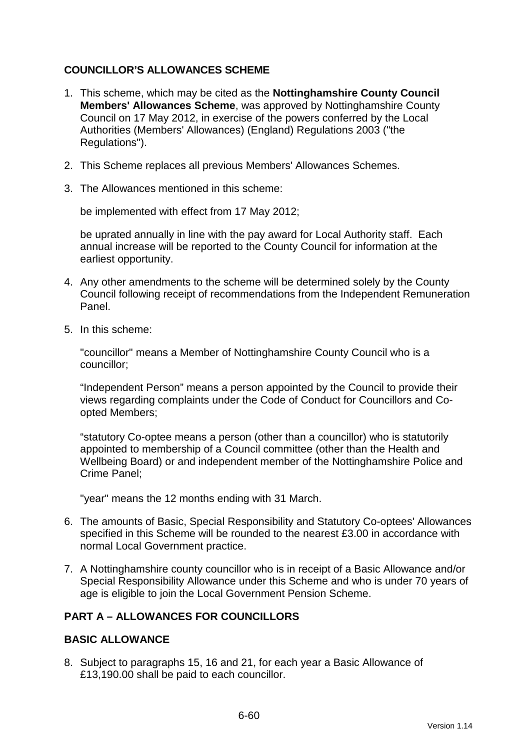## COUNCILLOR'S ALLOWANCES SCHEME

1. This scheme, which may be cited as the **Nottinghamshire County Council Members' Allowances Scheme**, was approved by Nottinghamshire County Council on 17 May 2012, in exercise of the powers conferred by the Local Authorities (Members' Allowances) (England) Regulations 2003 ("the Regulations").

2. This Scheme replaces all previous Members' Allowances Schemes.

3. The Allowances mentioned in this scheme:

   be implemented with effect from 17 May 2012;

   be uprated annually in line with the pay award for Local Authority staff. Each annual increase will be reported to the County Council for information at the earliest opportunity.

4. Any other amendments to the scheme will be determined solely by the County Council following receipt of recommendations from the Independent Remuneration Panel.

5. In this scheme:

   "councillor" means a Member of Nottinghamshire County Council who is a councillor;

   "Independent Person" means a person appointed by the Council to provide their views regarding complaints under the Code of Conduct for Councillors and Co-opted Members;

   "statutory Co-optee means a person (other than a councillor) who is statutorily appointed to membership of a Council committee (other than the Health and Wellbeing Board) or and independent member of the Nottinghamshire Police and Crime Panel;

   "year" means the 12 months ending with 31 March.

6. The amounts of Basic, Special Responsibility and Statutory Co-optees' Allowances specified in this Scheme will be rounded to the nearest £3.00 in accordance with normal Local Government practice.

7. A Nottinghamshire county councillor who is in receipt of a Basic Allowance and/or Special Responsibility Allowance under this Scheme and who is under 70 years of age is eligible to join the Local Government Pension Scheme.

## PART A – ALLOWANCES FOR COUNCILLORS

### BASIC ALLOWANCE

8. Subject to paragraphs 15, 16 and 21, for each year a Basic Allowance of £13,190.00 shall be paid to each councillor.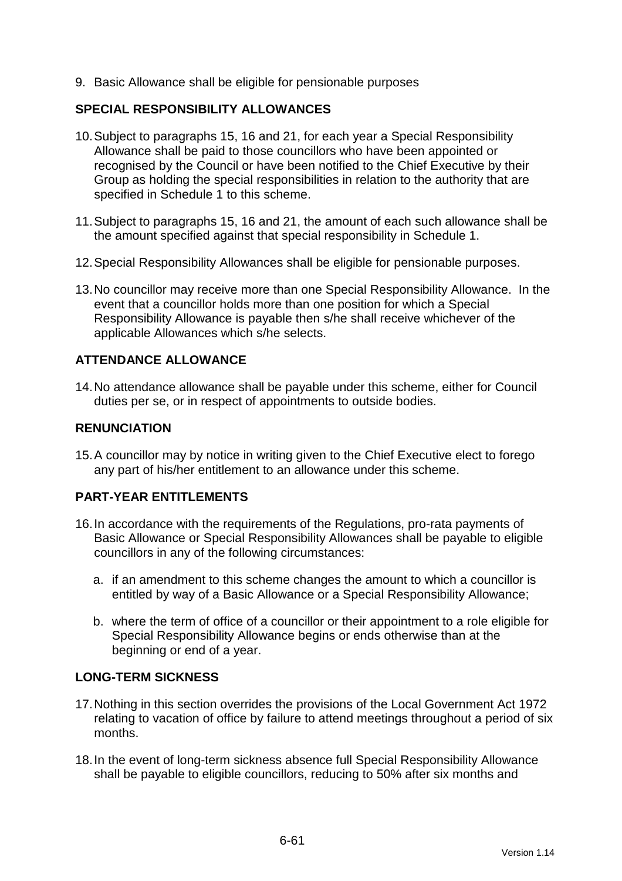9. Basic Allowance shall be eligible for pensionable purposes

## SPECIAL RESPONSIBILITY ALLOWANCES

10. Subject to paragraphs 15, 16 and 21, for each year a Special Responsibility Allowance shall be paid to those councillors who have been appointed or recognised by the Council or have been notified to the Chief Executive by their Group as holding the special responsibilities in relation to the authority that are specified in Schedule 1 to this scheme.

11. Subject to paragraphs 15, 16 and 21, the amount of each such allowance shall be the amount specified against that special responsibility in Schedule 1.

12. Special Responsibility Allowances shall be eligible for pensionable purposes.

13. No councillor may receive more than one Special Responsibility Allowance. In the event that a councillor holds more than one position for which a Special Responsibility Allowance is payable then s/he shall receive whichever of the applicable Allowances which s/he selects.

## ATTENDANCE ALLOWANCE

14. No attendance allowance shall be payable under this scheme, either for Council duties per se, or in respect of appointments to outside bodies.

## RENUNCIATION

15. A councillor may by notice in writing given to the Chief Executive elect to forego any part of his/her entitlement to an allowance under this scheme.

## PART-YEAR ENTITLEMENTS

16. In accordance with the requirements of the Regulations, pro-rata payments of Basic Allowance or Special Responsibility Allowances shall be payable to eligible councillors in any of the following circumstances:

    a. if an amendment to this scheme changes the amount to which a councillor is entitled by way of a Basic Allowance or a Special Responsibility Allowance;

    b. where the term of office of a councillor or their appointment to a role eligible for Special Responsibility Allowance begins or ends otherwise than at the beginning or end of a year.

## LONG-TERM SICKNESS

17. Nothing in this section overrides the provisions of the Local Government Act 1972 relating to vacation of office by failure to attend meetings throughout a period of six months.

18. In the event of long-term sickness absence full Special Responsibility Allowance shall be payable to eligible councillors, reducing to 50% after six months and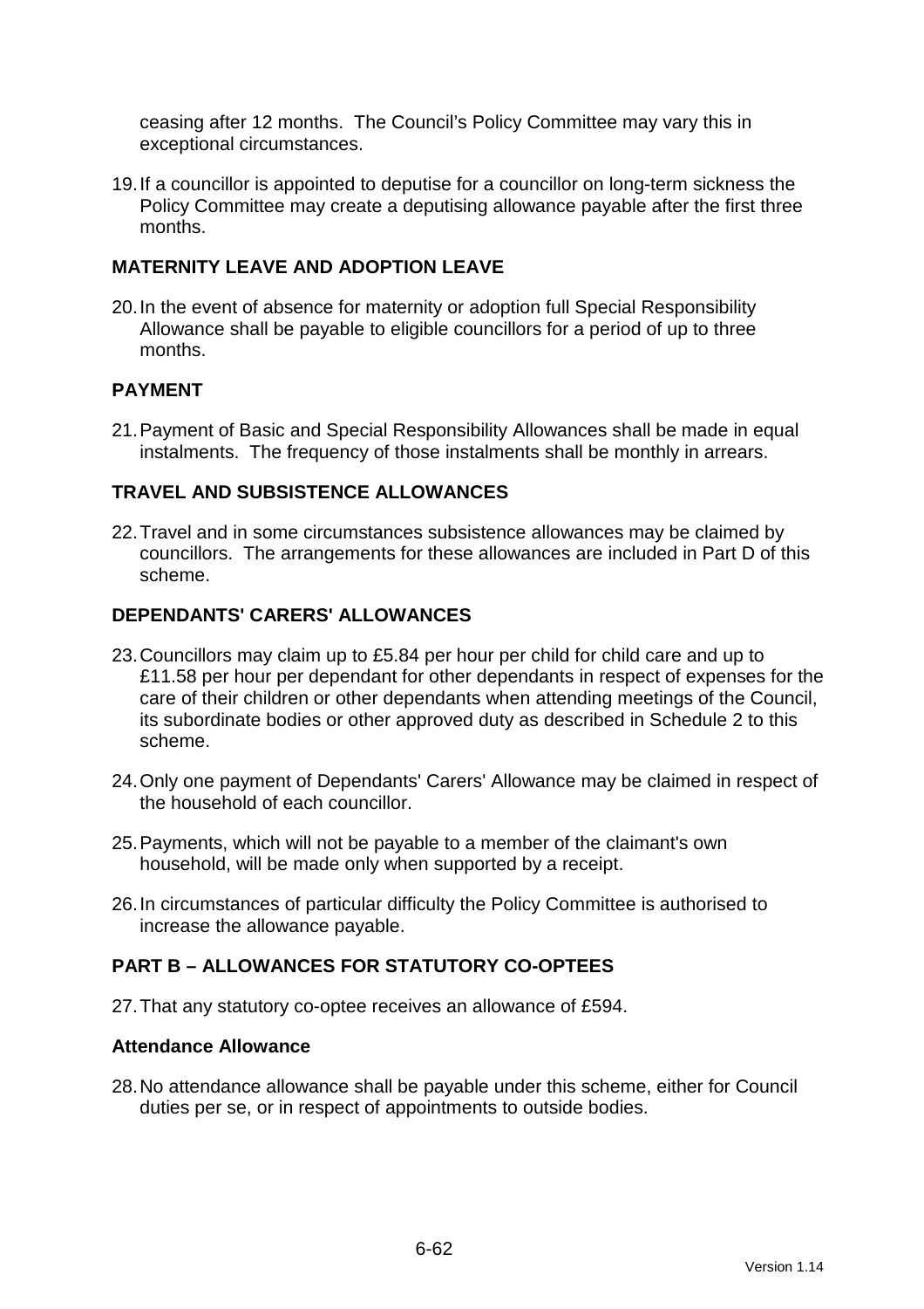ceasing after 12 months. The Council's Policy Committee may vary this in exceptional circumstances.

19. If a councillor is appointed to deputise for a councillor on long-term sickness the Policy Committee may create a deputising allowance payable after the first three months.

## MATERNITY LEAVE AND ADOPTION LEAVE

20. In the event of absence for maternity or adoption full Special Responsibility Allowance shall be payable to eligible councillors for a period of up to three months.

## PAYMENT

21. Payment of Basic and Special Responsibility Allowances shall be made in equal instalments. The frequency of those instalments shall be monthly in arrears.

## TRAVEL AND SUBSISTENCE ALLOWANCES

22. Travel and in some circumstances subsistence allowances may be claimed by councillors. The arrangements for these allowances are included in Part D of this scheme.

## DEPENDANTS' CARERS' ALLOWANCES

23. Councillors may claim up to £5.84 per hour per child for child care and up to £11.58 per hour per dependant for other dependants in respect of expenses for the care of their children or other dependants when attending meetings of the Council, its subordinate bodies or other approved duty as described in Schedule 2 to this scheme.

24. Only one payment of Dependants' Carers' Allowance may be claimed in respect of the household of each councillor.

25. Payments, which will not be payable to a member of the claimant's own household, will be made only when supported by a receipt.

26. In circumstances of particular difficulty the Policy Committee is authorised to increase the allowance payable.

## PART B – ALLOWANCES FOR STATUTORY CO-OPTEES

27. That any statutory co-optee receives an allowance of £594.

### Attendance Allowance

28. No attendance allowance shall be payable under this scheme, either for Council duties per se, or in respect of appointments to outside bodies.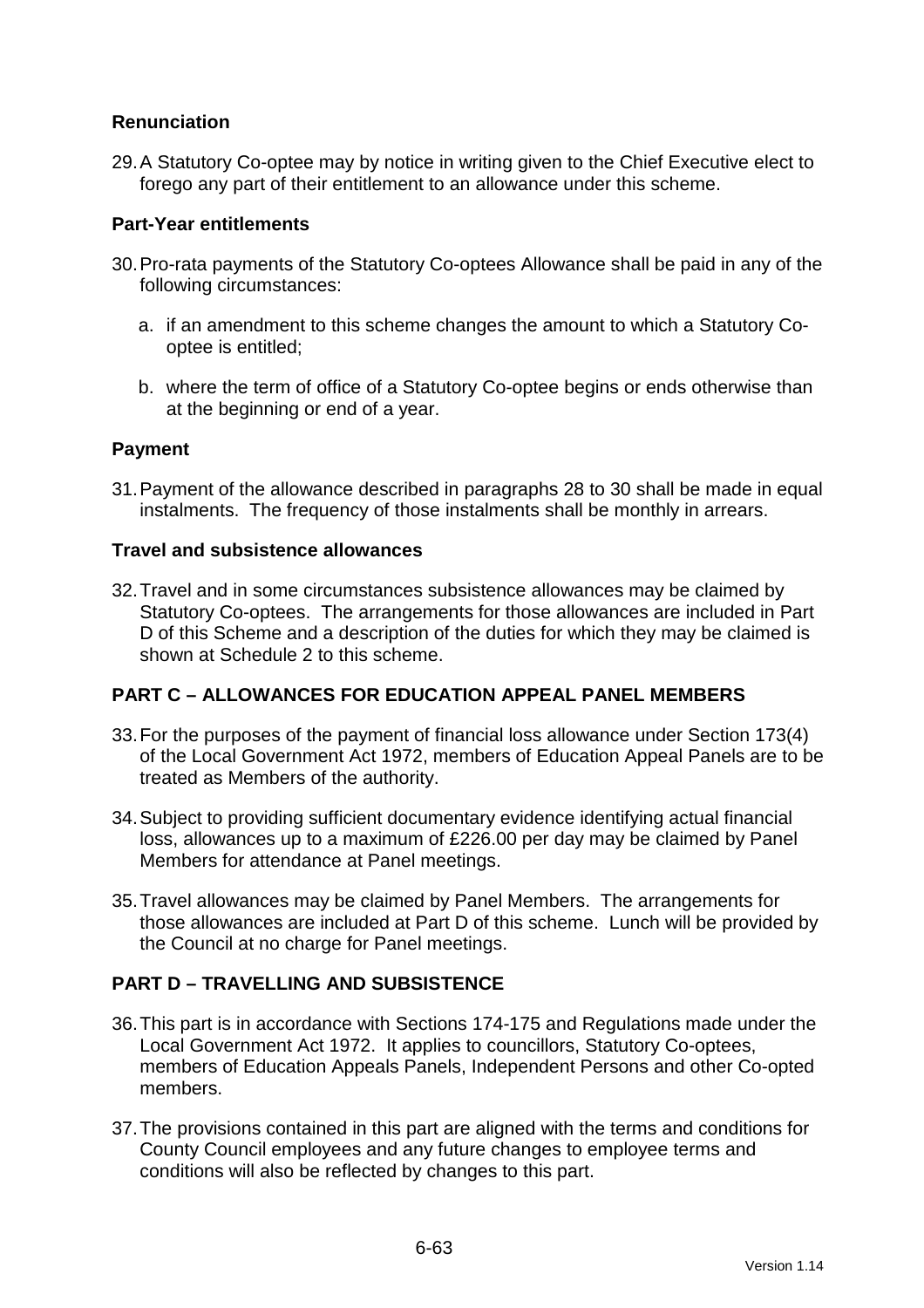### Renunciation

29. A Statutory Co-optee may by notice in writing given to the Chief Executive elect to forego any part of their entitlement to an allowance under this scheme.

### Part-Year entitlements

30. Pro-rata payments of the Statutory Co-optees Allowance shall be paid in any of the following circumstances:

    a. if an amendment to this scheme changes the amount to which a Statutory Co-optee is entitled;

    b. where the term of office of a Statutory Co-optee begins or ends otherwise than at the beginning or end of a year.

### Payment

31. Payment of the allowance described in paragraphs 28 to 30 shall be made in equal instalments. The frequency of those instalments shall be monthly in arrears.

### Travel and subsistence allowances

32. Travel and in some circumstances subsistence allowances may be claimed by Statutory Co-optees. The arrangements for those allowances are included in Part D of this Scheme and a description of the duties for which they may be claimed is shown at Schedule 2 to this scheme.

## PART C – ALLOWANCES FOR EDUCATION APPEAL PANEL MEMBERS

33. For the purposes of the payment of financial loss allowance under Section 173(4) of the Local Government Act 1972, members of Education Appeal Panels are to be treated as Members of the authority.

34. Subject to providing sufficient documentary evidence identifying actual financial loss, allowances up to a maximum of £226.00 per day may be claimed by Panel Members for attendance at Panel meetings.

35. Travel allowances may be claimed by Panel Members. The arrangements for those allowances are included at Part D of this scheme. Lunch will be provided by the Council at no charge for Panel meetings.

## PART D – TRAVELLING AND SUBSISTENCE

36. This part is in accordance with Sections 174-175 and Regulations made under the Local Government Act 1972. It applies to councillors, Statutory Co-optees, members of Education Appeals Panels, Independent Persons and other Co-opted members.

37. The provisions contained in this part are aligned with the terms and conditions for County Council employees and any future changes to employee terms and conditions will also be reflected by changes to this part.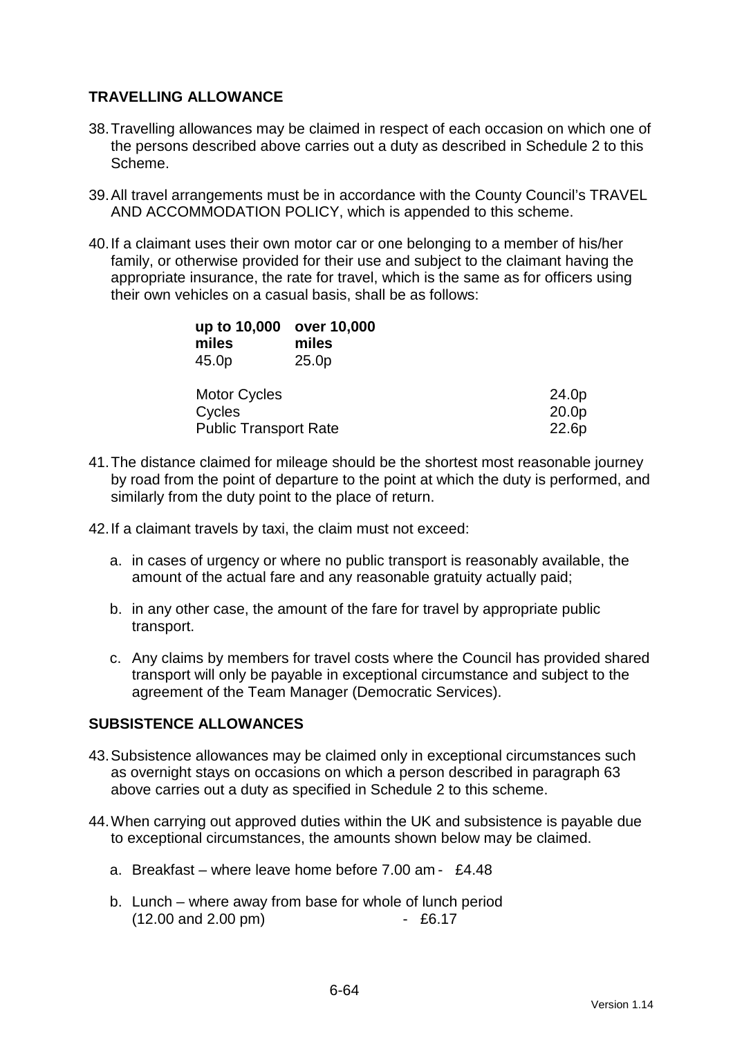## TRAVELLING ALLOWANCE

38. Travelling allowances may be claimed in respect of each occasion on which one of the persons described above carries out a duty as described in Schedule 2 to this Scheme.

39. All travel arrangements must be in accordance with the County Council's TRAVEL AND ACCOMMODATION POLICY, which is appended to this scheme.

40. If a claimant uses their own motor car or one belonging to a member of his/her family, or otherwise provided for their use and subject to the claimant having the appropriate insurance, the rate for travel, which is the same as for officers using their own vehicles on a casual basis, shall be as follows:

| **up to 10,000 miles** | **over 10,000 miles** |
|---|---|
| 45.0p | 25.0p |

| | |
|---|---|
| Motor Cycles | 24.0p |
| Cycles | 20.0p |
| Public Transport Rate | 22.6p |

41. The distance claimed for mileage should be the shortest most reasonable journey by road from the point of departure to the point at which the duty is performed, and similarly from the duty point to the place of return.

42. If a claimant travels by taxi, the claim must not exceed:

    a. in cases of urgency or where no public transport is reasonably available, the amount of the actual fare and any reasonable gratuity actually paid;

    b. in any other case, the amount of the fare for travel by appropriate public transport.

    c. Any claims by members for travel costs where the Council has provided shared transport will only be payable in exceptional circumstance and subject to the agreement of the Team Manager (Democratic Services).

## SUBSISTENCE ALLOWANCES

43. Subsistence allowances may be claimed only in exceptional circumstances such as overnight stays on occasions on which a person described in paragraph 63 above carries out a duty as specified in Schedule 2 to this scheme.

44. When carrying out approved duties within the UK and subsistence is payable due to exceptional circumstances, the amounts shown below may be claimed.

    a. Breakfast – where leave home before 7.00 am - £4.48

    b. Lunch – where away from base for whole of lunch period (12.00 and 2.00 pm) - £6.17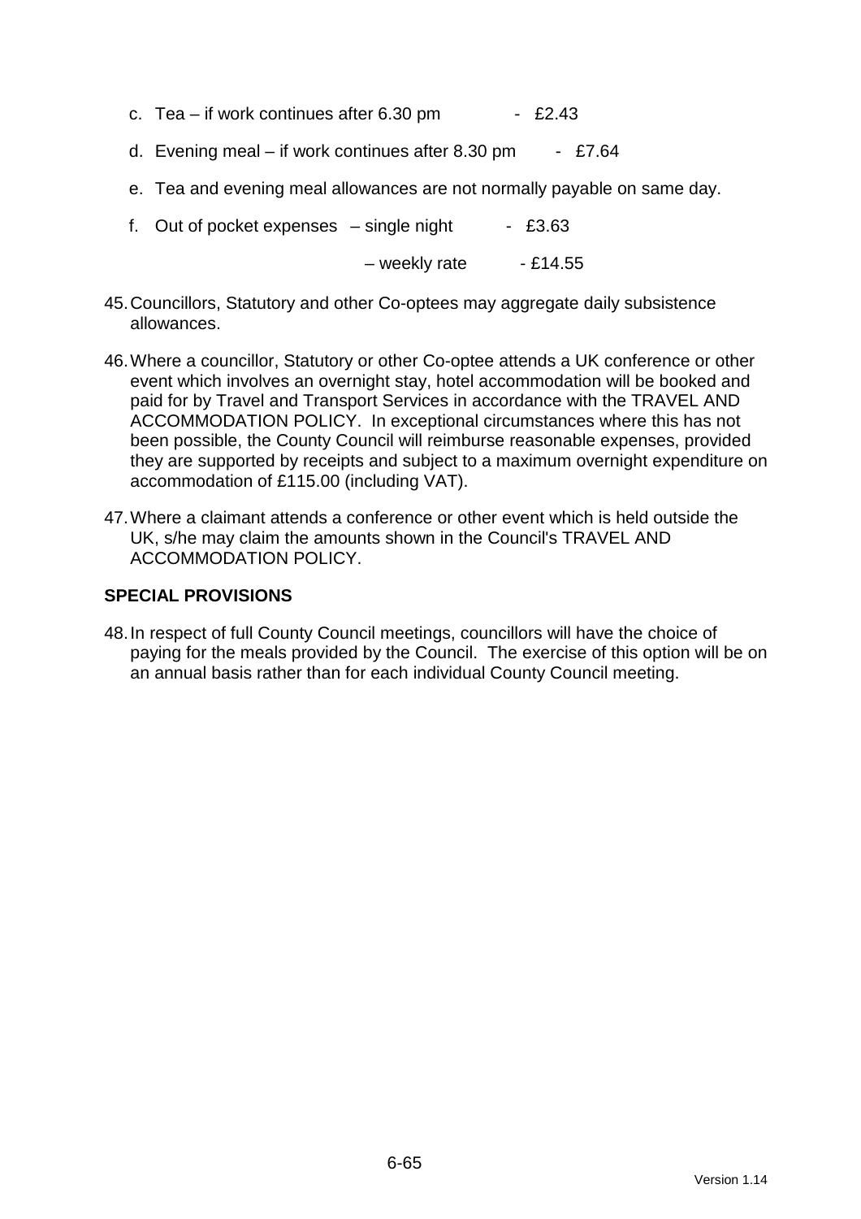c. Tea – if work continues after 6.30 pm - £2.43

d. Evening meal – if work continues after 8.30 pm - £7.64

e. Tea and evening meal allowances are not normally payable on same day.

f. Out of pocket expenses – single night - £3.63

– weekly rate - £14.55

45. Councillors, Statutory and other Co-optees may aggregate daily subsistence allowances.

46. Where a councillor, Statutory or other Co-optee attends a UK conference or other event which involves an overnight stay, hotel accommodation will be booked and paid for by Travel and Transport Services in accordance with the TRAVEL AND ACCOMMODATION POLICY. In exceptional circumstances where this has not been possible, the County Council will reimburse reasonable expenses, provided they are supported by receipts and subject to a maximum overnight expenditure on accommodation of £115.00 (including VAT).

47. Where a claimant attends a conference or other event which is held outside the UK, s/he may claim the amounts shown in the Council's TRAVEL AND ACCOMMODATION POLICY.

## SPECIAL PROVISIONS

48. In respect of full County Council meetings, councillors will have the choice of paying for the meals provided by the Council. The exercise of this option will be on an annual basis rather than for each individual County Council meeting.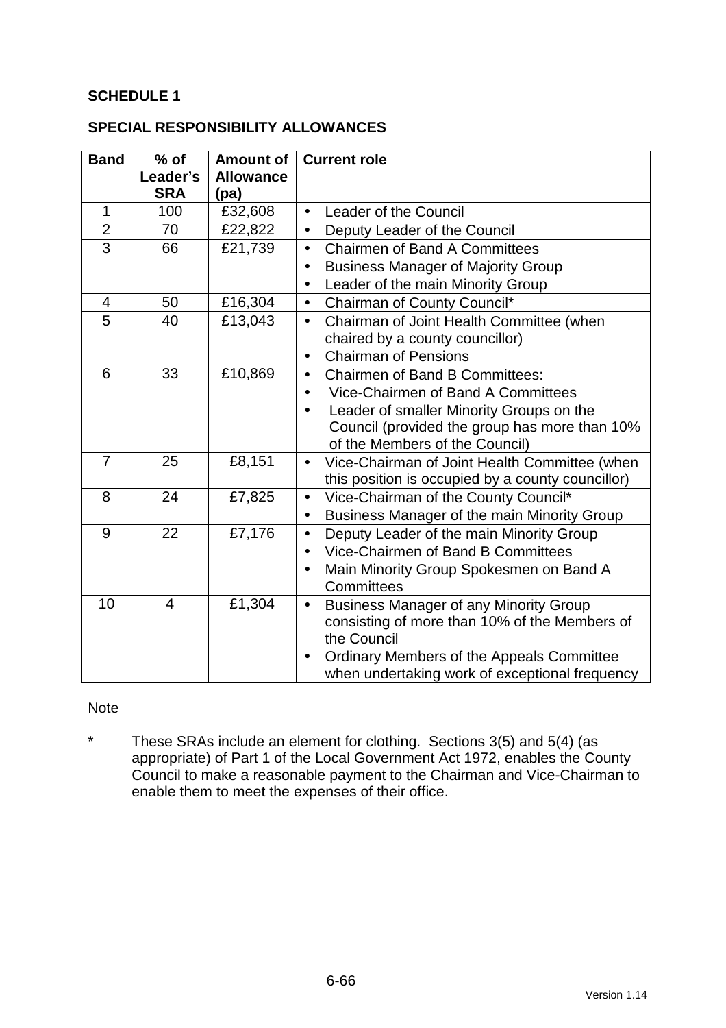**SCHEDULE 1**

**SPECIAL RESPONSIBILITY ALLOWANCES**

| Band | % of Leader's SRA | Amount of Allowance (pa) | Current role |
|---|---|---|---|
| 1 | 100 | £32,608 | • Leader of the Council |
| 2 | 70 | £22,822 | • Deputy Leader of the Council |
| 3 | 66 | £21,739 | • Chairmen of Band A Committees<br>• Business Manager of Majority Group<br>• Leader of the main Minority Group |
| 4 | 50 | £16,304 | • Chairman of County Council* |
| 5 | 40 | £13,043 | • Chairman of Joint Health Committee (when chaired by a county councillor)<br>• Chairman of Pensions |
| 6 | 33 | £10,869 | • Chairmen of Band B Committees:<br>• Vice-Chairmen of Band A Committees<br>• Leader of smaller Minority Groups on the Council (provided the group has more than 10% of the Members of the Council) |
| 7 | 25 | £8,151 | • Vice-Chairman of Joint Health Committee (when this position is occupied by a county councillor) |
| 8 | 24 | £7,825 | • Vice-Chairman of the County Council*<br>• Business Manager of the main Minority Group |
| 9 | 22 | £7,176 | • Deputy Leader of the main Minority Group<br>• Vice-Chairmen of Band B Committees<br>• Main Minority Group Spokesmen on Band A Committees |
| 10 | 4 | £1,304 | • Business Manager of any Minority Group consisting of more than 10% of the Members of the Council<br>• Ordinary Members of the Appeals Committee when undertaking work of exceptional frequency |

Note

\* These SRAs include an element for clothing. Sections 3(5) and 5(4) (as appropriate) of Part 1 of the Local Government Act 1972, enables the County Council to make a reasonable payment to the Chairman and Vice-Chairman to enable them to meet the expenses of their office.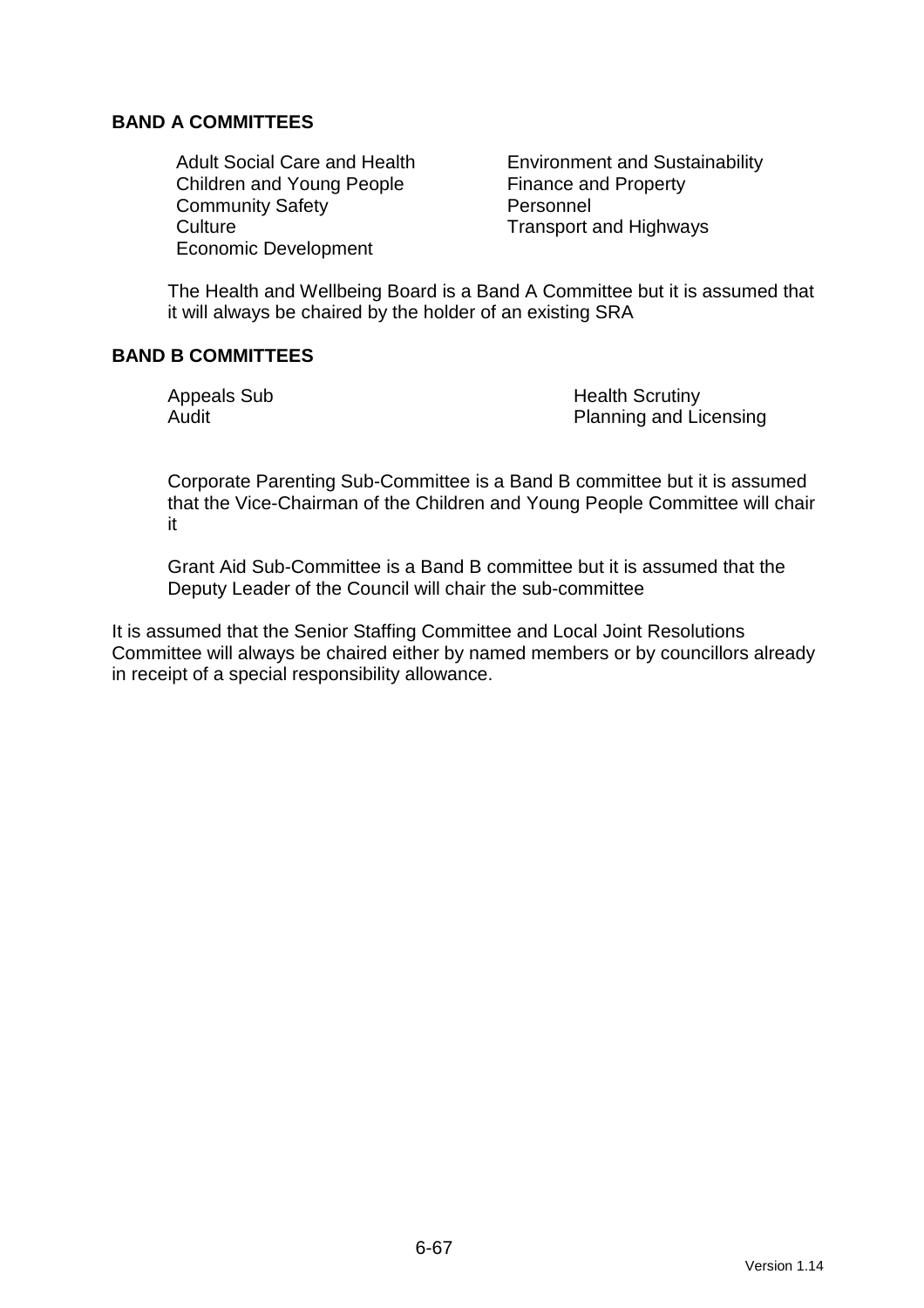**BAND A COMMITTEES**

- Adult Social Care and Health
- Children and Young People
- Community Safety
- Culture
- Economic Development
- Environment and Sustainability
- Finance and Property
- Personnel
- Transport and Highways

The Health and Wellbeing Board is a Band A Committee but it is assumed that it will always be chaired by the holder of an existing SRA

**BAND B COMMITTEES**

- Appeals Sub
- Audit
- Health Scrutiny
- Planning and Licensing

Corporate Parenting Sub-Committee is a Band B committee but it is assumed that the Vice-Chairman of the Children and Young People Committee will chair it

Grant Aid Sub-Committee is a Band B committee but it is assumed that the Deputy Leader of the Council will chair the sub-committee

It is assumed that the Senior Staffing Committee and Local Joint Resolutions Committee will always be chaired either by named members or by councillors already in receipt of a special responsibility allowance.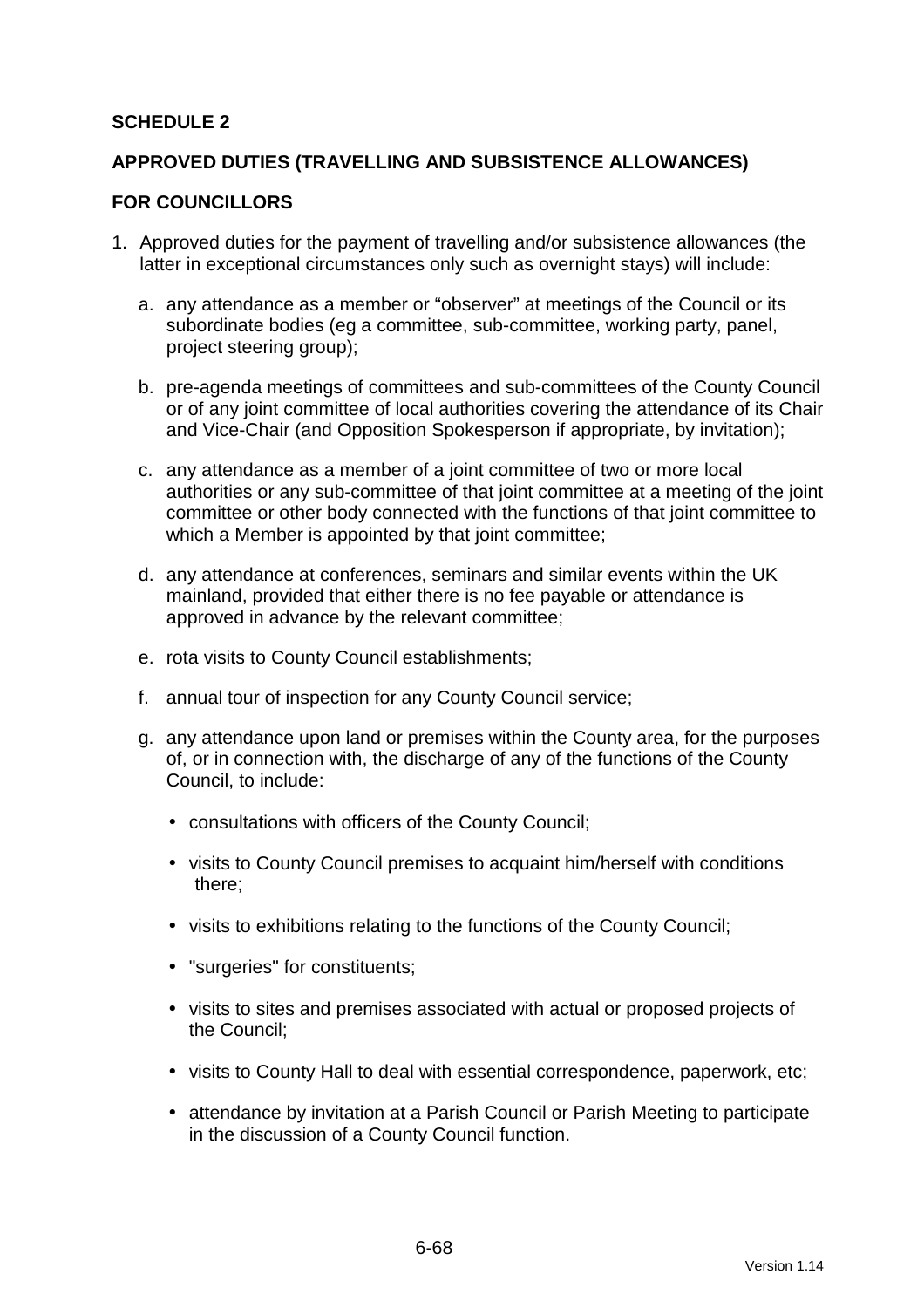**SCHEDULE 2**

**APPROVED DUTIES (TRAVELLING AND SUBSISTENCE ALLOWANCES)**

**FOR COUNCILLORS**

1. Approved duties for the payment of travelling and/or subsistence allowances (the latter in exceptional circumstances only such as overnight stays) will include:

   a. any attendance as a member or "observer" at meetings of the Council or its subordinate bodies (eg a committee, sub-committee, working party, panel, project steering group);

   b. pre-agenda meetings of committees and sub-committees of the County Council or of any joint committee of local authorities covering the attendance of its Chair and Vice-Chair (and Opposition Spokesperson if appropriate, by invitation);

   c. any attendance as a member of a joint committee of two or more local authorities or any sub-committee of that joint committee at a meeting of the joint committee or other body connected with the functions of that joint committee to which a Member is appointed by that joint committee;

   d. any attendance at conferences, seminars and similar events within the UK mainland, provided that either there is no fee payable or attendance is approved in advance by the relevant committee;

   e. rota visits to County Council establishments;

   f. annual tour of inspection for any County Council service;

   g. any attendance upon land or premises within the County area, for the purposes of, or in connection with, the discharge of any of the functions of the County Council, to include:

      - consultations with officers of the County Council;
      - visits to County Council premises to acquaint him/herself with conditions there;
      - visits to exhibitions relating to the functions of the County Council;
      - "surgeries" for constituents;
      - visits to sites and premises associated with actual or proposed projects of the Council;
      - visits to County Hall to deal with essential correspondence, paperwork, etc;
      - attendance by invitation at a Parish Council or Parish Meeting to participate in the discussion of a County Council function.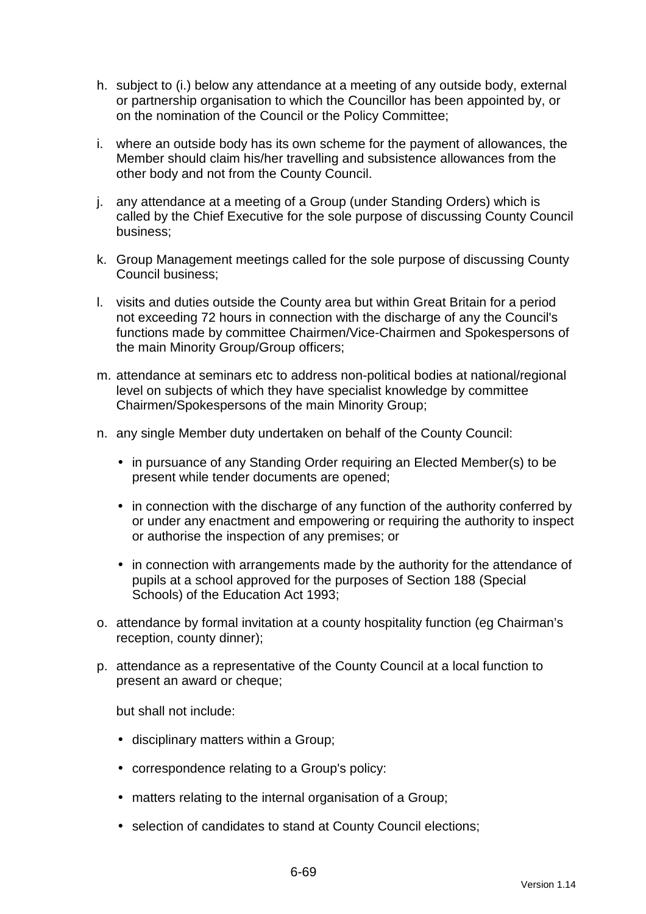h. subject to (i.) below any attendance at a meeting of any outside body, external or partnership organisation to which the Councillor has been appointed by, or on the nomination of the Council or the Policy Committee;

i. where an outside body has its own scheme for the payment of allowances, the Member should claim his/her travelling and subsistence allowances from the other body and not from the County Council.

j. any attendance at a meeting of a Group (under Standing Orders) which is called by the Chief Executive for the sole purpose of discussing County Council business;

k. Group Management meetings called for the sole purpose of discussing County Council business;

l. visits and duties outside the County area but within Great Britain for a period not exceeding 72 hours in connection with the discharge of any the Council's functions made by committee Chairmen/Vice-Chairmen and Spokespersons of the main Minority Group/Group officers;

m. attendance at seminars etc to address non-political bodies at national/regional level on subjects of which they have specialist knowledge by committee Chairmen/Spokespersons of the main Minority Group;

n. any single Member duty undertaken on behalf of the County Council:

   - in pursuance of any Standing Order requiring an Elected Member(s) to be present while tender documents are opened;

   - in connection with the discharge of any function of the authority conferred by or under any enactment and empowering or requiring the authority to inspect or authorise the inspection of any premises; or

   - in connection with arrangements made by the authority for the attendance of pupils at a school approved for the purposes of Section 188 (Special Schools) of the Education Act 1993;

o. attendance by formal invitation at a county hospitality function (eg Chairman's reception, county dinner);

p. attendance as a representative of the County Council at a local function to present an award or cheque;

   but shall not include:

   - disciplinary matters within a Group;

   - correspondence relating to a Group's policy:

   - matters relating to the internal organisation of a Group;

   - selection of candidates to stand at County Council elections;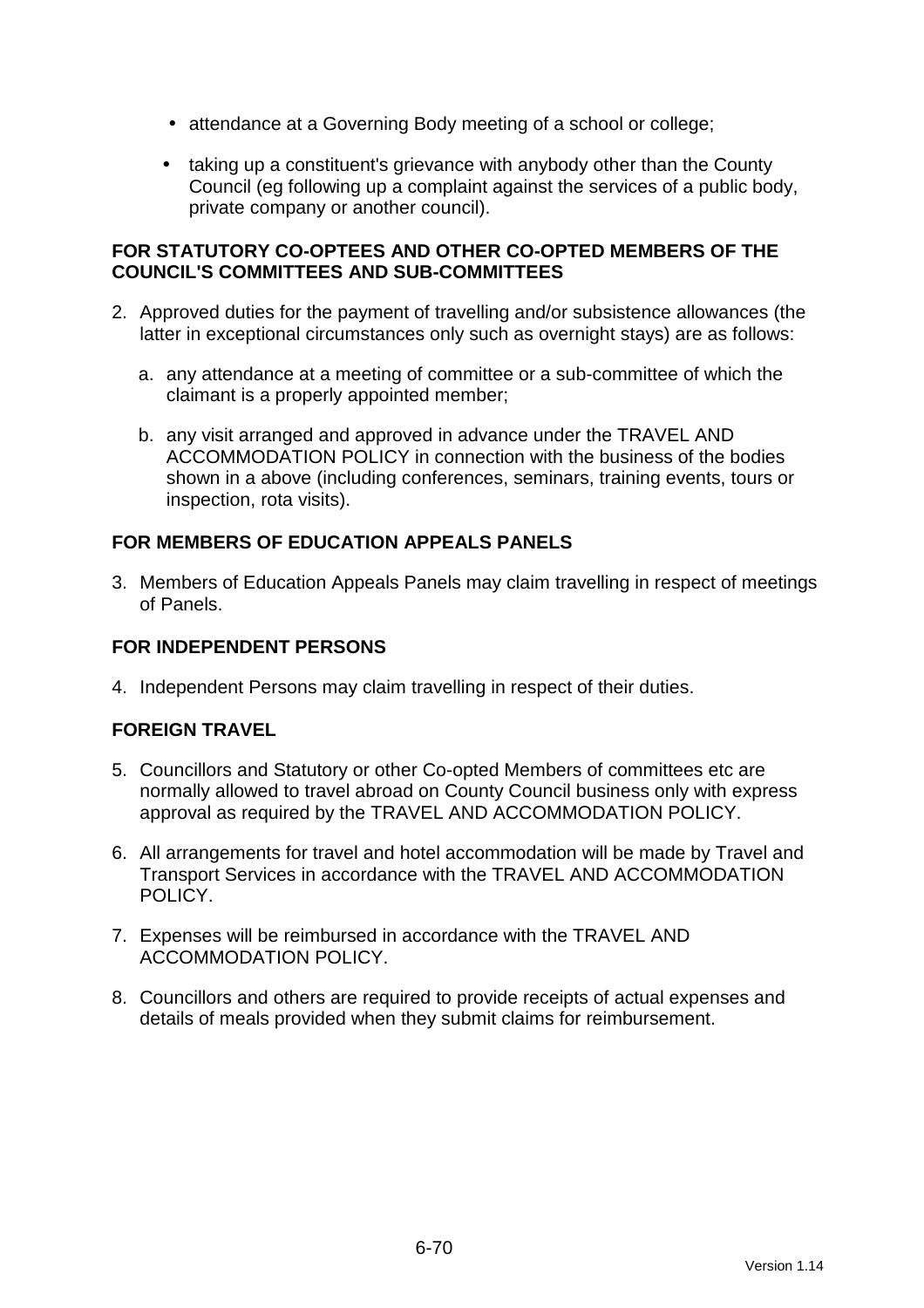- attendance at a Governing Body meeting of a school or college;
- taking up a constituent's grievance with anybody other than the County Council (eg following up a complaint against the services of a public body, private company or another council).

**FOR STATUTORY CO-OPTEES AND OTHER CO-OPTED MEMBERS OF THE COUNCIL'S COMMITTEES AND SUB-COMMITTEES**

2. Approved duties for the payment of travelling and/or subsistence allowances (the latter in exceptional circumstances only such as overnight stays) are as follows:

   a. any attendance at a meeting of committee or a sub-committee of which the claimant is a properly appointed member;

   b. any visit arranged and approved in advance under the TRAVEL AND ACCOMMODATION POLICY in connection with the business of the bodies shown in a above (including conferences, seminars, training events, tours or inspection, rota visits).

**FOR MEMBERS OF EDUCATION APPEALS PANELS**

3. Members of Education Appeals Panels may claim travelling in respect of meetings of Panels.

**FOR INDEPENDENT PERSONS**

4. Independent Persons may claim travelling in respect of their duties.

**FOREIGN TRAVEL**

5. Councillors and Statutory or other Co-opted Members of committees etc are normally allowed to travel abroad on County Council business only with express approval as required by the TRAVEL AND ACCOMMODATION POLICY.

6. All arrangements for travel and hotel accommodation will be made by Travel and Transport Services in accordance with the TRAVEL AND ACCOMMODATION POLICY.

7. Expenses will be reimbursed in accordance with the TRAVEL AND ACCOMMODATION POLICY.

8. Councillors and others are required to provide receipts of actual expenses and details of meals provided when they submit claims for reimbursement.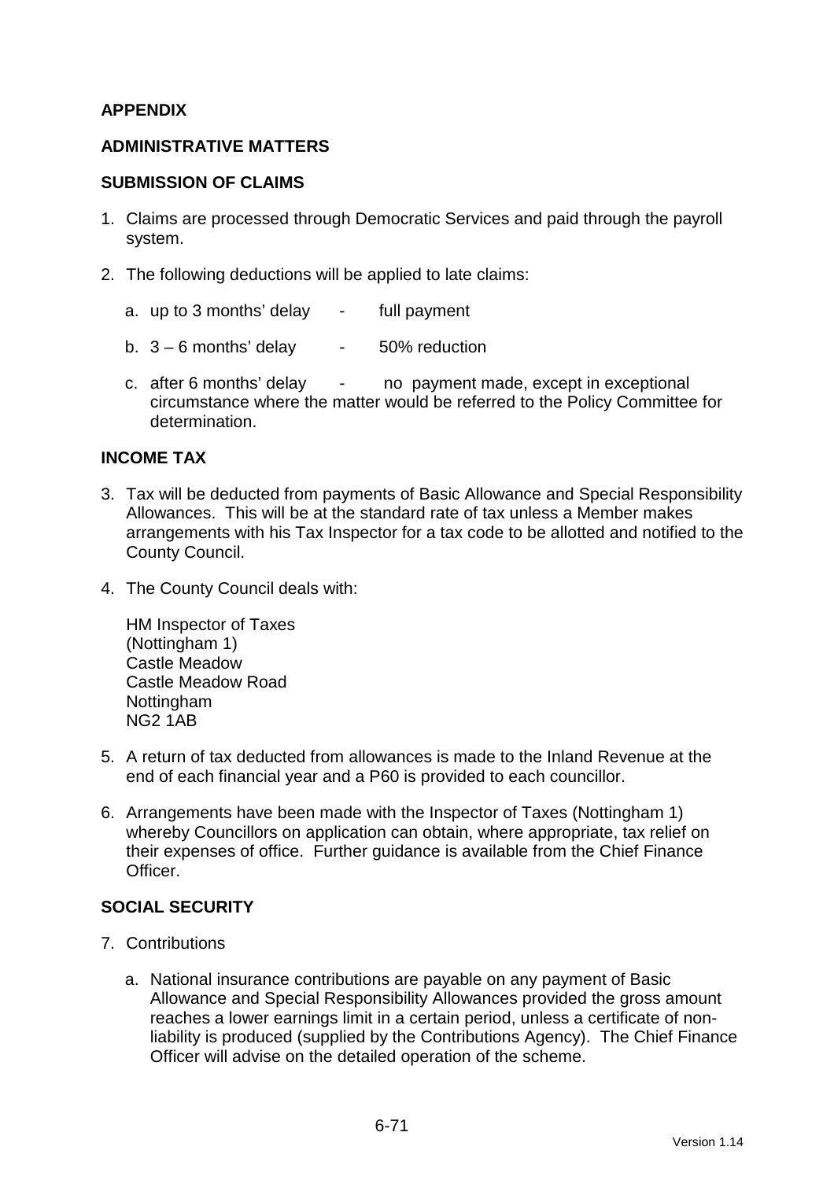**APPENDIX**

**ADMINISTRATIVE MATTERS**

**SUBMISSION OF CLAIMS**

1. Claims are processed through Democratic Services and paid through the payroll system.

2. The following deductions will be applied to late claims:

   a. up to 3 months' delay - full payment

   b. 3 – 6 months' delay - 50% reduction

   c. after 6 months' delay - no payment made, except in exceptional circumstance where the matter would be referred to the Policy Committee for determination.

**INCOME TAX**

3. Tax will be deducted from payments of Basic Allowance and Special Responsibility Allowances. This will be at the standard rate of tax unless a Member makes arrangements with his Tax Inspector for a tax code to be allotted and notified to the County Council.

4. The County Council deals with:

   HM Inspector of Taxes
   (Nottingham 1)
   Castle Meadow
   Castle Meadow Road
   Nottingham
   NG2 1AB

5. A return of tax deducted from allowances is made to the Inland Revenue at the end of each financial year and a P60 is provided to each councillor.

6. Arrangements have been made with the Inspector of Taxes (Nottingham 1) whereby Councillors on application can obtain, where appropriate, tax relief on their expenses of office. Further guidance is available from the Chief Finance Officer.

**SOCIAL SECURITY**

7. Contributions

   a. National insurance contributions are payable on any payment of Basic Allowance and Special Responsibility Allowances provided the gross amount reaches a lower earnings limit in a certain period, unless a certificate of non-liability is produced (supplied by the Contributions Agency). The Chief Finance Officer will advise on the detailed operation of the scheme.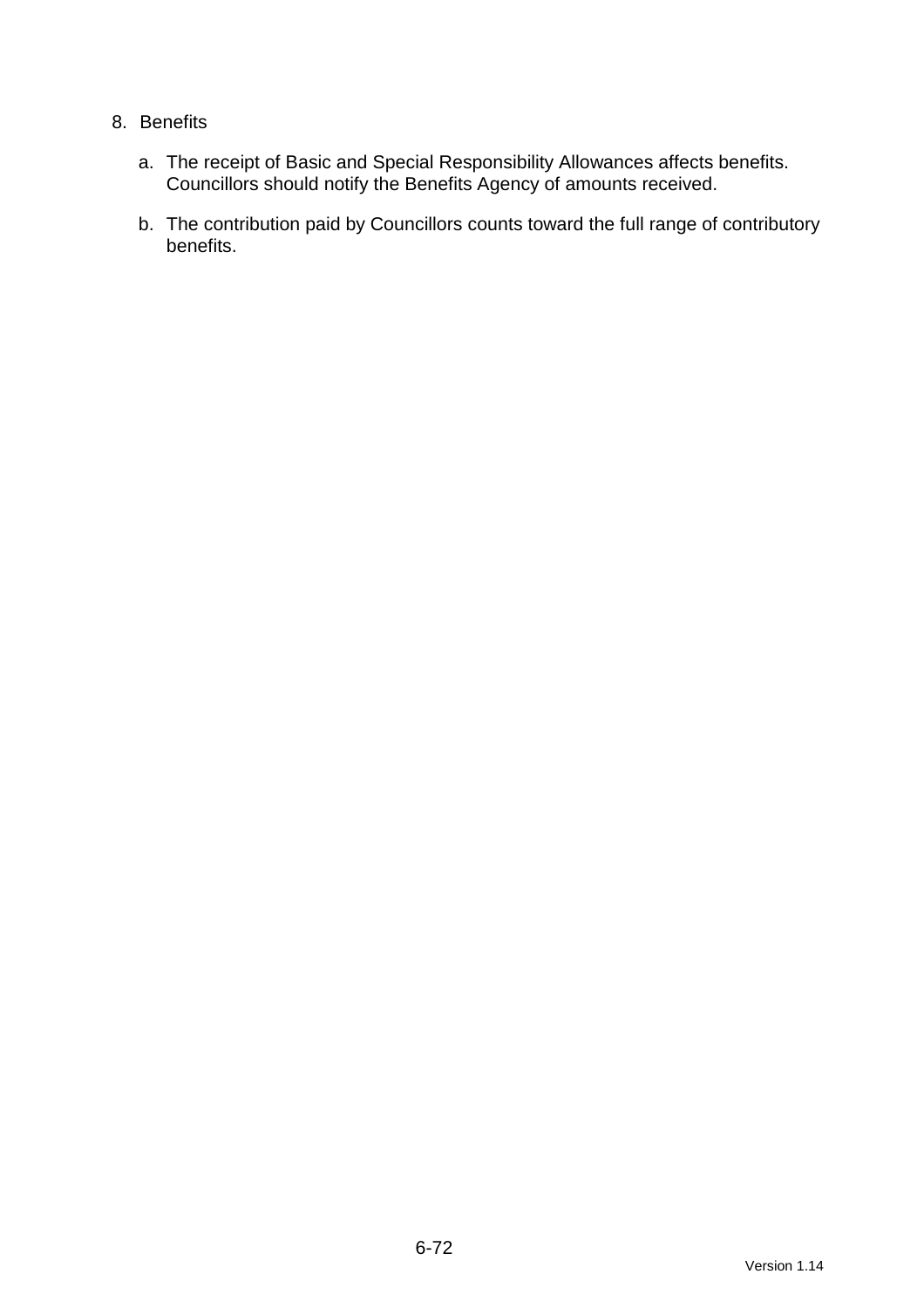8. Benefits

    a. The receipt of Basic and Special Responsibility Allowances affects benefits. Councillors should notify the Benefits Agency of amounts received.

    b. The contribution paid by Councillors counts toward the full range of contributory benefits.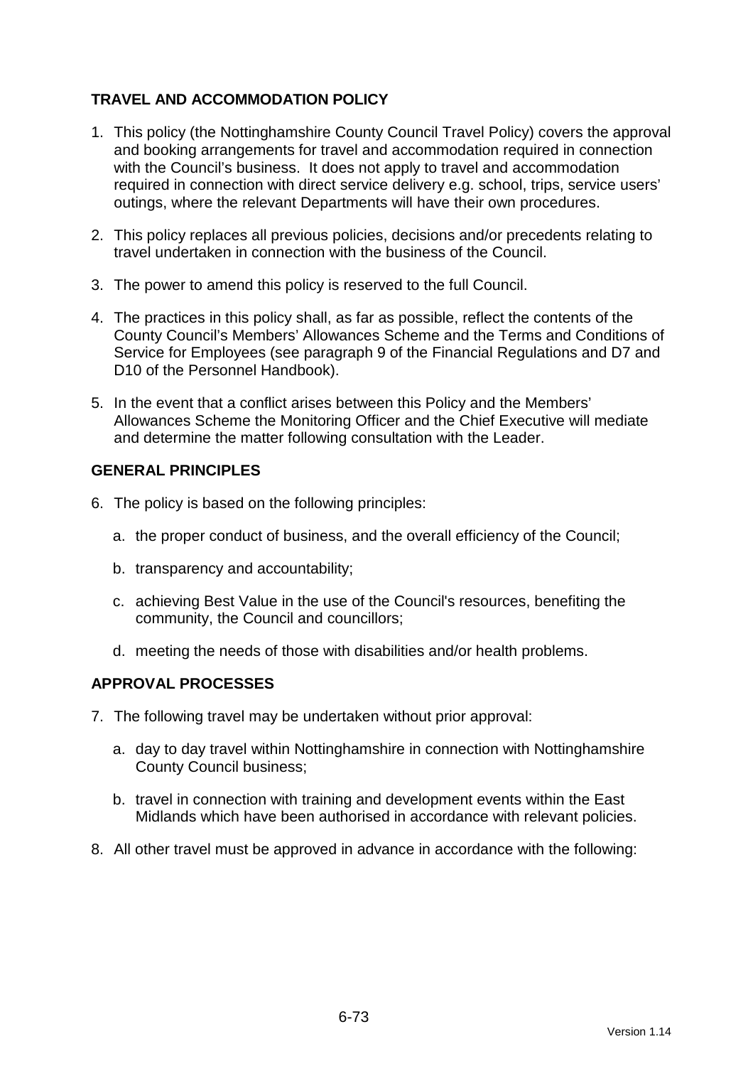## TRAVEL AND ACCOMMODATION POLICY

1. This policy (the Nottinghamshire County Council Travel Policy) covers the approval and booking arrangements for travel and accommodation required in connection with the Council's business. It does not apply to travel and accommodation required in connection with direct service delivery e.g. school, trips, service users' outings, where the relevant Departments will have their own procedures.

2. This policy replaces all previous policies, decisions and/or precedents relating to travel undertaken in connection with the business of the Council.

3. The power to amend this policy is reserved to the full Council.

4. The practices in this policy shall, as far as possible, reflect the contents of the County Council's Members' Allowances Scheme and the Terms and Conditions of Service for Employees (see paragraph 9 of the Financial Regulations and D7 and D10 of the Personnel Handbook).

5. In the event that a conflict arises between this Policy and the Members' Allowances Scheme the Monitoring Officer and the Chief Executive will mediate and determine the matter following consultation with the Leader.

## GENERAL PRINCIPLES

6. The policy is based on the following principles:

   a. the proper conduct of business, and the overall efficiency of the Council;

   b. transparency and accountability;

   c. achieving Best Value in the use of the Council's resources, benefiting the community, the Council and councillors;

   d. meeting the needs of those with disabilities and/or health problems.

## APPROVAL PROCESSES

7. The following travel may be undertaken without prior approval:

   a. day to day travel within Nottinghamshire in connection with Nottinghamshire County Council business;

   b. travel in connection with training and development events within the East Midlands which have been authorised in accordance with relevant policies.

8. All other travel must be approved in advance in accordance with the following: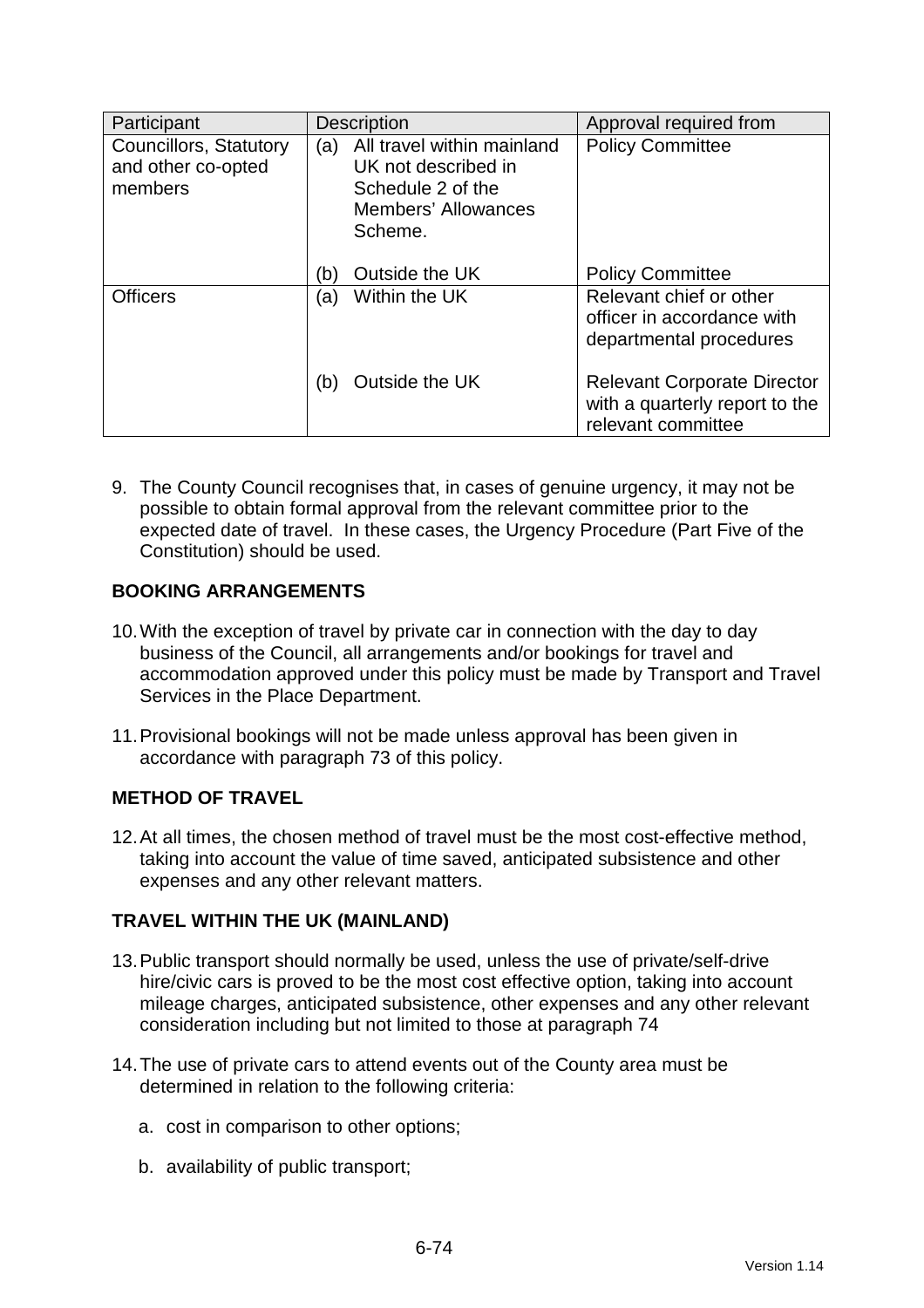| Participant | Description | Approval required from |
| --- | --- | --- |
| Councillors, Statutory and other co-opted members | (a) All travel within mainland UK not described in Schedule 2 of the Members' Allowances Scheme. | Policy Committee |
| | (b) Outside the UK | Policy Committee |
| Officers | (a) Within the UK | Relevant chief or other officer in accordance with departmental procedures |
| | (b) Outside the UK | Relevant Corporate Director with a quarterly report to the relevant committee |

9. The County Council recognises that, in cases of genuine urgency, it may not be possible to obtain formal approval from the relevant committee prior to the expected date of travel. In these cases, the Urgency Procedure (Part Five of the Constitution) should be used.

**BOOKING ARRANGEMENTS**

10. With the exception of travel by private car in connection with the day to day business of the Council, all arrangements and/or bookings for travel and accommodation approved under this policy must be made by Transport and Travel Services in the Place Department.

11. Provisional bookings will not be made unless approval has been given in accordance with paragraph 73 of this policy.

**METHOD OF TRAVEL**

12. At all times, the chosen method of travel must be the most cost-effective method, taking into account the value of time saved, anticipated subsistence and other expenses and any other relevant matters.

**TRAVEL WITHIN THE UK (MAINLAND)**

13. Public transport should normally be used, unless the use of private/self-drive hire/civic cars is proved to be the most cost effective option, taking into account mileage charges, anticipated subsistence, other expenses and any other relevant consideration including but not limited to those at paragraph 74

14. The use of private cars to attend events out of the County area must be determined in relation to the following criteria:

    a. cost in comparison to other options;

    b. availability of public transport;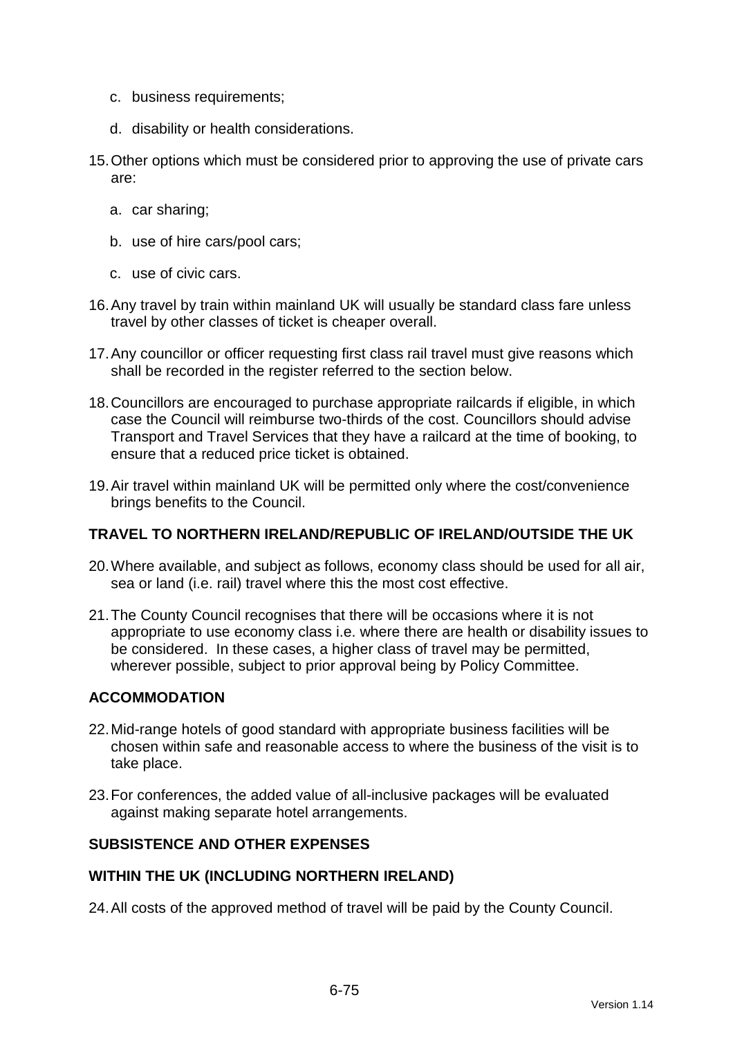c. business requirements;

d. disability or health considerations.

15. Other options which must be considered prior to approving the use of private cars are:

    a. car sharing;

    b. use of hire cars/pool cars;

    c. use of civic cars.

16. Any travel by train within mainland UK will usually be standard class fare unless travel by other classes of ticket is cheaper overall.

17. Any councillor or officer requesting first class rail travel must give reasons which shall be recorded in the register referred to the section below.

18. Councillors are encouraged to purchase appropriate railcards if eligible, in which case the Council will reimburse two-thirds of the cost. Councillors should advise Transport and Travel Services that they have a railcard at the time of booking, to ensure that a reduced price ticket is obtained.

19. Air travel within mainland UK will be permitted only where the cost/convenience brings benefits to the Council.

**TRAVEL TO NORTHERN IRELAND/REPUBLIC OF IRELAND/OUTSIDE THE UK**

20. Where available, and subject as follows, economy class should be used for all air, sea or land (i.e. rail) travel where this the most cost effective.

21. The County Council recognises that there will be occasions where it is not appropriate to use economy class i.e. where there are health or disability issues to be considered. In these cases, a higher class of travel may be permitted, wherever possible, subject to prior approval being by Policy Committee.

**ACCOMMODATION**

22. Mid-range hotels of good standard with appropriate business facilities will be chosen within safe and reasonable access to where the business of the visit is to take place.

23. For conferences, the added value of all-inclusive packages will be evaluated against making separate hotel arrangements.

**SUBSISTENCE AND OTHER EXPENSES**

**WITHIN THE UK (INCLUDING NORTHERN IRELAND)**

24. All costs of the approved method of travel will be paid by the County Council.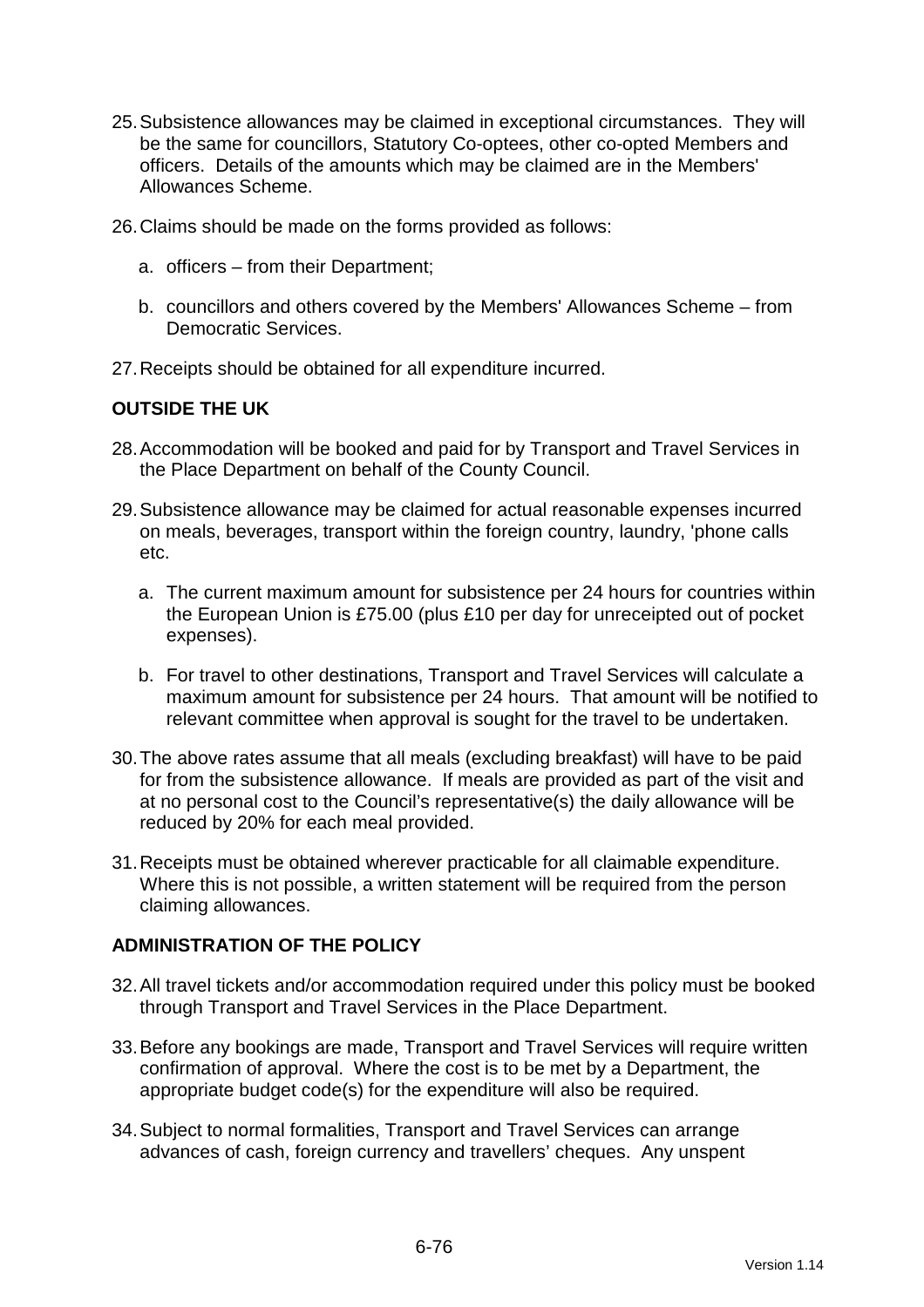25. Subsistence allowances may be claimed in exceptional circumstances. They will be the same for councillors, Statutory Co-optees, other co-opted Members and officers. Details of the amounts which may be claimed are in the Members' Allowances Scheme.

26. Claims should be made on the forms provided as follows:

    a. officers – from their Department;

    b. councillors and others covered by the Members' Allowances Scheme – from Democratic Services.

27. Receipts should be obtained for all expenditure incurred.

**OUTSIDE THE UK**

28. Accommodation will be booked and paid for by Transport and Travel Services in the Place Department on behalf of the County Council.

29. Subsistence allowance may be claimed for actual reasonable expenses incurred on meals, beverages, transport within the foreign country, laundry, 'phone calls etc.

    a. The current maximum amount for subsistence per 24 hours for countries within the European Union is £75.00 (plus £10 per day for unreceipted out of pocket expenses).

    b. For travel to other destinations, Transport and Travel Services will calculate a maximum amount for subsistence per 24 hours. That amount will be notified to relevant committee when approval is sought for the travel to be undertaken.

30. The above rates assume that all meals (excluding breakfast) will have to be paid for from the subsistence allowance. If meals are provided as part of the visit and at no personal cost to the Council's representative(s) the daily allowance will be reduced by 20% for each meal provided.

31. Receipts must be obtained wherever practicable for all claimable expenditure. Where this is not possible, a written statement will be required from the person claiming allowances.

**ADMINISTRATION OF THE POLICY**

32. All travel tickets and/or accommodation required under this policy must be booked through Transport and Travel Services in the Place Department.

33. Before any bookings are made, Transport and Travel Services will require written confirmation of approval. Where the cost is to be met by a Department, the appropriate budget code(s) for the expenditure will also be required.

34. Subject to normal formalities, Transport and Travel Services can arrange advances of cash, foreign currency and travellers' cheques. Any unspent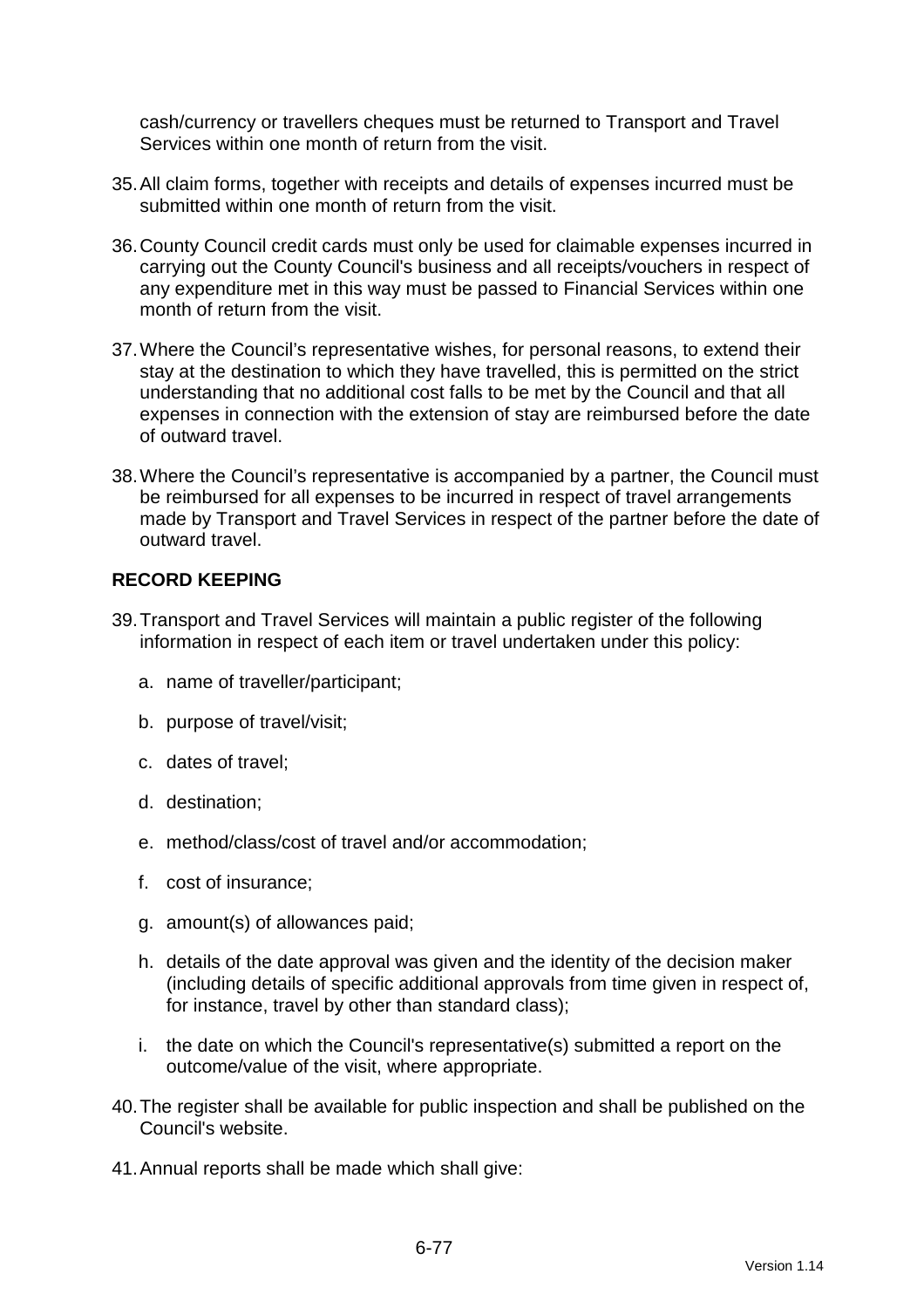cash/currency or travellers cheques must be returned to Transport and Travel Services within one month of return from the visit.

35. All claim forms, together with receipts and details of expenses incurred must be submitted within one month of return from the visit.

36. County Council credit cards must only be used for claimable expenses incurred in carrying out the County Council's business and all receipts/vouchers in respect of any expenditure met in this way must be passed to Financial Services within one month of return from the visit.

37. Where the Council's representative wishes, for personal reasons, to extend their stay at the destination to which they have travelled, this is permitted on the strict understanding that no additional cost falls to be met by the Council and that all expenses in connection with the extension of stay are reimbursed before the date of outward travel.

38. Where the Council's representative is accompanied by a partner, the Council must be reimbursed for all expenses to be incurred in respect of travel arrangements made by Transport and Travel Services in respect of the partner before the date of outward travel.

## RECORD KEEPING

39. Transport and Travel Services will maintain a public register of the following information in respect of each item or travel undertaken under this policy:

    a. name of traveller/participant;

    b. purpose of travel/visit;

    c. dates of travel;

    d. destination;

    e. method/class/cost of travel and/or accommodation;

    f. cost of insurance;

    g. amount(s) of allowances paid;

    h. details of the date approval was given and the identity of the decision maker (including details of specific additional approvals from time given in respect of, for instance, travel by other than standard class);

    i. the date on which the Council's representative(s) submitted a report on the outcome/value of the visit, where appropriate.

40. The register shall be available for public inspection and shall be published on the Council's website.

41. Annual reports shall be made which shall give: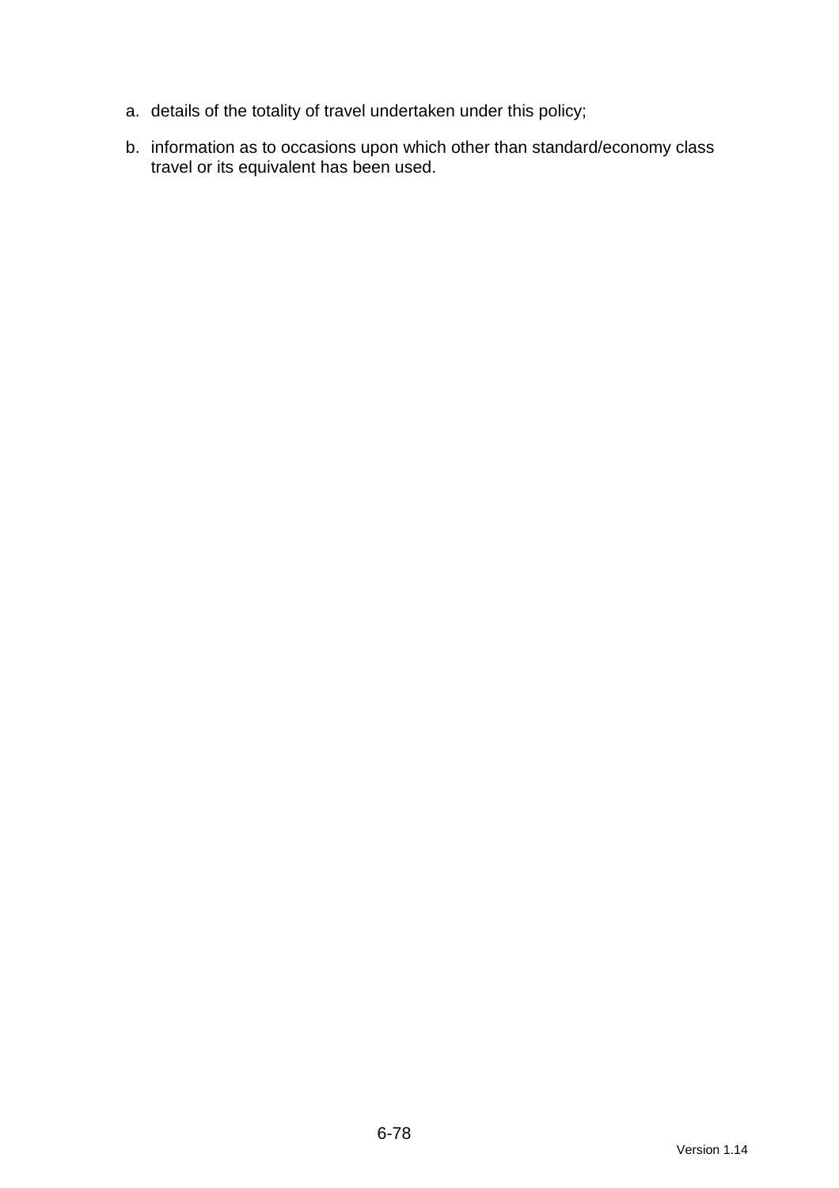a. details of the totality of travel undertaken under this policy;

b. information as to occasions upon which other than standard/economy class travel or its equivalent has been used.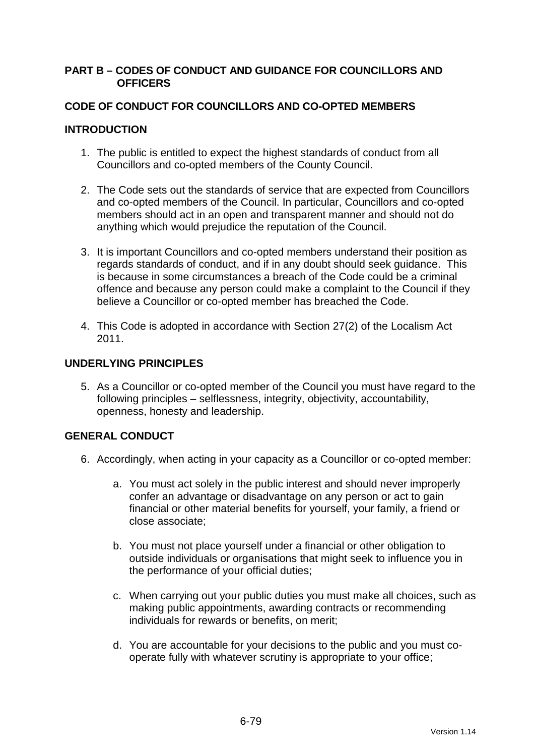## PART B – CODES OF CONDUCT AND GUIDANCE FOR COUNCILLORS AND OFFICERS

### CODE OF CONDUCT FOR COUNCILLORS AND CO-OPTED MEMBERS

### INTRODUCTION

1. The public is entitled to expect the highest standards of conduct from all Councillors and co-opted members of the County Council.

2. The Code sets out the standards of service that are expected from Councillors and co-opted members of the Council. In particular, Councillors and co-opted members should act in an open and transparent manner and should not do anything which would prejudice the reputation of the Council.

3. It is important Councillors and co-opted members understand their position as regards standards of conduct, and if in any doubt should seek guidance. This is because in some circumstances a breach of the Code could be a criminal offence and because any person could make a complaint to the Council if they believe a Councillor or co-opted member has breached the Code.

4. This Code is adopted in accordance with Section 27(2) of the Localism Act 2011.

### UNDERLYING PRINCIPLES

5. As a Councillor or co-opted member of the Council you must have regard to the following principles – selflessness, integrity, objectivity, accountability, openness, honesty and leadership.

### GENERAL CONDUCT

6. Accordingly, when acting in your capacity as a Councillor or co-opted member:

   a. You must act solely in the public interest and should never improperly confer an advantage or disadvantage on any person or act to gain financial or other material benefits for yourself, your family, a friend or close associate;

   b. You must not place yourself under a financial or other obligation to outside individuals or organisations that might seek to influence you in the performance of your official duties;

   c. When carrying out your public duties you must make all choices, such as making public appointments, awarding contracts or recommending individuals for rewards or benefits, on merit;

   d. You are accountable for your decisions to the public and you must co-operate fully with whatever scrutiny is appropriate to your office;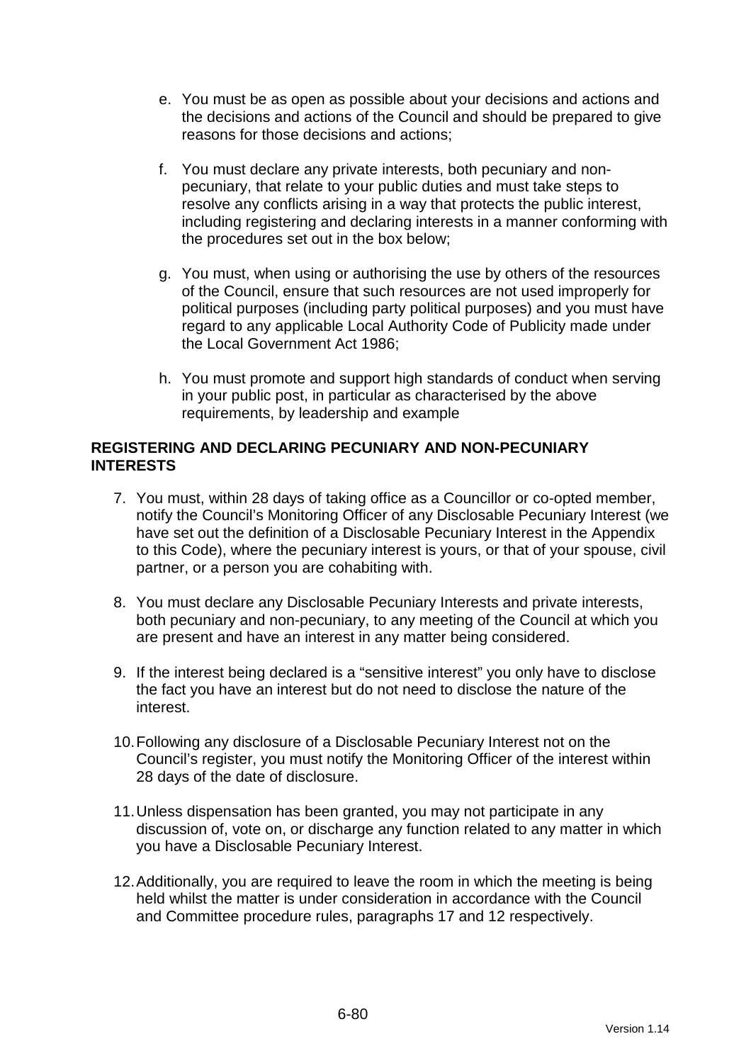e. You must be as open as possible about your decisions and actions and the decisions and actions of the Council and should be prepared to give reasons for those decisions and actions;

f. You must declare any private interests, both pecuniary and non-pecuniary, that relate to your public duties and must take steps to resolve any conflicts arising in a way that protects the public interest, including registering and declaring interests in a manner conforming with the procedures set out in the box below;

g. You must, when using or authorising the use by others of the resources of the Council, ensure that such resources are not used improperly for political purposes (including party political purposes) and you must have regard to any applicable Local Authority Code of Publicity made under the Local Government Act 1986;

h. You must promote and support high standards of conduct when serving in your public post, in particular as characterised by the above requirements, by leadership and example

**REGISTERING AND DECLARING PECUNIARY AND NON-PECUNIARY INTERESTS**

7. You must, within 28 days of taking office as a Councillor or co-opted member, notify the Council's Monitoring Officer of any Disclosable Pecuniary Interest (we have set out the definition of a Disclosable Pecuniary Interest in the Appendix to this Code), where the pecuniary interest is yours, or that of your spouse, civil partner, or a person you are cohabiting with.

8. You must declare any Disclosable Pecuniary Interests and private interests, both pecuniary and non-pecuniary, to any meeting of the Council at which you are present and have an interest in any matter being considered.

9. If the interest being declared is a "sensitive interest" you only have to disclose the fact you have an interest but do not need to disclose the nature of the interest.

10. Following any disclosure of a Disclosable Pecuniary Interest not on the Council's register, you must notify the Monitoring Officer of the interest within 28 days of the date of disclosure.

11. Unless dispensation has been granted, you may not participate in any discussion of, vote on, or discharge any function related to any matter in which you have a Disclosable Pecuniary Interest.

12. Additionally, you are required to leave the room in which the meeting is being held whilst the matter is under consideration in accordance with the Council and Committee procedure rules, paragraphs 17 and 12 respectively.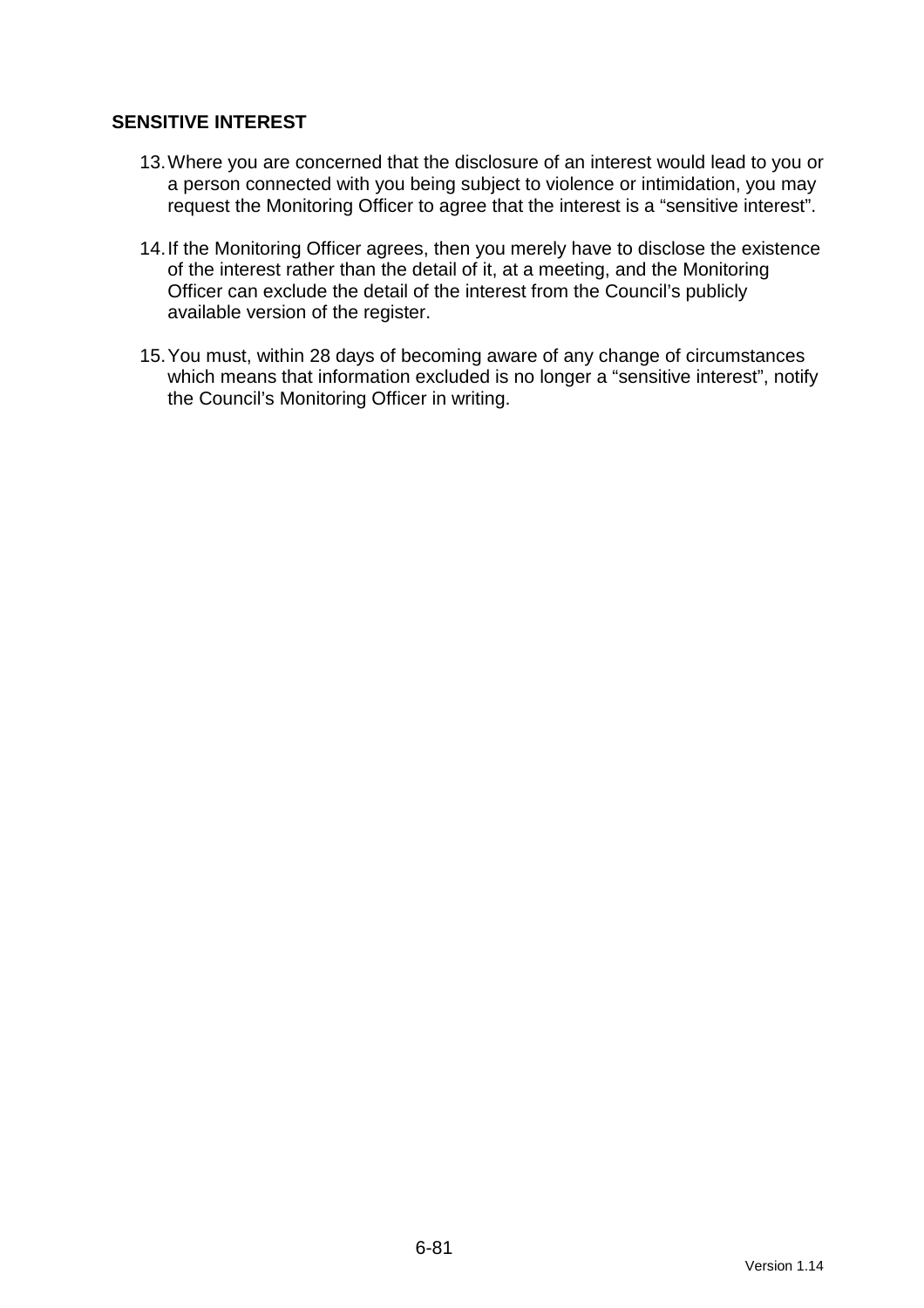## SENSITIVE INTEREST

13. Where you are concerned that the disclosure of an interest would lead to you or a person connected with you being subject to violence or intimidation, you may request the Monitoring Officer to agree that the interest is a "sensitive interest".

14. If the Monitoring Officer agrees, then you merely have to disclose the existence of the interest rather than the detail of it, at a meeting, and the Monitoring Officer can exclude the detail of the interest from the Council's publicly available version of the register.

15. You must, within 28 days of becoming aware of any change of circumstances which means that information excluded is no longer a "sensitive interest", notify the Council's Monitoring Officer in writing.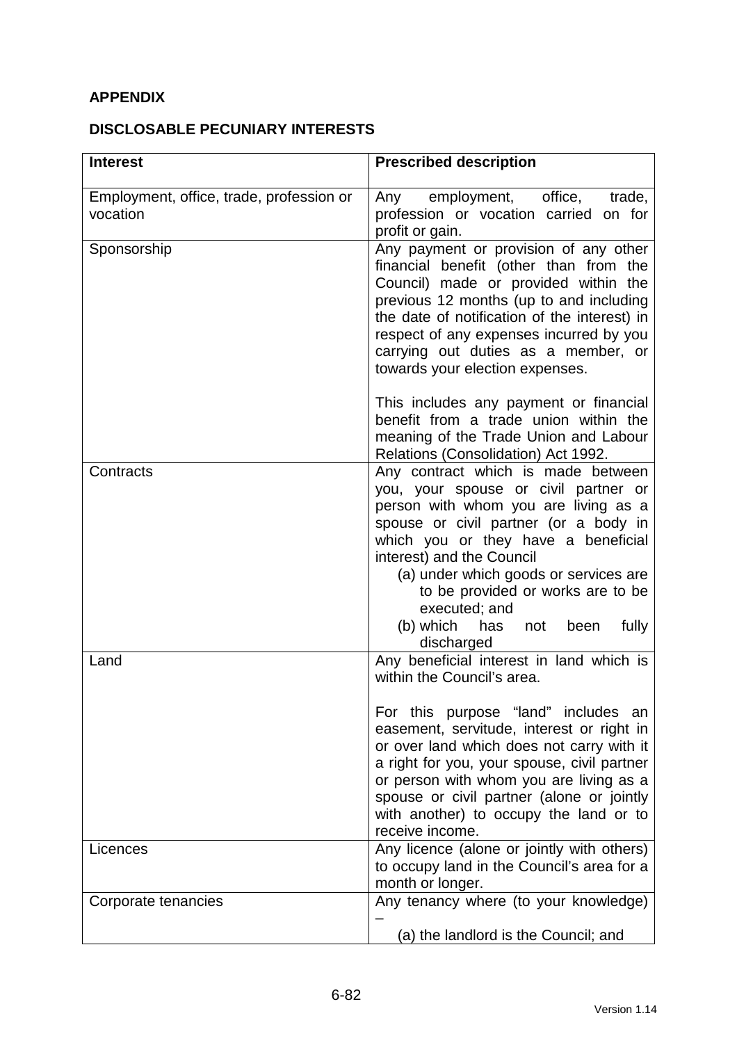**APPENDIX**

**DISCLOSABLE PECUNIARY INTERESTS**

| **Interest** | **Prescribed description** |
|---|---|
| Employment, office, trade, profession or vocation | Any employment, office, trade, profession or vocation carried on for profit or gain. |
| Sponsorship | Any payment or provision of any other financial benefit (other than from the Council) made or provided within the previous 12 months (up to and including the date of notification of the interest) in respect of any expenses incurred by you carrying out duties as a member, or towards your election expenses.<br><br>This includes any payment or financial benefit from a trade union within the meaning of the Trade Union and Labour Relations (Consolidation) Act 1992. |
| Contracts | Any contract which is made between you, your spouse or civil partner or person with whom you are living as a spouse or civil partner (or a body in which you or they have a beneficial interest) and the Council<br>(a) under which goods or services are to be provided or works are to be executed; and<br>(b) which has not been fully discharged |
| Land | Any beneficial interest in land which is within the Council's area.<br><br>For this purpose "land" includes an easement, servitude, interest or right in or over land which does not carry with it a right for you, your spouse, civil partner or person with whom you are living as a spouse or civil partner (alone or jointly with another) to occupy the land or to receive income. |
| Licences | Any licence (alone or jointly with others) to occupy land in the Council's area for a month or longer. |
| Corporate tenancies | Any tenancy where (to your knowledge) –<br>(a) the landlord is the Council; and |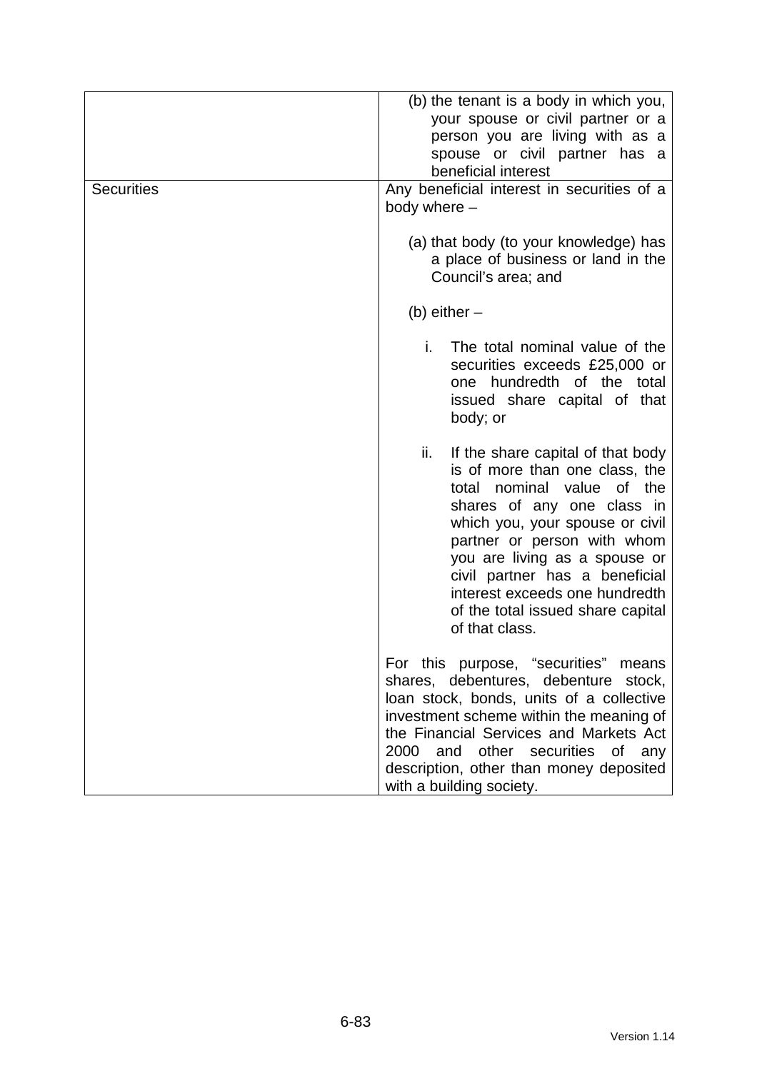| | |
|---|---|
| | (b) the tenant is a body in which you, your spouse or civil partner or a person you are living with as a spouse or civil partner has a beneficial interest |
| Securities | Any beneficial interest in securities of a body where –<br><br>(a) that body (to your knowledge) has a place of business or land in the Council's area; and<br><br>(b) either –<br><br>i. The total nominal value of the securities exceeds £25,000 or one hundredth of the total issued share capital of that body; or<br><br>ii. If the share capital of that body is of more than one class, the total nominal value of the shares of any one class in which you, your spouse or civil partner or person with whom you are living as a spouse or civil partner has a beneficial interest exceeds one hundredth of the total issued share capital of that class.<br><br>For this purpose, "securities" means shares, debentures, debenture stock, loan stock, bonds, units of a collective investment scheme within the meaning of the Financial Services and Markets Act 2000 and other securities of any description, other than money deposited with a building society. |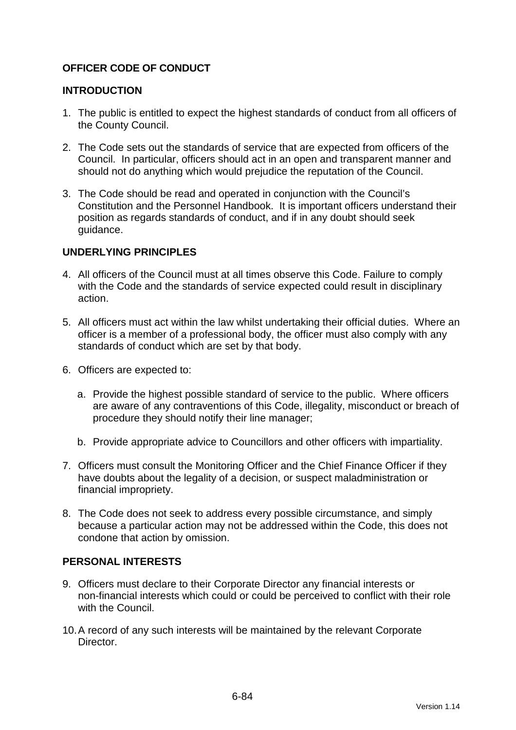## OFFICER CODE OF CONDUCT

### INTRODUCTION

1. The public is entitled to expect the highest standards of conduct from all officers of the County Council.

2. The Code sets out the standards of service that are expected from officers of the Council. In particular, officers should act in an open and transparent manner and should not do anything which would prejudice the reputation of the Council.

3. The Code should be read and operated in conjunction with the Council's Constitution and the Personnel Handbook. It is important officers understand their position as regards standards of conduct, and if in any doubt should seek guidance.

### UNDERLYING PRINCIPLES

4. All officers of the Council must at all times observe this Code. Failure to comply with the Code and the standards of service expected could result in disciplinary action.

5. All officers must act within the law whilst undertaking their official duties. Where an officer is a member of a professional body, the officer must also comply with any standards of conduct which are set by that body.

6. Officers are expected to:

   a. Provide the highest possible standard of service to the public. Where officers are aware of any contraventions of this Code, illegality, misconduct or breach of procedure they should notify their line manager;

   b. Provide appropriate advice to Councillors and other officers with impartiality.

7. Officers must consult the Monitoring Officer and the Chief Finance Officer if they have doubts about the legality of a decision, or suspect maladministration or financial impropriety.

8. The Code does not seek to address every possible circumstance, and simply because a particular action may not be addressed within the Code, this does not condone that action by omission.

### PERSONAL INTERESTS

9. Officers must declare to their Corporate Director any financial interests or non-financial interests which could or could be perceived to conflict with their role with the Council.

10. A record of any such interests will be maintained by the relevant Corporate Director.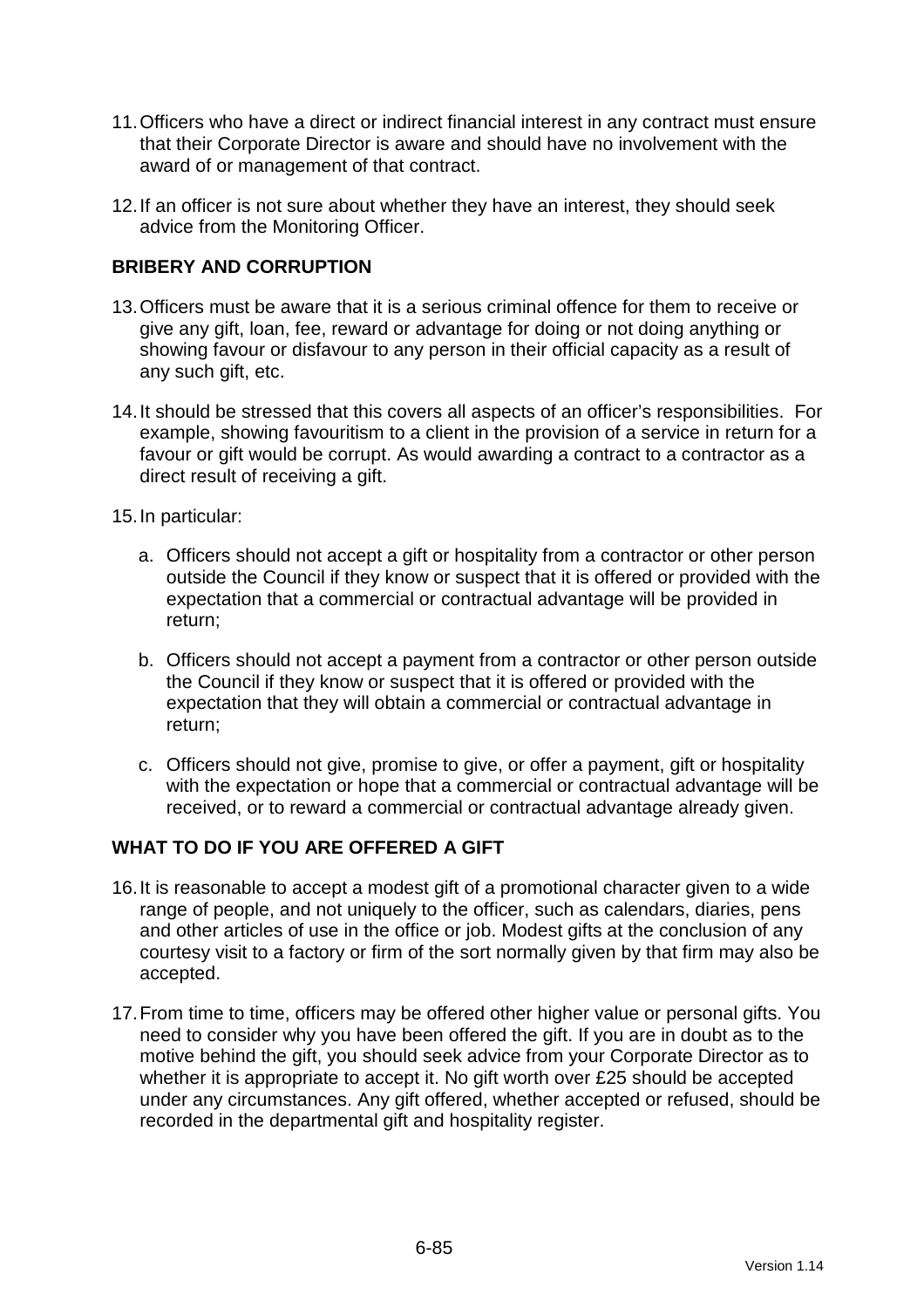11. Officers who have a direct or indirect financial interest in any contract must ensure that their Corporate Director is aware and should have no involvement with the award of or management of that contract.

12. If an officer is not sure about whether they have an interest, they should seek advice from the Monitoring Officer.

**BRIBERY AND CORRUPTION**

13. Officers must be aware that it is a serious criminal offence for them to receive or give any gift, loan, fee, reward or advantage for doing or not doing anything or showing favour or disfavour to any person in their official capacity as a result of any such gift, etc.

14. It should be stressed that this covers all aspects of an officer's responsibilities. For example, showing favouritism to a client in the provision of a service in return for a favour or gift would be corrupt. As would awarding a contract to a contractor as a direct result of receiving a gift.

15. In particular:

    a. Officers should not accept a gift or hospitality from a contractor or other person outside the Council if they know or suspect that it is offered or provided with the expectation that a commercial or contractual advantage will be provided in return;

    b. Officers should not accept a payment from a contractor or other person outside the Council if they know or suspect that it is offered or provided with the expectation that they will obtain a commercial or contractual advantage in return;

    c. Officers should not give, promise to give, or offer a payment, gift or hospitality with the expectation or hope that a commercial or contractual advantage will be received, or to reward a commercial or contractual advantage already given.

**WHAT TO DO IF YOU ARE OFFERED A GIFT**

16. It is reasonable to accept a modest gift of a promotional character given to a wide range of people, and not uniquely to the officer, such as calendars, diaries, pens and other articles of use in the office or job. Modest gifts at the conclusion of any courtesy visit to a factory or firm of the sort normally given by that firm may also be accepted.

17. From time to time, officers may be offered other higher value or personal gifts. You need to consider why you have been offered the gift. If you are in doubt as to the motive behind the gift, you should seek advice from your Corporate Director as to whether it is appropriate to accept it. No gift worth over £25 should be accepted under any circumstances. Any gift offered, whether accepted or refused, should be recorded in the departmental gift and hospitality register.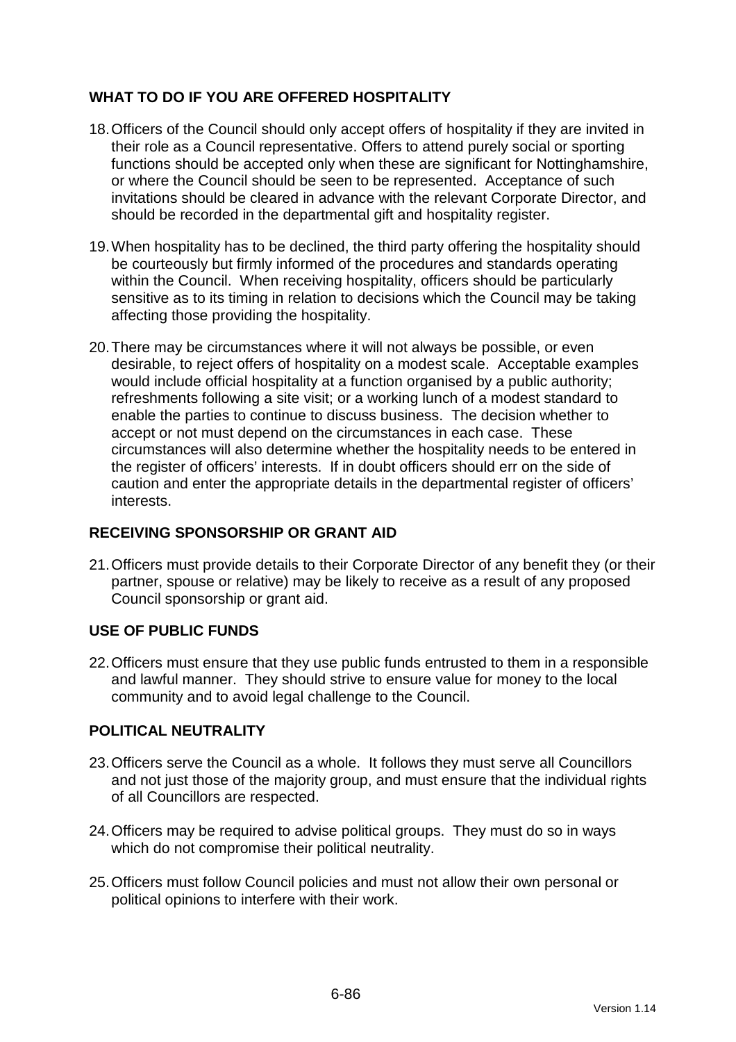## WHAT TO DO IF YOU ARE OFFERED HOSPITALITY

18. Officers of the Council should only accept offers of hospitality if they are invited in their role as a Council representative. Offers to attend purely social or sporting functions should be accepted only when these are significant for Nottinghamshire, or where the Council should be seen to be represented. Acceptance of such invitations should be cleared in advance with the relevant Corporate Director, and should be recorded in the departmental gift and hospitality register.

19. When hospitality has to be declined, the third party offering the hospitality should be courteously but firmly informed of the procedures and standards operating within the Council. When receiving hospitality, officers should be particularly sensitive as to its timing in relation to decisions which the Council may be taking affecting those providing the hospitality.

20. There may be circumstances where it will not always be possible, or even desirable, to reject offers of hospitality on a modest scale. Acceptable examples would include official hospitality at a function organised by a public authority; refreshments following a site visit; or a working lunch of a modest standard to enable the parties to continue to discuss business. The decision whether to accept or not must depend on the circumstances in each case. These circumstances will also determine whether the hospitality needs to be entered in the register of officers' interests. If in doubt officers should err on the side of caution and enter the appropriate details in the departmental register of officers' interests.

## RECEIVING SPONSORSHIP OR GRANT AID

21. Officers must provide details to their Corporate Director of any benefit they (or their partner, spouse or relative) may be likely to receive as a result of any proposed Council sponsorship or grant aid.

## USE OF PUBLIC FUNDS

22. Officers must ensure that they use public funds entrusted to them in a responsible and lawful manner. They should strive to ensure value for money to the local community and to avoid legal challenge to the Council.

## POLITICAL NEUTRALITY

23. Officers serve the Council as a whole. It follows they must serve all Councillors and not just those of the majority group, and must ensure that the individual rights of all Councillors are respected.

24. Officers may be required to advise political groups. They must do so in ways which do not compromise their political neutrality.

25. Officers must follow Council policies and must not allow their own personal or political opinions to interfere with their work.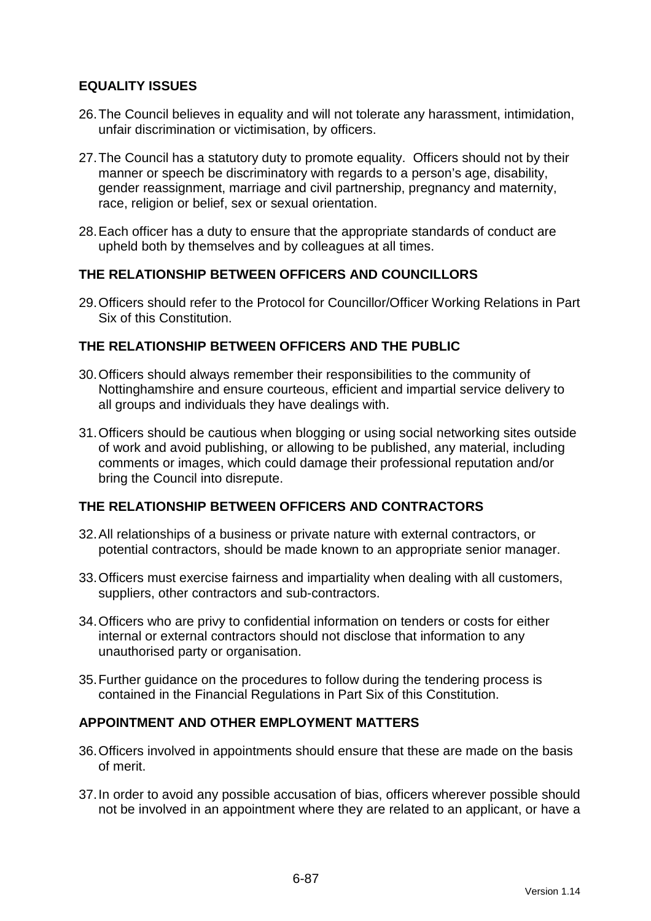## EQUALITY ISSUES

26. The Council believes in equality and will not tolerate any harassment, intimidation, unfair discrimination or victimisation, by officers.

27. The Council has a statutory duty to promote equality. Officers should not by their manner or speech be discriminatory with regards to a person's age, disability, gender reassignment, marriage and civil partnership, pregnancy and maternity, race, religion or belief, sex or sexual orientation.

28. Each officer has a duty to ensure that the appropriate standards of conduct are upheld both by themselves and by colleagues at all times.

## THE RELATIONSHIP BETWEEN OFFICERS AND COUNCILLORS

29. Officers should refer to the Protocol for Councillor/Officer Working Relations in Part Six of this Constitution.

## THE RELATIONSHIP BETWEEN OFFICERS AND THE PUBLIC

30. Officers should always remember their responsibilities to the community of Nottinghamshire and ensure courteous, efficient and impartial service delivery to all groups and individuals they have dealings with.

31. Officers should be cautious when blogging or using social networking sites outside of work and avoid publishing, or allowing to be published, any material, including comments or images, which could damage their professional reputation and/or bring the Council into disrepute.

## THE RELATIONSHIP BETWEEN OFFICERS AND CONTRACTORS

32. All relationships of a business or private nature with external contractors, or potential contractors, should be made known to an appropriate senior manager.

33. Officers must exercise fairness and impartiality when dealing with all customers, suppliers, other contractors and sub-contractors.

34. Officers who are privy to confidential information on tenders or costs for either internal or external contractors should not disclose that information to any unauthorised party or organisation.

35. Further guidance on the procedures to follow during the tendering process is contained in the Financial Regulations in Part Six of this Constitution.

## APPOINTMENT AND OTHER EMPLOYMENT MATTERS

36. Officers involved in appointments should ensure that these are made on the basis of merit.

37. In order to avoid any possible accusation of bias, officers wherever possible should not be involved in an appointment where they are related to an applicant, or have a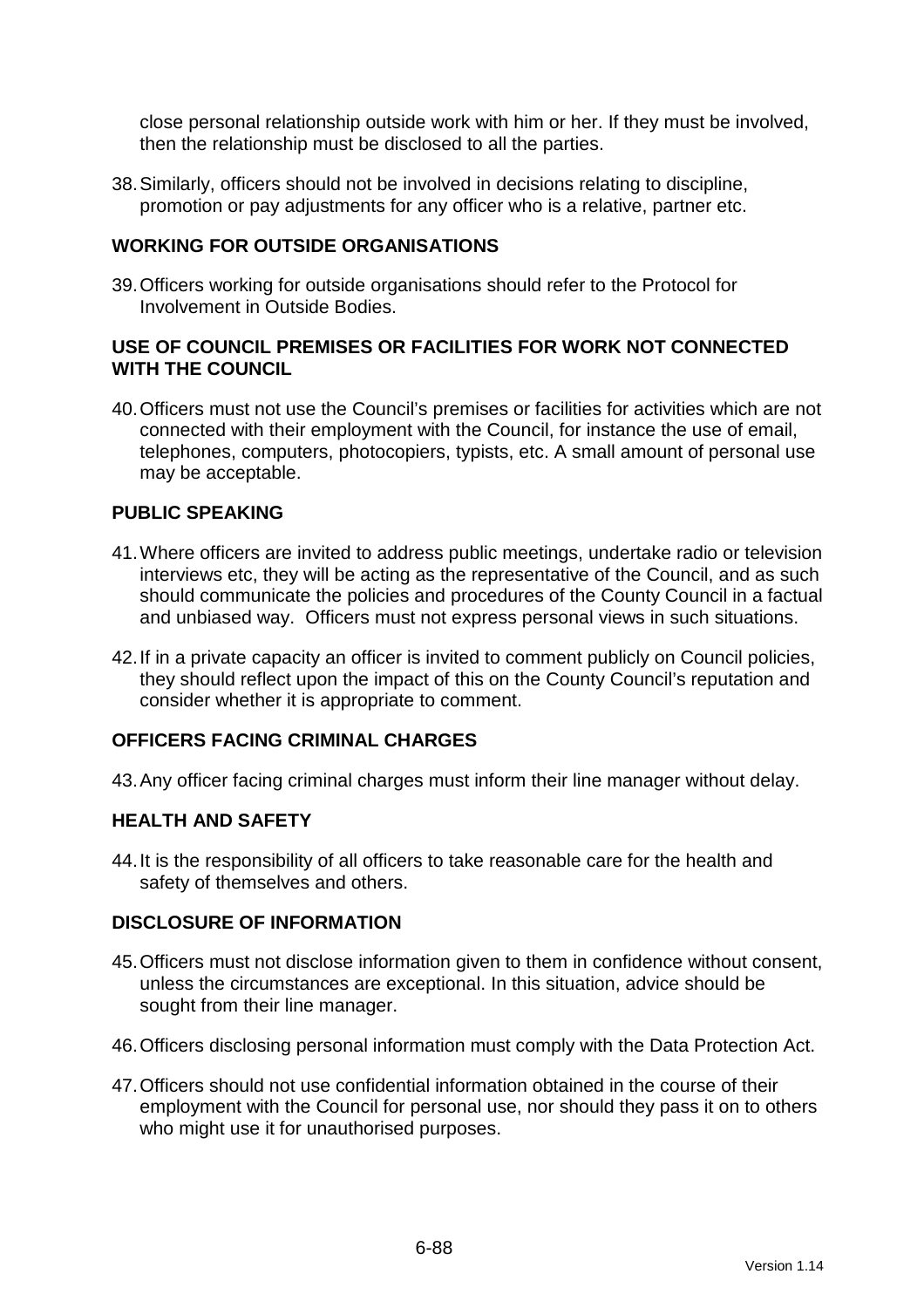close personal relationship outside work with him or her. If they must be involved, then the relationship must be disclosed to all the parties.

38. Similarly, officers should not be involved in decisions relating to discipline, promotion or pay adjustments for any officer who is a relative, partner etc.

## WORKING FOR OUTSIDE ORGANISATIONS

39. Officers working for outside organisations should refer to the Protocol for Involvement in Outside Bodies.

## USE OF COUNCIL PREMISES OR FACILITIES FOR WORK NOT CONNECTED WITH THE COUNCIL

40. Officers must not use the Council's premises or facilities for activities which are not connected with their employment with the Council, for instance the use of email, telephones, computers, photocopiers, typists, etc. A small amount of personal use may be acceptable.

## PUBLIC SPEAKING

41. Where officers are invited to address public meetings, undertake radio or television interviews etc, they will be acting as the representative of the Council, and as such should communicate the policies and procedures of the County Council in a factual and unbiased way. Officers must not express personal views in such situations.

42. If in a private capacity an officer is invited to comment publicly on Council policies, they should reflect upon the impact of this on the County Council's reputation and consider whether it is appropriate to comment.

## OFFICERS FACING CRIMINAL CHARGES

43. Any officer facing criminal charges must inform their line manager without delay.

## HEALTH AND SAFETY

44. It is the responsibility of all officers to take reasonable care for the health and safety of themselves and others.

## DISCLOSURE OF INFORMATION

45. Officers must not disclose information given to them in confidence without consent, unless the circumstances are exceptional. In this situation, advice should be sought from their line manager.

46. Officers disclosing personal information must comply with the Data Protection Act.

47. Officers should not use confidential information obtained in the course of their employment with the Council for personal use, nor should they pass it on to others who might use it for unauthorised purposes.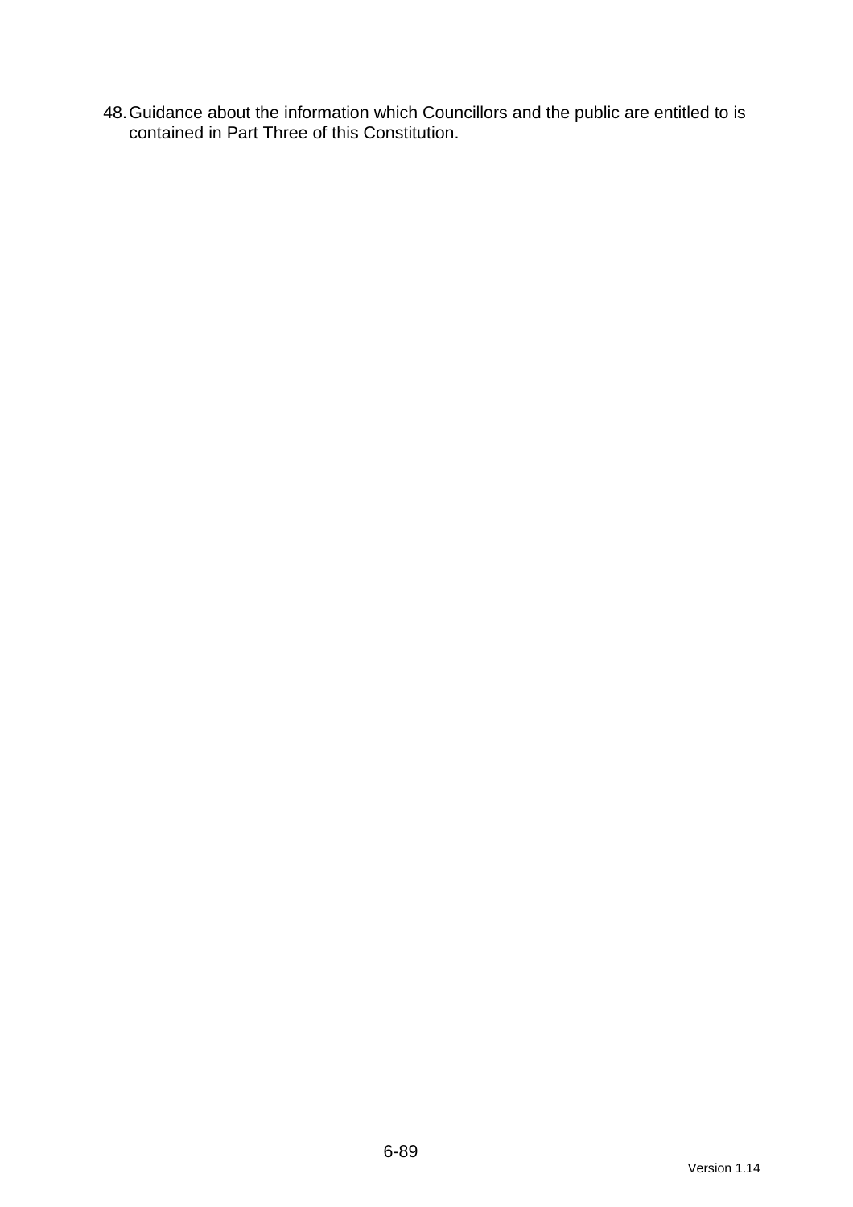48. Guidance about the information which Councillors and the public are entitled to is contained in Part Three of this Constitution.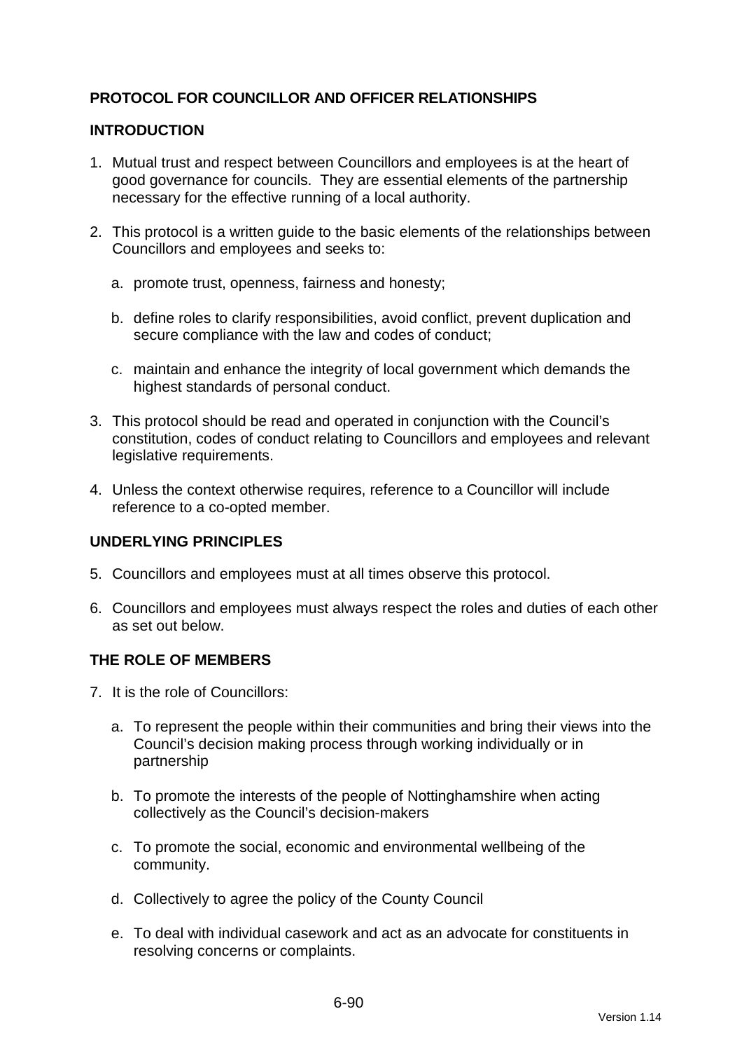## PROTOCOL FOR COUNCILLOR AND OFFICER RELATIONSHIPS

### INTRODUCTION

1. Mutual trust and respect between Councillors and employees is at the heart of good governance for councils. They are essential elements of the partnership necessary for the effective running of a local authority.

2. This protocol is a written guide to the basic elements of the relationships between Councillors and employees and seeks to:

   a. promote trust, openness, fairness and honesty;

   b. define roles to clarify responsibilities, avoid conflict, prevent duplication and secure compliance with the law and codes of conduct;

   c. maintain and enhance the integrity of local government which demands the highest standards of personal conduct.

3. This protocol should be read and operated in conjunction with the Council's constitution, codes of conduct relating to Councillors and employees and relevant legislative requirements.

4. Unless the context otherwise requires, reference to a Councillor will include reference to a co-opted member.

### UNDERLYING PRINCIPLES

5. Councillors and employees must at all times observe this protocol.

6. Councillors and employees must always respect the roles and duties of each other as set out below.

### THE ROLE OF MEMBERS

7. It is the role of Councillors:

   a. To represent the people within their communities and bring their views into the Council's decision making process through working individually or in partnership

   b. To promote the interests of the people of Nottinghamshire when acting collectively as the Council's decision-makers

   c. To promote the social, economic and environmental wellbeing of the community.

   d. Collectively to agree the policy of the County Council

   e. To deal with individual casework and act as an advocate for constituents in resolving concerns or complaints.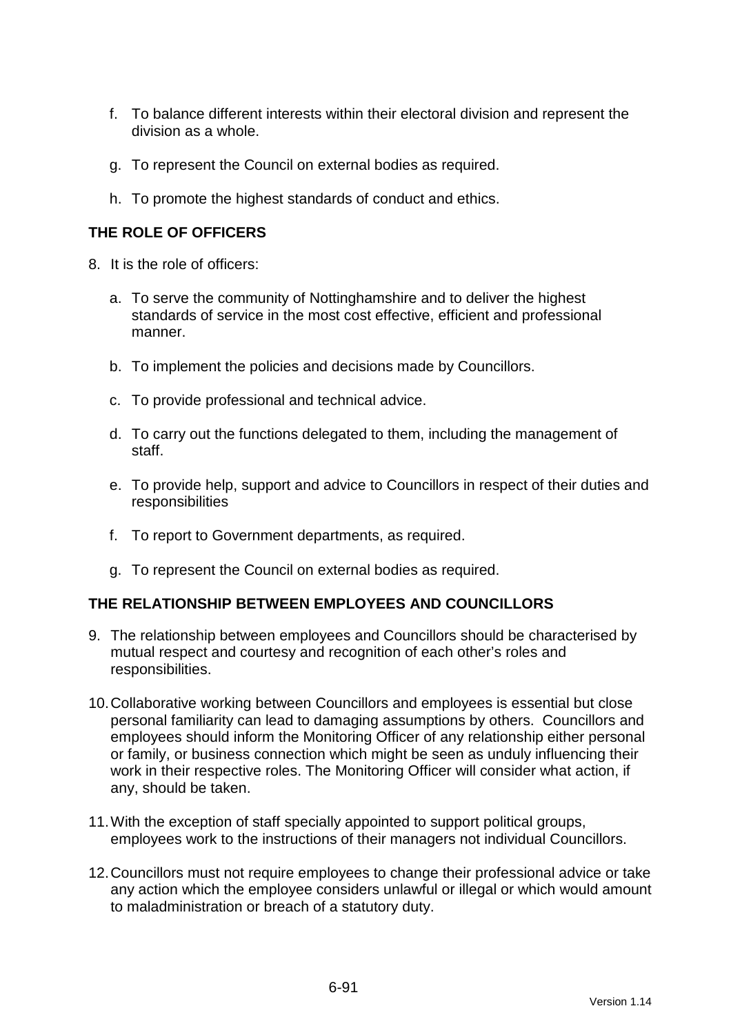f. To balance different interests within their electoral division and represent the division as a whole.

g. To represent the Council on external bodies as required.

h. To promote the highest standards of conduct and ethics.

## THE ROLE OF OFFICERS

8. It is the role of officers:

   a. To serve the community of Nottinghamshire and to deliver the highest standards of service in the most cost effective, efficient and professional manner.

   b. To implement the policies and decisions made by Councillors.

   c. To provide professional and technical advice.

   d. To carry out the functions delegated to them, including the management of staff.

   e. To provide help, support and advice to Councillors in respect of their duties and responsibilities

   f. To report to Government departments, as required.

   g. To represent the Council on external bodies as required.

## THE RELATIONSHIP BETWEEN EMPLOYEES AND COUNCILLORS

9. The relationship between employees and Councillors should be characterised by mutual respect and courtesy and recognition of each other's roles and responsibilities.

10. Collaborative working between Councillors and employees is essential but close personal familiarity can lead to damaging assumptions by others. Councillors and employees should inform the Monitoring Officer of any relationship either personal or family, or business connection which might be seen as unduly influencing their work in their respective roles. The Monitoring Officer will consider what action, if any, should be taken.

11. With the exception of staff specially appointed to support political groups, employees work to the instructions of their managers not individual Councillors.

12. Councillors must not require employees to change their professional advice or take any action which the employee considers unlawful or illegal or which would amount to maladministration or breach of a statutory duty.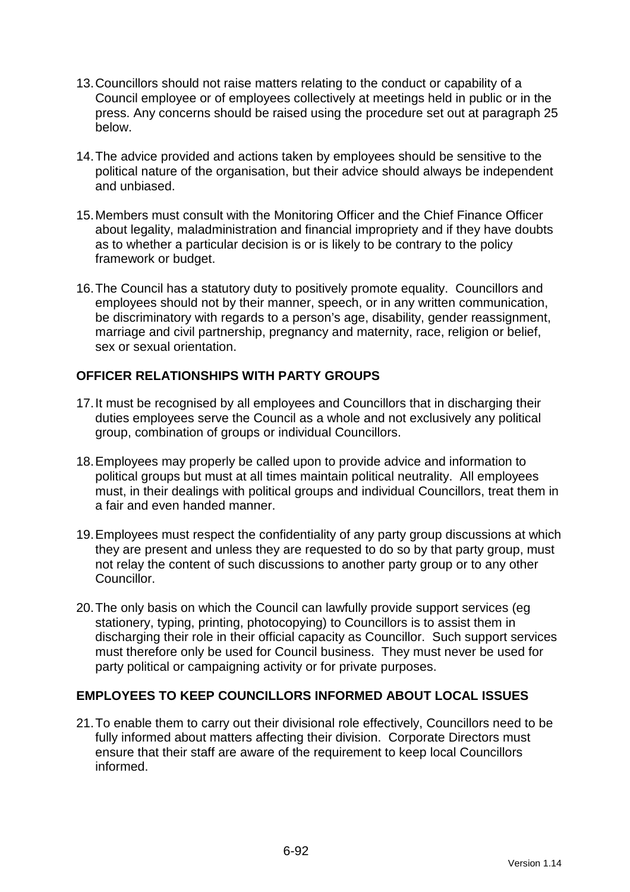13. Councillors should not raise matters relating to the conduct or capability of a Council employee or of employees collectively at meetings held in public or in the press. Any concerns should be raised using the procedure set out at paragraph 25 below.

14. The advice provided and actions taken by employees should be sensitive to the political nature of the organisation, but their advice should always be independent and unbiased.

15. Members must consult with the Monitoring Officer and the Chief Finance Officer about legality, maladministration and financial impropriety and if they have doubts as to whether a particular decision is or is likely to be contrary to the policy framework or budget.

16. The Council has a statutory duty to positively promote equality. Councillors and employees should not by their manner, speech, or in any written communication, be discriminatory with regards to a person's age, disability, gender reassignment, marriage and civil partnership, pregnancy and maternity, race, religion or belief, sex or sexual orientation.

## OFFICER RELATIONSHIPS WITH PARTY GROUPS

17. It must be recognised by all employees and Councillors that in discharging their duties employees serve the Council as a whole and not exclusively any political group, combination of groups or individual Councillors.

18. Employees may properly be called upon to provide advice and information to political groups but must at all times maintain political neutrality. All employees must, in their dealings with political groups and individual Councillors, treat them in a fair and even handed manner.

19. Employees must respect the confidentiality of any party group discussions at which they are present and unless they are requested to do so by that party group, must not relay the content of such discussions to another party group or to any other Councillor.

20. The only basis on which the Council can lawfully provide support services (eg stationery, typing, printing, photocopying) to Councillors is to assist them in discharging their role in their official capacity as Councillor. Such support services must therefore only be used for Council business. They must never be used for party political or campaigning activity or for private purposes.

## EMPLOYEES TO KEEP COUNCILLORS INFORMED ABOUT LOCAL ISSUES

21. To enable them to carry out their divisional role effectively, Councillors need to be fully informed about matters affecting their division. Corporate Directors must ensure that their staff are aware of the requirement to keep local Councillors informed.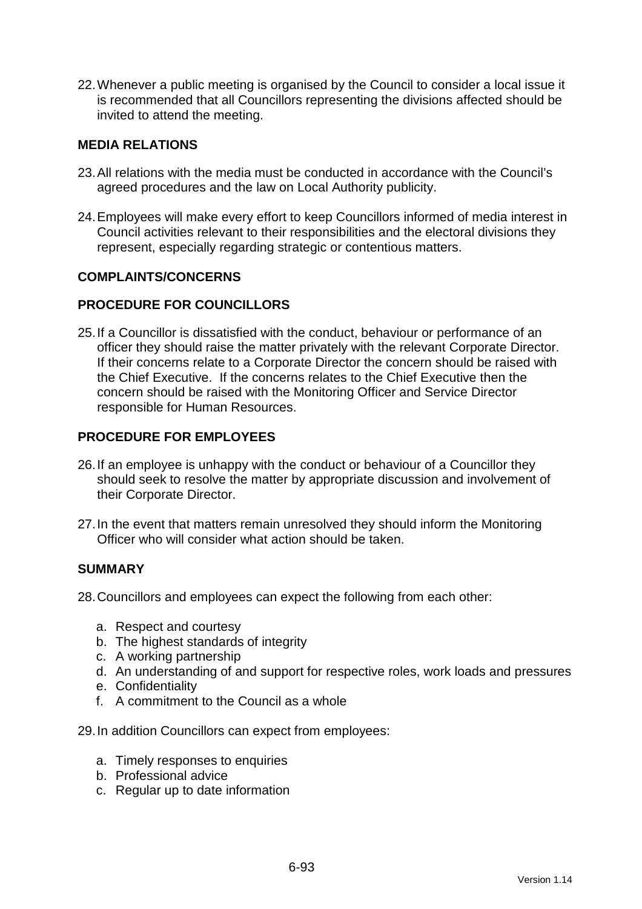22. Whenever a public meeting is organised by the Council to consider a local issue it is recommended that all Councillors representing the divisions affected should be invited to attend the meeting.

## MEDIA RELATIONS

23. All relations with the media must be conducted in accordance with the Council's agreed procedures and the law on Local Authority publicity.

24. Employees will make every effort to keep Councillors informed of media interest in Council activities relevant to their responsibilities and the electoral divisions they represent, especially regarding strategic or contentious matters.

## COMPLAINTS/CONCERNS

## PROCEDURE FOR COUNCILLORS

25. If a Councillor is dissatisfied with the conduct, behaviour or performance of an officer they should raise the matter privately with the relevant Corporate Director. If their concerns relate to a Corporate Director the concern should be raised with the Chief Executive. If the concerns relates to the Chief Executive then the concern should be raised with the Monitoring Officer and Service Director responsible for Human Resources.

## PROCEDURE FOR EMPLOYEES

26. If an employee is unhappy with the conduct or behaviour of a Councillor they should seek to resolve the matter by appropriate discussion and involvement of their Corporate Director.

27. In the event that matters remain unresolved they should inform the Monitoring Officer who will consider what action should be taken.

## SUMMARY

28. Councillors and employees can expect the following from each other:

    a. Respect and courtesy
    b. The highest standards of integrity
    c. A working partnership
    d. An understanding of and support for respective roles, work loads and pressures
    e. Confidentiality
    f. A commitment to the Council as a whole

29. In addition Councillors can expect from employees:

    a. Timely responses to enquiries
    b. Professional advice
    c. Regular up to date information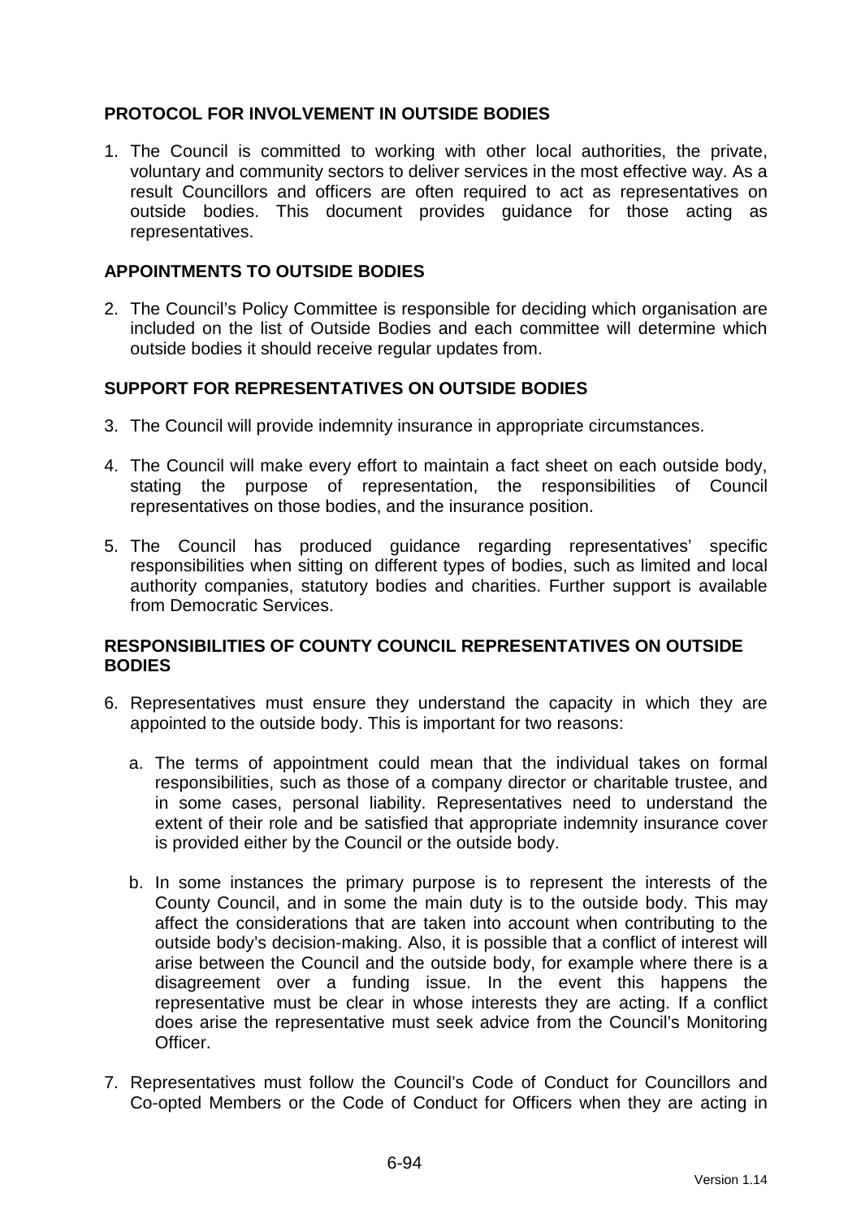## PROTOCOL FOR INVOLVEMENT IN OUTSIDE BODIES

1. The Council is committed to working with other local authorities, the private, voluntary and community sectors to deliver services in the most effective way. As a result Councillors and officers are often required to act as representatives on outside bodies. This document provides guidance for those acting as representatives.

## APPOINTMENTS TO OUTSIDE BODIES

2. The Council's Policy Committee is responsible for deciding which organisation are included on the list of Outside Bodies and each committee will determine which outside bodies it should receive regular updates from.

## SUPPORT FOR REPRESENTATIVES ON OUTSIDE BODIES

3. The Council will provide indemnity insurance in appropriate circumstances.

4. The Council will make every effort to maintain a fact sheet on each outside body, stating the purpose of representation, the responsibilities of Council representatives on those bodies, and the insurance position.

5. The Council has produced guidance regarding representatives' specific responsibilities when sitting on different types of bodies, such as limited and local authority companies, statutory bodies and charities. Further support is available from Democratic Services.

## RESPONSIBILITIES OF COUNTY COUNCIL REPRESENTATIVES ON OUTSIDE BODIES

6. Representatives must ensure they understand the capacity in which they are appointed to the outside body. This is important for two reasons:

   a. The terms of appointment could mean that the individual takes on formal responsibilities, such as those of a company director or charitable trustee, and in some cases, personal liability. Representatives need to understand the extent of their role and be satisfied that appropriate indemnity insurance cover is provided either by the Council or the outside body.

   b. In some instances the primary purpose is to represent the interests of the County Council, and in some the main duty is to the outside body. This may affect the considerations that are taken into account when contributing to the outside body's decision-making. Also, it is possible that a conflict of interest will arise between the Council and the outside body, for example where there is a disagreement over a funding issue. In the event this happens the representative must be clear in whose interests they are acting. If a conflict does arise the representative must seek advice from the Council's Monitoring Officer.

7. Representatives must follow the Council's Code of Conduct for Councillors and Co-opted Members or the Code of Conduct for Officers when they are acting in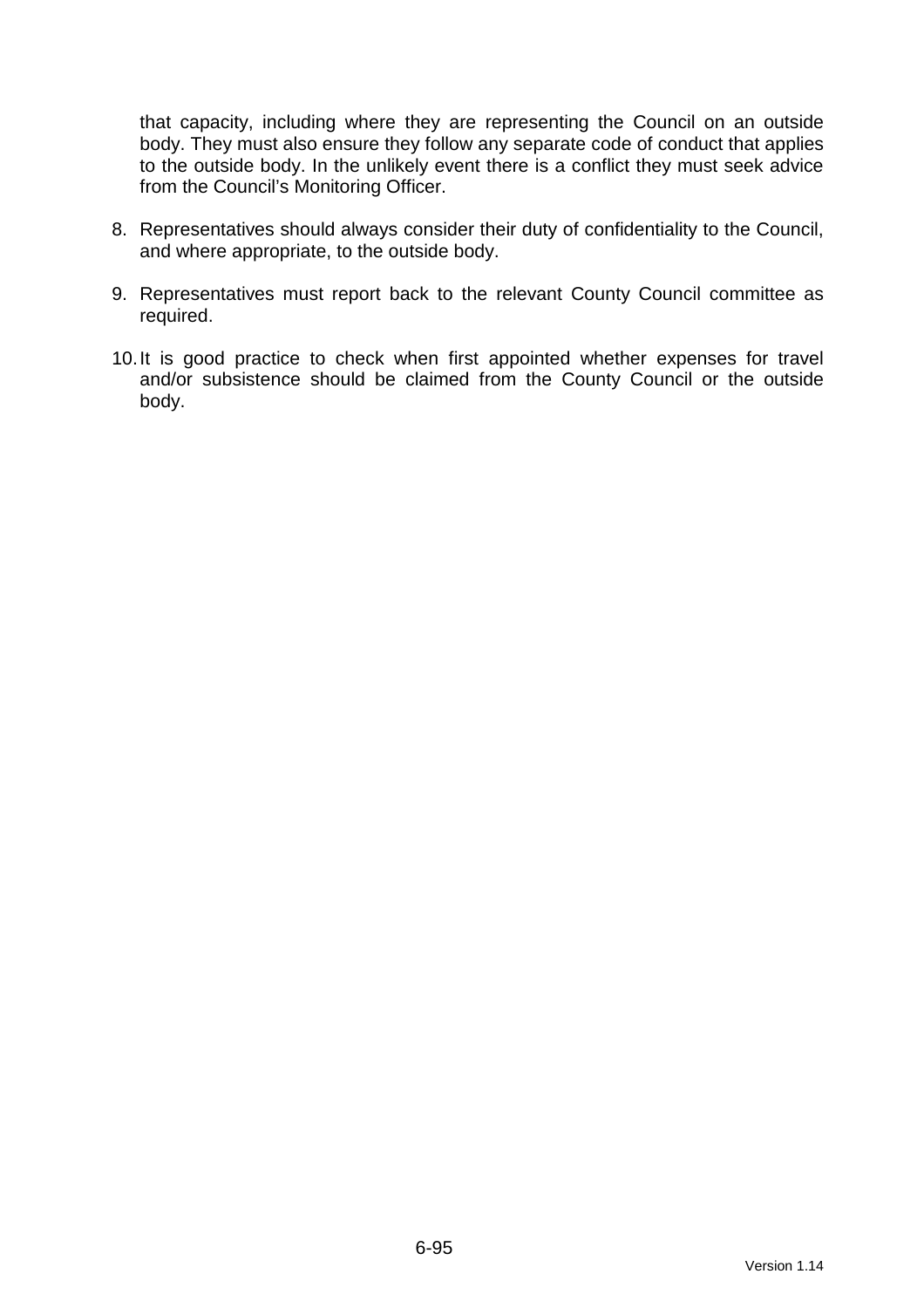that capacity, including where they are representing the Council on an outside body. They must also ensure they follow any separate code of conduct that applies to the outside body. In the unlikely event there is a conflict they must seek advice from the Council's Monitoring Officer.

8. Representatives should always consider their duty of confidentiality to the Council, and where appropriate, to the outside body.

9. Representatives must report back to the relevant County Council committee as required.

10. It is good practice to check when first appointed whether expenses for travel and/or subsistence should be claimed from the County Council or the outside body.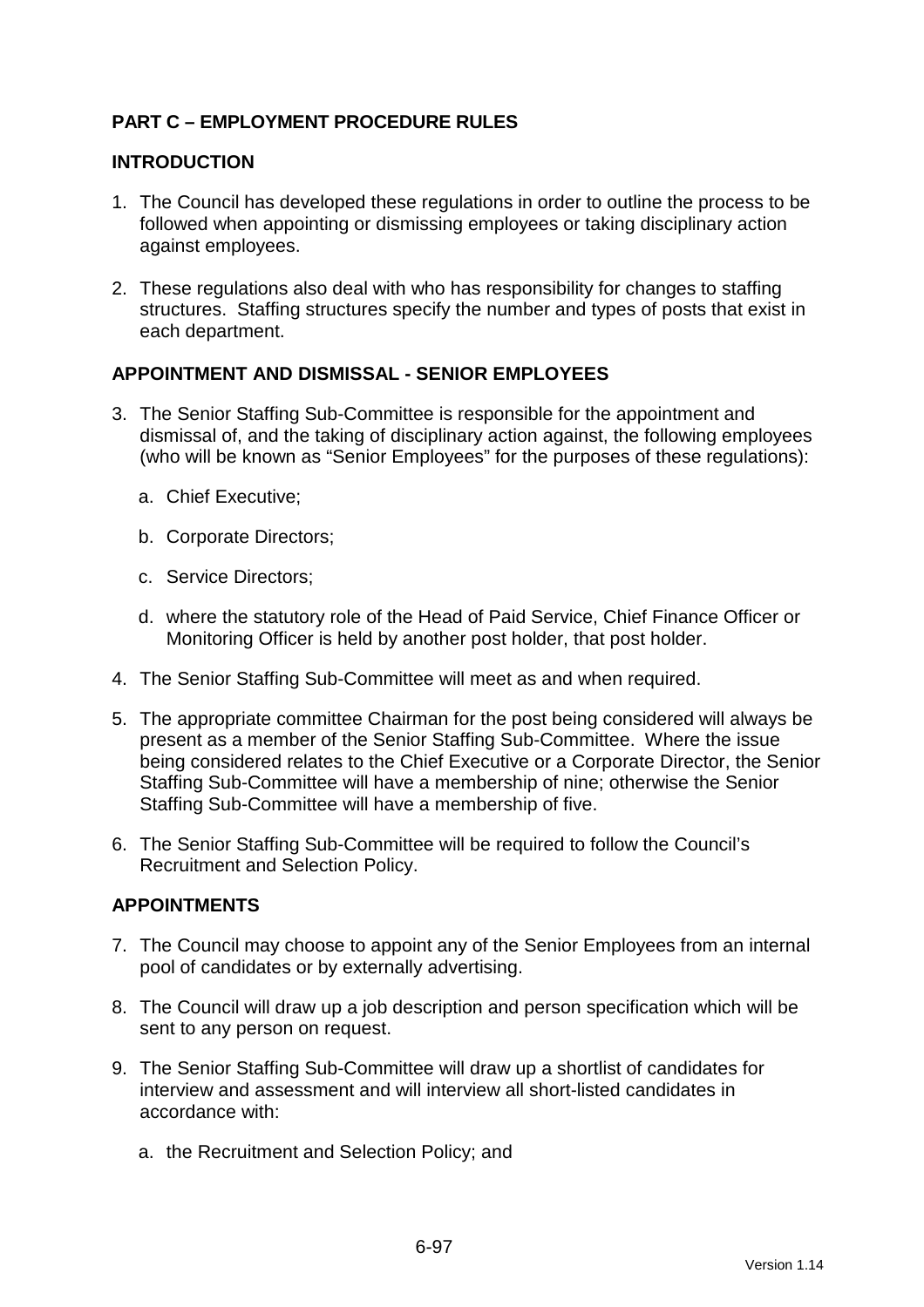## PART C – EMPLOYMENT PROCEDURE RULES

### INTRODUCTION

1. The Council has developed these regulations in order to outline the process to be followed when appointing or dismissing employees or taking disciplinary action against employees.

2. These regulations also deal with who has responsibility for changes to staffing structures. Staffing structures specify the number and types of posts that exist in each department.

### APPOINTMENT AND DISMISSAL - SENIOR EMPLOYEES

3. The Senior Staffing Sub-Committee is responsible for the appointment and dismissal of, and the taking of disciplinary action against, the following employees (who will be known as "Senior Employees" for the purposes of these regulations):

   a. Chief Executive;

   b. Corporate Directors;

   c. Service Directors;

   d. where the statutory role of the Head of Paid Service, Chief Finance Officer or Monitoring Officer is held by another post holder, that post holder.

4. The Senior Staffing Sub-Committee will meet as and when required.

5. The appropriate committee Chairman for the post being considered will always be present as a member of the Senior Staffing Sub-Committee. Where the issue being considered relates to the Chief Executive or a Corporate Director, the Senior Staffing Sub-Committee will have a membership of nine; otherwise the Senior Staffing Sub-Committee will have a membership of five.

6. The Senior Staffing Sub-Committee will be required to follow the Council's Recruitment and Selection Policy.

### APPOINTMENTS

7. The Council may choose to appoint any of the Senior Employees from an internal pool of candidates or by externally advertising.

8. The Council will draw up a job description and person specification which will be sent to any person on request.

9. The Senior Staffing Sub-Committee will draw up a shortlist of candidates for interview and assessment and will interview all short-listed candidates in accordance with:

   a. the Recruitment and Selection Policy; and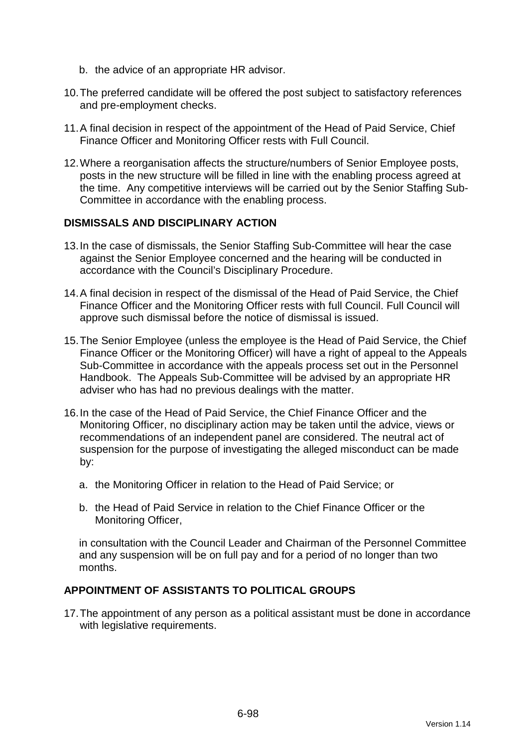b. the advice of an appropriate HR advisor.

10. The preferred candidate will be offered the post subject to satisfactory references and pre-employment checks.

11. A final decision in respect of the appointment of the Head of Paid Service, Chief Finance Officer and Monitoring Officer rests with Full Council.

12. Where a reorganisation affects the structure/numbers of Senior Employee posts, posts in the new structure will be filled in line with the enabling process agreed at the time. Any competitive interviews will be carried out by the Senior Staffing Sub-Committee in accordance with the enabling process.

## DISMISSALS AND DISCIPLINARY ACTION

13. In the case of dismissals, the Senior Staffing Sub-Committee will hear the case against the Senior Employee concerned and the hearing will be conducted in accordance with the Council's Disciplinary Procedure.

14. A final decision in respect of the dismissal of the Head of Paid Service, the Chief Finance Officer and the Monitoring Officer rests with full Council. Full Council will approve such dismissal before the notice of dismissal is issued.

15. The Senior Employee (unless the employee is the Head of Paid Service, the Chief Finance Officer or the Monitoring Officer) will have a right of appeal to the Appeals Sub-Committee in accordance with the appeals process set out in the Personnel Handbook. The Appeals Sub-Committee will be advised by an appropriate HR adviser who has had no previous dealings with the matter.

16. In the case of the Head of Paid Service, the Chief Finance Officer and the Monitoring Officer, no disciplinary action may be taken until the advice, views or recommendations of an independent panel are considered. The neutral act of suspension for the purpose of investigating the alleged misconduct can be made by:

    a. the Monitoring Officer in relation to the Head of Paid Service; or

    b. the Head of Paid Service in relation to the Chief Finance Officer or the Monitoring Officer,

    in consultation with the Council Leader and Chairman of the Personnel Committee and any suspension will be on full pay and for a period of no longer than two months.

## APPOINTMENT OF ASSISTANTS TO POLITICAL GROUPS

17. The appointment of any person as a political assistant must be done in accordance with legislative requirements.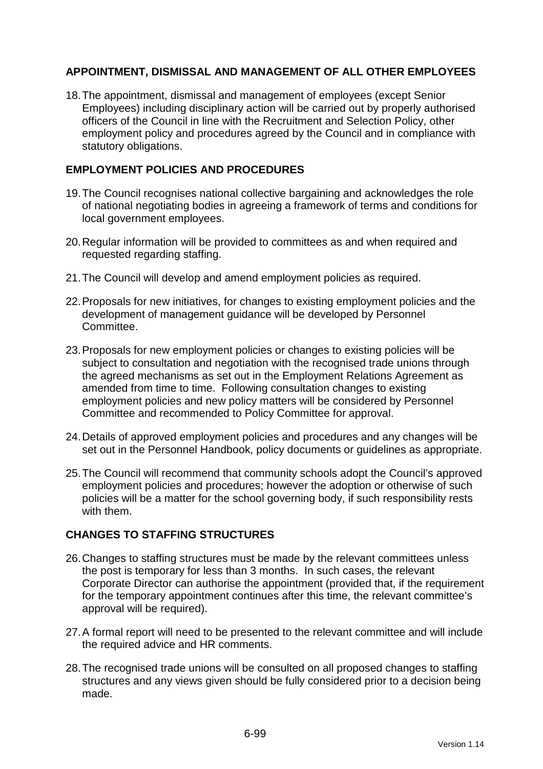## APPOINTMENT, DISMISSAL AND MANAGEMENT OF ALL OTHER EMPLOYEES

18. The appointment, dismissal and management of employees (except Senior Employees) including disciplinary action will be carried out by properly authorised officers of the Council in line with the Recruitment and Selection Policy, other employment policy and procedures agreed by the Council and in compliance with statutory obligations.

## EMPLOYMENT POLICIES AND PROCEDURES

19. The Council recognises national collective bargaining and acknowledges the role of national negotiating bodies in agreeing a framework of terms and conditions for local government employees.

20. Regular information will be provided to committees as and when required and requested regarding staffing.

21. The Council will develop and amend employment policies as required.

22. Proposals for new initiatives, for changes to existing employment policies and the development of management guidance will be developed by Personnel Committee.

23. Proposals for new employment policies or changes to existing policies will be subject to consultation and negotiation with the recognised trade unions through the agreed mechanisms as set out in the Employment Relations Agreement as amended from time to time. Following consultation changes to existing employment policies and new policy matters will be considered by Personnel Committee and recommended to Policy Committee for approval.

24. Details of approved employment policies and procedures and any changes will be set out in the Personnel Handbook, policy documents or guidelines as appropriate.

25. The Council will recommend that community schools adopt the Council's approved employment policies and procedures; however the adoption or otherwise of such policies will be a matter for the school governing body, if such responsibility rests with them.

## CHANGES TO STAFFING STRUCTURES

26. Changes to staffing structures must be made by the relevant committees unless the post is temporary for less than 3 months. In such cases, the relevant Corporate Director can authorise the appointment (provided that, if the requirement for the temporary appointment continues after this time, the relevant committee's approval will be required).

27. A formal report will need to be presented to the relevant committee and will include the required advice and HR comments.

28. The recognised trade unions will be consulted on all proposed changes to staffing structures and any views given should be fully considered prior to a decision being made.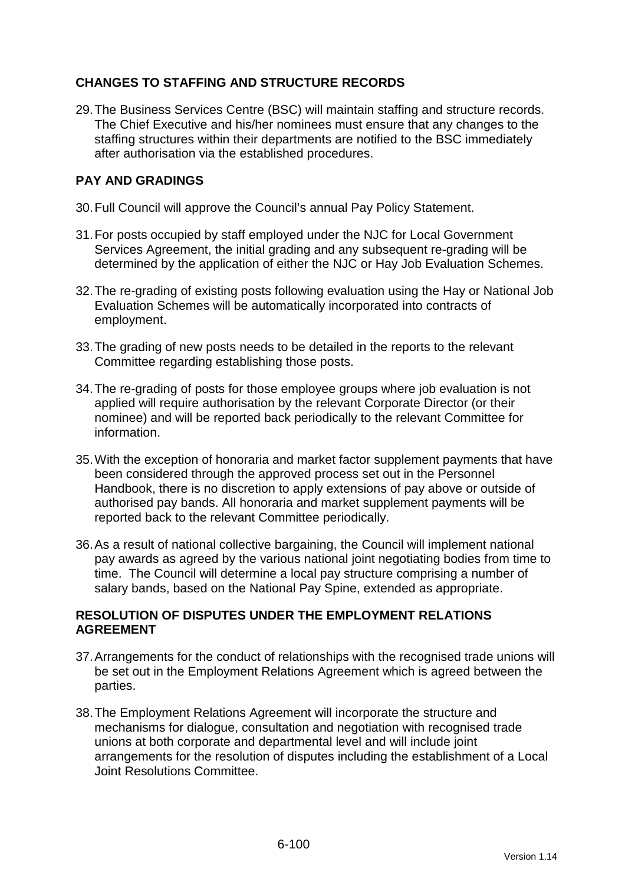## CHANGES TO STAFFING AND STRUCTURE RECORDS

29. The Business Services Centre (BSC) will maintain staffing and structure records. The Chief Executive and his/her nominees must ensure that any changes to the staffing structures within their departments are notified to the BSC immediately after authorisation via the established procedures.

## PAY AND GRADINGS

30. Full Council will approve the Council's annual Pay Policy Statement.

31. For posts occupied by staff employed under the NJC for Local Government Services Agreement, the initial grading and any subsequent re-grading will be determined by the application of either the NJC or Hay Job Evaluation Schemes.

32. The re-grading of existing posts following evaluation using the Hay or National Job Evaluation Schemes will be automatically incorporated into contracts of employment.

33. The grading of new posts needs to be detailed in the reports to the relevant Committee regarding establishing those posts.

34. The re-grading of posts for those employee groups where job evaluation is not applied will require authorisation by the relevant Corporate Director (or their nominee) and will be reported back periodically to the relevant Committee for information.

35. With the exception of honoraria and market factor supplement payments that have been considered through the approved process set out in the Personnel Handbook, there is no discretion to apply extensions of pay above or outside of authorised pay bands. All honoraria and market supplement payments will be reported back to the relevant Committee periodically.

36. As a result of national collective bargaining, the Council will implement national pay awards as agreed by the various national joint negotiating bodies from time to time. The Council will determine a local pay structure comprising a number of salary bands, based on the National Pay Spine, extended as appropriate.

## RESOLUTION OF DISPUTES UNDER THE EMPLOYMENT RELATIONS AGREEMENT

37. Arrangements for the conduct of relationships with the recognised trade unions will be set out in the Employment Relations Agreement which is agreed between the parties.

38. The Employment Relations Agreement will incorporate the structure and mechanisms for dialogue, consultation and negotiation with recognised trade unions at both corporate and departmental level and will include joint arrangements for the resolution of disputes including the establishment of a Local Joint Resolutions Committee.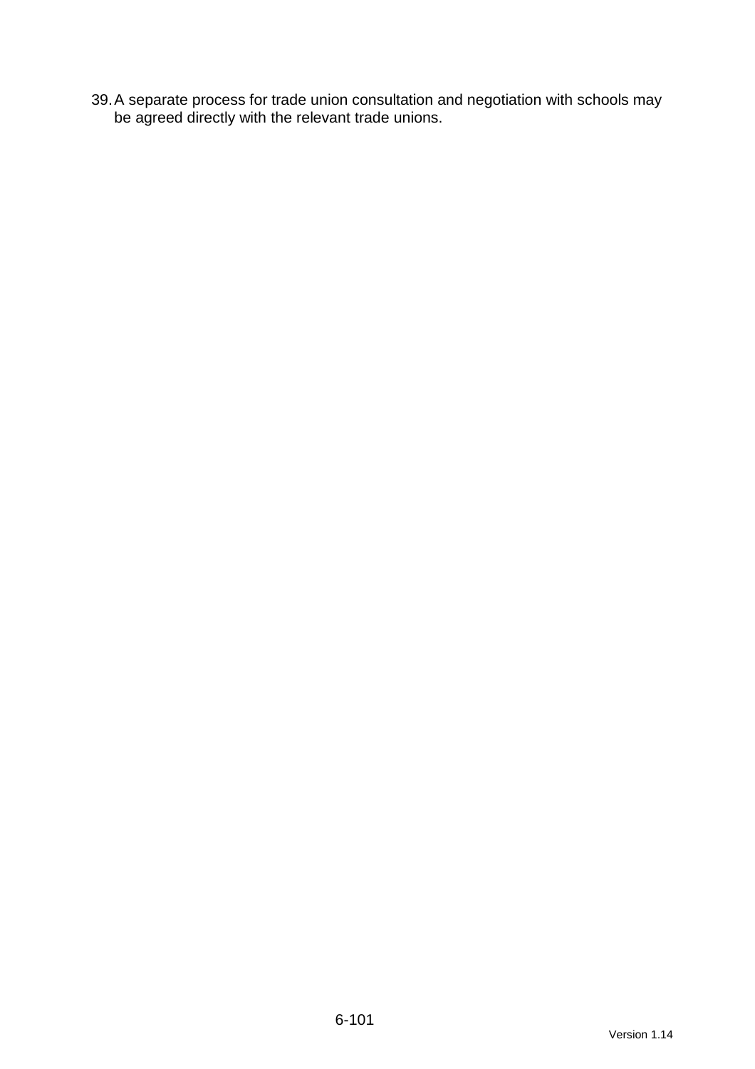39. A separate process for trade union consultation and negotiation with schools may be agreed directly with the relevant trade unions.